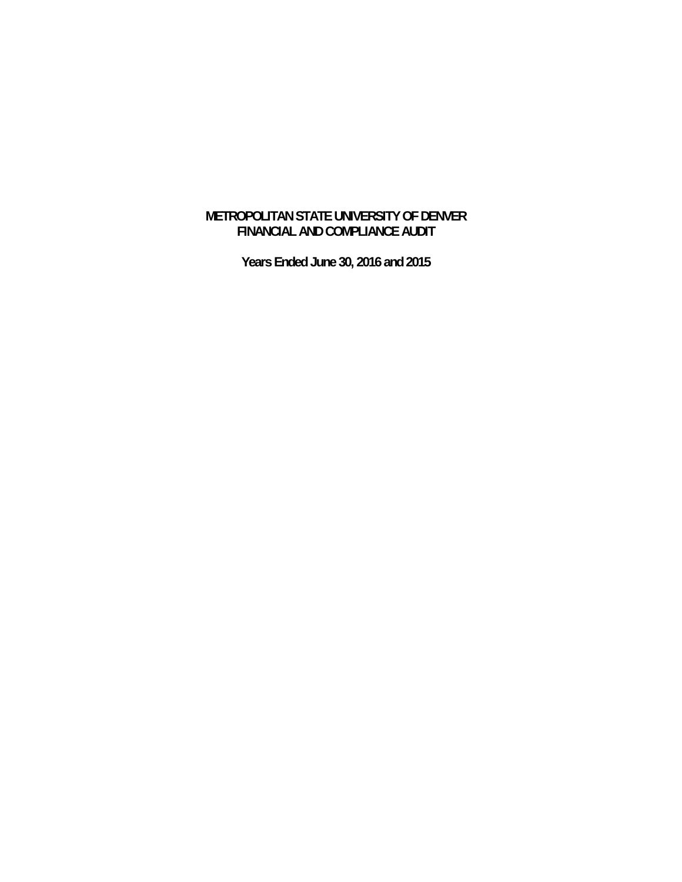# METROPOLITAN STATE UNIVERSITY OF DENVER
# FINANCIAL AND COMPLIANCE AUDIT

**Years Ended June 30, 2016 and 2015**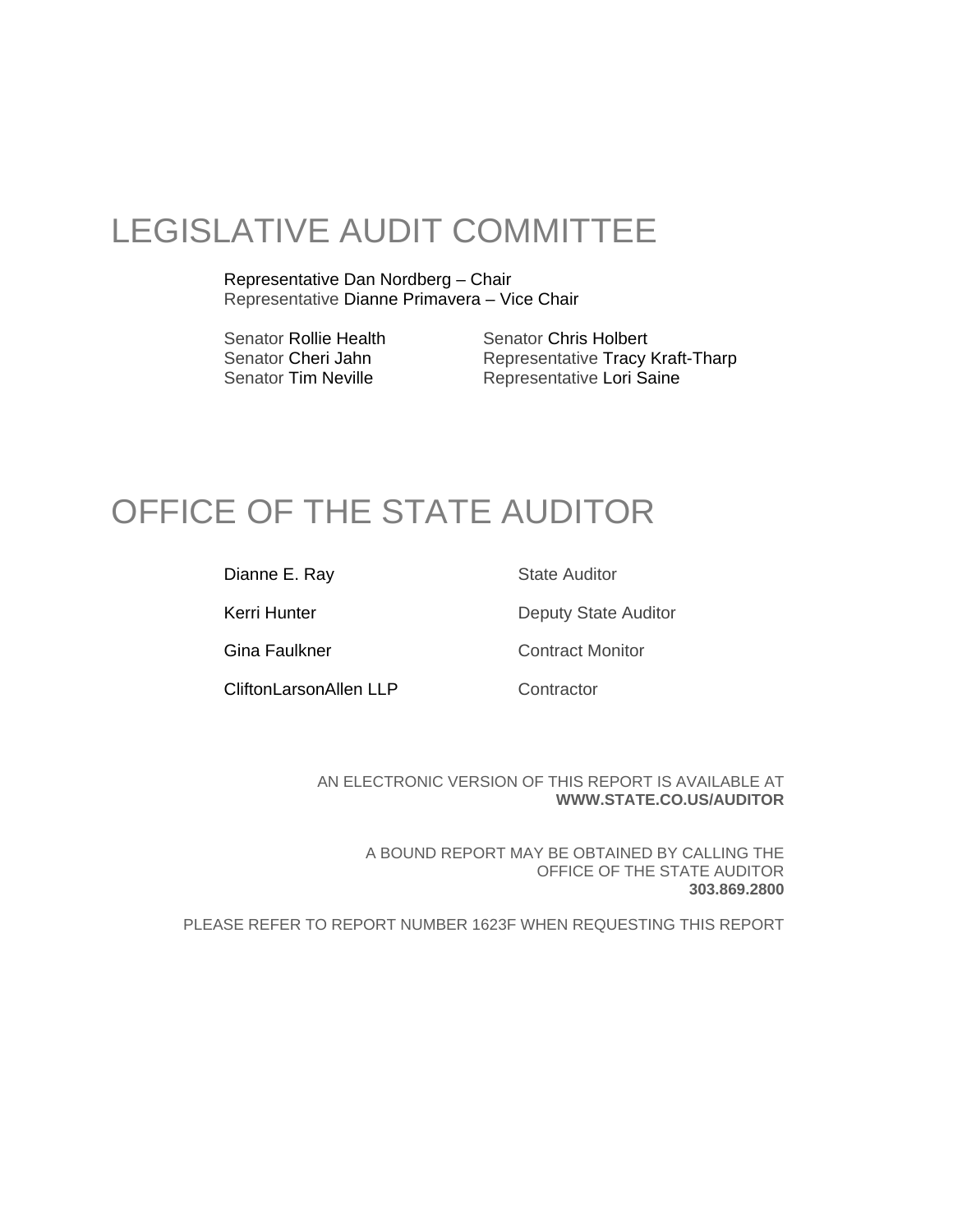# LEGISLATIVE AUDIT COMMITTEE

Representative Dan Nordberg – Chair
Representative Dianne Primavera – Vice Chair

Senator Rollie Health
Senator Cheri Jahn
Senator Tim Neville
Senator Chris Holbert
Representative Tracy Kraft-Tharp
Representative Lori Saine

# OFFICE OF THE STATE AUDITOR

| | |
|---|---|
| Dianne E. Ray | State Auditor |
| Kerri Hunter | Deputy State Auditor |
| Gina Faulkner | Contract Monitor |
| CliftonLarsonAllen LLP | Contractor |

AN ELECTRONIC VERSION OF THIS REPORT IS AVAILABLE AT
**WWW.STATE.CO.US/AUDITOR**

A BOUND REPORT MAY BE OBTAINED BY CALLING THE
OFFICE OF THE STATE AUDITOR
**303.869.2800**

PLEASE REFER TO REPORT NUMBER 1623F WHEN REQUESTING THIS REPORT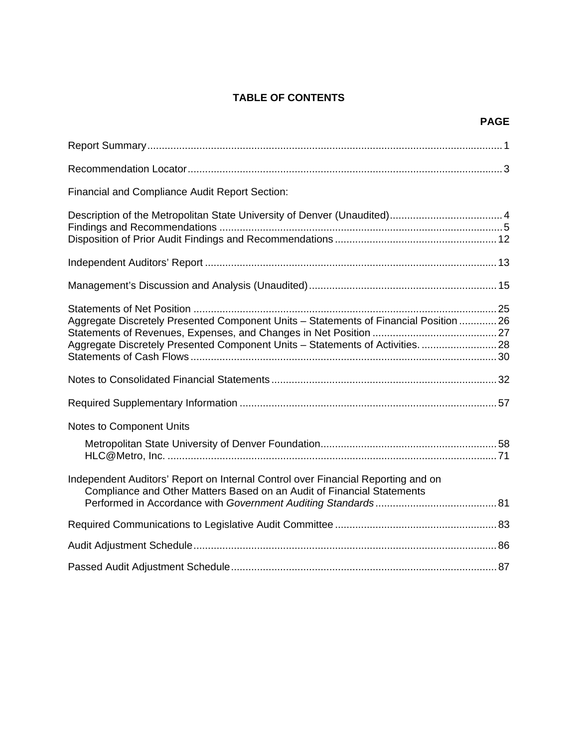# TABLE OF CONTENTS

| | PAGE |
|---|---|
| Report Summary | 1 |
| Recommendation Locator | 3 |
| Financial and Compliance Audit Report Section: | |
| Description of the Metropolitan State University of Denver (Unaudited) | 4 |
| Findings and Recommendations | 5 |
| Disposition of Prior Audit Findings and Recommendations | 12 |
| Independent Auditors' Report | 13 |
| Management's Discussion and Analysis (Unaudited) | 15 |
| Statements of Net Position | 25 |
| Aggregate Discretely Presented Component Units – Statements of Financial Position | 26 |
| Statements of Revenues, Expenses, and Changes in Net Position | 27 |
| Aggregate Discretely Presented Component Units – Statements of Activities. | 28 |
| Statements of Cash Flows | 30 |
| Notes to Consolidated Financial Statements | 32 |
| Required Supplementary Information | 57 |
| Notes to Component Units | |
| Metropolitan State University of Denver Foundation | 58 |
| HLC@Metro, Inc. | 71 |
| Independent Auditors' Report on Internal Control over Financial Reporting and on Compliance and Other Matters Based on an Audit of Financial Statements Performed in Accordance with *Government Auditing Standards* | 81 |
| Required Communications to Legislative Audit Committee | 83 |
| Audit Adjustment Schedule | 86 |
| Passed Audit Adjustment Schedule | 87 |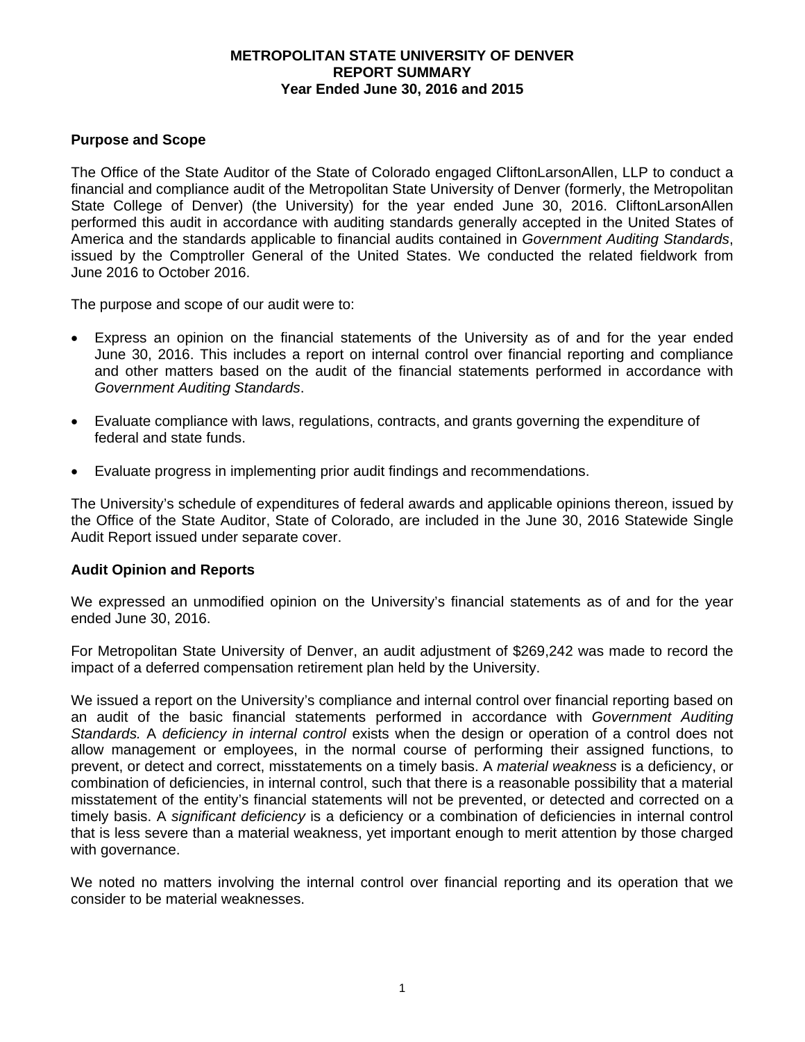# METROPOLITAN STATE UNIVERSITY OF DENVER
## REPORT SUMMARY
### Year Ended June 30, 2016 and 2015

**Purpose and Scope**

The Office of the State Auditor of the State of Colorado engaged CliftonLarsonAllen, LLP to conduct a financial and compliance audit of the Metropolitan State University of Denver (formerly, the Metropolitan State College of Denver) (the University) for the year ended June 30, 2016. CliftonLarsonAllen performed this audit in accordance with auditing standards generally accepted in the United States of America and the standards applicable to financial audits contained in *Government Auditing Standards*, issued by the Comptroller General of the United States. We conducted the related fieldwork from June 2016 to October 2016.

The purpose and scope of our audit were to:

- Express an opinion on the financial statements of the University as of and for the year ended June 30, 2016. This includes a report on internal control over financial reporting and compliance and other matters based on the audit of the financial statements performed in accordance with *Government Auditing Standards*.
- Evaluate compliance with laws, regulations, contracts, and grants governing the expenditure of federal and state funds.
- Evaluate progress in implementing prior audit findings and recommendations.

The University's schedule of expenditures of federal awards and applicable opinions thereon, issued by the Office of the State Auditor, State of Colorado, are included in the June 30, 2016 Statewide Single Audit Report issued under separate cover.

**Audit Opinion and Reports**

We expressed an unmodified opinion on the University's financial statements as of and for the year ended June 30, 2016.

For Metropolitan State University of Denver, an audit adjustment of $269,242 was made to record the impact of a deferred compensation retirement plan held by the University.

We issued a report on the University's compliance and internal control over financial reporting based on an audit of the basic financial statements performed in accordance with *Government Auditing Standards.* A *deficiency in internal control* exists when the design or operation of a control does not allow management or employees, in the normal course of performing their assigned functions, to prevent, or detect and correct, misstatements on a timely basis. A *material weakness* is a deficiency, or combination of deficiencies, in internal control, such that there is a reasonable possibility that a material misstatement of the entity's financial statements will not be prevented, or detected and corrected on a timely basis. A *significant deficiency* is a deficiency or a combination of deficiencies in internal control that is less severe than a material weakness, yet important enough to merit attention by those charged with governance.

We noted no matters involving the internal control over financial reporting and its operation that we consider to be material weaknesses.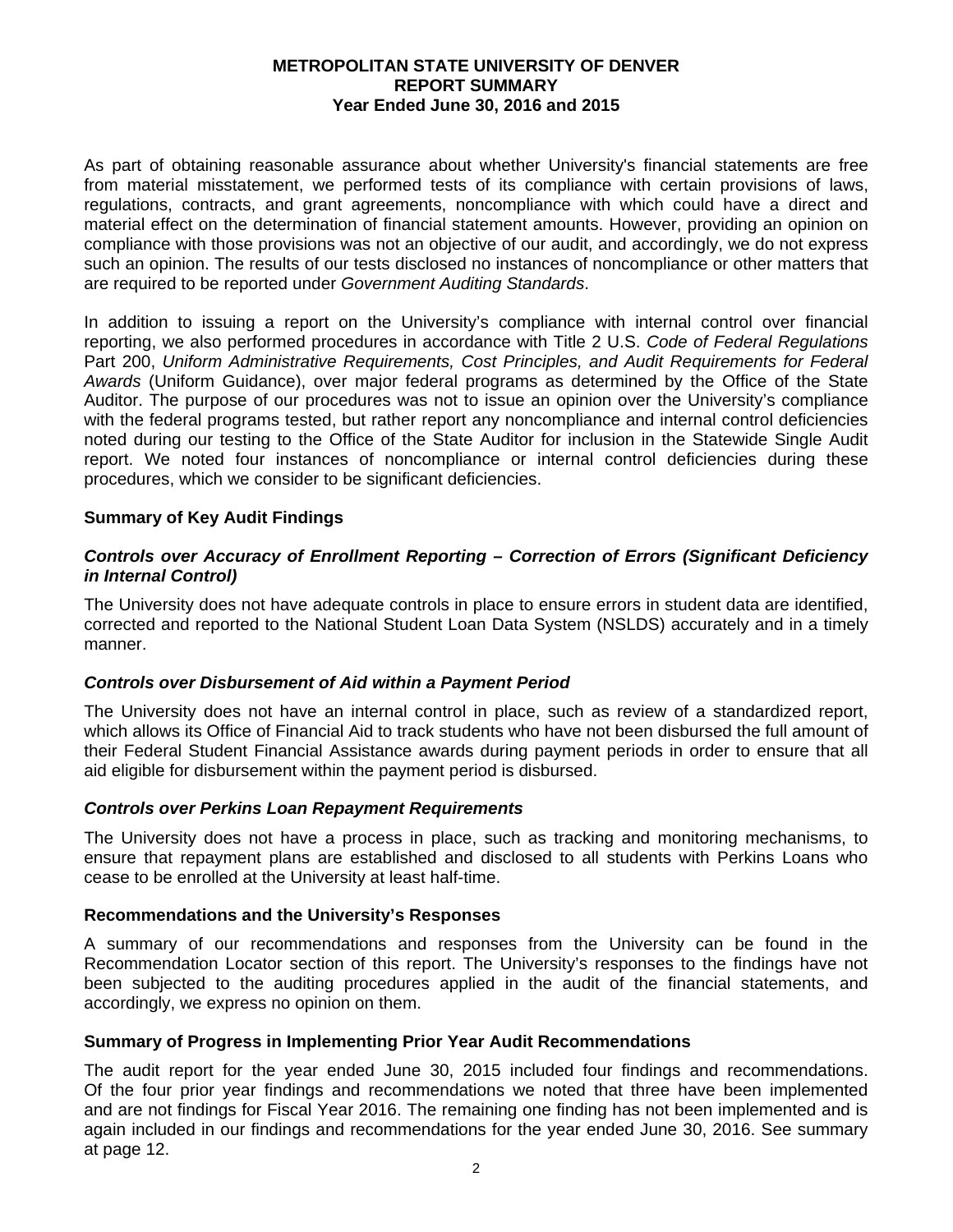# METROPOLITAN STATE UNIVERSITY OF DENVER
## REPORT SUMMARY
### Year Ended June 30, 2016 and 2015

As part of obtaining reasonable assurance about whether University's financial statements are free from material misstatement, we performed tests of its compliance with certain provisions of laws, regulations, contracts, and grant agreements, noncompliance with which could have a direct and material effect on the determination of financial statement amounts. However, providing an opinion on compliance with those provisions was not an objective of our audit, and accordingly, we do not express such an opinion. The results of our tests disclosed no instances of noncompliance or other matters that are required to be reported under *Government Auditing Standards*.

In addition to issuing a report on the University's compliance with internal control over financial reporting, we also performed procedures in accordance with Title 2 U.S. *Code of Federal Regulations* Part 200, *Uniform Administrative Requirements, Cost Principles, and Audit Requirements for Federal Awards* (Uniform Guidance), over major federal programs as determined by the Office of the State Auditor. The purpose of our procedures was not to issue an opinion over the University's compliance with the federal programs tested, but rather report any noncompliance and internal control deficiencies noted during our testing to the Office of the State Auditor for inclusion in the Statewide Single Audit report. We noted four instances of noncompliance or internal control deficiencies during these procedures, which we consider to be significant deficiencies.

**Summary of Key Audit Findings**

***Controls over Accuracy of Enrollment Reporting – Correction of Errors (Significant Deficiency in Internal Control)***

The University does not have adequate controls in place to ensure errors in student data are identified, corrected and reported to the National Student Loan Data System (NSLDS) accurately and in a timely manner.

***Controls over Disbursement of Aid within a Payment Period***

The University does not have an internal control in place, such as review of a standardized report, which allows its Office of Financial Aid to track students who have not been disbursed the full amount of their Federal Student Financial Assistance awards during payment periods in order to ensure that all aid eligible for disbursement within the payment period is disbursed.

***Controls over Perkins Loan Repayment Requirements***

The University does not have a process in place, such as tracking and monitoring mechanisms, to ensure that repayment plans are established and disclosed to all students with Perkins Loans who cease to be enrolled at the University at least half-time.

**Recommendations and the University's Responses**

A summary of our recommendations and responses from the University can be found in the Recommendation Locator section of this report. The University's responses to the findings have not been subjected to the auditing procedures applied in the audit of the financial statements, and accordingly, we express no opinion on them.

**Summary of Progress in Implementing Prior Year Audit Recommendations**

The audit report for the year ended June 30, 2015 included four findings and recommendations. Of the four prior year findings and recommendations we noted that three have been implemented and are not findings for Fiscal Year 2016. The remaining one finding has not been implemented and is again included in our findings and recommendations for the year ended June 30, 2016. See summary at page 12.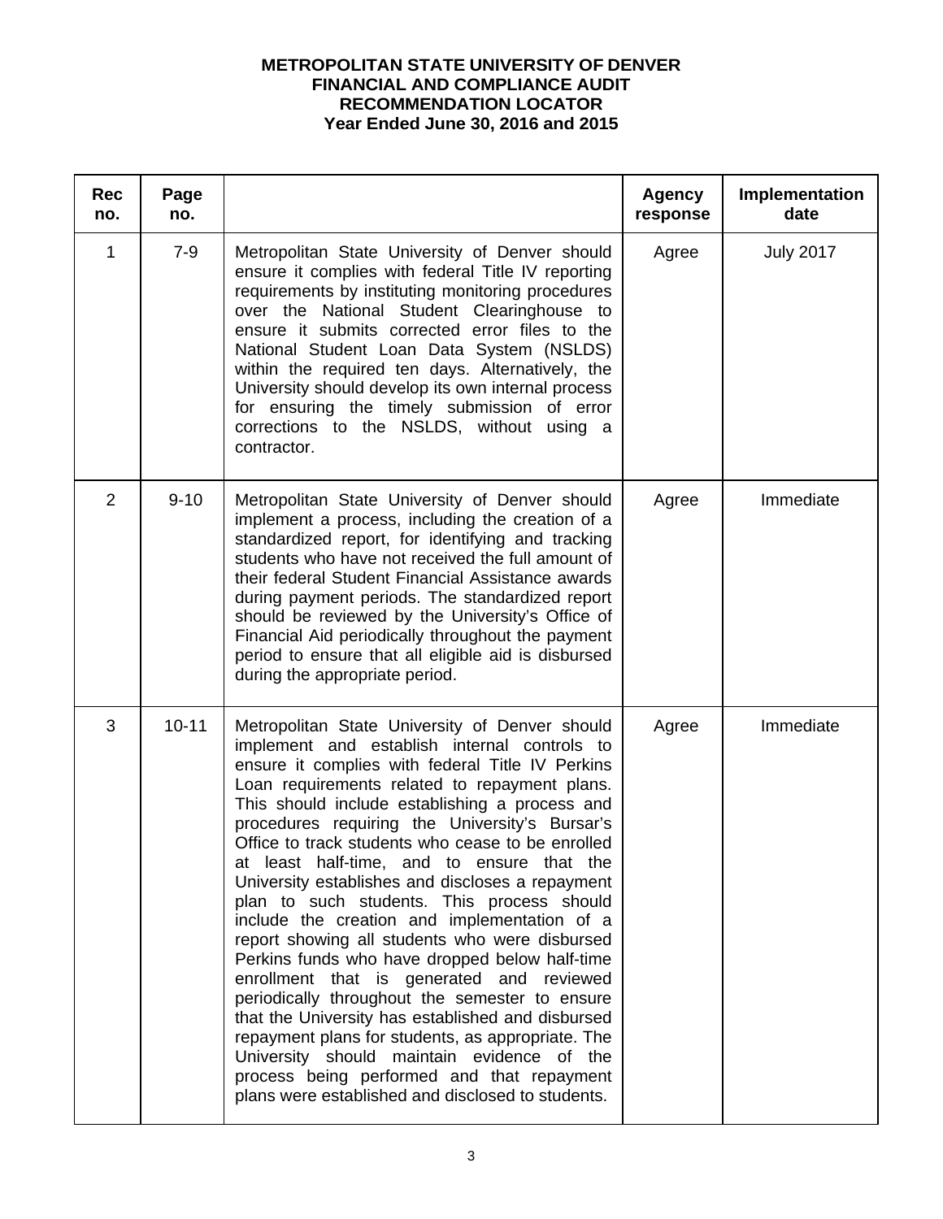# METROPOLITAN STATE UNIVERSITY OF DENVER
## FINANCIAL AND COMPLIANCE AUDIT
## RECOMMENDATION LOCATOR
## Year Ended June 30, 2016 and 2015

| Rec no. | Page no. | | Agency response | Implementation date |
|---|---|---|---|---|
| 1 | 7-9 | Metropolitan State University of Denver should ensure it complies with federal Title IV reporting requirements by instituting monitoring procedures over the National Student Clearinghouse to ensure it submits corrected error files to the National Student Loan Data System (NSLDS) within the required ten days. Alternatively, the University should develop its own internal process for ensuring the timely submission of error corrections to the NSLDS, without using a contractor. | Agree | July 2017 |
| 2 | 9-10 | Metropolitan State University of Denver should implement a process, including the creation of a standardized report, for identifying and tracking students who have not received the full amount of their federal Student Financial Assistance awards during payment periods. The standardized report should be reviewed by the University's Office of Financial Aid periodically throughout the payment period to ensure that all eligible aid is disbursed during the appropriate period. | Agree | Immediate |
| 3 | 10-11 | Metropolitan State University of Denver should implement and establish internal controls to ensure it complies with federal Title IV Perkins Loan requirements related to repayment plans. This should include establishing a process and procedures requiring the University's Bursar's Office to track students who cease to be enrolled at least half-time, and to ensure that the University establishes and discloses a repayment plan to such students. This process should include the creation and implementation of a report showing all students who were disbursed Perkins funds who have dropped below half-time enrollment that is generated and reviewed periodically throughout the semester to ensure that the University has established and disbursed repayment plans for students, as appropriate. The University should maintain evidence of the process being performed and that repayment plans were established and disclosed to students. | Agree | Immediate |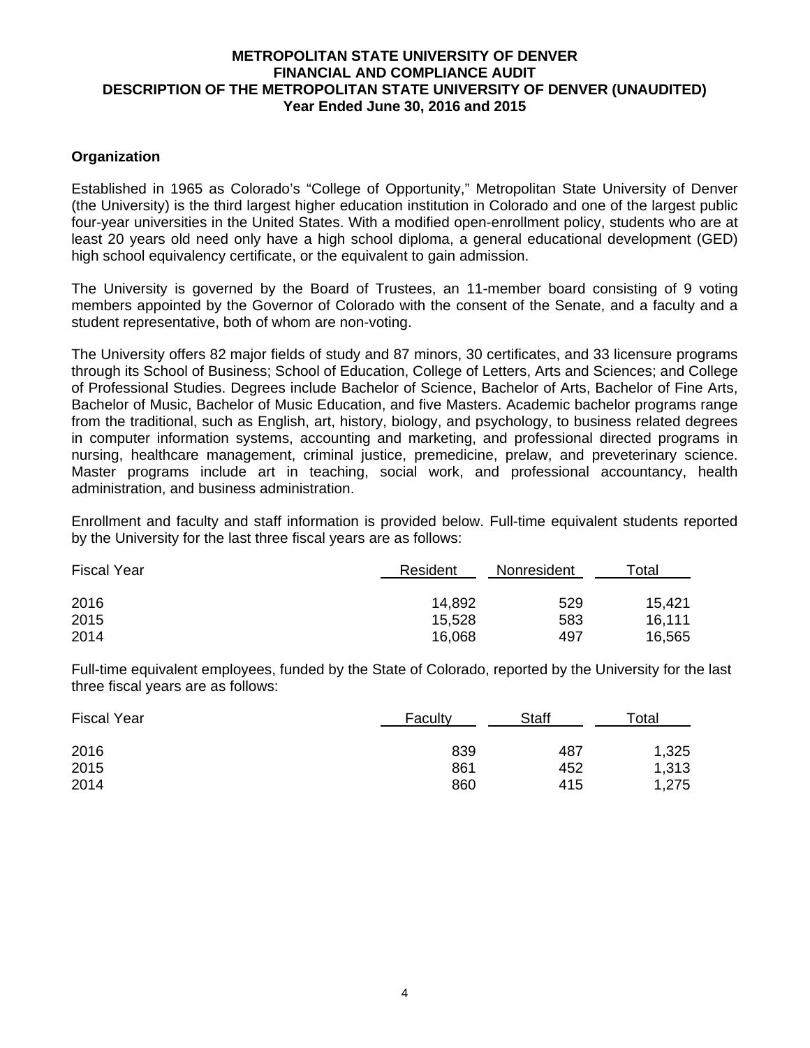# METROPOLITAN STATE UNIVERSITY OF DENVER
## FINANCIAL AND COMPLIANCE AUDIT
## DESCRIPTION OF THE METROPOLITAN STATE UNIVERSITY OF DENVER (UNAUDITED)
## Year Ended June 30, 2016 and 2015

### Organization

Established in 1965 as Colorado's "College of Opportunity," Metropolitan State University of Denver (the University) is the third largest higher education institution in Colorado and one of the largest public four-year universities in the United States. With a modified open-enrollment policy, students who are at least 20 years old need only have a high school diploma, a general educational development (GED) high school equivalency certificate, or the equivalent to gain admission.

The University is governed by the Board of Trustees, an 11-member board consisting of 9 voting members appointed by the Governor of Colorado with the consent of the Senate, and a faculty and a student representative, both of whom are non-voting.

The University offers 82 major fields of study and 87 minors, 30 certificates, and 33 licensure programs through its School of Business; School of Education, College of Letters, Arts and Sciences; and College of Professional Studies. Degrees include Bachelor of Science, Bachelor of Arts, Bachelor of Fine Arts, Bachelor of Music, Bachelor of Music Education, and five Masters. Academic bachelor programs range from the traditional, such as English, art, history, biology, and psychology, to business related degrees in computer information systems, accounting and marketing, and professional directed programs in nursing, healthcare management, criminal justice, premedicine, prelaw, and preveterinary science. Master programs include art in teaching, social work, and professional accountancy, health administration, and business administration.

Enrollment and faculty and staff information is provided below. Full-time equivalent students reported by the University for the last three fiscal years are as follows:

| Fiscal Year | Resident | Nonresident | Total |
|---|---|---|---|
| 2016 | 14,892 | 529 | 15,421 |
| 2015 | 15,528 | 583 | 16,111 |
| 2014 | 16,068 | 497 | 16,565 |

Full-time equivalent employees, funded by the State of Colorado, reported by the University for the last three fiscal years are as follows:

| Fiscal Year | Faculty | Staff | Total |
|---|---|---|---|
| 2016 | 839 | 487 | 1,325 |
| 2015 | 861 | 452 | 1,313 |
| 2014 | 860 | 415 | 1,275 |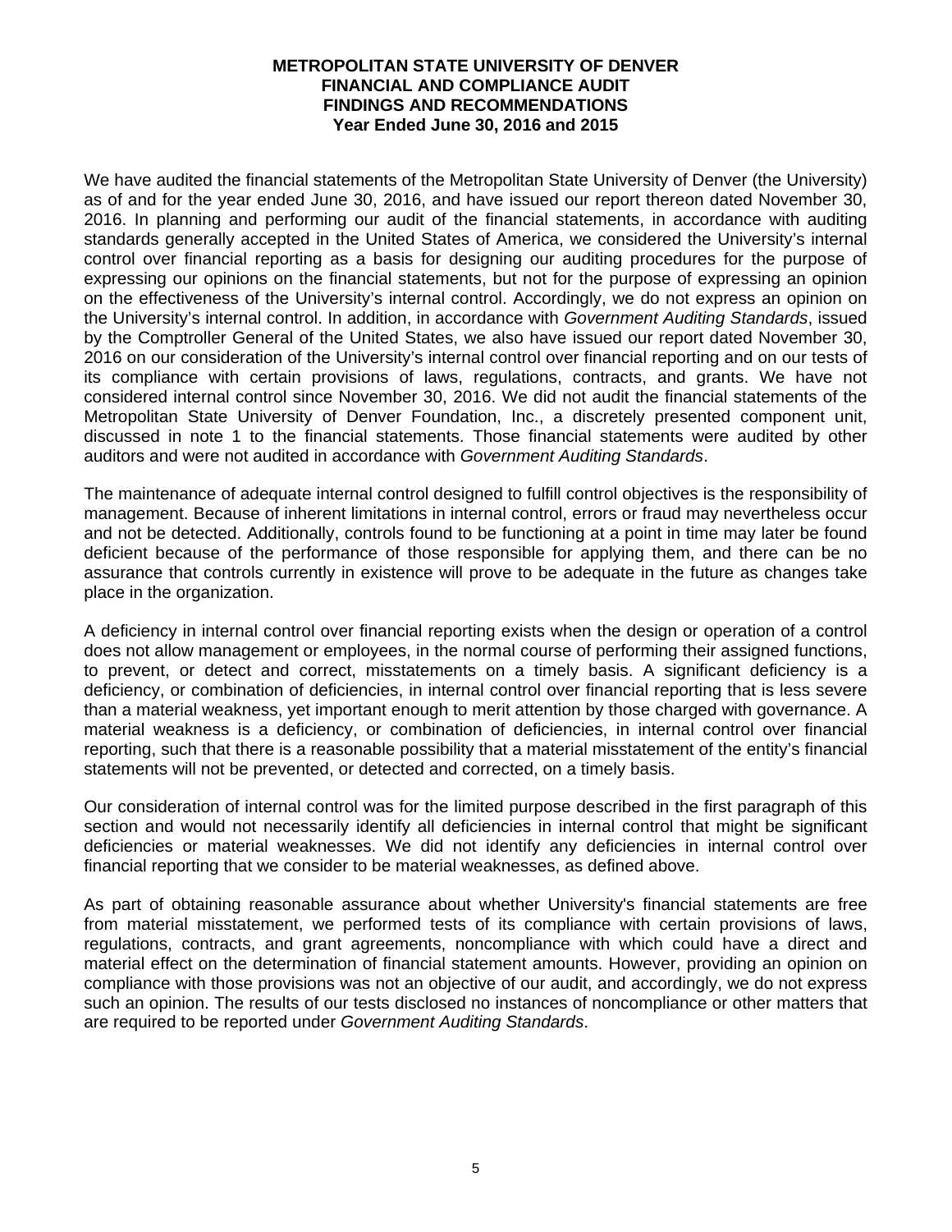**METROPOLITAN STATE UNIVERSITY OF DENVER**
**FINANCIAL AND COMPLIANCE AUDIT**
**FINDINGS AND RECOMMENDATIONS**
**Year Ended June 30, 2016 and 2015**

We have audited the financial statements of the Metropolitan State University of Denver (the University) as of and for the year ended June 30, 2016, and have issued our report thereon dated November 30, 2016. In planning and performing our audit of the financial statements, in accordance with auditing standards generally accepted in the United States of America, we considered the University's internal control over financial reporting as a basis for designing our auditing procedures for the purpose of expressing our opinions on the financial statements, but not for the purpose of expressing an opinion on the effectiveness of the University's internal control. Accordingly, we do not express an opinion on the University's internal control. In addition, in accordance with *Government Auditing Standards*, issued by the Comptroller General of the United States, we also have issued our report dated November 30, 2016 on our consideration of the University's internal control over financial reporting and on our tests of its compliance with certain provisions of laws, regulations, contracts, and grants. We have not considered internal control since November 30, 2016. We did not audit the financial statements of the Metropolitan State University of Denver Foundation, Inc., a discretely presented component unit, discussed in note 1 to the financial statements. Those financial statements were audited by other auditors and were not audited in accordance with *Government Auditing Standards*.

The maintenance of adequate internal control designed to fulfill control objectives is the responsibility of management. Because of inherent limitations in internal control, errors or fraud may nevertheless occur and not be detected. Additionally, controls found to be functioning at a point in time may later be found deficient because of the performance of those responsible for applying them, and there can be no assurance that controls currently in existence will prove to be adequate in the future as changes take place in the organization.

A deficiency in internal control over financial reporting exists when the design or operation of a control does not allow management or employees, in the normal course of performing their assigned functions, to prevent, or detect and correct, misstatements on a timely basis. A significant deficiency is a deficiency, or combination of deficiencies, in internal control over financial reporting that is less severe than a material weakness, yet important enough to merit attention by those charged with governance. A material weakness is a deficiency, or combination of deficiencies, in internal control over financial reporting, such that there is a reasonable possibility that a material misstatement of the entity's financial statements will not be prevented, or detected and corrected, on a timely basis.

Our consideration of internal control was for the limited purpose described in the first paragraph of this section and would not necessarily identify all deficiencies in internal control that might be significant deficiencies or material weaknesses. We did not identify any deficiencies in internal control over financial reporting that we consider to be material weaknesses, as defined above.

As part of obtaining reasonable assurance about whether University's financial statements are free from material misstatement, we performed tests of its compliance with certain provisions of laws, regulations, contracts, and grant agreements, noncompliance with which could have a direct and material effect on the determination of financial statement amounts. However, providing an opinion on compliance with those provisions was not an objective of our audit, and accordingly, we do not express such an opinion. The results of our tests disclosed no instances of noncompliance or other matters that are required to be reported under *Government Auditing Standards*.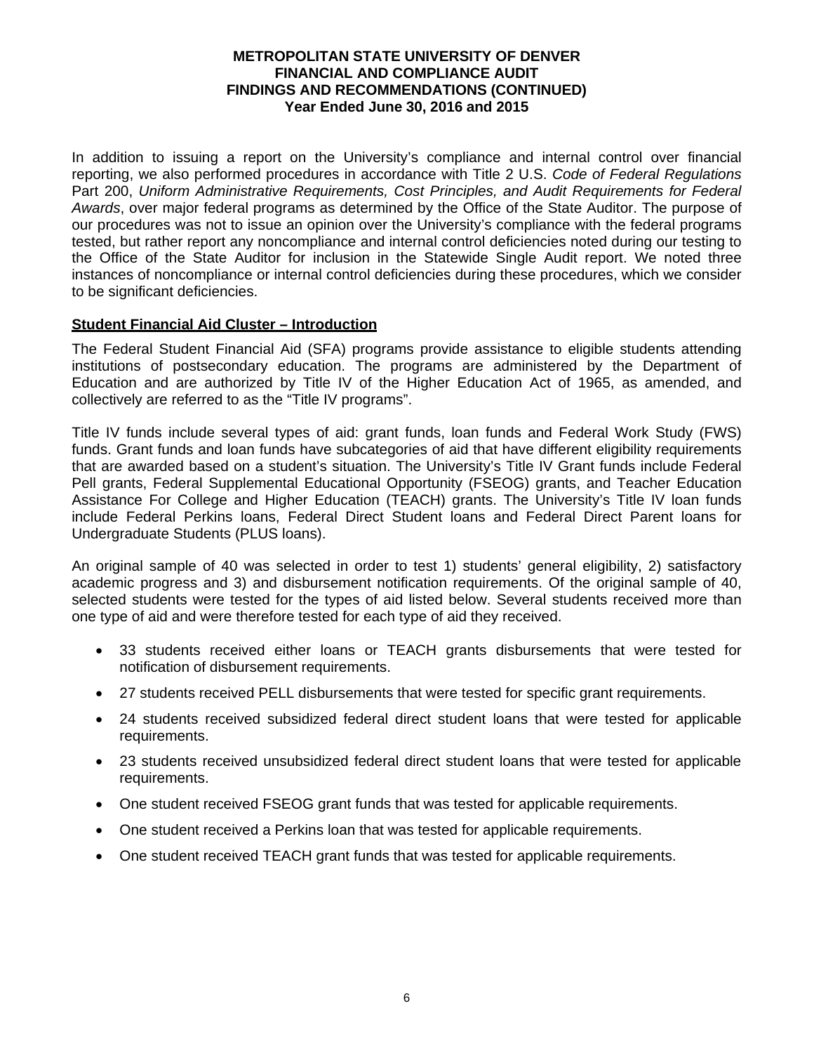In addition to issuing a report on the University's compliance and internal control over financial reporting, we also performed procedures in accordance with Title 2 U.S. *Code of Federal Regulations* Part 200, *Uniform Administrative Requirements, Cost Principles, and Audit Requirements for Federal Awards*, over major federal programs as determined by the Office of the State Auditor. The purpose of our procedures was not to issue an opinion over the University's compliance with the federal programs tested, but rather report any noncompliance and internal control deficiencies noted during our testing to the Office of the State Auditor for inclusion in the Statewide Single Audit report. We noted three instances of noncompliance or internal control deficiencies during these procedures, which we consider to be significant deficiencies.

**Student Financial Aid Cluster – Introduction**

The Federal Student Financial Aid (SFA) programs provide assistance to eligible students attending institutions of postsecondary education. The programs are administered by the Department of Education and are authorized by Title IV of the Higher Education Act of 1965, as amended, and collectively are referred to as the "Title IV programs".

Title IV funds include several types of aid: grant funds, loan funds and Federal Work Study (FWS) funds. Grant funds and loan funds have subcategories of aid that have different eligibility requirements that are awarded based on a student's situation. The University's Title IV Grant funds include Federal Pell grants, Federal Supplemental Educational Opportunity (FSEOG) grants, and Teacher Education Assistance For College and Higher Education (TEACH) grants. The University's Title IV loan funds include Federal Perkins loans, Federal Direct Student loans and Federal Direct Parent loans for Undergraduate Students (PLUS loans).

An original sample of 40 was selected in order to test 1) students' general eligibility, 2) satisfactory academic progress and 3) and disbursement notification requirements. Of the original sample of 40, selected students were tested for the types of aid listed below. Several students received more than one type of aid and were therefore tested for each type of aid they received.

- 33 students received either loans or TEACH grants disbursements that were tested for notification of disbursement requirements.
- 27 students received PELL disbursements that were tested for specific grant requirements.
- 24 students received subsidized federal direct student loans that were tested for applicable requirements.
- 23 students received unsubsidized federal direct student loans that were tested for applicable requirements.
- One student received FSEOG grant funds that was tested for applicable requirements.
- One student received a Perkins loan that was tested for applicable requirements.
- One student received TEACH grant funds that was tested for applicable requirements.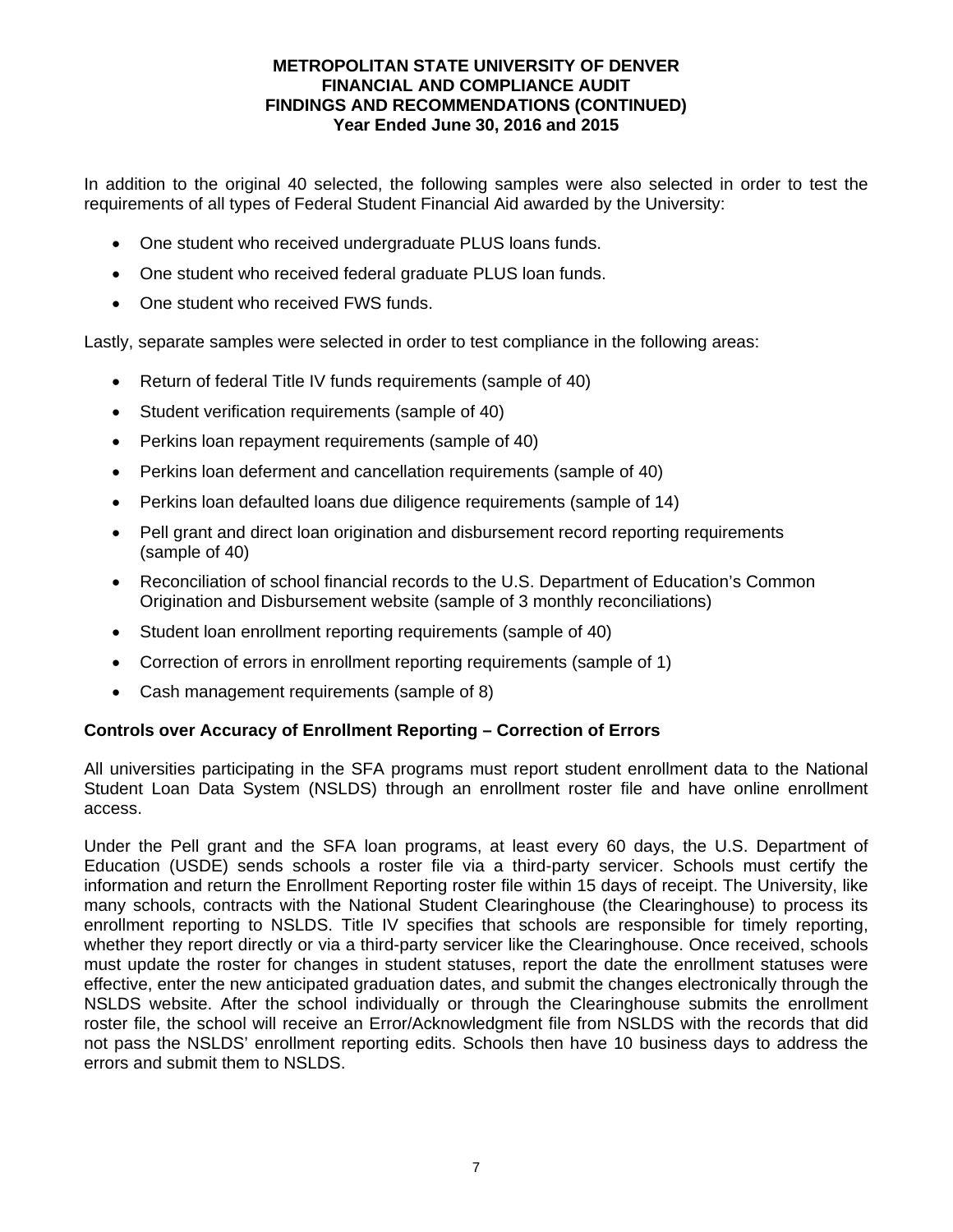In addition to the original 40 selected, the following samples were also selected in order to test the requirements of all types of Federal Student Financial Aid awarded by the University:

- One student who received undergraduate PLUS loans funds.
- One student who received federal graduate PLUS loan funds.
- One student who received FWS funds.

Lastly, separate samples were selected in order to test compliance in the following areas:

- Return of federal Title IV funds requirements (sample of 40)
- Student verification requirements (sample of 40)
- Perkins loan repayment requirements (sample of 40)
- Perkins loan deferment and cancellation requirements (sample of 40)
- Perkins loan defaulted loans due diligence requirements (sample of 14)
- Pell grant and direct loan origination and disbursement record reporting requirements (sample of 40)
- Reconciliation of school financial records to the U.S. Department of Education's Common Origination and Disbursement website (sample of 3 monthly reconciliations)
- Student loan enrollment reporting requirements (sample of 40)
- Correction of errors in enrollment reporting requirements (sample of 1)
- Cash management requirements (sample of 8)

**Controls over Accuracy of Enrollment Reporting – Correction of Errors**

All universities participating in the SFA programs must report student enrollment data to the National Student Loan Data System (NSLDS) through an enrollment roster file and have online enrollment access.

Under the Pell grant and the SFA loan programs, at least every 60 days, the U.S. Department of Education (USDE) sends schools a roster file via a third-party servicer. Schools must certify the information and return the Enrollment Reporting roster file within 15 days of receipt. The University, like many schools, contracts with the National Student Clearinghouse (the Clearinghouse) to process its enrollment reporting to NSLDS. Title IV specifies that schools are responsible for timely reporting, whether they report directly or via a third-party servicer like the Clearinghouse. Once received, schools must update the roster for changes in student statuses, report the date the enrollment statuses were effective, enter the new anticipated graduation dates, and submit the changes electronically through the NSLDS website. After the school individually or through the Clearinghouse submits the enrollment roster file, the school will receive an Error/Acknowledgment file from NSLDS with the records that did not pass the NSLDS' enrollment reporting edits. Schools then have 10 business days to address the errors and submit them to NSLDS.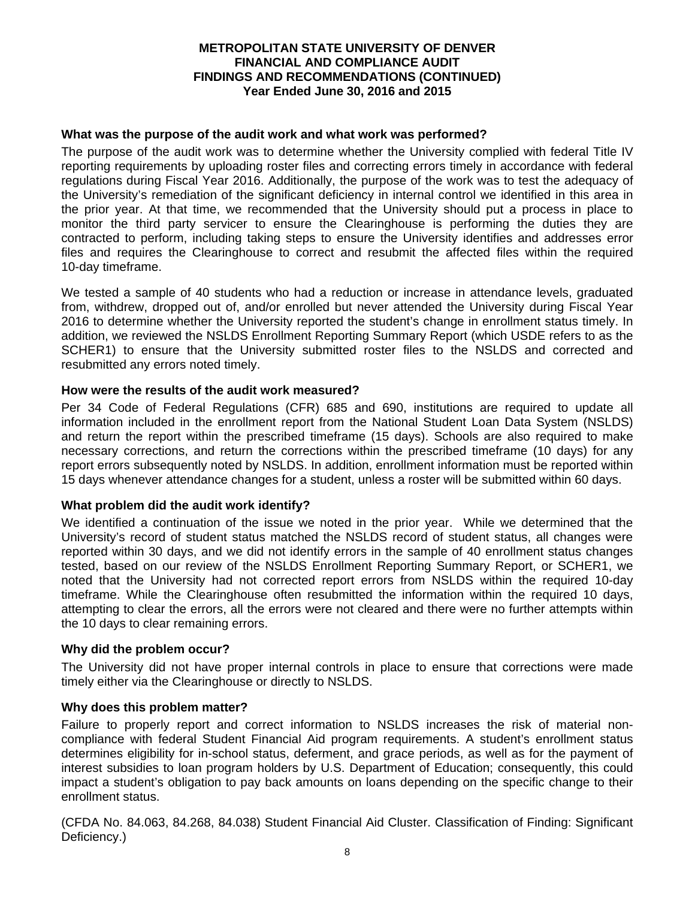**What was the purpose of the audit work and what work was performed?**

The purpose of the audit work was to determine whether the University complied with federal Title IV reporting requirements by uploading roster files and correcting errors timely in accordance with federal regulations during Fiscal Year 2016. Additionally, the purpose of the work was to test the adequacy of the University's remediation of the significant deficiency in internal control we identified in this area in the prior year. At that time, we recommended that the University should put a process in place to monitor the third party servicer to ensure the Clearinghouse is performing the duties they are contracted to perform, including taking steps to ensure the University identifies and addresses error files and requires the Clearinghouse to correct and resubmit the affected files within the required 10-day timeframe.

We tested a sample of 40 students who had a reduction or increase in attendance levels, graduated from, withdrew, dropped out of, and/or enrolled but never attended the University during Fiscal Year 2016 to determine whether the University reported the student's change in enrollment status timely. In addition, we reviewed the NSLDS Enrollment Reporting Summary Report (which USDE refers to as the SCHER1) to ensure that the University submitted roster files to the NSLDS and corrected and resubmitted any errors noted timely.

**How were the results of the audit work measured?**

Per 34 Code of Federal Regulations (CFR) 685 and 690, institutions are required to update all information included in the enrollment report from the National Student Loan Data System (NSLDS) and return the report within the prescribed timeframe (15 days). Schools are also required to make necessary corrections, and return the corrections within the prescribed timeframe (10 days) for any report errors subsequently noted by NSLDS. In addition, enrollment information must be reported within 15 days whenever attendance changes for a student, unless a roster will be submitted within 60 days.

**What problem did the audit work identify?**

We identified a continuation of the issue we noted in the prior year. While we determined that the University's record of student status matched the NSLDS record of student status, all changes were reported within 30 days, and we did not identify errors in the sample of 40 enrollment status changes tested, based on our review of the NSLDS Enrollment Reporting Summary Report, or SCHER1, we noted that the University had not corrected report errors from NSLDS within the required 10-day timeframe. While the Clearinghouse often resubmitted the information within the required 10 days, attempting to clear the errors, all the errors were not cleared and there were no further attempts within the 10 days to clear remaining errors.

**Why did the problem occur?**

The University did not have proper internal controls in place to ensure that corrections were made timely either via the Clearinghouse or directly to NSLDS.

**Why does this problem matter?**

Failure to properly report and correct information to NSLDS increases the risk of material non-compliance with federal Student Financial Aid program requirements. A student's enrollment status determines eligibility for in-school status, deferment, and grace periods, as well as for the payment of interest subsidies to loan program holders by U.S. Department of Education; consequently, this could impact a student's obligation to pay back amounts on loans depending on the specific change to their enrollment status.

(CFDA No. 84.063, 84.268, 84.038) Student Financial Aid Cluster. Classification of Finding: Significant Deficiency.)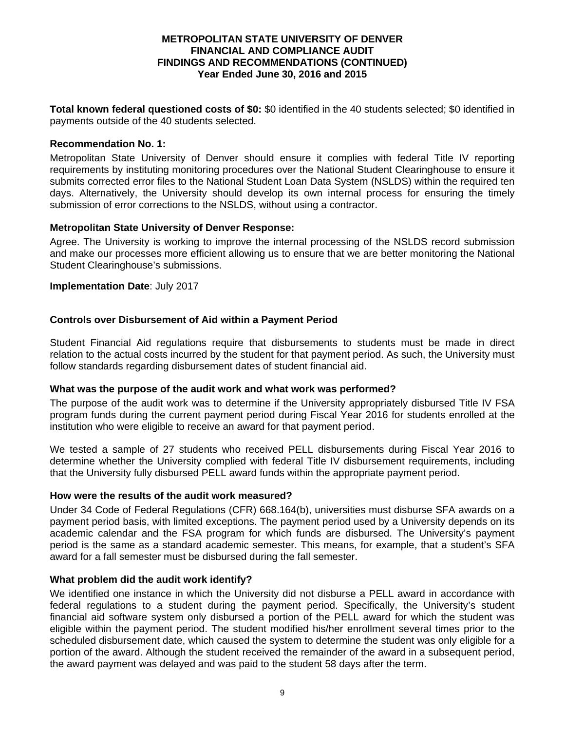**Total known federal questioned costs of $0:** $0 identified in the 40 students selected; $0 identified in payments outside of the 40 students selected.

**Recommendation No. 1:**

Metropolitan State University of Denver should ensure it complies with federal Title IV reporting requirements by instituting monitoring procedures over the National Student Clearinghouse to ensure it submits corrected error files to the National Student Loan Data System (NSLDS) within the required ten days. Alternatively, the University should develop its own internal process for ensuring the timely submission of error corrections to the NSLDS, without using a contractor.

**Metropolitan State University of Denver Response:**

Agree. The University is working to improve the internal processing of the NSLDS record submission and make our processes more efficient allowing us to ensure that we are better monitoring the National Student Clearinghouse's submissions.

**Implementation Date**: July 2017

## Controls over Disbursement of Aid within a Payment Period

Student Financial Aid regulations require that disbursements to students must be made in direct relation to the actual costs incurred by the student for that payment period. As such, the University must follow standards regarding disbursement dates of student financial aid.

**What was the purpose of the audit work and what work was performed?**

The purpose of the audit work was to determine if the University appropriately disbursed Title IV FSA program funds during the current payment period during Fiscal Year 2016 for students enrolled at the institution who were eligible to receive an award for that payment period.

We tested a sample of 27 students who received PELL disbursements during Fiscal Year 2016 to determine whether the University complied with federal Title IV disbursement requirements, including that the University fully disbursed PELL award funds within the appropriate payment period.

**How were the results of the audit work measured?**

Under 34 Code of Federal Regulations (CFR) 668.164(b), universities must disburse SFA awards on a payment period basis, with limited exceptions. The payment period used by a University depends on its academic calendar and the FSA program for which funds are disbursed. The University's payment period is the same as a standard academic semester. This means, for example, that a student's SFA award for a fall semester must be disbursed during the fall semester.

**What problem did the audit work identify?**

We identified one instance in which the University did not disburse a PELL award in accordance with federal regulations to a student during the payment period. Specifically, the University's student financial aid software system only disbursed a portion of the PELL award for which the student was eligible within the payment period. The student modified his/her enrollment several times prior to the scheduled disbursement date, which caused the system to determine the student was only eligible for a portion of the award. Although the student received the remainder of the award in a subsequent period, the award payment was delayed and was paid to the student 58 days after the term.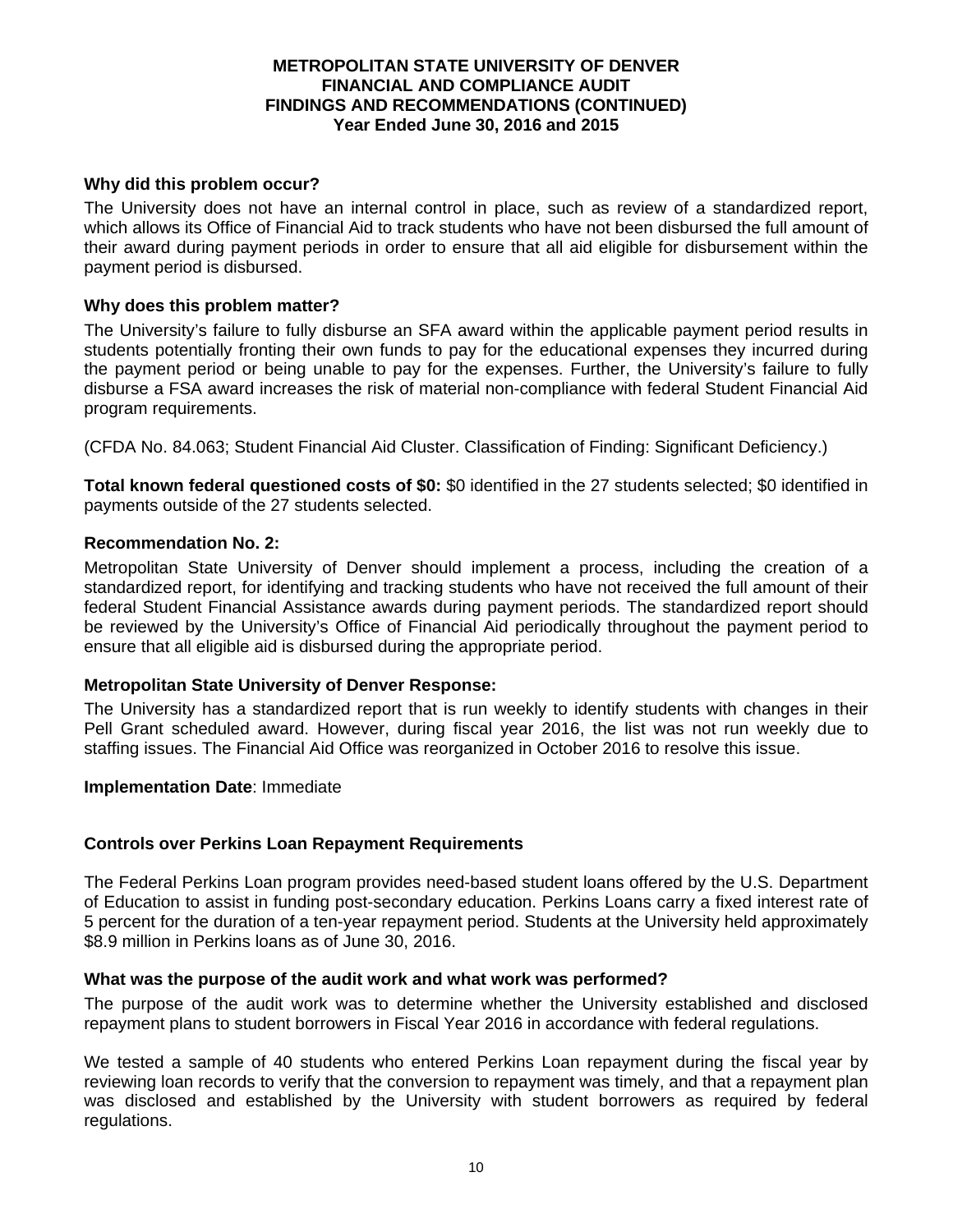### Why did this problem occur?

The University does not have an internal control in place, such as review of a standardized report, which allows its Office of Financial Aid to track students who have not been disbursed the full amount of their award during payment periods in order to ensure that all aid eligible for disbursement within the payment period is disbursed.

### Why does this problem matter?

The University's failure to fully disburse an SFA award within the applicable payment period results in students potentially fronting their own funds to pay for the educational expenses they incurred during the payment period or being unable to pay for the expenses. Further, the University's failure to fully disburse a FSA award increases the risk of material non-compliance with federal Student Financial Aid program requirements.

(CFDA No. 84.063; Student Financial Aid Cluster. Classification of Finding: Significant Deficiency.)

**Total known federal questioned costs of $0:** $0 identified in the 27 students selected; $0 identified in payments outside of the 27 students selected.

### Recommendation No. 2:

Metropolitan State University of Denver should implement a process, including the creation of a standardized report, for identifying and tracking students who have not received the full amount of their federal Student Financial Assistance awards during payment periods. The standardized report should be reviewed by the University's Office of Financial Aid periodically throughout the payment period to ensure that all eligible aid is disbursed during the appropriate period.

### Metropolitan State University of Denver Response:

The University has a standardized report that is run weekly to identify students with changes in their Pell Grant scheduled award. However, during fiscal year 2016, the list was not run weekly due to staffing issues. The Financial Aid Office was reorganized in October 2016 to resolve this issue.

**Implementation Date**: Immediate

## Controls over Perkins Loan Repayment Requirements

The Federal Perkins Loan program provides need-based student loans offered by the U.S. Department of Education to assist in funding post-secondary education. Perkins Loans carry a fixed interest rate of 5 percent for the duration of a ten-year repayment period. Students at the University held approximately $8.9 million in Perkins loans as of June 30, 2016.

### What was the purpose of the audit work and what work was performed?

The purpose of the audit work was to determine whether the University established and disclosed repayment plans to student borrowers in Fiscal Year 2016 in accordance with federal regulations.

We tested a sample of 40 students who entered Perkins Loan repayment during the fiscal year by reviewing loan records to verify that the conversion to repayment was timely, and that a repayment plan was disclosed and established by the University with student borrowers as required by federal regulations.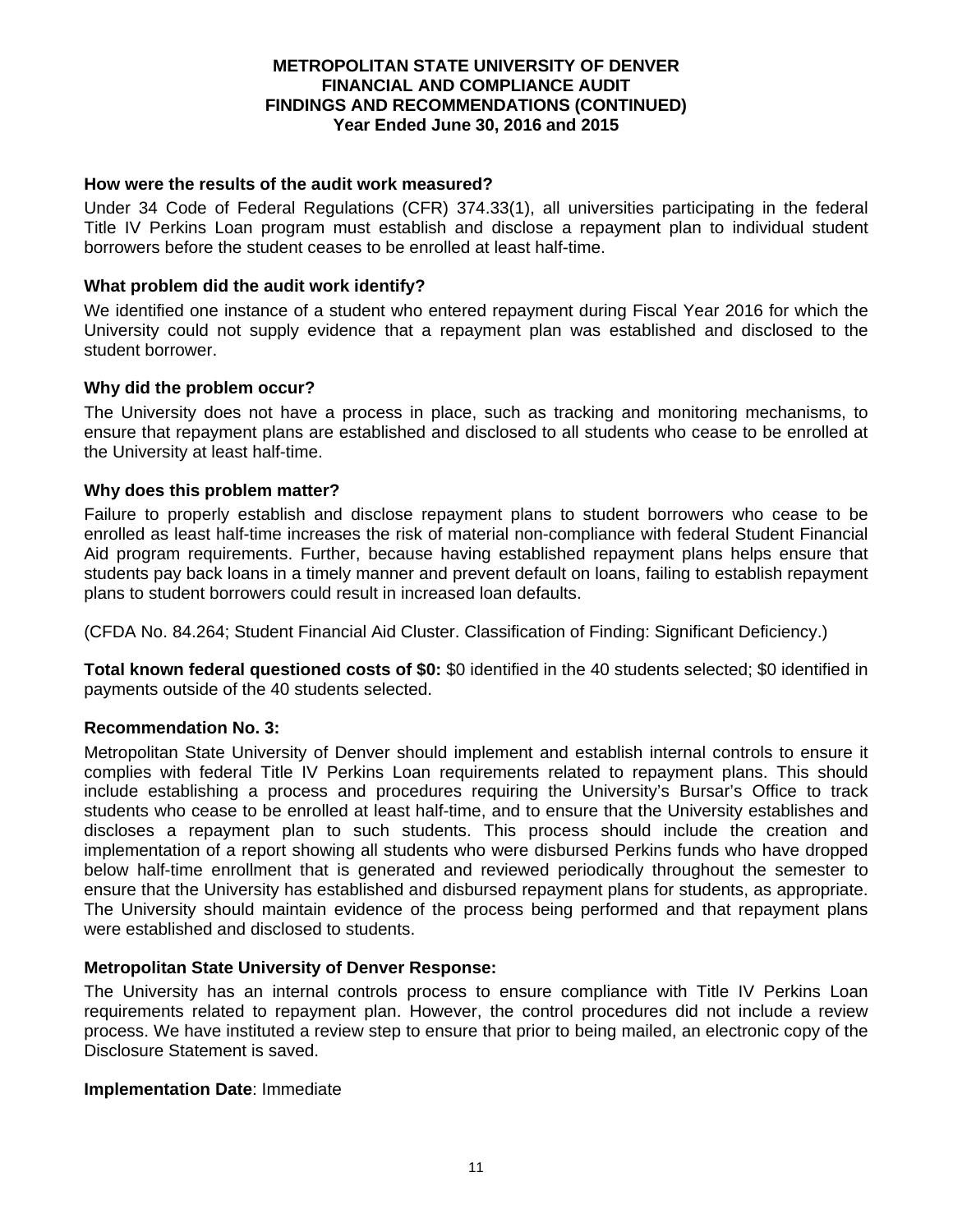### How were the results of the audit work measured?

Under 34 Code of Federal Regulations (CFR) 374.33(1), all universities participating in the federal Title IV Perkins Loan program must establish and disclose a repayment plan to individual student borrowers before the student ceases to be enrolled at least half-time.

### What problem did the audit work identify?

We identified one instance of a student who entered repayment during Fiscal Year 2016 for which the University could not supply evidence that a repayment plan was established and disclosed to the student borrower.

### Why did the problem occur?

The University does not have a process in place, such as tracking and monitoring mechanisms, to ensure that repayment plans are established and disclosed to all students who cease to be enrolled at the University at least half-time.

### Why does this problem matter?

Failure to properly establish and disclose repayment plans to student borrowers who cease to be enrolled as least half-time increases the risk of material non-compliance with federal Student Financial Aid program requirements. Further, because having established repayment plans helps ensure that students pay back loans in a timely manner and prevent default on loans, failing to establish repayment plans to student borrowers could result in increased loan defaults.

(CFDA No. 84.264; Student Financial Aid Cluster. Classification of Finding: Significant Deficiency.)

**Total known federal questioned costs of $0:** $0 identified in the 40 students selected; $0 identified in payments outside of the 40 students selected.

### Recommendation No. 3:

Metropolitan State University of Denver should implement and establish internal controls to ensure it complies with federal Title IV Perkins Loan requirements related to repayment plans. This should include establishing a process and procedures requiring the University's Bursar's Office to track students who cease to be enrolled at least half-time, and to ensure that the University establishes and discloses a repayment plan to such students. This process should include the creation and implementation of a report showing all students who were disbursed Perkins funds who have dropped below half-time enrollment that is generated and reviewed periodically throughout the semester to ensure that the University has established and disbursed repayment plans for students, as appropriate. The University should maintain evidence of the process being performed and that repayment plans were established and disclosed to students.

### Metropolitan State University of Denver Response:

The University has an internal controls process to ensure compliance with Title IV Perkins Loan requirements related to repayment plan. However, the control procedures did not include a review process. We have instituted a review step to ensure that prior to being mailed, an electronic copy of the Disclosure Statement is saved.

**Implementation Date**: Immediate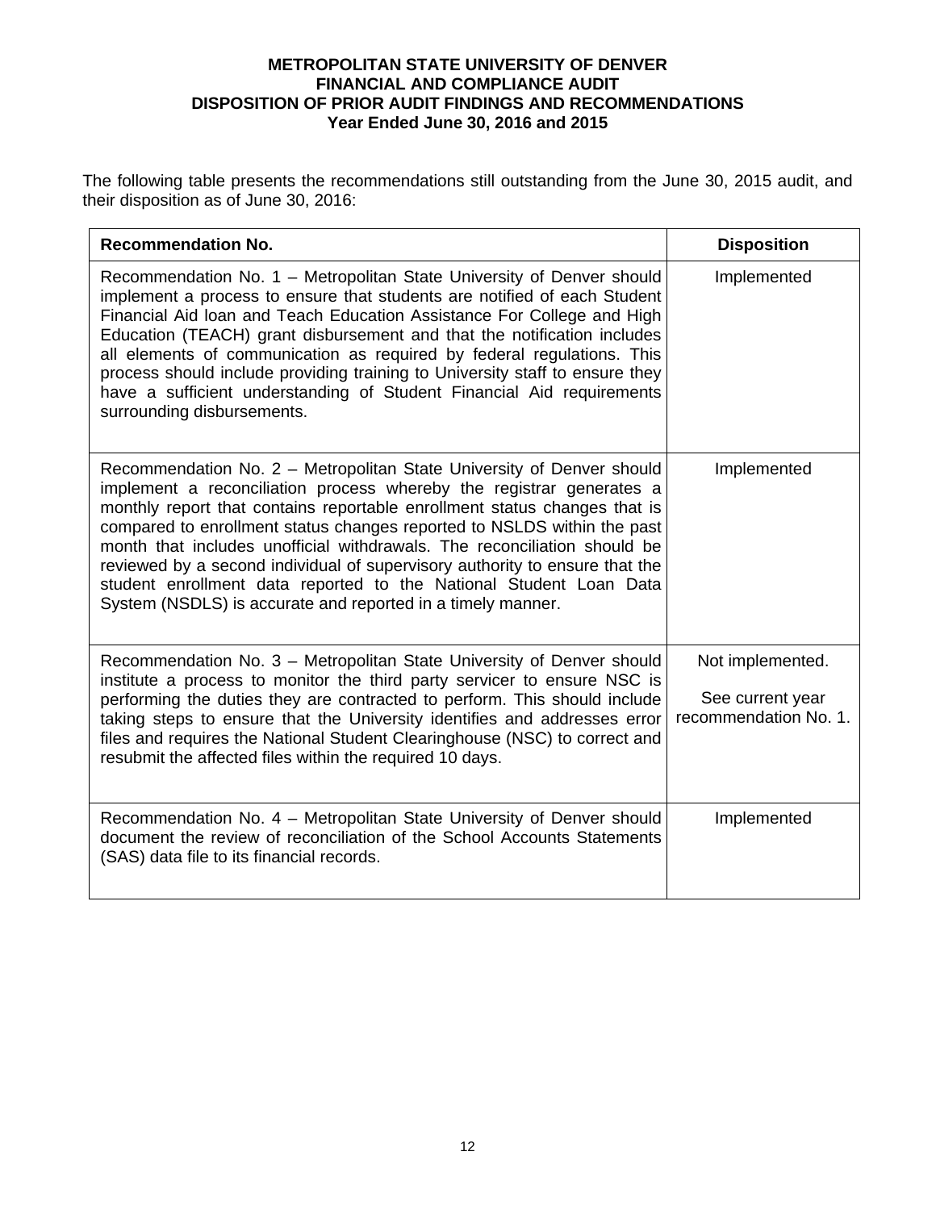**METROPOLITAN STATE UNIVERSITY OF DENVER**
**FINANCIAL AND COMPLIANCE AUDIT**
**DISPOSITION OF PRIOR AUDIT FINDINGS AND RECOMMENDATIONS**
**Year Ended June 30, 2016 and 2015**

The following table presents the recommendations still outstanding from the June 30, 2015 audit, and their disposition as of June 30, 2016:

| Recommendation No. | Disposition |
|---|---|
| Recommendation No. 1 – Metropolitan State University of Denver should implement a process to ensure that students are notified of each Student Financial Aid loan and Teach Education Assistance For College and High Education (TEACH) grant disbursement and that the notification includes all elements of communication as required by federal regulations. This process should include providing training to University staff to ensure they have a sufficient understanding of Student Financial Aid requirements surrounding disbursements. | Implemented |
| Recommendation No. 2 – Metropolitan State University of Denver should implement a reconciliation process whereby the registrar generates a monthly report that contains reportable enrollment status changes that is compared to enrollment status changes reported to NSLDS within the past month that includes unofficial withdrawals. The reconciliation should be reviewed by a second individual of supervisory authority to ensure that the student enrollment data reported to the National Student Loan Data System (NSDLS) is accurate and reported in a timely manner. | Implemented |
| Recommendation No. 3 – Metropolitan State University of Denver should institute a process to monitor the third party servicer to ensure NSC is performing the duties they are contracted to perform. This should include taking steps to ensure that the University identifies and addresses error files and requires the National Student Clearinghouse (NSC) to correct and resubmit the affected files within the required 10 days. | Not implemented.<br><br>See current year recommendation No. 1. |
| Recommendation No. 4 – Metropolitan State University of Denver should document the review of reconciliation of the School Accounts Statements (SAS) data file to its financial records. | Implemented |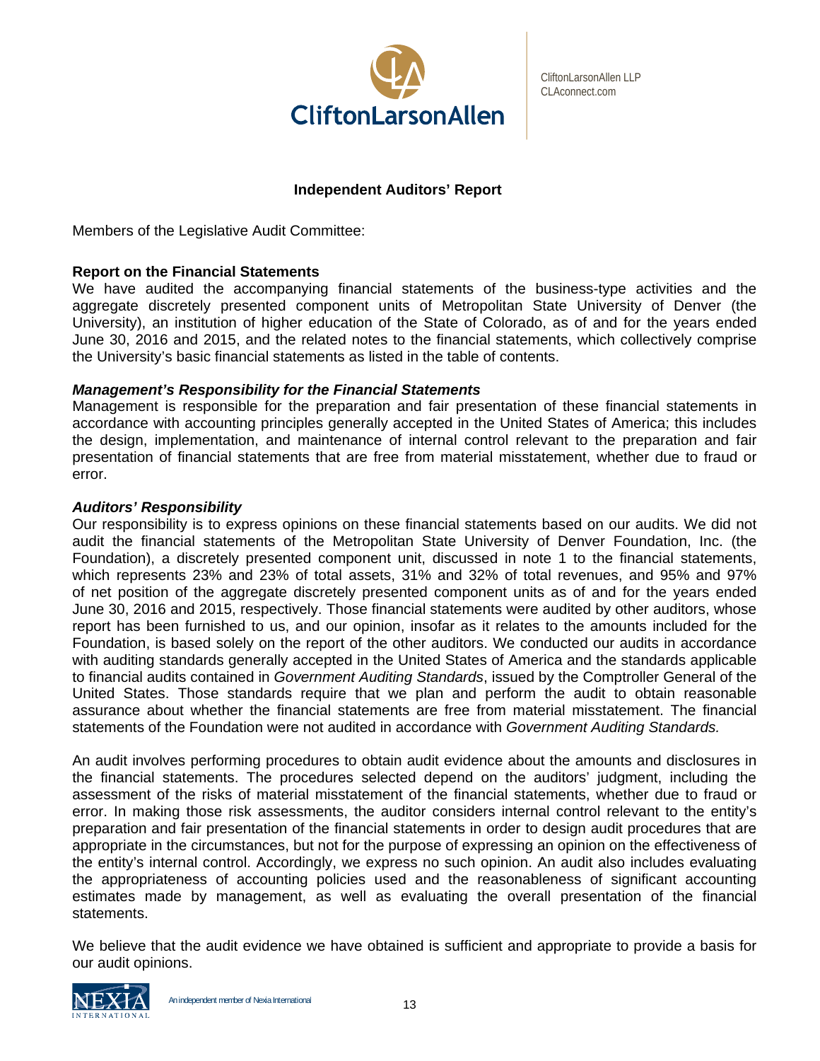CliftonLarsonAllen LLP
CLAconnect.com

## Independent Auditors' Report

Members of the Legislative Audit Committee:

### Report on the Financial Statements

We have audited the accompanying financial statements of the business-type activities and the aggregate discretely presented component units of Metropolitan State University of Denver (the University), an institution of higher education of the State of Colorado, as of and for the years ended June 30, 2016 and 2015, and the related notes to the financial statements, which collectively comprise the University's basic financial statements as listed in the table of contents.

#### *Management's Responsibility for the Financial Statements*

Management is responsible for the preparation and fair presentation of these financial statements in accordance with accounting principles generally accepted in the United States of America; this includes the design, implementation, and maintenance of internal control relevant to the preparation and fair presentation of financial statements that are free from material misstatement, whether due to fraud or error.

#### *Auditors' Responsibility*

Our responsibility is to express opinions on these financial statements based on our audits. We did not audit the financial statements of the Metropolitan State University of Denver Foundation, Inc. (the Foundation), a discretely presented component unit, discussed in note 1 to the financial statements, which represents 23% and 23% of total assets, 31% and 32% of total revenues, and 95% and 97% of net position of the aggregate discretely presented component units as of and for the years ended June 30, 2016 and 2015, respectively. Those financial statements were audited by other auditors, whose report has been furnished to us, and our opinion, insofar as it relates to the amounts included for the Foundation, is based solely on the report of the other auditors. We conducted our audits in accordance with auditing standards generally accepted in the United States of America and the standards applicable to financial audits contained in *Government Auditing Standards*, issued by the Comptroller General of the United States. Those standards require that we plan and perform the audit to obtain reasonable assurance about whether the financial statements are free from material misstatement. The financial statements of the Foundation were not audited in accordance with *Government Auditing Standards.*

An audit involves performing procedures to obtain audit evidence about the amounts and disclosures in the financial statements. The procedures selected depend on the auditors' judgment, including the assessment of the risks of material misstatement of the financial statements, whether due to fraud or error. In making those risk assessments, the auditor considers internal control relevant to the entity's preparation and fair presentation of the financial statements in order to design audit procedures that are appropriate in the circumstances, but not for the purpose of expressing an opinion on the effectiveness of the entity's internal control. Accordingly, we express no such opinion. An audit also includes evaluating the appropriateness of accounting policies used and the reasonableness of significant accounting estimates made by management, as well as evaluating the overall presentation of the financial statements.

We believe that the audit evidence we have obtained is sufficient and appropriate to provide a basis for our audit opinions.

An independent member of Nexia International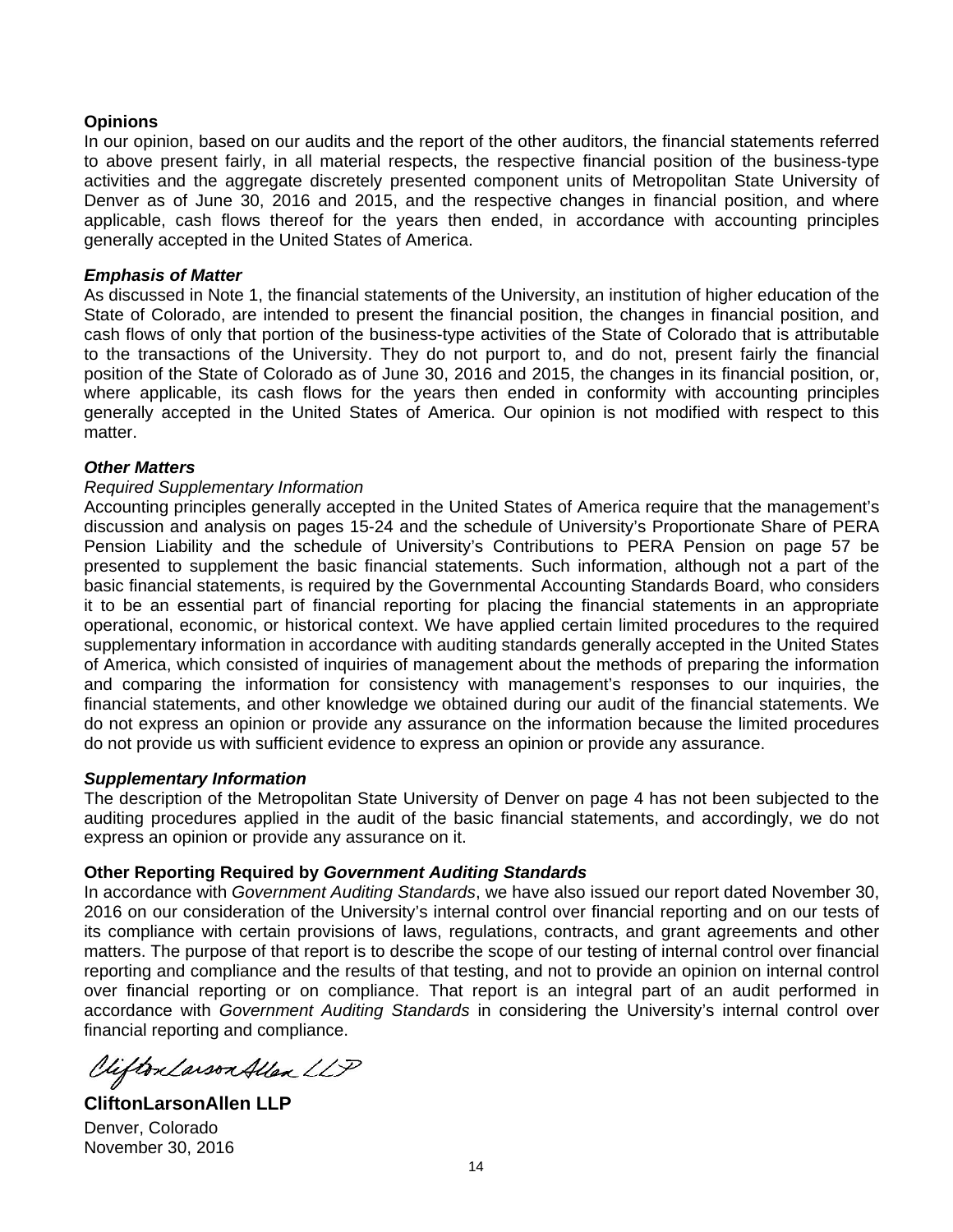**Opinions**

In our opinion, based on our audits and the report of the other auditors, the financial statements referred to above present fairly, in all material respects, the respective financial position of the business-type activities and the aggregate discretely presented component units of Metropolitan State University of Denver as of June 30, 2016 and 2015, and the respective changes in financial position, and where applicable, cash flows thereof for the years then ended, in accordance with accounting principles generally accepted in the United States of America.

***Emphasis of Matter***

As discussed in Note 1, the financial statements of the University, an institution of higher education of the State of Colorado, are intended to present the financial position, the changes in financial position, and cash flows of only that portion of the business-type activities of the State of Colorado that is attributable to the transactions of the University. They do not purport to, and do not, present fairly the financial position of the State of Colorado as of June 30, 2016 and 2015, the changes in its financial position, or, where applicable, its cash flows for the years then ended in conformity with accounting principles generally accepted in the United States of America. Our opinion is not modified with respect to this matter.

***Other Matters***

*Required Supplementary Information*

Accounting principles generally accepted in the United States of America require that the management's discussion and analysis on pages 15-24 and the schedule of University's Proportionate Share of PERA Pension Liability and the schedule of University's Contributions to PERA Pension on page 57 be presented to supplement the basic financial statements. Such information, although not a part of the basic financial statements, is required by the Governmental Accounting Standards Board, who considers it to be an essential part of financial reporting for placing the financial statements in an appropriate operational, economic, or historical context. We have applied certain limited procedures to the required supplementary information in accordance with auditing standards generally accepted in the United States of America, which consisted of inquiries of management about the methods of preparing the information and comparing the information for consistency with management's responses to our inquiries, the financial statements, and other knowledge we obtained during our audit of the financial statements. We do not express an opinion or provide any assurance on the information because the limited procedures do not provide us with sufficient evidence to express an opinion or provide any assurance.

***Supplementary Information***

The description of the Metropolitan State University of Denver on page 4 has not been subjected to the auditing procedures applied in the audit of the basic financial statements, and accordingly, we do not express an opinion or provide any assurance on it.

**Other Reporting Required by *Government Auditing Standards***

In accordance with *Government Auditing Standards*, we have also issued our report dated November 30, 2016 on our consideration of the University's internal control over financial reporting and on our tests of its compliance with certain provisions of laws, regulations, contracts, and grant agreements and other matters. The purpose of that report is to describe the scope of our testing of internal control over financial reporting and compliance and the results of that testing, and not to provide an opinion on internal control over financial reporting or on compliance. That report is an integral part of an audit performed in accordance with *Government Auditing Standards* in considering the University's internal control over financial reporting and compliance.

CliftonLarsonAllen LLP

**CliftonLarsonAllen LLP**

Denver, Colorado
November 30, 2016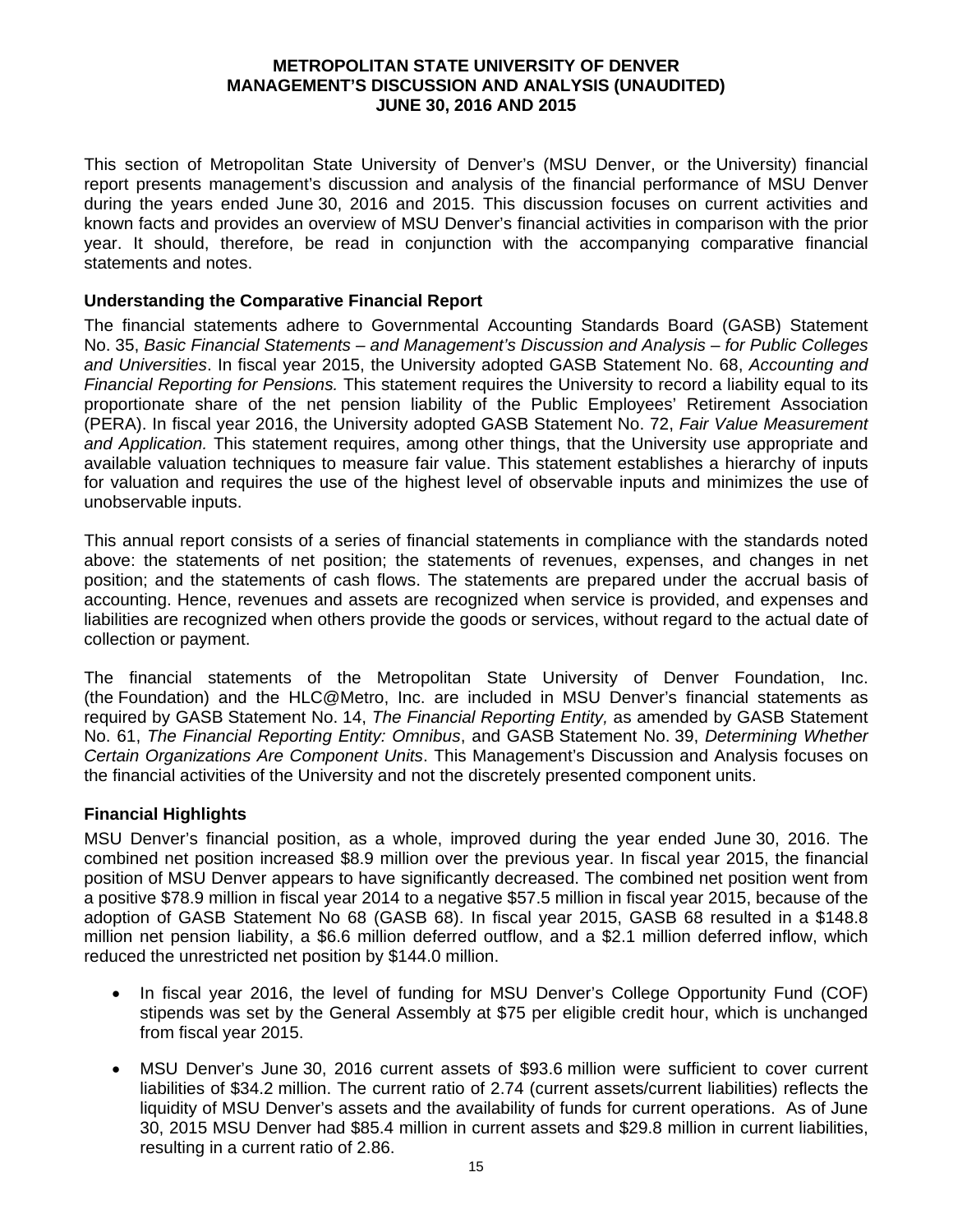# METROPOLITAN STATE UNIVERSITY OF DENVER
## MANAGEMENT'S DISCUSSION AND ANALYSIS (UNAUDITED)
## JUNE 30, 2016 AND 2015

This section of Metropolitan State University of Denver's (MSU Denver, or the University) financial report presents management's discussion and analysis of the financial performance of MSU Denver during the years ended June 30, 2016 and 2015. This discussion focuses on current activities and known facts and provides an overview of MSU Denver's financial activities in comparison with the prior year. It should, therefore, be read in conjunction with the accompanying comparative financial statements and notes.

### Understanding the Comparative Financial Report

The financial statements adhere to Governmental Accounting Standards Board (GASB) Statement No. 35, *Basic Financial Statements – and Management's Discussion and Analysis – for Public Colleges and Universities*. In fiscal year 2015, the University adopted GASB Statement No. 68, *Accounting and Financial Reporting for Pensions.* This statement requires the University to record a liability equal to its proportionate share of the net pension liability of the Public Employees' Retirement Association (PERA). In fiscal year 2016, the University adopted GASB Statement No. 72, *Fair Value Measurement and Application.* This statement requires, among other things, that the University use appropriate and available valuation techniques to measure fair value. This statement establishes a hierarchy of inputs for valuation and requires the use of the highest level of observable inputs and minimizes the use of unobservable inputs.

This annual report consists of a series of financial statements in compliance with the standards noted above: the statements of net position; the statements of revenues, expenses, and changes in net position; and the statements of cash flows. The statements are prepared under the accrual basis of accounting. Hence, revenues and assets are recognized when service is provided, and expenses and liabilities are recognized when others provide the goods or services, without regard to the actual date of collection or payment.

The financial statements of the Metropolitan State University of Denver Foundation, Inc. (the Foundation) and the HLC@Metro, Inc. are included in MSU Denver's financial statements as required by GASB Statement No. 14, *The Financial Reporting Entity,* as amended by GASB Statement No. 61, *The Financial Reporting Entity: Omnibus*, and GASB Statement No. 39, *Determining Whether Certain Organizations Are Component Units*. This Management's Discussion and Analysis focuses on the financial activities of the University and not the discretely presented component units.

### Financial Highlights

MSU Denver's financial position, as a whole, improved during the year ended June 30, 2016. The combined net position increased $8.9 million over the previous year. In fiscal year 2015, the financial position of MSU Denver appears to have significantly decreased. The combined net position went from a positive $78.9 million in fiscal year 2014 to a negative $57.5 million in fiscal year 2015, because of the adoption of GASB Statement No 68 (GASB 68). In fiscal year 2015, GASB 68 resulted in a $148.8 million net pension liability, a $6.6 million deferred outflow, and a $2.1 million deferred inflow, which reduced the unrestricted net position by $144.0 million.

- In fiscal year 2016, the level of funding for MSU Denver's College Opportunity Fund (COF) stipends was set by the General Assembly at $75 per eligible credit hour, which is unchanged from fiscal year 2015.
- MSU Denver's June 30, 2016 current assets of $93.6 million were sufficient to cover current liabilities of $34.2 million. The current ratio of 2.74 (current assets/current liabilities) reflects the liquidity of MSU Denver's assets and the availability of funds for current operations. As of June 30, 2015 MSU Denver had $85.4 million in current assets and $29.8 million in current liabilities, resulting in a current ratio of 2.86.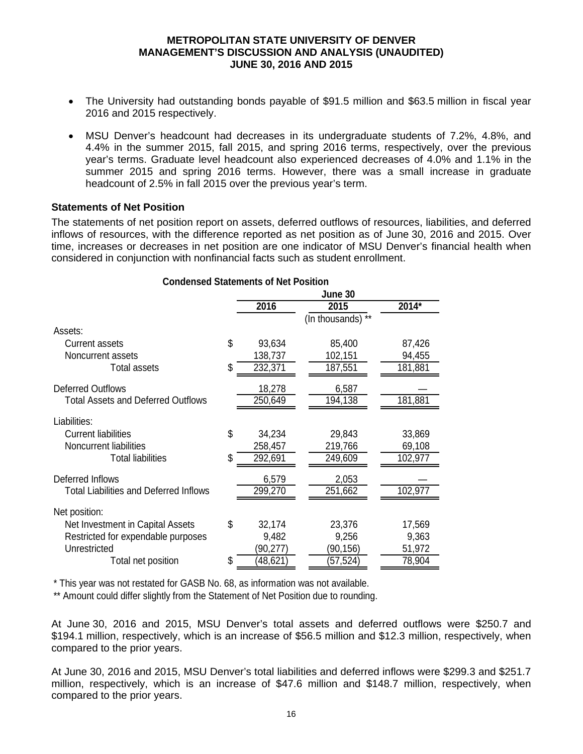- The University had outstanding bonds payable of $91.5 million and $63.5 million in fiscal year 2016 and 2015 respectively.

- MSU Denver's headcount had decreases in its undergraduate students of 7.2%, 4.8%, and 4.4% in the summer 2015, fall 2015, and spring 2016 terms, respectively, over the previous year's terms. Graduate level headcount also experienced decreases of 4.0% and 1.1% in the summer 2015 and spring 2016 terms. However, there was a small increase in graduate headcount of 2.5% in fall 2015 over the previous year's term.

### Statements of Net Position

The statements of net position report on assets, deferred outflows of resources, liabilities, and deferred inflows of resources, with the difference reported as net position as of June 30, 2016 and 2015. Over time, increases or decreases in net position are one indicator of MSU Denver's financial health when considered in conjunction with nonfinancial facts such as student enrollment.

**Condensed Statements of Net Position**

| | June 30 | | |
|---|---|---|---|
| | 2016 | 2015 | 2014* |
| | | (In thousands) ** | |
| Assets: | | | |
| Current assets | $ 93,634 | 85,400 | 87,426 |
| Noncurrent assets | 138,737 | 102,151 | 94,455 |
| Total assets | $ 232,371 | 187,551 | 181,881 |
| Deferred Outflows | 18,278 | 6,587 | — |
| Total Assets and Deferred Outflows | 250,649 | 194,138 | 181,881 |
| Liabilities: | | | |
| Current liabilities | $ 34,234 | 29,843 | 33,869 |
| Noncurrent liabilities | 258,457 | 219,766 | 69,108 |
| Total liabilities | $ 292,691 | 249,609 | 102,977 |
| Deferred Inflows | 6,579 | 2,053 | — |
| Total Liabilities and Deferred Inflows | 299,270 | 251,662 | 102,977 |
| Net position: | | | |
| Net Investment in Capital Assets | $ 32,174 | 23,376 | 17,569 |
| Restricted for expendable purposes | 9,482 | 9,256 | 9,363 |
| Unrestricted | (90,277) | (90,156) | 51,972 |
| Total net position | $ (48,621) | (57,524) | 78,904 |

* This year was not restated for GASB No. 68, as information was not available.

** Amount could differ slightly from the Statement of Net Position due to rounding.

At June 30, 2016 and 2015, MSU Denver's total assets and deferred outflows were $250.7 and $194.1 million, respectively, which is an increase of $56.5 million and $12.3 million, respectively, when compared to the prior years.

At June 30, 2016 and 2015, MSU Denver's total liabilities and deferred inflows were $299.3 and $251.7 million, respectively, which is an increase of $47.6 million and $148.7 million, respectively, when compared to the prior years.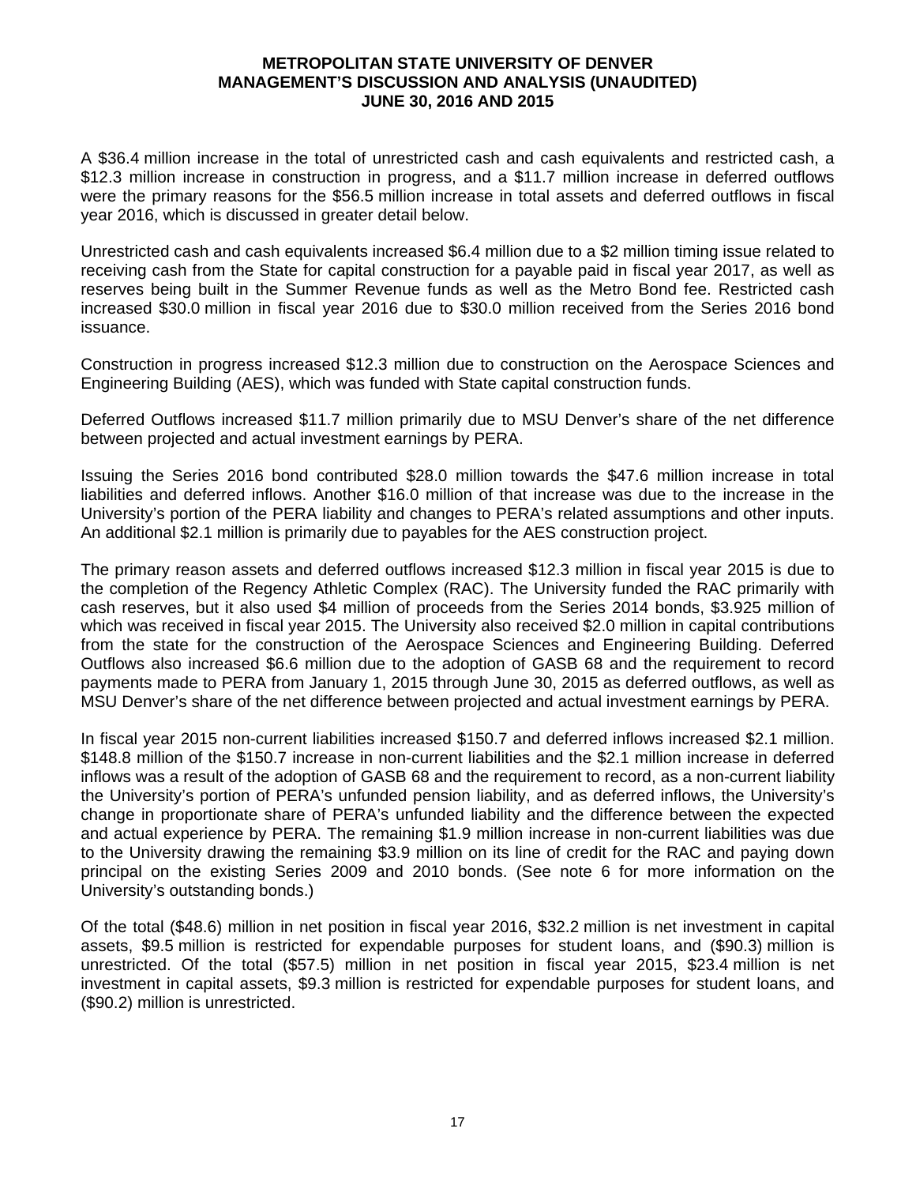A \$36.4 million increase in the total of unrestricted cash and cash equivalents and restricted cash, a \$12.3 million increase in construction in progress, and a \$11.7 million increase in deferred outflows were the primary reasons for the \$56.5 million increase in total assets and deferred outflows in fiscal year 2016, which is discussed in greater detail below.

Unrestricted cash and cash equivalents increased \$6.4 million due to a \$2 million timing issue related to receiving cash from the State for capital construction for a payable paid in fiscal year 2017, as well as reserves being built in the Summer Revenue funds as well as the Metro Bond fee. Restricted cash increased \$30.0 million in fiscal year 2016 due to \$30.0 million received from the Series 2016 bond issuance.

Construction in progress increased \$12.3 million due to construction on the Aerospace Sciences and Engineering Building (AES), which was funded with State capital construction funds.

Deferred Outflows increased \$11.7 million primarily due to MSU Denver's share of the net difference between projected and actual investment earnings by PERA.

Issuing the Series 2016 bond contributed \$28.0 million towards the \$47.6 million increase in total liabilities and deferred inflows. Another \$16.0 million of that increase was due to the increase in the University's portion of the PERA liability and changes to PERA's related assumptions and other inputs. An additional \$2.1 million is primarily due to payables for the AES construction project.

The primary reason assets and deferred outflows increased \$12.3 million in fiscal year 2015 is due to the completion of the Regency Athletic Complex (RAC). The University funded the RAC primarily with cash reserves, but it also used \$4 million of proceeds from the Series 2014 bonds, \$3.925 million of which was received in fiscal year 2015. The University also received \$2.0 million in capital contributions from the state for the construction of the Aerospace Sciences and Engineering Building. Deferred Outflows also increased \$6.6 million due to the adoption of GASB 68 and the requirement to record payments made to PERA from January 1, 2015 through June 30, 2015 as deferred outflows, as well as MSU Denver's share of the net difference between projected and actual investment earnings by PERA.

In fiscal year 2015 non-current liabilities increased \$150.7 and deferred inflows increased \$2.1 million. \$148.8 million of the \$150.7 increase in non-current liabilities and the \$2.1 million increase in deferred inflows was a result of the adoption of GASB 68 and the requirement to record, as a non-current liability the University's portion of PERA's unfunded pension liability, and as deferred inflows, the University's change in proportionate share of PERA's unfunded liability and the difference between the expected and actual experience by PERA. The remaining \$1.9 million increase in non-current liabilities was due to the University drawing the remaining \$3.9 million on its line of credit for the RAC and paying down principal on the existing Series 2009 and 2010 bonds. (See note 6 for more information on the University's outstanding bonds.)

Of the total (\$48.6) million in net position in fiscal year 2016, \$32.2 million is net investment in capital assets, \$9.5 million is restricted for expendable purposes for student loans, and (\$90.3) million is unrestricted. Of the total (\$57.5) million in net position in fiscal year 2015, \$23.4 million is net investment in capital assets, \$9.3 million is restricted for expendable purposes for student loans, and (\$90.2) million is unrestricted.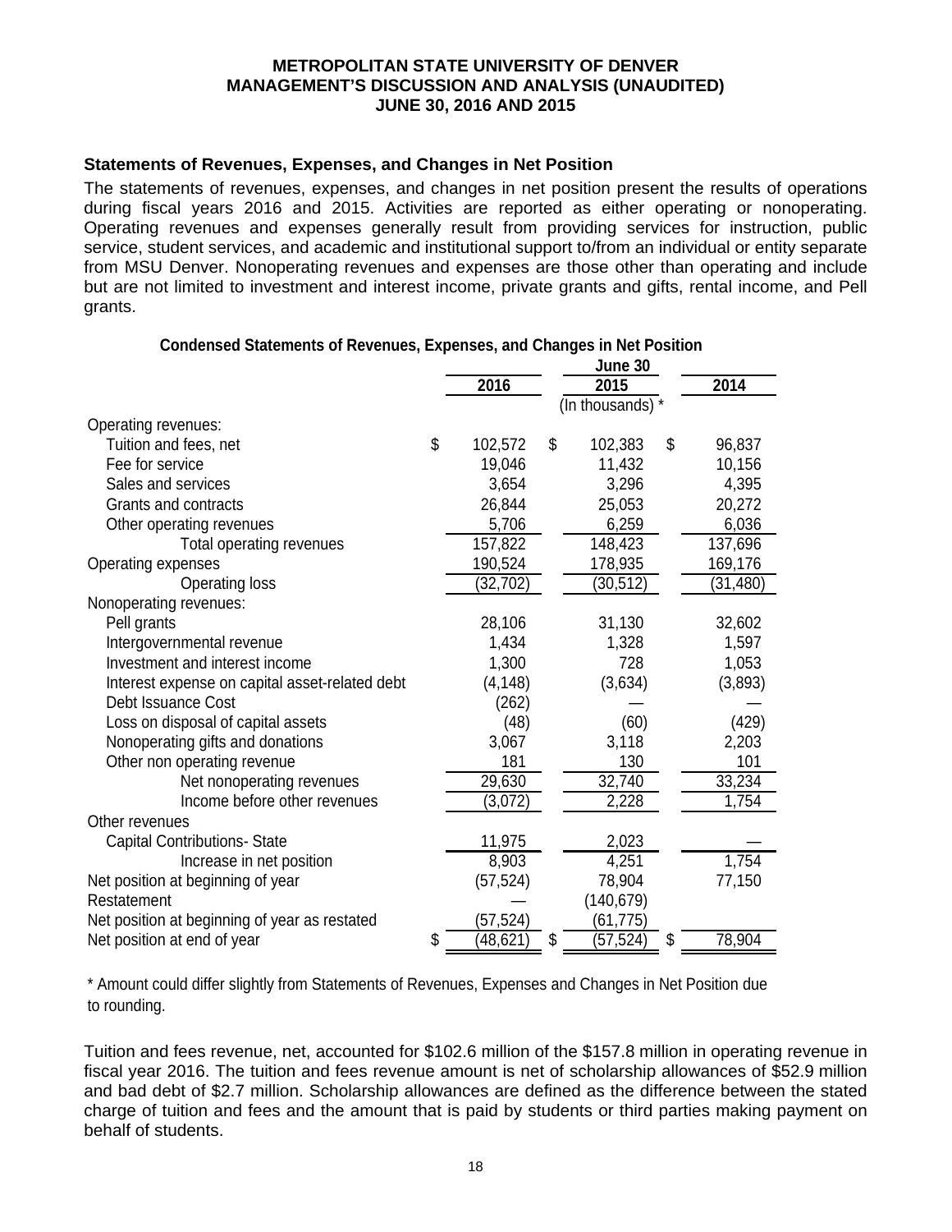**METROPOLITAN STATE UNIVERSITY OF DENVER**
**MANAGEMENT'S DISCUSSION AND ANALYSIS (UNAUDITED)**
**JUNE 30, 2016 AND 2015**

### Statements of Revenues, Expenses, and Changes in Net Position

The statements of revenues, expenses, and changes in net position present the results of operations during fiscal years 2016 and 2015. Activities are reported as either operating or nonoperating. Operating revenues and expenses generally result from providing services for instruction, public service, student services, and academic and institutional support to/from an individual or entity separate from MSU Denver. Nonoperating revenues and expenses are those other than operating and include but are not limited to investment and interest income, private grants and gifts, rental income, and Pell grants.

**Condensed Statements of Revenues, Expenses, and Changes in Net Position**

| | June 30 | | |
|---|---|---|---|
| | 2016 | 2015 | 2014 |
| | | (In thousands) * | |
| Operating revenues: | | | |
| Tuition and fees, net | $ 102,572 | $ 102,383 | $ 96,837 |
| Fee for service | 19,046 | 11,432 | 10,156 |
| Sales and services | 3,654 | 3,296 | 4,395 |
| Grants and contracts | 26,844 | 25,053 | 20,272 |
| Other operating revenues | 5,706 | 6,259 | 6,036 |
| Total operating revenues | 157,822 | 148,423 | 137,696 |
| Operating expenses | 190,524 | 178,935 | 169,176 |
| Operating loss | (32,702) | (30,512) | (31,480) |
| Nonoperating revenues: | | | |
| Pell grants | 28,106 | 31,130 | 32,602 |
| Intergovernmental revenue | 1,434 | 1,328 | 1,597 |
| Investment and interest income | 1,300 | 728 | 1,053 |
| Interest expense on capital asset-related debt | (4,148) | (3,634) | (3,893) |
| Debt Issuance Cost | (262) | — | — |
| Loss on disposal of capital assets | (48) | (60) | (429) |
| Nonoperating gifts and donations | 3,067 | 3,118 | 2,203 |
| Other non operating revenue | 181 | 130 | 101 |
| Net nonoperating revenues | 29,630 | 32,740 | 33,234 |
| Income before other revenues | (3,072) | 2,228 | 1,754 |
| Other revenues | | | |
| Capital Contributions- State | 11,975 | 2,023 | — |
| Increase in net position | 8,903 | 4,251 | 1,754 |
| Net position at beginning of year | (57,524) | 78,904 | 77,150 |
| Restatement | — | (140,679) | |
| Net position at beginning of year as restated | (57,524) | (61,775) | |
| Net position at end of year | $ (48,621) | $ (57,524) | $ 78,904 |

\* Amount could differ slightly from Statements of Revenues, Expenses and Changes in Net Position due to rounding.

Tuition and fees revenue, net, accounted for $102.6 million of the $157.8 million in operating revenue in fiscal year 2016. The tuition and fees revenue amount is net of scholarship allowances of $52.9 million and bad debt of $2.7 million. Scholarship allowances are defined as the difference between the stated charge of tuition and fees and the amount that is paid by students or third parties making payment on behalf of students.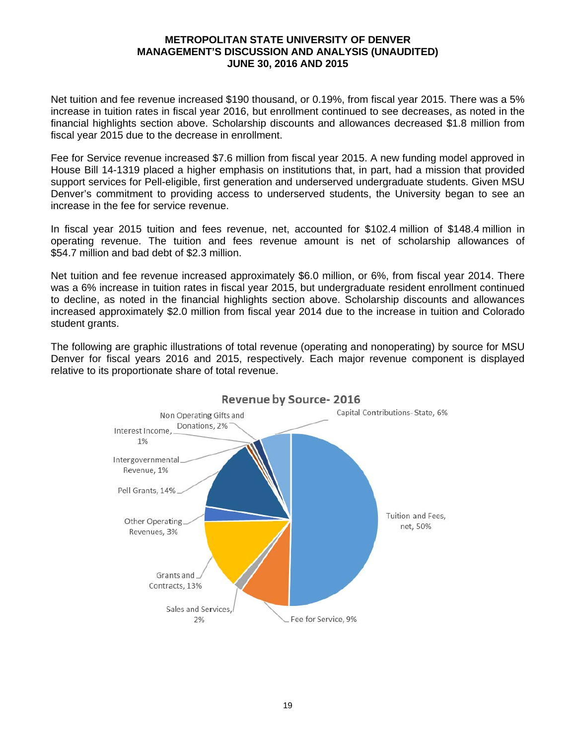Net tuition and fee revenue increased $190 thousand, or 0.19%, from fiscal year 2015. There was a 5% increase in tuition rates in fiscal year 2016, but enrollment continued to see decreases, as noted in the financial highlights section above. Scholarship discounts and allowances decreased $1.8 million from fiscal year 2015 due to the decrease in enrollment.

Fee for Service revenue increased $7.6 million from fiscal year 2015. A new funding model approved in House Bill 14-1319 placed a higher emphasis on institutions that, in part, had a mission that provided support services for Pell-eligible, first generation and underserved undergraduate students. Given MSU Denver's commitment to providing access to underserved students, the University began to see an increase in the fee for service revenue.

In fiscal year 2015 tuition and fees revenue, net, accounted for $102.4 million of $148.4 million in operating revenue. The tuition and fees revenue amount is net of scholarship allowances of $54.7 million and bad debt of $2.3 million.

Net tuition and fee revenue increased approximately $6.0 million, or 6%, from fiscal year 2014. There was a 6% increase in tuition rates in fiscal year 2015, but undergraduate resident enrollment continued to decline, as noted in the financial highlights section above. Scholarship discounts and allowances increased approximately $2.0 million from fiscal year 2014 due to the increase in tuition and Colorado student grants.

The following are graphic illustrations of total revenue (operating and nonoperating) by source for MSU Denver for fiscal years 2016 and 2015, respectively. Each major revenue component is displayed relative to its proportionate share of total revenue.

**Revenue by Source- 2016**

- Tuition and Fees, net, 50%
- Fee for Service, 9%
- Sales and Services, 2%
- Grants and Contracts, 13%
- Other Operating Revenues, 3%
- Pell Grants, 14%
- Intergovernmental Revenue, 1%
- Interest Income, 1%
- Non Operating Gifts and Donations, 2%
- Capital Contributions- State, 6%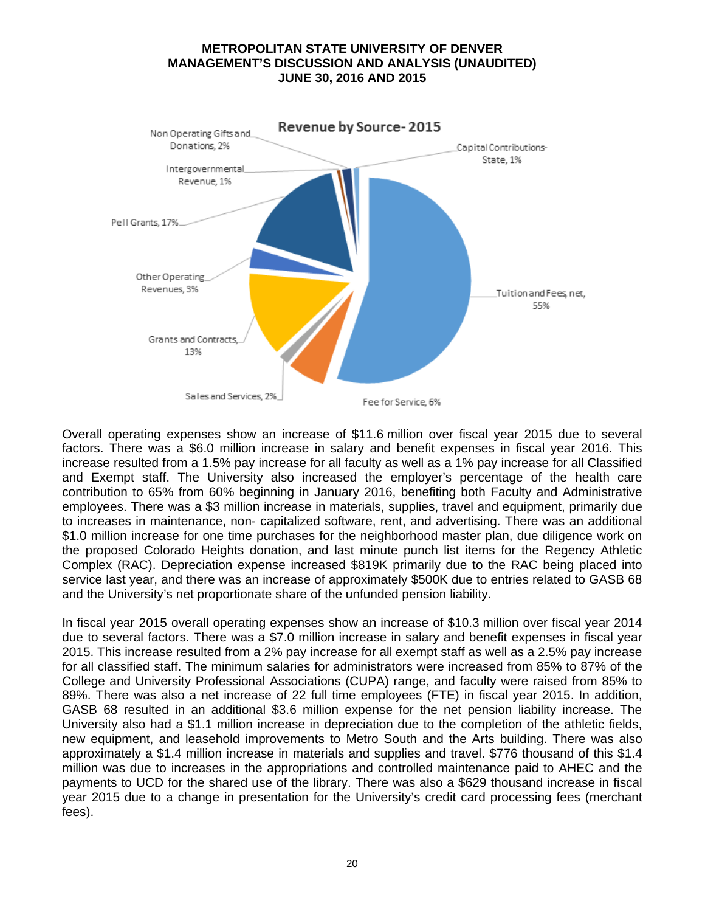**Revenue by Source- 2015**

- Tuition and Fees, net, 55%
- Fee for Service, 6%
- Sales and Services, 2%
- Grants and Contracts, 13%
- Other Operating Revenues, 3%
- Pell Grants, 17%
- Intergovernmental Revenue, 1%
- Non Operating Gifts and Donations, 2%
- Capital Contributions-State, 1%

Overall operating expenses show an increase of $11.6 million over fiscal year 2015 due to several factors. There was a $6.0 million increase in salary and benefit expenses in fiscal year 2016. This increase resulted from a 1.5% pay increase for all faculty as well as a 1% pay increase for all Classified and Exempt staff. The University also increased the employer's percentage of the health care contribution to 65% from 60% beginning in January 2016, benefiting both Faculty and Administrative employees. There was a $3 million increase in materials, supplies, travel and equipment, primarily due to increases in maintenance, non- capitalized software, rent, and advertising. There was an additional $1.0 million increase for one time purchases for the neighborhood master plan, due diligence work on the proposed Colorado Heights donation, and last minute punch list items for the Regency Athletic Complex (RAC). Depreciation expense increased $819K primarily due to the RAC being placed into service last year, and there was an increase of approximately $500K due to entries related to GASB 68 and the University's net proportionate share of the unfunded pension liability.

In fiscal year 2015 overall operating expenses show an increase of $10.3 million over fiscal year 2014 due to several factors. There was a $7.0 million increase in salary and benefit expenses in fiscal year 2015. This increase resulted from a 2% pay increase for all exempt staff as well as a 2.5% pay increase for all classified staff. The minimum salaries for administrators were increased from 85% to 87% of the College and University Professional Associations (CUPA) range, and faculty were raised from 85% to 89%. There was also a net increase of 22 full time employees (FTE) in fiscal year 2015. In addition, GASB 68 resulted in an additional $3.6 million expense for the net pension liability increase. The University also had a $1.1 million increase in depreciation due to the completion of the athletic fields, new equipment, and leasehold improvements to Metro South and the Arts building. There was also approximately a $1.4 million increase in materials and supplies and travel. $776 thousand of this $1.4 million was due to increases in the appropriations and controlled maintenance paid to AHEC and the payments to UCD for the shared use of the library. There was also a $629 thousand increase in fiscal year 2015 due to a change in presentation for the University's credit card processing fees (merchant fees).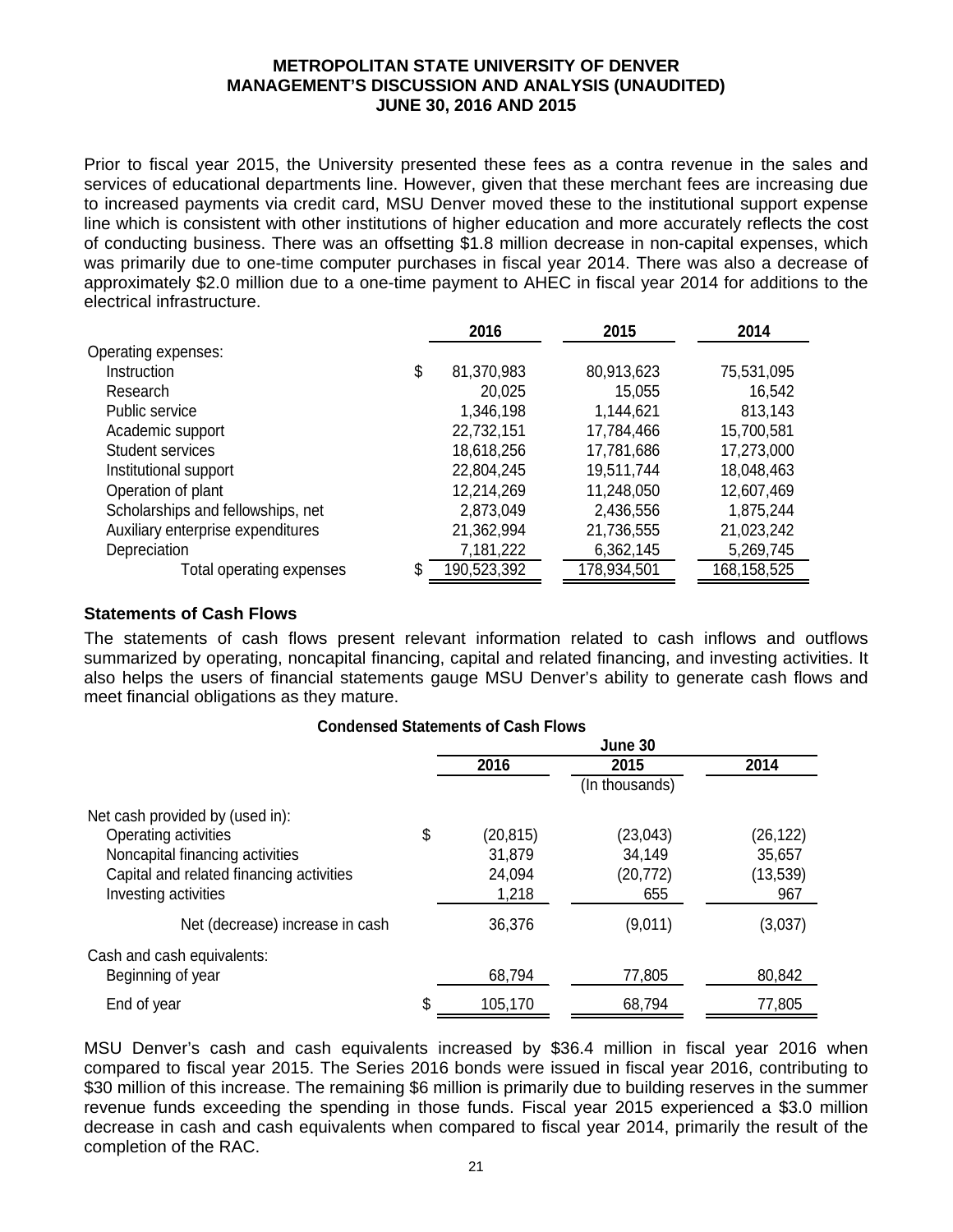Prior to fiscal year 2015, the University presented these fees as a contra revenue in the sales and services of educational departments line. However, given that these merchant fees are increasing due to increased payments via credit card, MSU Denver moved these to the institutional support expense line which is consistent with other institutions of higher education and more accurately reflects the cost of conducting business. There was an offsetting $1.8 million decrease in non-capital expenses, which was primarily due to one-time computer purchases in fiscal year 2014. There was also a decrease of approximately $2.0 million due to a one-time payment to AHEC in fiscal year 2014 for additions to the electrical infrastructure.

| | 2016 | 2015 | 2014 |
|---|---|---|---|
| Operating expenses: | | | |
| Instruction | $ 81,370,983 | 80,913,623 | 75,531,095 |
| Research | 20,025 | 15,055 | 16,542 |
| Public service | 1,346,198 | 1,144,621 | 813,143 |
| Academic support | 22,732,151 | 17,784,466 | 15,700,581 |
| Student services | 18,618,256 | 17,781,686 | 17,273,000 |
| Institutional support | 22,804,245 | 19,511,744 | 18,048,463 |
| Operation of plant | 12,214,269 | 11,248,050 | 12,607,469 |
| Scholarships and fellowships, net | 2,873,049 | 2,436,556 | 1,875,244 |
| Auxiliary enterprise expenditures | 21,362,994 | 21,736,555 | 21,023,242 |
| Depreciation | 7,181,222 | 6,362,145 | 5,269,745 |
| Total operating expenses | $ 190,523,392 | 178,934,501 | 168,158,525 |

## Statements of Cash Flows

The statements of cash flows present relevant information related to cash inflows and outflows summarized by operating, noncapital financing, capital and related financing, and investing activities. It also helps the users of financial statements gauge MSU Denver's ability to generate cash flows and meet financial obligations as they mature.

**Condensed Statements of Cash Flows**

| | June 30 | | |
|---|---|---|---|
| | 2016 | 2015 | 2014 |
| | | (In thousands) | |
| Net cash provided by (used in): | | | |
| Operating activities | $ (20,815) | (23,043) | (26,122) |
| Noncapital financing activities | 31,879 | 34,149 | 35,657 |
| Capital and related financing activities | 24,094 | (20,772) | (13,539) |
| Investing activities | 1,218 | 655 | 967 |
| Net (decrease) increase in cash | 36,376 | (9,011) | (3,037) |
| Cash and cash equivalents: | | | |
| Beginning of year | 68,794 | 77,805 | 80,842 |
| End of year | $ 105,170 | 68,794 | 77,805 |

MSU Denver's cash and cash equivalents increased by $36.4 million in fiscal year 2016 when compared to fiscal year 2015. The Series 2016 bonds were issued in fiscal year 2016, contributing to $30 million of this increase. The remaining $6 million is primarily due to building reserves in the summer revenue funds exceeding the spending in those funds. Fiscal year 2015 experienced a $3.0 million decrease in cash and cash equivalents when compared to fiscal year 2014, primarily the result of the completion of the RAC.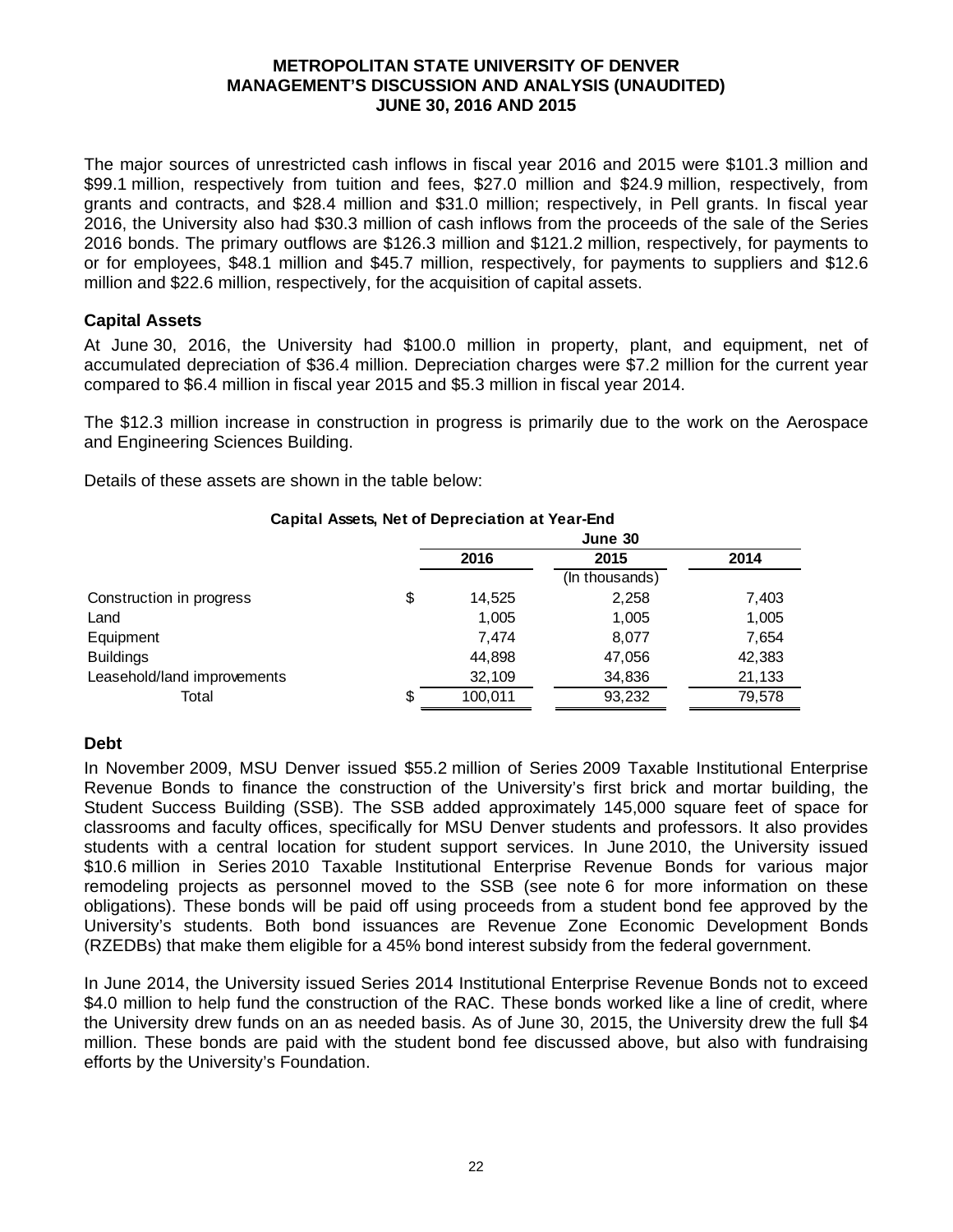The major sources of unrestricted cash inflows in fiscal year 2016 and 2015 were $101.3 million and $99.1 million, respectively from tuition and fees, $27.0 million and $24.9 million, respectively, from grants and contracts, and $28.4 million and $31.0 million; respectively, in Pell grants. In fiscal year 2016, the University also had $30.3 million of cash inflows from the proceeds of the sale of the Series 2016 bonds. The primary outflows are $126.3 million and $121.2 million, respectively, for payments to or for employees, $48.1 million and $45.7 million, respectively, for payments to suppliers and $12.6 million and $22.6 million, respectively, for the acquisition of capital assets.

## Capital Assets

At June 30, 2016, the University had $100.0 million in property, plant, and equipment, net of accumulated depreciation of $36.4 million. Depreciation charges were $7.2 million for the current year compared to $6.4 million in fiscal year 2015 and $5.3 million in fiscal year 2014.

The $12.3 million increase in construction in progress is primarily due to the work on the Aerospace and Engineering Sciences Building.

Details of these assets are shown in the table below:

**Capital Assets, Net of Depreciation at Year-End**

| | June 30 | | |
|---|---|---|---|
| | 2016 | 2015 | 2014 |
| | | (In thousands) | |
| Construction in progress | $ 14,525 | 2,258 | 7,403 |
| Land | 1,005 | 1,005 | 1,005 |
| Equipment | 7,474 | 8,077 | 7,654 |
| Buildings | 44,898 | 47,056 | 42,383 |
| Leasehold/land improvements | 32,109 | 34,836 | 21,133 |
| Total | $ 100,011 | 93,232 | 79,578 |

## Debt

In November 2009, MSU Denver issued $55.2 million of Series 2009 Taxable Institutional Enterprise Revenue Bonds to finance the construction of the University's first brick and mortar building, the Student Success Building (SSB). The SSB added approximately 145,000 square feet of space for classrooms and faculty offices, specifically for MSU Denver students and professors. It also provides students with a central location for student support services. In June 2010, the University issued $10.6 million in Series 2010 Taxable Institutional Enterprise Revenue Bonds for various major remodeling projects as personnel moved to the SSB (see note 6 for more information on these obligations). These bonds will be paid off using proceeds from a student bond fee approved by the University's students. Both bond issuances are Revenue Zone Economic Development Bonds (RZEDBs) that make them eligible for a 45% bond interest subsidy from the federal government.

In June 2014, the University issued Series 2014 Institutional Enterprise Revenue Bonds not to exceed $4.0 million to help fund the construction of the RAC. These bonds worked like a line of credit, where the University drew funds on an as needed basis. As of June 30, 2015, the University drew the full $4 million. These bonds are paid with the student bond fee discussed above, but also with fundraising efforts by the University's Foundation.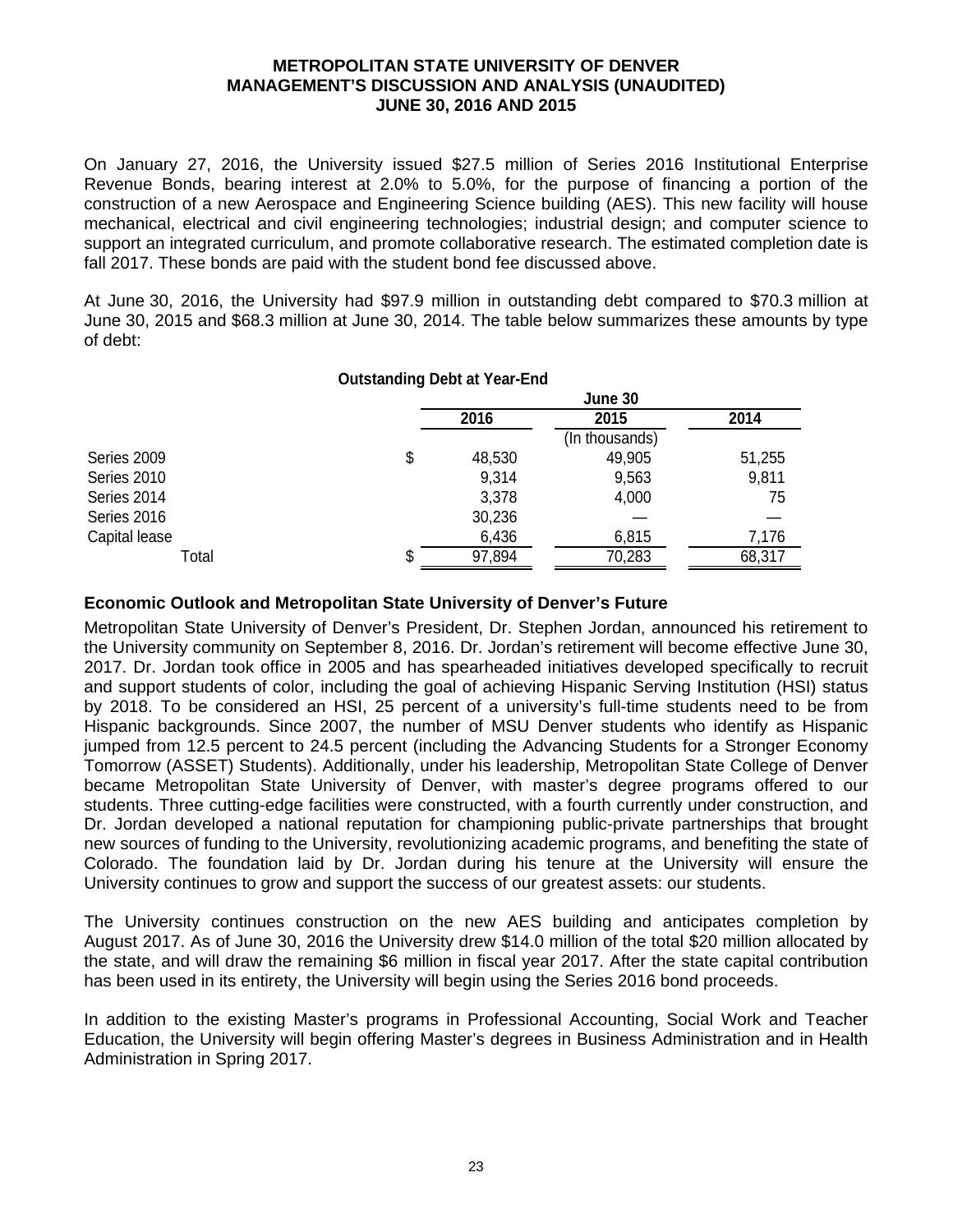On January 27, 2016, the University issued $27.5 million of Series 2016 Institutional Enterprise Revenue Bonds, bearing interest at 2.0% to 5.0%, for the purpose of financing a portion of the construction of a new Aerospace and Engineering Science building (AES). This new facility will house mechanical, electrical and civil engineering technologies; industrial design; and computer science to support an integrated curriculum, and promote collaborative research. The estimated completion date is fall 2017. These bonds are paid with the student bond fee discussed above.

At June 30, 2016, the University had $97.9 million in outstanding debt compared to $70.3 million at June 30, 2015 and $68.3 million at June 30, 2014. The table below summarizes these amounts by type of debt:

**Outstanding Debt at Year-End**

| | June 30 | | |
|---|---|---|---|
| | 2016 | 2015 | 2014 |
| | | (In thousands) | |
| Series 2009 | $ 48,530 | 49,905 | 51,255 |
| Series 2010 | 9,314 | 9,563 | 9,811 |
| Series 2014 | 3,378 | 4,000 | 75 |
| Series 2016 | 30,236 | — | — |
| Capital lease | 6,436 | 6,815 | 7,176 |
| Total | $ 97,894 | 70,283 | 68,317 |

### Economic Outlook and Metropolitan State University of Denver's Future

Metropolitan State University of Denver's President, Dr. Stephen Jordan, announced his retirement to the University community on September 8, 2016. Dr. Jordan's retirement will become effective June 30, 2017. Dr. Jordan took office in 2005 and has spearheaded initiatives developed specifically to recruit and support students of color, including the goal of achieving Hispanic Serving Institution (HSI) status by 2018. To be considered an HSI, 25 percent of a university's full-time students need to be from Hispanic backgrounds. Since 2007, the number of MSU Denver students who identify as Hispanic jumped from 12.5 percent to 24.5 percent (including the Advancing Students for a Stronger Economy Tomorrow (ASSET) Students). Additionally, under his leadership, Metropolitan State College of Denver became Metropolitan State University of Denver, with master's degree programs offered to our students. Three cutting-edge facilities were constructed, with a fourth currently under construction, and Dr. Jordan developed a national reputation for championing public-private partnerships that brought new sources of funding to the University, revolutionizing academic programs, and benefiting the state of Colorado. The foundation laid by Dr. Jordan during his tenure at the University will ensure the University continues to grow and support the success of our greatest assets: our students.

The University continues construction on the new AES building and anticipates completion by August 2017. As of June 30, 2016 the University drew $14.0 million of the total $20 million allocated by the state, and will draw the remaining $6 million in fiscal year 2017. After the state capital contribution has been used in its entirety, the University will begin using the Series 2016 bond proceeds.

In addition to the existing Master's programs in Professional Accounting, Social Work and Teacher Education, the University will begin offering Master's degrees in Business Administration and in Health Administration in Spring 2017.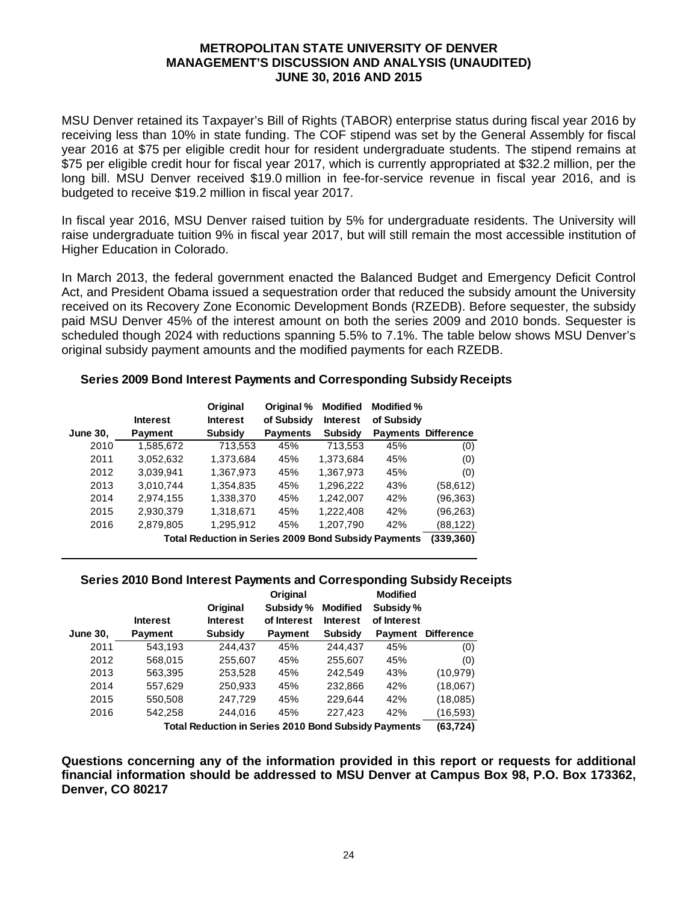MSU Denver retained its Taxpayer's Bill of Rights (TABOR) enterprise status during fiscal year 2016 by receiving less than 10% in state funding. The COF stipend was set by the General Assembly for fiscal year 2016 at $75 per eligible credit hour for resident undergraduate students. The stipend remains at $75 per eligible credit hour for fiscal year 2017, which is currently appropriated at $32.2 million, per the long bill. MSU Denver received $19.0 million in fee-for-service revenue in fiscal year 2016, and is budgeted to receive $19.2 million in fiscal year 2017.

In fiscal year 2016, MSU Denver raised tuition by 5% for undergraduate residents. The University will raise undergraduate tuition 9% in fiscal year 2017, but will still remain the most accessible institution of Higher Education in Colorado.

In March 2013, the federal government enacted the Balanced Budget and Emergency Deficit Control Act, and President Obama issued a sequestration order that reduced the subsidy amount the University received on its Recovery Zone Economic Development Bonds (RZEDB). Before sequester, the subsidy paid MSU Denver 45% of the interest amount on both the series 2009 and 2010 bonds. Sequester is scheduled though 2024 with reductions spanning 5.5% to 7.1%. The table below shows MSU Denver's original subsidy payment amounts and the modified payments for each RZEDB.

**Series 2009 Bond Interest Payments and Corresponding Subsidy Receipts**

| June 30, | Interest Payment | Original Interest Subsidy | Original % of Subsidy Payments | Modified Interest Subsidy | Modified % of Subsidy Payments | Difference |
|---|---|---|---|---|---|---|
| 2010 | 1,585,672 | 713,553 | 45% | 713,553 | 45% | (0) |
| 2011 | 3,052,632 | 1,373,684 | 45% | 1,373,684 | 45% | (0) |
| 2012 | 3,039,941 | 1,367,973 | 45% | 1,367,973 | 45% | (0) |
| 2013 | 3,010,744 | 1,354,835 | 45% | 1,296,222 | 43% | (58,612) |
| 2014 | 2,974,155 | 1,338,370 | 45% | 1,242,007 | 42% | (96,363) |
| 2015 | 2,930,379 | 1,318,671 | 45% | 1,222,408 | 42% | (96,263) |
| 2016 | 2,879,805 | 1,295,912 | 45% | 1,207,790 | 42% | (88,122) |
| | **Total Reduction in Series 2009 Bond Subsidy Payments** | | | | | **(339,360)** |

**Series 2010 Bond Interest Payments and Corresponding Subsidy Receipts**

| June 30, | Interest Payment | Original Interest Subsidy | Original Subsidy % of Interest Payment | Modified Interest Subsidy | Modified Subsidy % of Interest Payment | Difference |
|---|---|---|---|---|---|---|
| 2011 | 543,193 | 244,437 | 45% | 244,437 | 45% | (0) |
| 2012 | 568,015 | 255,607 | 45% | 255,607 | 45% | (0) |
| 2013 | 563,395 | 253,528 | 45% | 242,549 | 43% | (10,979) |
| 2014 | 557,629 | 250,933 | 45% | 232,866 | 42% | (18,067) |
| 2015 | 550,508 | 247,729 | 45% | 229,644 | 42% | (18,085) |
| 2016 | 542,258 | 244,016 | 45% | 227,423 | 42% | (16,593) |
| | **Total Reduction in Series 2010 Bond Subsidy Payments** | | | | | **(63,724)** |

**Questions concerning any of the information provided in this report or requests for additional financial information should be addressed to MSU Denver at Campus Box 98, P.O. Box 173362, Denver, CO 80217**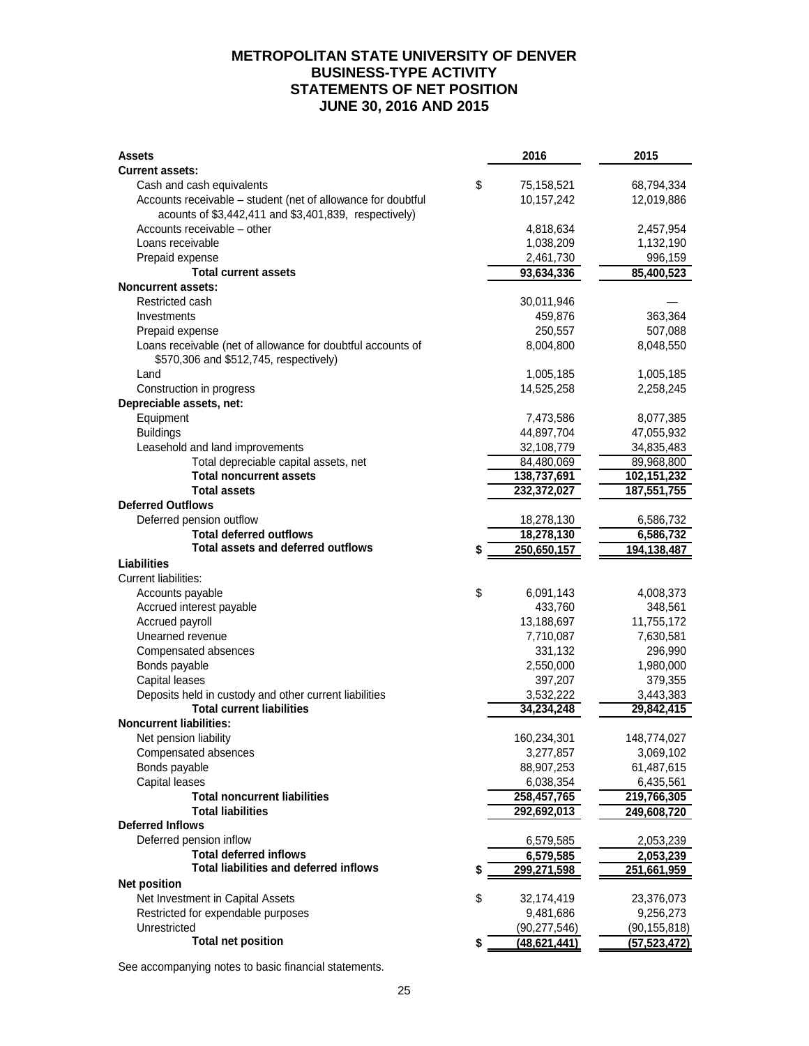# METROPOLITAN STATE UNIVERSITY OF DENVER
## BUSINESS-TYPE ACTIVITY
## STATEMENTS OF NET POSITION
## JUNE 30, 2016 AND 2015

| Assets | | 2016 | 2015 |
|---|---|---|---|
| **Current assets:** | | | |
| Cash and cash equivalents | $ | 75,158,521 | 68,794,334 |
| Accounts receivable – student (net of allowance for doubtful acounts of $3,442,411 and $3,401,839, respectively) | | 10,157,242 | 12,019,886 |
| Accounts receivable – other | | 4,818,634 | 2,457,954 |
| Loans receivable | | 1,038,209 | 1,132,190 |
| Prepaid expense | | 2,461,730 | 996,159 |
| **Total current assets** | | **93,634,336** | **85,400,523** |
| **Noncurrent assets:** | | | |
| Restricted cash | | 30,011,946 | — |
| Investments | | 459,876 | 363,364 |
| Prepaid expense | | 250,557 | 507,088 |
| Loans receivable (net of allowance for doubtful accounts of $570,306 and $512,745, respectively) | | 8,004,800 | 8,048,550 |
| Land | | 1,005,185 | 1,005,185 |
| Construction in progress | | 14,525,258 | 2,258,245 |
| **Depreciable assets, net:** | | | |
| Equipment | | 7,473,586 | 8,077,385 |
| Buildings | | 44,897,704 | 47,055,932 |
| Leasehold and land improvements | | 32,108,779 | 34,835,483 |
| Total depreciable capital assets, net | | 84,480,069 | 89,968,800 |
| **Total noncurrent assets** | | **138,737,691** | **102,151,232** |
| **Total assets** | | **232,372,027** | **187,551,755** |
| **Deferred Outflows** | | | |
| Deferred pension outflow | | 18,278,130 | 6,586,732 |
| **Total deferred outflows** | | **18,278,130** | **6,586,732** |
| **Total assets and deferred outflows** | $ | **250,650,157** | **194,138,487** |
| **Liabilities** | | | |
| Current liabilities: | | | |
| Accounts payable | $ | 6,091,143 | 4,008,373 |
| Accrued interest payable | | 433,760 | 348,561 |
| Accrued payroll | | 13,188,697 | 11,755,172 |
| Unearned revenue | | 7,710,087 | 7,630,581 |
| Compensated absences | | 331,132 | 296,990 |
| Bonds payable | | 2,550,000 | 1,980,000 |
| Capital leases | | 397,207 | 379,355 |
| Deposits held in custody and other current liabilities | | 3,532,222 | 3,443,383 |
| **Total current liabilities** | | **34,234,248** | **29,842,415** |
| **Noncurrent liabilities:** | | | |
| Net pension liability | | 160,234,301 | 148,774,027 |
| Compensated absences | | 3,277,857 | 3,069,102 |
| Bonds payable | | 88,907,253 | 61,487,615 |
| Capital leases | | 6,038,354 | 6,435,561 |
| **Total noncurrent liabilities** | | **258,457,765** | **219,766,305** |
| **Total liabilities** | | **292,692,013** | **249,608,720** |
| **Deferred Inflows** | | | |
| Deferred pension inflow | | 6,579,585 | 2,053,239 |
| **Total deferred inflows** | | **6,579,585** | **2,053,239** |
| **Total liabilities and deferred inflows** | $ | **299,271,598** | **251,661,959** |
| **Net position** | | | |
| Net Investment in Capital Assets | $ | 32,174,419 | 23,376,073 |
| Restricted for expendable purposes | | 9,481,686 | 9,256,273 |
| Unrestricted | | (90,277,546) | (90,155,818) |
| **Total net position** | $ | **(48,621,441)** | **(57,523,472)** |

See accompanying notes to basic financial statements.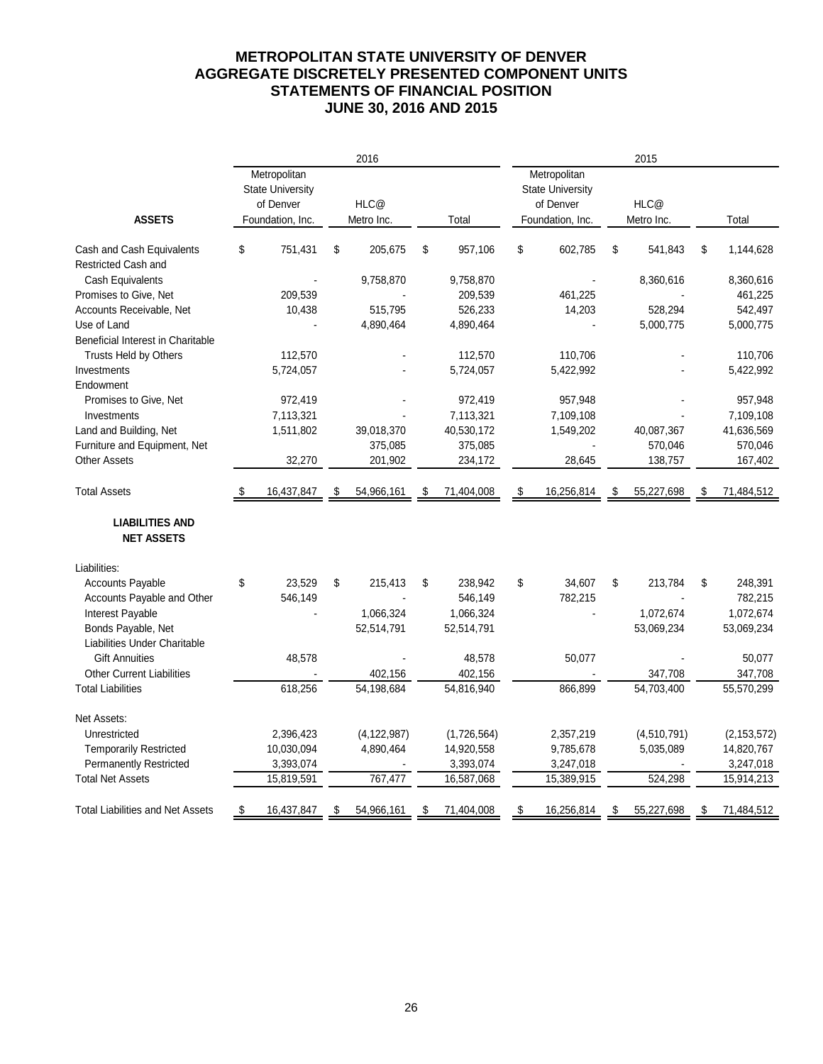# METROPOLITAN STATE UNIVERSITY OF DENVER
## AGGREGATE DISCRETELY PRESENTED COMPONENT UNITS
## STATEMENTS OF FINANCIAL POSITION
## JUNE 30, 2016 AND 2015

| | 2016 | | | 2015 | | |
|---|---|---|---|---|---|---|
| **ASSETS** | Metropolitan State University of Denver Foundation, Inc. | HLC@ Metro Inc. | Total | Metropolitan State University of Denver Foundation, Inc. | HLC@ Metro Inc. | Total |
| Cash and Cash Equivalents | $ 751,431 | $ 205,675 | $ 957,106 | $ 602,785 | $ 541,843 | $ 1,144,628 |
| Restricted Cash and Cash Equivalents | - | 9,758,870 | 9,758,870 | - | 8,360,616 | 8,360,616 |
| Promises to Give, Net | 209,539 | - | 209,539 | 461,225 | - | 461,225 |
| Accounts Receivable, Net | 10,438 | 515,795 | 526,233 | 14,203 | 528,294 | 542,497 |
| Use of Land | - | 4,890,464 | 4,890,464 | - | 5,000,775 | 5,000,775 |
| Beneficial Interest in Charitable Trusts Held by Others | 112,570 | - | 112,570 | 110,706 | - | 110,706 |
| Investments | 5,724,057 | - | 5,724,057 | 5,422,992 | - | 5,422,992 |
| Endowment | | | | | | |
| Promises to Give, Net | 972,419 | - | 972,419 | 957,948 | - | 957,948 |
| Investments | 7,113,321 | - | 7,113,321 | 7,109,108 | - | 7,109,108 |
| Land and Building, Net | 1,511,802 | 39,018,370 | 40,530,172 | 1,549,202 | 40,087,367 | 41,636,569 |
| Furniture and Equipment, Net | | 375,085 | 375,085 | - | 570,046 | 570,046 |
| Other Assets | 32,270 | 201,902 | 234,172 | 28,645 | 138,757 | 167,402 |
| Total Assets | $ 16,437,847 | $ 54,966,161 | $ 71,404,008 | $ 16,256,814 | $ 55,227,698 | $ 71,484,512 |
| **LIABILITIES AND NET ASSETS** | | | | | | |
| Liabilities: | | | | | | |
| Accounts Payable | $ 23,529 | $ 215,413 | $ 238,942 | $ 34,607 | $ 213,784 | $ 248,391 |
| Accounts Payable and Other | 546,149 | - | 546,149 | 782,215 | - | 782,215 |
| Interest Payable | - | 1,066,324 | 1,066,324 | - | 1,072,674 | 1,072,674 |
| Bonds Payable, Net | | 52,514,791 | 52,514,791 | | 53,069,234 | 53,069,234 |
| Liabilities Under Charitable Gift Annuities | 48,578 | - | 48,578 | 50,077 | - | 50,077 |
| Other Current Liabilities | - | 402,156 | 402,156 | - | 347,708 | 347,708 |
| Total Liabilities | 618,256 | 54,198,684 | 54,816,940 | 866,899 | 54,703,400 | 55,570,299 |
| Net Assets: | | | | | | |
| Unrestricted | 2,396,423 | (4,122,987) | (1,726,564) | 2,357,219 | (4,510,791) | (2,153,572) |
| Temporarily Restricted | 10,030,094 | 4,890,464 | 14,920,558 | 9,785,678 | 5,035,089 | 14,820,767 |
| Permanently Restricted | 3,393,074 | - | 3,393,074 | 3,247,018 | - | 3,247,018 |
| Total Net Assets | 15,819,591 | 767,477 | 16,587,068 | 15,389,915 | 524,298 | 15,914,213 |
| Total Liabilities and Net Assets | $ 16,437,847 | $ 54,966,161 | $ 71,404,008 | $ 16,256,814 | $ 55,227,698 | $ 71,484,512 |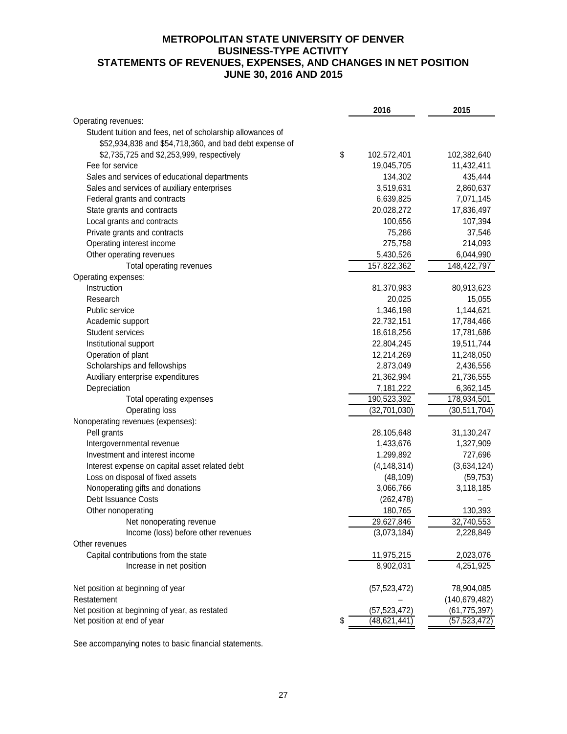# METROPOLITAN STATE UNIVERSITY OF DENVER
## BUSINESS-TYPE ACTIVITY
## STATEMENTS OF REVENUES, EXPENSES, AND CHANGES IN NET POSITION
## JUNE 30, 2016 AND 2015

| | 2016 | 2015 |
|---|---|---|
| Operating revenues: | | |
| Student tuition and fees, net of scholarship allowances of $52,934,838 and $54,718,360, and bad debt expense of $2,735,725 and $2,253,999, respectively | $ 102,572,401 | 102,382,640 |
| Fee for service | 19,045,705 | 11,432,411 |
| Sales and services of educational departments | 134,302 | 435,444 |
| Sales and services of auxiliary enterprises | 3,519,631 | 2,860,637 |
| Federal grants and contracts | 6,639,825 | 7,071,145 |
| State grants and contracts | 20,028,272 | 17,836,497 |
| Local grants and contracts | 100,656 | 107,394 |
| Private grants and contracts | 75,286 | 37,546 |
| Operating interest income | 275,758 | 214,093 |
| Other operating revenues | 5,430,526 | 6,044,990 |
| Total operating revenues | 157,822,362 | 148,422,797 |
| Operating expenses: | | |
| Instruction | 81,370,983 | 80,913,623 |
| Research | 20,025 | 15,055 |
| Public service | 1,346,198 | 1,144,621 |
| Academic support | 22,732,151 | 17,784,466 |
| Student services | 18,618,256 | 17,781,686 |
| Institutional support | 22,804,245 | 19,511,744 |
| Operation of plant | 12,214,269 | 11,248,050 |
| Scholarships and fellowships | 2,873,049 | 2,436,556 |
| Auxiliary enterprise expenditures | 21,362,994 | 21,736,555 |
| Depreciation | 7,181,222 | 6,362,145 |
| Total operating expenses | 190,523,392 | 178,934,501 |
| Operating loss | (32,701,030) | (30,511,704) |
| Nonoperating revenues (expenses): | | |
| Pell grants | 28,105,648 | 31,130,247 |
| Intergovernmental revenue | 1,433,676 | 1,327,909 |
| Investment and interest income | 1,299,892 | 727,696 |
| Interest expense on capital asset related debt | (4,148,314) | (3,634,124) |
| Loss on disposal of fixed assets | (48,109) | (59,753) |
| Nonoperating gifts and donations | 3,066,766 | 3,118,185 |
| Debt Issuance Costs | (262,478) | – |
| Other nonoperating | 180,765 | 130,393 |
| Net nonoperating revenue | 29,627,846 | 32,740,553 |
| Income (loss) before other revenues | (3,073,184) | 2,228,849 |
| Other revenues | | |
| Capital contributions from the state | 11,975,215 | 2,023,076 |
| Increase in net position | 8,902,031 | 4,251,925 |
| Net position at beginning of year | (57,523,472) | 78,904,085 |
| Restatement | – | (140,679,482) |
| Net position at beginning of year, as restated | (57,523,472) | (61,775,397) |
| Net position at end of year | $ (48,621,441) | (57,523,472) |

See accompanying notes to basic financial statements.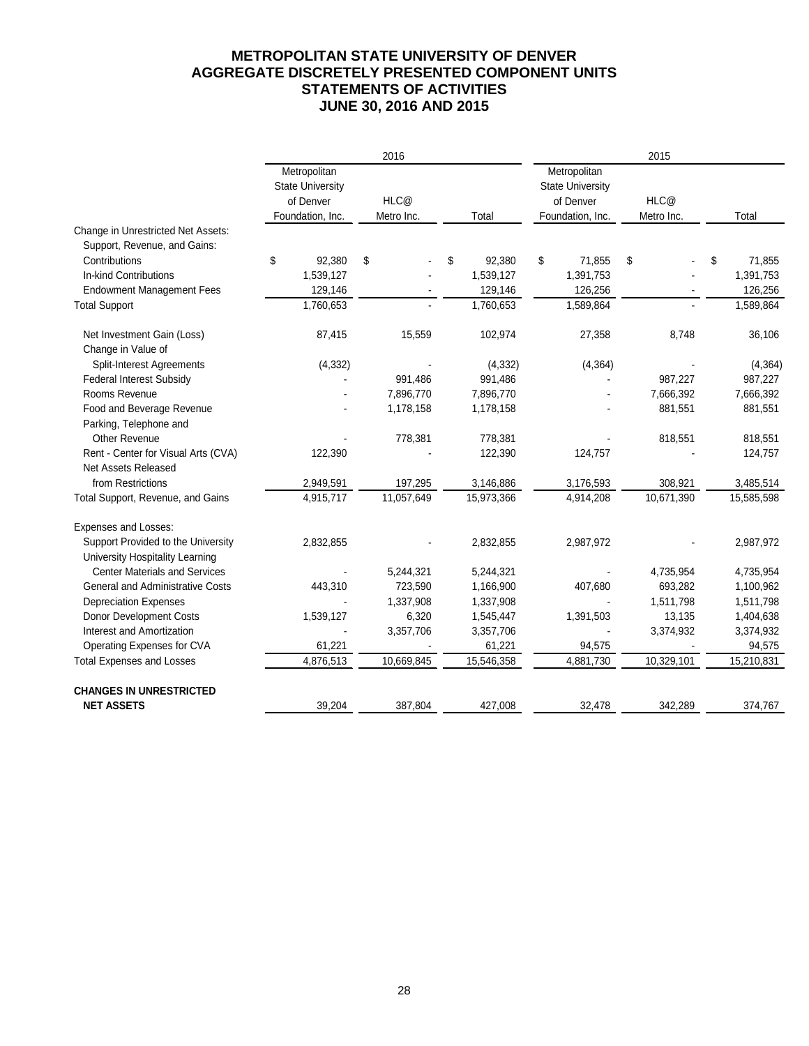# METROPOLITAN STATE UNIVERSITY OF DENVER
# AGGREGATE DISCRETELY PRESENTED COMPONENT UNITS
# STATEMENTS OF ACTIVITIES
# JUNE 30, 2016 AND 2015

| | 2016 | | | 2015 | | |
|---|---|---|---|---|---|---|
| | Metropolitan State University of Denver Foundation, Inc. | HLC@ Metro Inc. | Total | Metropolitan State University of Denver Foundation, Inc. | HLC@ Metro Inc. | Total |
| Change in Unrestricted Net Assets: | | | | | | |
| Support, Revenue, and Gains: | | | | | | |
| Contributions | $ 92,380 | $ - | $ 92,380 | $ 71,855 | $ - | $ 71,855 |
| In-kind Contributions | 1,539,127 | - | 1,539,127 | 1,391,753 | - | 1,391,753 |
| Endowment Management Fees | 129,146 | - | 129,146 | 126,256 | - | 126,256 |
| Total Support | 1,760,653 | - | 1,760,653 | 1,589,864 | - | 1,589,864 |
| Net Investment Gain (Loss) | 87,415 | 15,559 | 102,974 | 27,358 | 8,748 | 36,106 |
| Change in Value of Split-Interest Agreements | (4,332) | - | (4,332) | (4,364) | - | (4,364) |
| Federal Interest Subsidy | - | 991,486 | 991,486 | - | 987,227 | 987,227 |
| Rooms Revenue | - | 7,896,770 | 7,896,770 | - | 7,666,392 | 7,666,392 |
| Food and Beverage Revenue | - | 1,178,158 | 1,178,158 | - | 881,551 | 881,551 |
| Parking, Telephone and Other Revenue | - | 778,381 | 778,381 | - | 818,551 | 818,551 |
| Rent - Center for Visual Arts (CVA) | 122,390 | - | 122,390 | 124,757 | - | 124,757 |
| Net Assets Released from Restrictions | 2,949,591 | 197,295 | 3,146,886 | 3,176,593 | 308,921 | 3,485,514 |
| Total Support, Revenue, and Gains | 4,915,717 | 11,057,649 | 15,973,366 | 4,914,208 | 10,671,390 | 15,585,598 |
| Expenses and Losses: | | | | | | |
| Support Provided to the University | 2,832,855 | - | 2,832,855 | 2,987,972 | - | 2,987,972 |
| University Hospitality Learning Center Materials and Services | - | 5,244,321 | 5,244,321 | - | 4,735,954 | 4,735,954 |
| General and Administrative Costs | 443,310 | 723,590 | 1,166,900 | 407,680 | 693,282 | 1,100,962 |
| Depreciation Expenses | - | 1,337,908 | 1,337,908 | - | 1,511,798 | 1,511,798 |
| Donor Development Costs | 1,539,127 | 6,320 | 1,545,447 | 1,391,503 | 13,135 | 1,404,638 |
| Interest and Amortization | - | 3,357,706 | 3,357,706 | - | 3,374,932 | 3,374,932 |
| Operating Expenses for CVA | 61,221 | - | 61,221 | 94,575 | - | 94,575 |
| Total Expenses and Losses | 4,876,513 | 10,669,845 | 15,546,358 | 4,881,730 | 10,329,101 | 15,210,831 |
| **CHANGES IN UNRESTRICTED NET ASSETS** | 39,204 | 387,804 | 427,008 | 32,478 | 342,289 | 374,767 |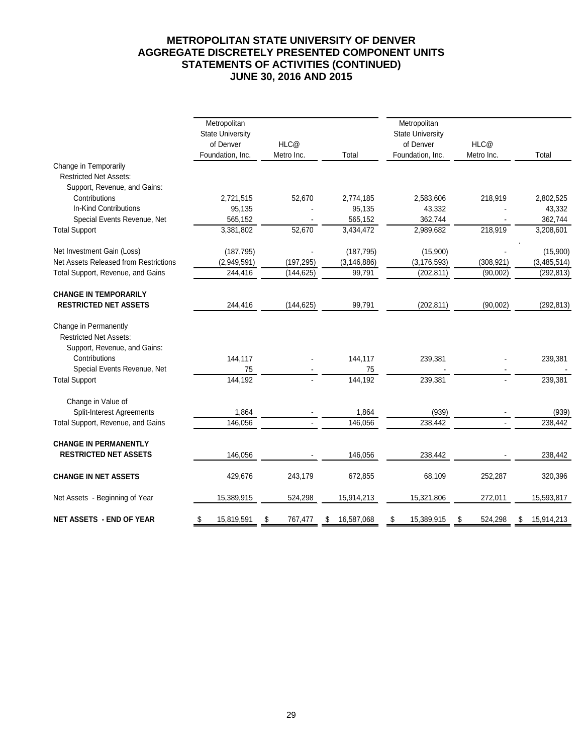# METROPOLITAN STATE UNIVERSITY OF DENVER
# AGGREGATE DISCRETELY PRESENTED COMPONENT UNITS
# STATEMENTS OF ACTIVITIES (CONTINUED)
# JUNE 30, 2016 AND 2015

| | Metropolitan State University of Denver Foundation, Inc. | HLC@ Metro Inc. | Total | Metropolitan State University of Denver Foundation, Inc. | HLC@ Metro Inc. | Total |
|---|---|---|---|---|---|---|
| Change in Temporarily | | | | | | |
| Restricted Net Assets: | | | | | | |
| Support, Revenue, and Gains: | | | | | | |
| Contributions | 2,721,515 | 52,670 | 2,774,185 | 2,583,606 | 218,919 | 2,802,525 |
| In-Kind Contributions | 95,135 | - | 95,135 | 43,332 | - | 43,332 |
| Special Events Revenue, Net | 565,152 | - | 565,152 | 362,744 | - | 362,744 |
| Total Support | 3,381,802 | 52,670 | 3,434,472 | 2,989,682 | 218,919 | 3,208,601 |
| Net Investment Gain (Loss) | (187,795) | - | (187,795) | (15,900) | - | (15,900) |
| Net Assets Released from Restrictions | (2,949,591) | (197,295) | (3,146,886) | (3,176,593) | (308,921) | (3,485,514) |
| Total Support, Revenue, and Gains | 244,416 | (144,625) | 99,791 | (202,811) | (90,002) | (292,813) |
| **CHANGE IN TEMPORARILY RESTRICTED NET ASSETS** | 244,416 | (144,625) | 99,791 | (202,811) | (90,002) | (292,813) |
| Change in Permanently | | | | | | |
| Restricted Net Assets: | | | | | | |
| Support, Revenue, and Gains: | | | | | | |
| Contributions | 144,117 | - | 144,117 | 239,381 | - | 239,381 |
| Special Events Revenue, Net | 75 | - | 75 | - | - | - |
| Total Support | 144,192 | - | 144,192 | 239,381 | - | 239,381 |
| Change in Value of Split-Interest Agreements | 1,864 | - | 1,864 | (939) | - | (939) |
| Total Support, Revenue, and Gains | 146,056 | - | 146,056 | 238,442 | - | 238,442 |
| **CHANGE IN PERMANENTLY RESTRICTED NET ASSETS** | 146,056 | - | 146,056 | 238,442 | - | 238,442 |
| **CHANGE IN NET ASSETS** | 429,676 | 243,179 | 672,855 | 68,109 | 252,287 | 320,396 |
| Net Assets - Beginning of Year | 15,389,915 | 524,298 | 15,914,213 | 15,321,806 | 272,011 | 15,593,817 |
| **NET ASSETS - END OF YEAR** | $ 15,819,591 | $ 767,477 | $ 16,587,068 | $ 15,389,915 | $ 524,298 | $ 15,914,213 |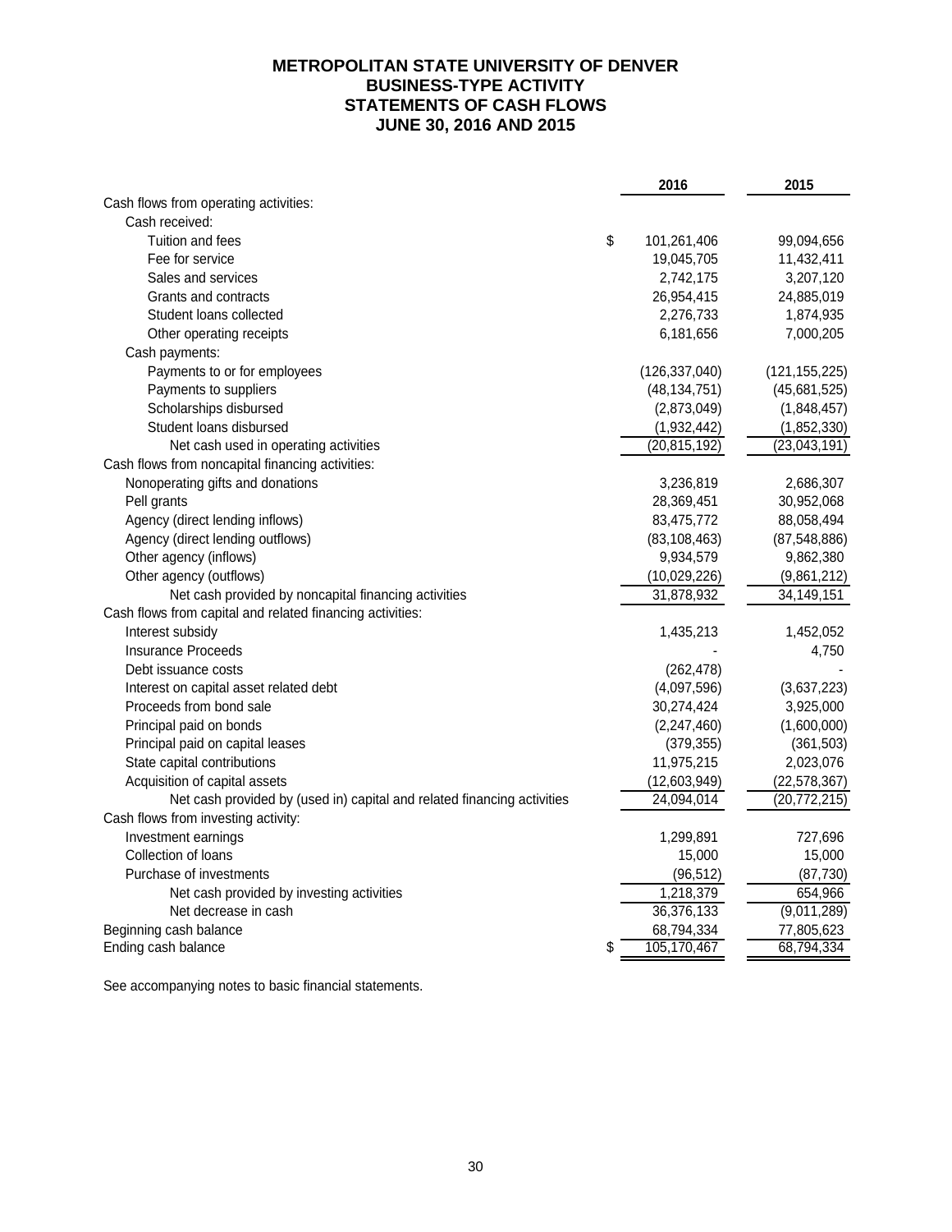# METROPOLITAN STATE UNIVERSITY OF DENVER
## BUSINESS-TYPE ACTIVITY
## STATEMENTS OF CASH FLOWS
## JUNE 30, 2016 AND 2015

| | 2016 | 2015 |
|---|---|---|
| Cash flows from operating activities: | | |
| Cash received: | | |
| Tuition and fees | $ 101,261,406 | 99,094,656 |
| Fee for service | 19,045,705 | 11,432,411 |
| Sales and services | 2,742,175 | 3,207,120 |
| Grants and contracts | 26,954,415 | 24,885,019 |
| Student loans collected | 2,276,733 | 1,874,935 |
| Other operating receipts | 6,181,656 | 7,000,205 |
| Cash payments: | | |
| Payments to or for employees | (126,337,040) | (121,155,225) |
| Payments to suppliers | (48,134,751) | (45,681,525) |
| Scholarships disbursed | (2,873,049) | (1,848,457) |
| Student loans disbursed | (1,932,442) | (1,852,330) |
| Net cash used in operating activities | (20,815,192) | (23,043,191) |
| Cash flows from noncapital financing activities: | | |
| Nonoperating gifts and donations | 3,236,819 | 2,686,307 |
| Pell grants | 28,369,451 | 30,952,068 |
| Agency (direct lending inflows) | 83,475,772 | 88,058,494 |
| Agency (direct lending outflows) | (83,108,463) | (87,548,886) |
| Other agency (inflows) | 9,934,579 | 9,862,380 |
| Other agency (outflows) | (10,029,226) | (9,861,212) |
| Net cash provided by noncapital financing activities | 31,878,932 | 34,149,151 |
| Cash flows from capital and related financing activities: | | |
| Interest subsidy | 1,435,213 | 1,452,052 |
| Insurance Proceeds | - | 4,750 |
| Debt issuance costs | (262,478) | - |
| Interest on capital asset related debt | (4,097,596) | (3,637,223) |
| Proceeds from bond sale | 30,274,424 | 3,925,000 |
| Principal paid on bonds | (2,247,460) | (1,600,000) |
| Principal paid on capital leases | (379,355) | (361,503) |
| State capital contributions | 11,975,215 | 2,023,076 |
| Acquisition of capital assets | (12,603,949) | (22,578,367) |
| Net cash provided by (used in) capital and related financing activities | 24,094,014 | (20,772,215) |
| Cash flows from investing activity: | | |
| Investment earnings | 1,299,891 | 727,696 |
| Collection of loans | 15,000 | 15,000 |
| Purchase of investments | (96,512) | (87,730) |
| Net cash provided by investing activities | 1,218,379 | 654,966 |
| Net decrease in cash | 36,376,133 | (9,011,289) |
| Beginning cash balance | 68,794,334 | 77,805,623 |
| Ending cash balance | $ 105,170,467 | 68,794,334 |

See accompanying notes to basic financial statements.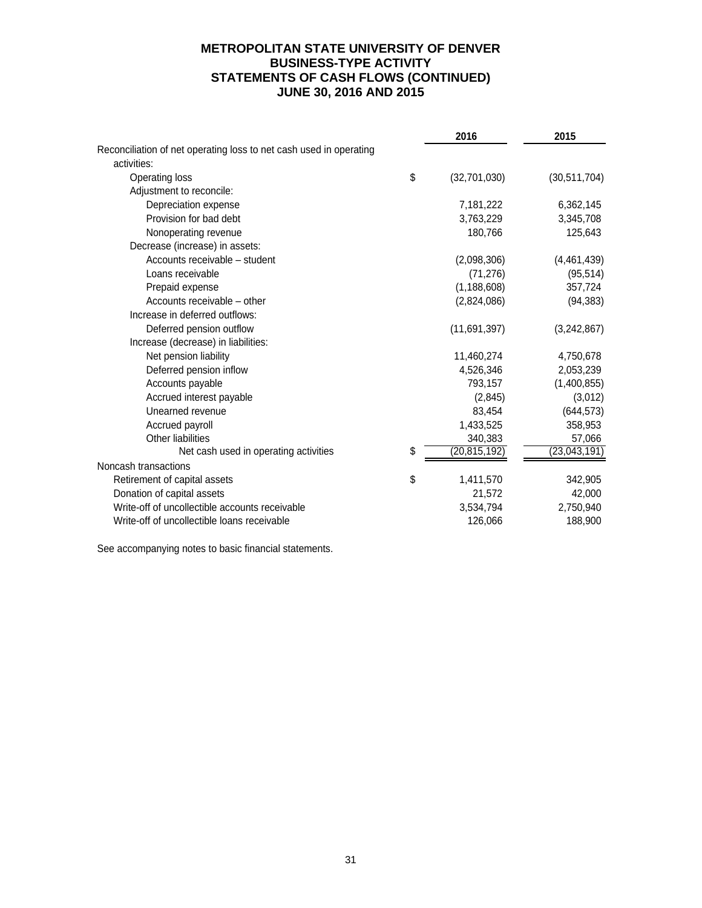# METROPOLITAN STATE UNIVERSITY OF DENVER
## BUSINESS-TYPE ACTIVITY
## STATEMENTS OF CASH FLOWS (CONTINUED)
## JUNE 30, 2016 AND 2015

| | 2016 | 2015 |
|---|---|---|
| Reconciliation of net operating loss to net cash used in operating activities: | | |
| Operating loss | $ (32,701,030) | (30,511,704) |
| Adjustment to reconcile: | | |
| Depreciation expense | 7,181,222 | 6,362,145 |
| Provision for bad debt | 3,763,229 | 3,345,708 |
| Nonoperating revenue | 180,766 | 125,643 |
| Decrease (increase) in assets: | | |
| Accounts receivable – student | (2,098,306) | (4,461,439) |
| Loans receivable | (71,276) | (95,514) |
| Prepaid expense | (1,188,608) | 357,724 |
| Accounts receivable – other | (2,824,086) | (94,383) |
| Increase in deferred outflows: | | |
| Deferred pension outflow | (11,691,397) | (3,242,867) |
| Increase (decrease) in liabilities: | | |
| Net pension liability | 11,460,274 | 4,750,678 |
| Deferred pension inflow | 4,526,346 | 2,053,239 |
| Accounts payable | 793,157 | (1,400,855) |
| Accrued interest payable | (2,845) | (3,012) |
| Unearned revenue | 83,454 | (644,573) |
| Accrued payroll | 1,433,525 | 358,953 |
| Other liabilities | 340,383 | 57,066 |
| Net cash used in operating activities | $ (20,815,192) | (23,043,191) |
| Noncash transactions | | |
| Retirement of capital assets | $ 1,411,570 | 342,905 |
| Donation of capital assets | 21,572 | 42,000 |
| Write-off of uncollectible accounts receivable | 3,534,794 | 2,750,940 |
| Write-off of uncollectible loans receivable | 126,066 | 188,900 |

See accompanying notes to basic financial statements.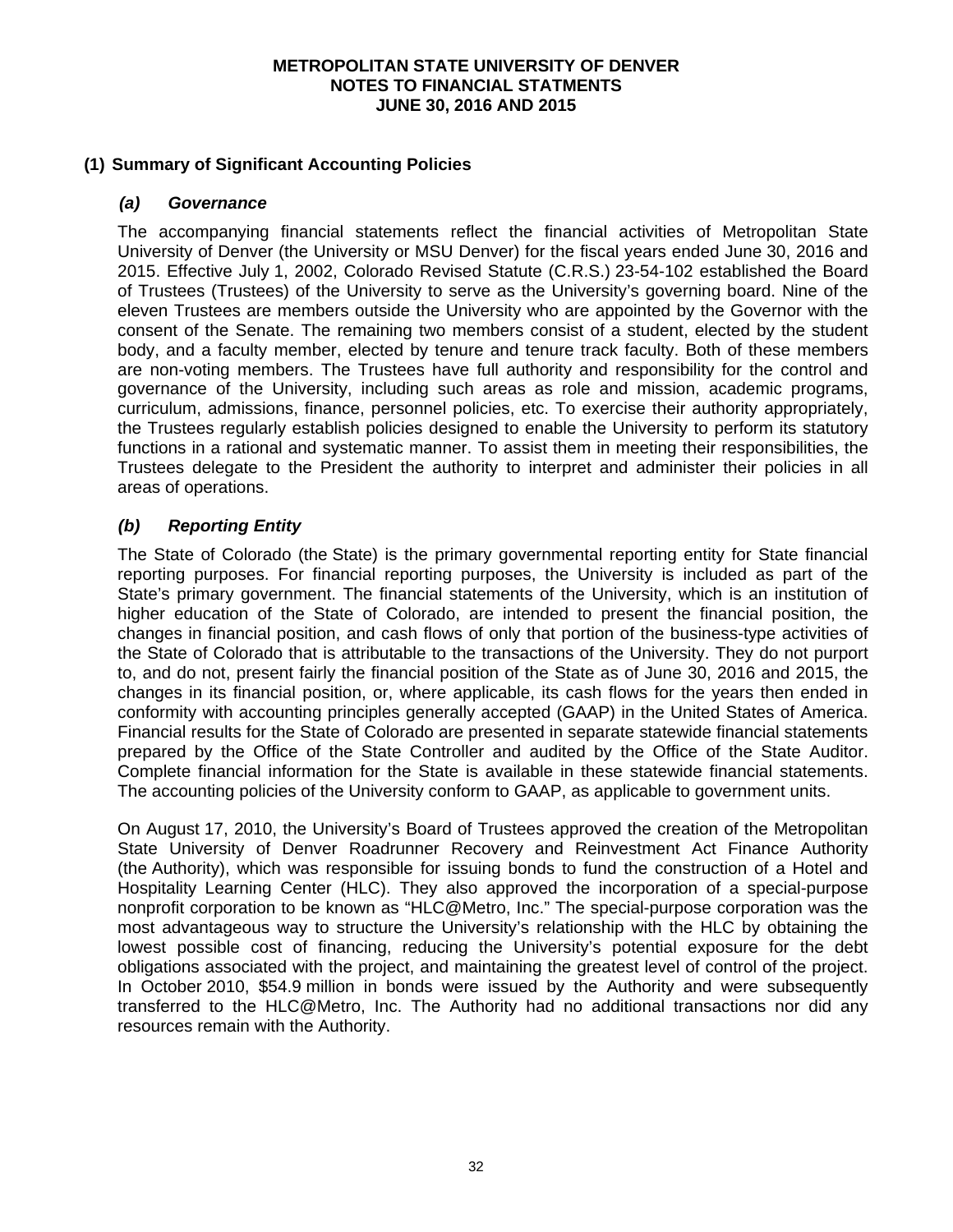# METROPOLITAN STATE UNIVERSITY OF DENVER
# NOTES TO FINANCIAL STATMENTS
# JUNE 30, 2016 AND 2015

## (1) Summary of Significant Accounting Policies

### *(a) Governance*

The accompanying financial statements reflect the financial activities of Metropolitan State University of Denver (the University or MSU Denver) for the fiscal years ended June 30, 2016 and 2015. Effective July 1, 2002, Colorado Revised Statute (C.R.S.) 23-54-102 established the Board of Trustees (Trustees) of the University to serve as the University's governing board. Nine of the eleven Trustees are members outside the University who are appointed by the Governor with the consent of the Senate. The remaining two members consist of a student, elected by the student body, and a faculty member, elected by tenure and tenure track faculty. Both of these members are non-voting members. The Trustees have full authority and responsibility for the control and governance of the University, including such areas as role and mission, academic programs, curriculum, admissions, finance, personnel policies, etc. To exercise their authority appropriately, the Trustees regularly establish policies designed to enable the University to perform its statutory functions in a rational and systematic manner. To assist them in meeting their responsibilities, the Trustees delegate to the President the authority to interpret and administer their policies in all areas of operations.

### *(b) Reporting Entity*

The State of Colorado (the State) is the primary governmental reporting entity for State financial reporting purposes. For financial reporting purposes, the University is included as part of the State's primary government. The financial statements of the University, which is an institution of higher education of the State of Colorado, are intended to present the financial position, the changes in financial position, and cash flows of only that portion of the business-type activities of the State of Colorado that is attributable to the transactions of the University. They do not purport to, and do not, present fairly the financial position of the State as of June 30, 2016 and 2015, the changes in its financial position, or, where applicable, its cash flows for the years then ended in conformity with accounting principles generally accepted (GAAP) in the United States of America. Financial results for the State of Colorado are presented in separate statewide financial statements prepared by the Office of the State Controller and audited by the Office of the State Auditor. Complete financial information for the State is available in these statewide financial statements. The accounting policies of the University conform to GAAP, as applicable to government units.

On August 17, 2010, the University's Board of Trustees approved the creation of the Metropolitan State University of Denver Roadrunner Recovery and Reinvestment Act Finance Authority (the Authority), which was responsible for issuing bonds to fund the construction of a Hotel and Hospitality Learning Center (HLC). They also approved the incorporation of a special-purpose nonprofit corporation to be known as "HLC@Metro, Inc." The special-purpose corporation was the most advantageous way to structure the University's relationship with the HLC by obtaining the lowest possible cost of financing, reducing the University's potential exposure for the debt obligations associated with the project, and maintaining the greatest level of control of the project. In October 2010, $54.9 million in bonds were issued by the Authority and were subsequently transferred to the HLC@Metro, Inc. The Authority had no additional transactions nor did any resources remain with the Authority.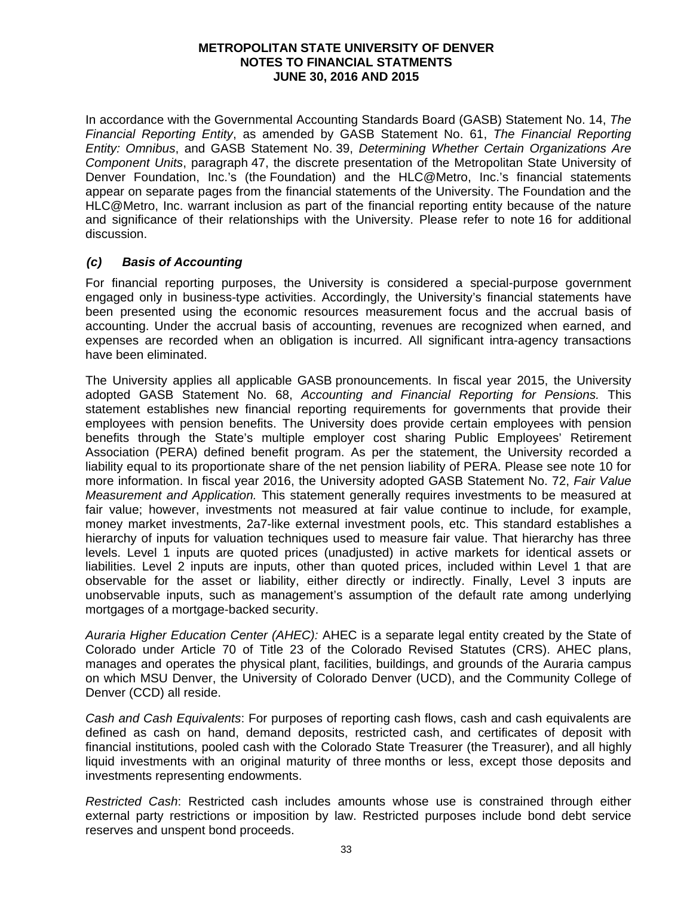In accordance with the Governmental Accounting Standards Board (GASB) Statement No. 14, *The Financial Reporting Entity*, as amended by GASB Statement No. 61, *The Financial Reporting Entity: Omnibus*, and GASB Statement No. 39, *Determining Whether Certain Organizations Are Component Units*, paragraph 47, the discrete presentation of the Metropolitan State University of Denver Foundation, Inc.'s (the Foundation) and the HLC@Metro, Inc.'s financial statements appear on separate pages from the financial statements of the University. The Foundation and the HLC@Metro, Inc. warrant inclusion as part of the financial reporting entity because of the nature and significance of their relationships with the University. Please refer to note 16 for additional discussion.

### *(c) Basis of Accounting*

For financial reporting purposes, the University is considered a special-purpose government engaged only in business-type activities. Accordingly, the University's financial statements have been presented using the economic resources measurement focus and the accrual basis of accounting. Under the accrual basis of accounting, revenues are recognized when earned, and expenses are recorded when an obligation is incurred. All significant intra-agency transactions have been eliminated.

The University applies all applicable GASB pronouncements. In fiscal year 2015, the University adopted GASB Statement No. 68, *Accounting and Financial Reporting for Pensions.* This statement establishes new financial reporting requirements for governments that provide their employees with pension benefits. The University does provide certain employees with pension benefits through the State's multiple employer cost sharing Public Employees' Retirement Association (PERA) defined benefit program. As per the statement, the University recorded a liability equal to its proportionate share of the net pension liability of PERA. Please see note 10 for more information. In fiscal year 2016, the University adopted GASB Statement No. 72, *Fair Value Measurement and Application.* This statement generally requires investments to be measured at fair value; however, investments not measured at fair value continue to include, for example, money market investments, 2a7-like external investment pools, etc. This standard establishes a hierarchy of inputs for valuation techniques used to measure fair value. That hierarchy has three levels. Level 1 inputs are quoted prices (unadjusted) in active markets for identical assets or liabilities. Level 2 inputs are inputs, other than quoted prices, included within Level 1 that are observable for the asset or liability, either directly or indirectly. Finally, Level 3 inputs are unobservable inputs, such as management's assumption of the default rate among underlying mortgages of a mortgage-backed security.

*Auraria Higher Education Center (AHEC):* AHEC is a separate legal entity created by the State of Colorado under Article 70 of Title 23 of the Colorado Revised Statutes (CRS). AHEC plans, manages and operates the physical plant, facilities, buildings, and grounds of the Auraria campus on which MSU Denver, the University of Colorado Denver (UCD), and the Community College of Denver (CCD) all reside.

*Cash and Cash Equivalents*: For purposes of reporting cash flows, cash and cash equivalents are defined as cash on hand, demand deposits, restricted cash, and certificates of deposit with financial institutions, pooled cash with the Colorado State Treasurer (the Treasurer), and all highly liquid investments with an original maturity of three months or less, except those deposits and investments representing endowments.

*Restricted Cash*: Restricted cash includes amounts whose use is constrained through either external party restrictions or imposition by law. Restricted purposes include bond debt service reserves and unspent bond proceeds.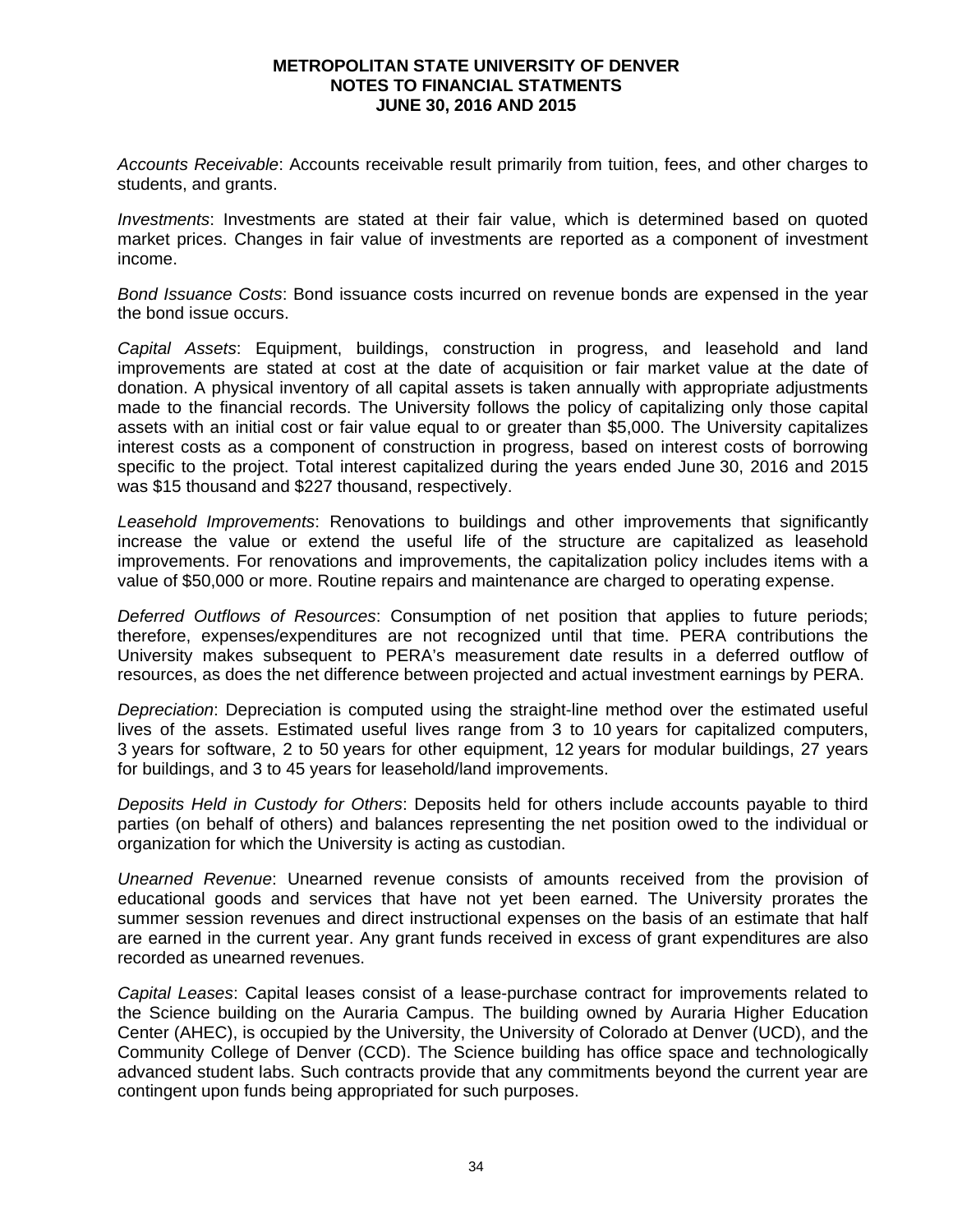*Accounts Receivable*: Accounts receivable result primarily from tuition, fees, and other charges to students, and grants.

*Investments*: Investments are stated at their fair value, which is determined based on quoted market prices. Changes in fair value of investments are reported as a component of investment income.

*Bond Issuance Costs*: Bond issuance costs incurred on revenue bonds are expensed in the year the bond issue occurs.

*Capital Assets*: Equipment, buildings, construction in progress, and leasehold and land improvements are stated at cost at the date of acquisition or fair market value at the date of donation. A physical inventory of all capital assets is taken annually with appropriate adjustments made to the financial records. The University follows the policy of capitalizing only those capital assets with an initial cost or fair value equal to or greater than $5,000. The University capitalizes interest costs as a component of construction in progress, based on interest costs of borrowing specific to the project. Total interest capitalized during the years ended June 30, 2016 and 2015 was $15 thousand and $227 thousand, respectively.

*Leasehold Improvements*: Renovations to buildings and other improvements that significantly increase the value or extend the useful life of the structure are capitalized as leasehold improvements. For renovations and improvements, the capitalization policy includes items with a value of $50,000 or more. Routine repairs and maintenance are charged to operating expense.

*Deferred Outflows of Resources*: Consumption of net position that applies to future periods; therefore, expenses/expenditures are not recognized until that time. PERA contributions the University makes subsequent to PERA's measurement date results in a deferred outflow of resources, as does the net difference between projected and actual investment earnings by PERA.

*Depreciation*: Depreciation is computed using the straight-line method over the estimated useful lives of the assets. Estimated useful lives range from 3 to 10 years for capitalized computers, 3 years for software, 2 to 50 years for other equipment, 12 years for modular buildings, 27 years for buildings, and 3 to 45 years for leasehold/land improvements.

*Deposits Held in Custody for Others*: Deposits held for others include accounts payable to third parties (on behalf of others) and balances representing the net position owed to the individual or organization for which the University is acting as custodian.

*Unearned Revenue*: Unearned revenue consists of amounts received from the provision of educational goods and services that have not yet been earned. The University prorates the summer session revenues and direct instructional expenses on the basis of an estimate that half are earned in the current year. Any grant funds received in excess of grant expenditures are also recorded as unearned revenues.

*Capital Leases*: Capital leases consist of a lease-purchase contract for improvements related to the Science building on the Auraria Campus. The building owned by Auraria Higher Education Center (AHEC), is occupied by the University, the University of Colorado at Denver (UCD), and the Community College of Denver (CCD). The Science building has office space and technologically advanced student labs. Such contracts provide that any commitments beyond the current year are contingent upon funds being appropriated for such purposes.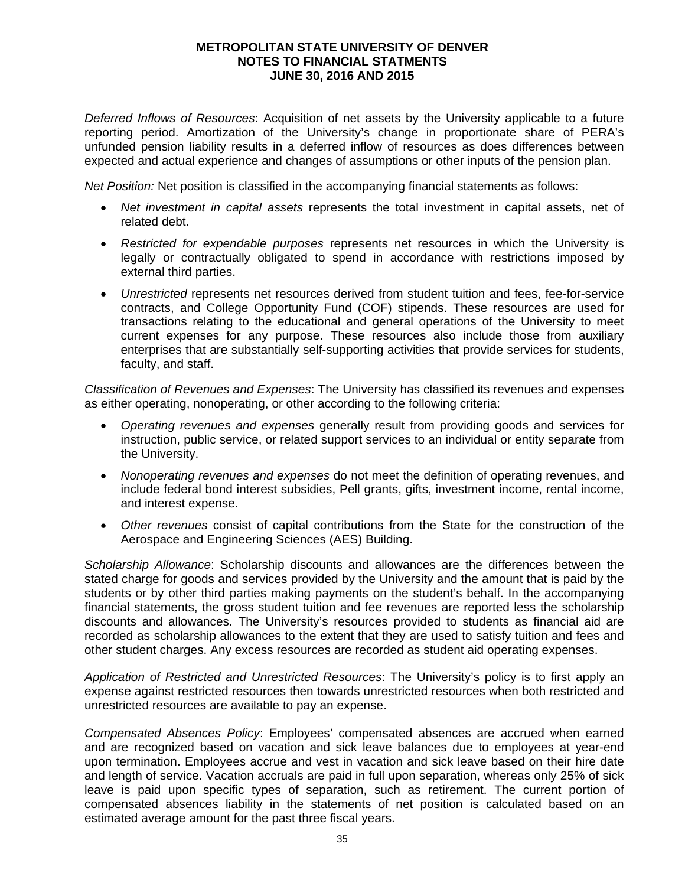*Deferred Inflows of Resources*: Acquisition of net assets by the University applicable to a future reporting period. Amortization of the University's change in proportionate share of PERA's unfunded pension liability results in a deferred inflow of resources as does differences between expected and actual experience and changes of assumptions or other inputs of the pension plan.

*Net Position:* Net position is classified in the accompanying financial statements as follows:

- *Net investment in capital assets* represents the total investment in capital assets, net of related debt.
- *Restricted for expendable purposes* represents net resources in which the University is legally or contractually obligated to spend in accordance with restrictions imposed by external third parties.
- *Unrestricted* represents net resources derived from student tuition and fees, fee-for-service contracts, and College Opportunity Fund (COF) stipends. These resources are used for transactions relating to the educational and general operations of the University to meet current expenses for any purpose. These resources also include those from auxiliary enterprises that are substantially self-supporting activities that provide services for students, faculty, and staff.

*Classification of Revenues and Expenses*: The University has classified its revenues and expenses as either operating, nonoperating, or other according to the following criteria:

- *Operating revenues and expenses* generally result from providing goods and services for instruction, public service, or related support services to an individual or entity separate from the University.
- *Nonoperating revenues and expenses* do not meet the definition of operating revenues, and include federal bond interest subsidies, Pell grants, gifts, investment income, rental income, and interest expense.
- *Other revenues* consist of capital contributions from the State for the construction of the Aerospace and Engineering Sciences (AES) Building.

*Scholarship Allowance*: Scholarship discounts and allowances are the differences between the stated charge for goods and services provided by the University and the amount that is paid by the students or by other third parties making payments on the student's behalf. In the accompanying financial statements, the gross student tuition and fee revenues are reported less the scholarship discounts and allowances. The University's resources provided to students as financial aid are recorded as scholarship allowances to the extent that they are used to satisfy tuition and fees and other student charges. Any excess resources are recorded as student aid operating expenses.

*Application of Restricted and Unrestricted Resources*: The University's policy is to first apply an expense against restricted resources then towards unrestricted resources when both restricted and unrestricted resources are available to pay an expense.

*Compensated Absences Policy*: Employees' compensated absences are accrued when earned and are recognized based on vacation and sick leave balances due to employees at year-end upon termination. Employees accrue and vest in vacation and sick leave based on their hire date and length of service. Vacation accruals are paid in full upon separation, whereas only 25% of sick leave is paid upon specific types of separation, such as retirement. The current portion of compensated absences liability in the statements of net position is calculated based on an estimated average amount for the past three fiscal years.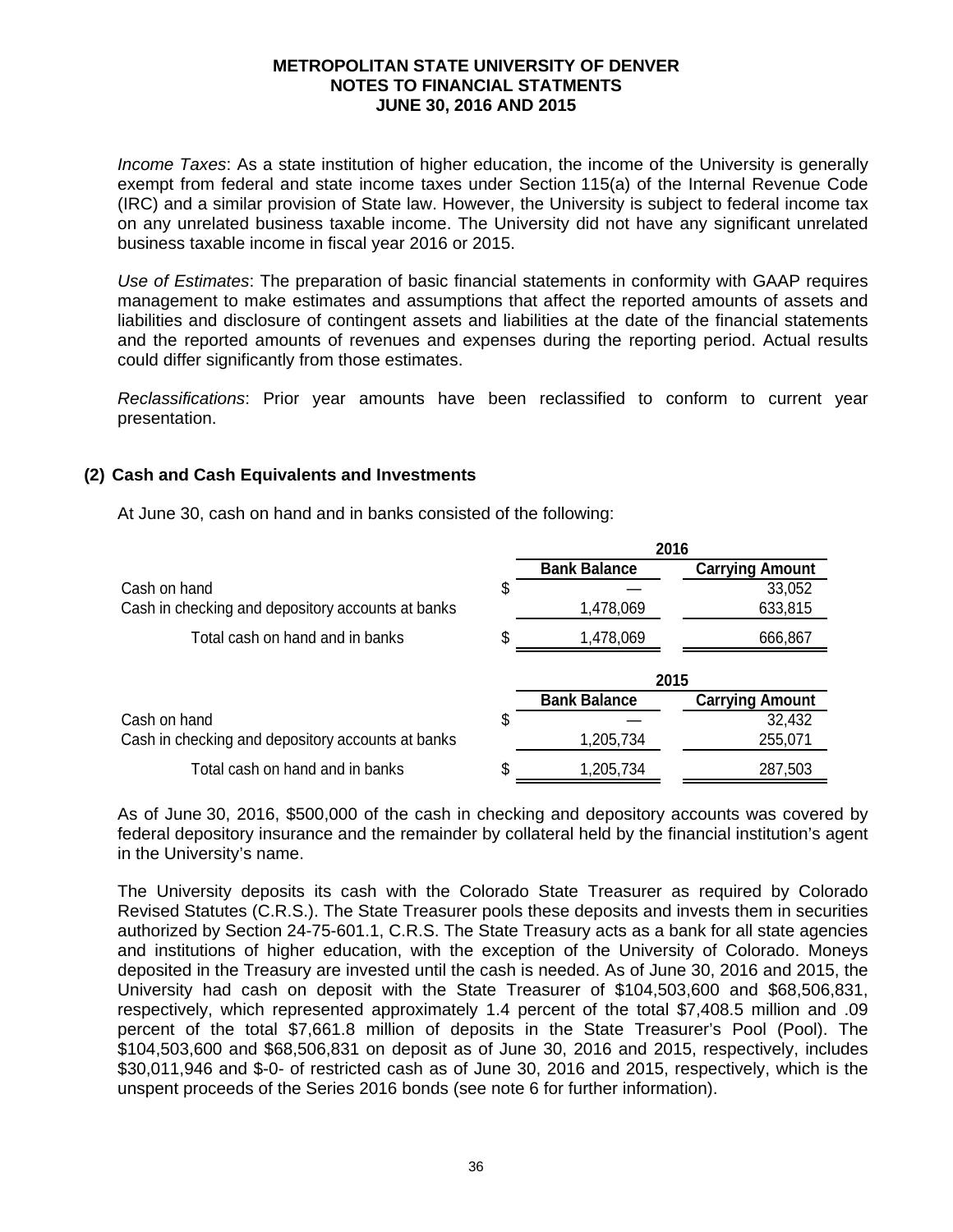*Income Taxes*: As a state institution of higher education, the income of the University is generally exempt from federal and state income taxes under Section 115(a) of the Internal Revenue Code (IRC) and a similar provision of State law. However, the University is subject to federal income tax on any unrelated business taxable income. The University did not have any significant unrelated business taxable income in fiscal year 2016 or 2015.

*Use of Estimates*: The preparation of basic financial statements in conformity with GAAP requires management to make estimates and assumptions that affect the reported amounts of assets and liabilities and disclosure of contingent assets and liabilities at the date of the financial statements and the reported amounts of revenues and expenses during the reporting period. Actual results could differ significantly from those estimates.

*Reclassifications*: Prior year amounts have been reclassified to conform to current year presentation.

## (2) Cash and Cash Equivalents and Investments

At June 30, cash on hand and in banks consisted of the following:

| | 2016 | |
|---|---|---|
| | **Bank Balance** | **Carrying Amount** |
| Cash on hand | $ — | 33,052 |
| Cash in checking and depository accounts at banks | 1,478,069 | 633,815 |
| Total cash on hand and in banks | $ 1,478,069 | 666,867 |

| | 2015 | |
|---|---|---|
| | **Bank Balance** | **Carrying Amount** |
| Cash on hand | $ — | 32,432 |
| Cash in checking and depository accounts at banks | 1,205,734 | 255,071 |
| Total cash on hand and in banks | $ 1,205,734 | 287,503 |

As of June 30, 2016, $500,000 of the cash in checking and depository accounts was covered by federal depository insurance and the remainder by collateral held by the financial institution's agent in the University's name.

The University deposits its cash with the Colorado State Treasurer as required by Colorado Revised Statutes (C.R.S.). The State Treasurer pools these deposits and invests them in securities authorized by Section 24-75-601.1, C.R.S. The State Treasury acts as a bank for all state agencies and institutions of higher education, with the exception of the University of Colorado. Moneys deposited in the Treasury are invested until the cash is needed. As of June 30, 2016 and 2015, the University had cash on deposit with the State Treasurer of $104,503,600 and $68,506,831, respectively, which represented approximately 1.4 percent of the total $7,408.5 million and .09 percent of the total $7,661.8 million of deposits in the State Treasurer's Pool (Pool). The $104,503,600 and $68,506,831 on deposit as of June 30, 2016 and 2015, respectively, includes $30,011,946 and $-0- of restricted cash as of June 30, 2016 and 2015, respectively, which is the unspent proceeds of the Series 2016 bonds (see note 6 for further information).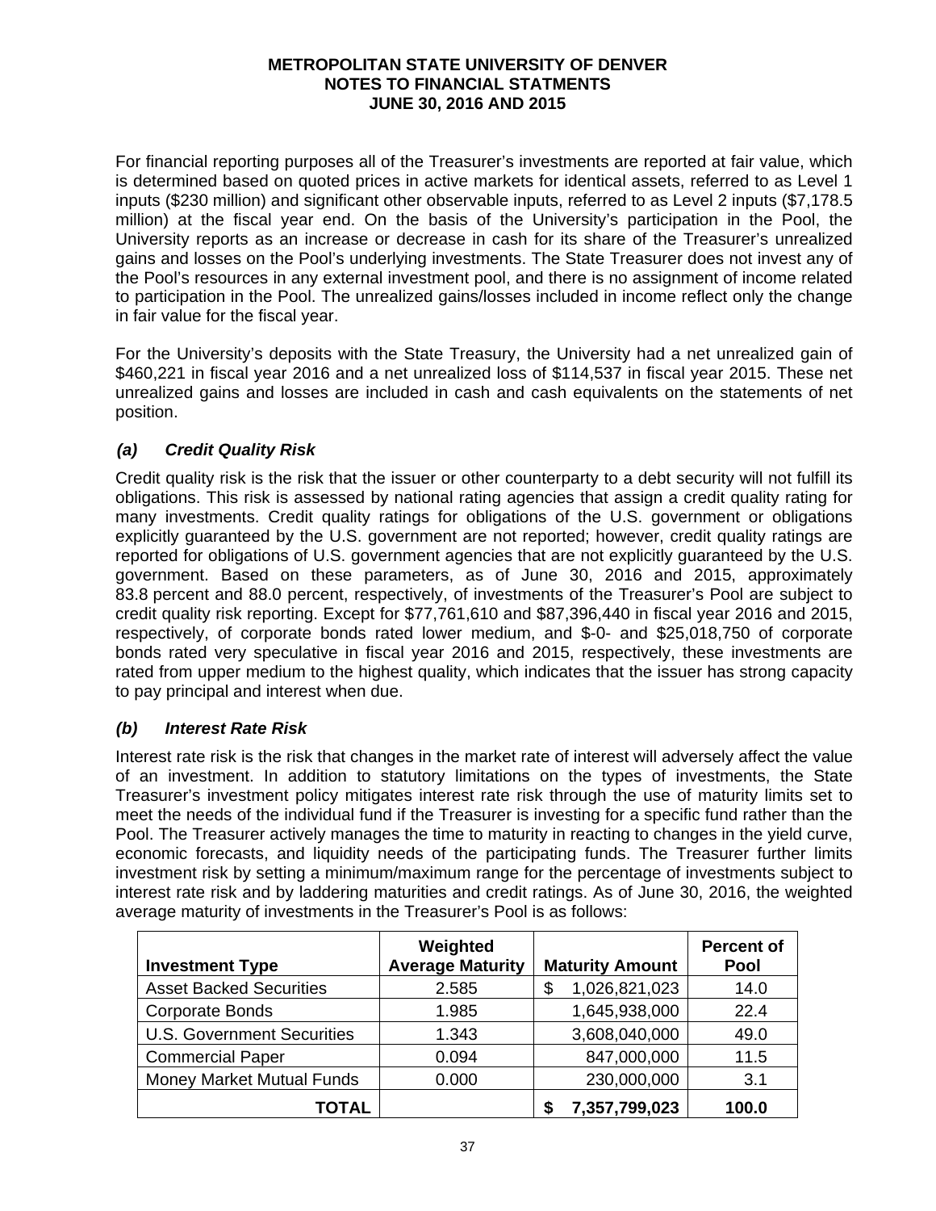For financial reporting purposes all of the Treasurer's investments are reported at fair value, which is determined based on quoted prices in active markets for identical assets, referred to as Level 1 inputs ($230 million) and significant other observable inputs, referred to as Level 2 inputs ($7,178.5 million) at the fiscal year end. On the basis of the University's participation in the Pool, the University reports as an increase or decrease in cash for its share of the Treasurer's unrealized gains and losses on the Pool's underlying investments. The State Treasurer does not invest any of the Pool's resources in any external investment pool, and there is no assignment of income related to participation in the Pool. The unrealized gains/losses included in income reflect only the change in fair value for the fiscal year.

For the University's deposits with the State Treasury, the University had a net unrealized gain of $460,221 in fiscal year 2016 and a net unrealized loss of $114,537 in fiscal year 2015. These net unrealized gains and losses are included in cash and cash equivalents on the statements of net position.

### *(a) Credit Quality Risk*

Credit quality risk is the risk that the issuer or other counterparty to a debt security will not fulfill its obligations. This risk is assessed by national rating agencies that assign a credit quality rating for many investments. Credit quality ratings for obligations of the U.S. government or obligations explicitly guaranteed by the U.S. government are not reported; however, credit quality ratings are reported for obligations of U.S. government agencies that are not explicitly guaranteed by the U.S. government. Based on these parameters, as of June 30, 2016 and 2015, approximately 83.8 percent and 88.0 percent, respectively, of investments of the Treasurer's Pool are subject to credit quality risk reporting. Except for $77,761,610 and $87,396,440 in fiscal year 2016 and 2015, respectively, of corporate bonds rated lower medium, and $-0- and $25,018,750 of corporate bonds rated very speculative in fiscal year 2016 and 2015, respectively, these investments are rated from upper medium to the highest quality, which indicates that the issuer has strong capacity to pay principal and interest when due.

### *(b) Interest Rate Risk*

Interest rate risk is the risk that changes in the market rate of interest will adversely affect the value of an investment. In addition to statutory limitations on the types of investments, the State Treasurer's investment policy mitigates interest rate risk through the use of maturity limits set to meet the needs of the individual fund if the Treasurer is investing for a specific fund rather than the Pool. The Treasurer actively manages the time to maturity in reacting to changes in the yield curve, economic forecasts, and liquidity needs of the participating funds. The Treasurer further limits investment risk by setting a minimum/maximum range for the percentage of investments subject to interest rate risk and by laddering maturities and credit ratings. As of June 30, 2016, the weighted average maturity of investments in the Treasurer's Pool is as follows:

| Investment Type | Weighted Average Maturity | Maturity Amount | Percent of Pool |
|---|---|---|---|
| Asset Backed Securities | 2.585 | $ 1,026,821,023 | 14.0 |
| Corporate Bonds | 1.985 | 1,645,938,000 | 22.4 |
| U.S. Government Securities | 1.343 | 3,608,040,000 | 49.0 |
| Commercial Paper | 0.094 | 847,000,000 | 11.5 |
| Money Market Mutual Funds | 0.000 | 230,000,000 | 3.1 |
| **TOTAL** | | **$ 7,357,799,023** | **100.0** |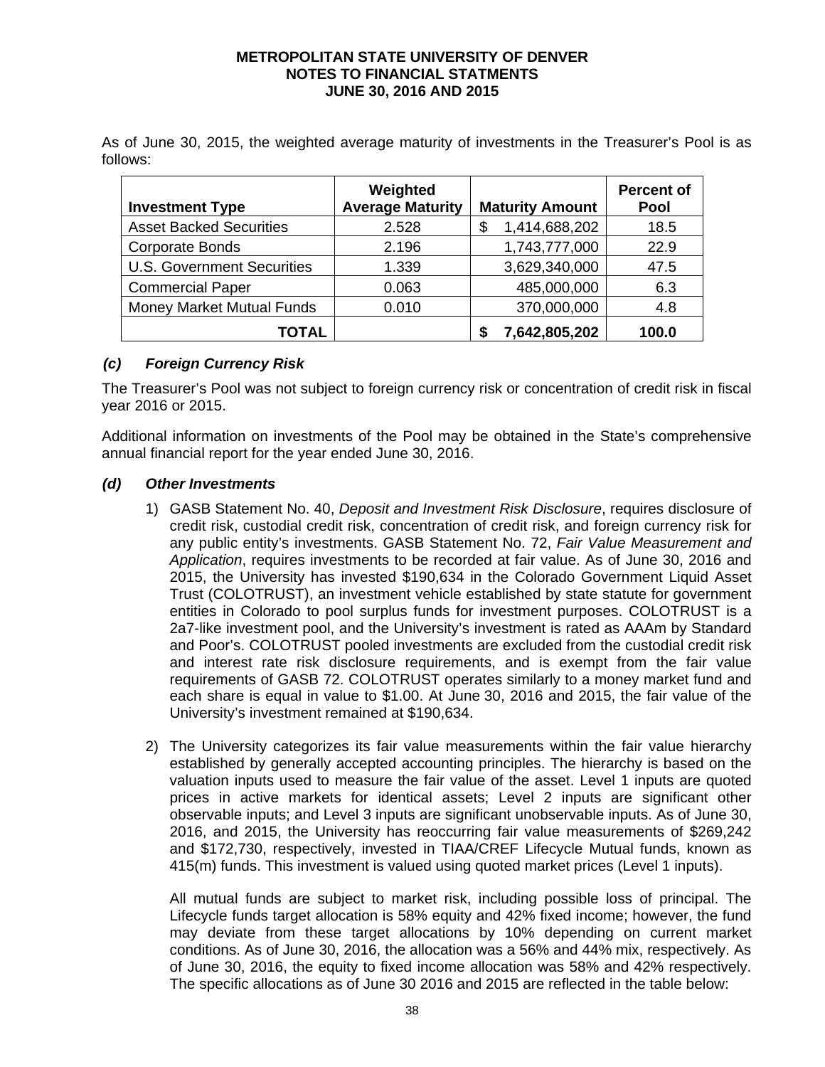As of June 30, 2015, the weighted average maturity of investments in the Treasurer's Pool is as follows:

| Investment Type | Weighted Average Maturity | Maturity Amount | Percent of Pool |
|---|---|---|---|
| Asset Backed Securities | 2.528 | $ 1,414,688,202 | 18.5 |
| Corporate Bonds | 2.196 | 1,743,777,000 | 22.9 |
| U.S. Government Securities | 1.339 | 3,629,340,000 | 47.5 |
| Commercial Paper | 0.063 | 485,000,000 | 6.3 |
| Money Market Mutual Funds | 0.010 | 370,000,000 | 4.8 |
| **TOTAL** | | **$ 7,642,805,202** | **100.0** |

### *(c) Foreign Currency Risk*

The Treasurer's Pool was not subject to foreign currency risk or concentration of credit risk in fiscal year 2016 or 2015.

Additional information on investments of the Pool may be obtained in the State's comprehensive annual financial report for the year ended June 30, 2016.

### *(d) Other Investments*

1) GASB Statement No. 40, *Deposit and Investment Risk Disclosure*, requires disclosure of credit risk, custodial credit risk, concentration of credit risk, and foreign currency risk for any public entity's investments. GASB Statement No. 72, *Fair Value Measurement and Application*, requires investments to be recorded at fair value. As of June 30, 2016 and 2015, the University has invested $190,634 in the Colorado Government Liquid Asset Trust (COLOTRUST), an investment vehicle established by state statute for government entities in Colorado to pool surplus funds for investment purposes. COLOTRUST is a 2a7-like investment pool, and the University's investment is rated as AAAm by Standard and Poor's. COLOTRUST pooled investments are excluded from the custodial credit risk and interest rate risk disclosure requirements, and is exempt from the fair value requirements of GASB 72. COLOTRUST operates similarly to a money market fund and each share is equal in value to $1.00. At June 30, 2016 and 2015, the fair value of the University's investment remained at $190,634.

2) The University categorizes its fair value measurements within the fair value hierarchy established by generally accepted accounting principles. The hierarchy is based on the valuation inputs used to measure the fair value of the asset. Level 1 inputs are quoted prices in active markets for identical assets; Level 2 inputs are significant other observable inputs; and Level 3 inputs are significant unobservable inputs. As of June 30, 2016, and 2015, the University has reoccurring fair value measurements of $269,242 and $172,730, respectively, invested in TIAA/CREF Lifecycle Mutual funds, known as 415(m) funds. This investment is valued using quoted market prices (Level 1 inputs).

   All mutual funds are subject to market risk, including possible loss of principal. The Lifecycle funds target allocation is 58% equity and 42% fixed income; however, the fund may deviate from these target allocations by 10% depending on current market conditions. As of June 30, 2016, the allocation was a 56% and 44% mix, respectively. As of June 30, 2016, the equity to fixed income allocation was 58% and 42% respectively. The specific allocations as of June 30 2016 and 2015 are reflected in the table below: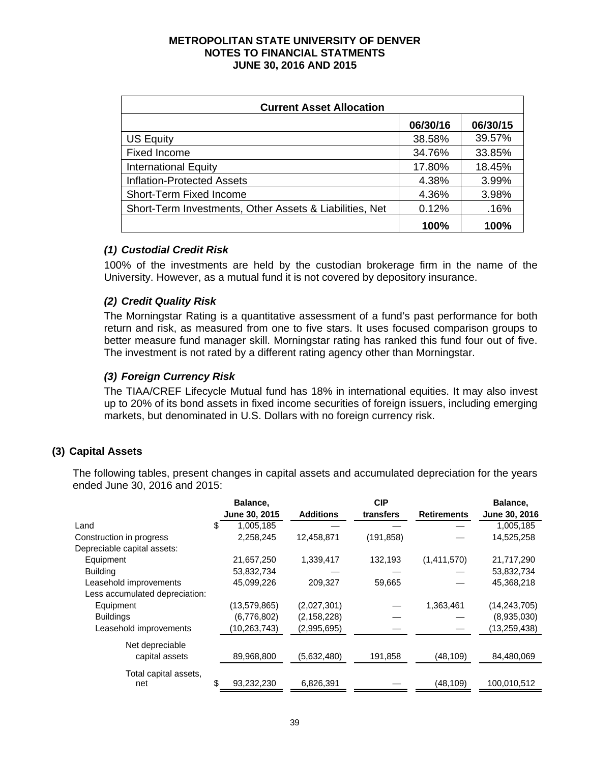**METROPOLITAN STATE UNIVERSITY OF DENVER**
**NOTES TO FINANCIAL STATMENTS**
**JUNE 30, 2016 AND 2015**

| Current Asset Allocation | | |
|---|---|---|
| | **06/30/16** | **06/30/15** |
| US Equity | 38.58% | 39.57% |
| Fixed Income | 34.76% | 33.85% |
| International Equity | 17.80% | 18.45% |
| Inflation-Protected Assets | 4.38% | 3.99% |
| Short-Term Fixed Income | 4.36% | 3.98% |
| Short-Term Investments, Other Assets & Liabilities, Net | 0.12% | .16% |
| | **100%** | **100%** |

### *(1) Custodial Credit Risk*

100% of the investments are held by the custodian brokerage firm in the name of the University. However, as a mutual fund it is not covered by depository insurance.

### *(2) Credit Quality Risk*

The Morningstar Rating is a quantitative assessment of a fund's past performance for both return and risk, as measured from one to five stars. It uses focused comparison groups to better measure fund manager skill. Morningstar rating has ranked this fund four out of five. The investment is not rated by a different rating agency other than Morningstar.

### *(3) Foreign Currency Risk*

The TIAA/CREF Lifecycle Mutual fund has 18% in international equities. It may also invest up to 20% of its bond assets in fixed income securities of foreign issuers, including emerging markets, but denominated in U.S. Dollars with no foreign currency risk.

## (3) Capital Assets

The following tables, present changes in capital assets and accumulated depreciation for the years ended June 30, 2016 and 2015:

| | Balance, June 30, 2015 | Additions | CIP transfers | Retirements | Balance, June 30, 2016 |
|---|---|---|---|---|---|
| Land | $ 1,005,185 | — | — | — | 1,005,185 |
| Construction in progress | 2,258,245 | 12,458,871 | (191,858) | — | 14,525,258 |
| Depreciable capital assets: | | | | | |
| Equipment | 21,657,250 | 1,339,417 | 132,193 | (1,411,570) | 21,717,290 |
| Building | 53,832,734 | — | — | — | 53,832,734 |
| Leasehold improvements | 45,099,226 | 209,327 | 59,665 | — | 45,368,218 |
| Less accumulated depreciation: | | | | | |
| Equipment | (13,579,865) | (2,027,301) | — | 1,363,461 | (14,243,705) |
| Buildings | (6,776,802) | (2,158,228) | — | — | (8,935,030) |
| Leasehold improvements | (10,263,743) | (2,995,695) | — | — | (13,259,438) |
| Net depreciable capital assets | 89,968,800 | (5,632,480) | 191,858 | (48,109) | 84,480,069 |
| Total capital assets, net | $ 93,232,230 | 6,826,391 | — | (48,109) | 100,010,512 |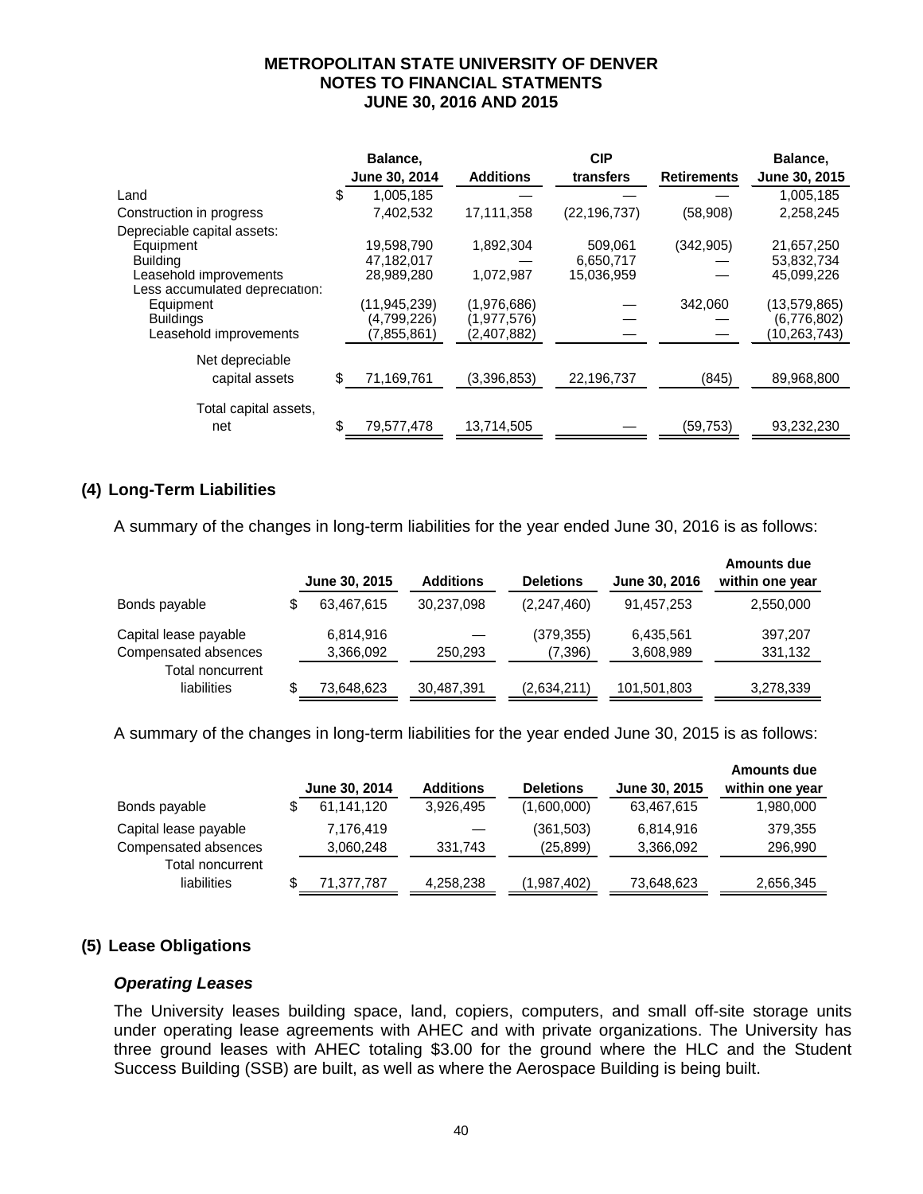**METROPOLITAN STATE UNIVERSITY OF DENVER**
**NOTES TO FINANCIAL STATMENTS**
**JUNE 30, 2016 AND 2015**

| | Balance, June 30, 2014 | Additions | CIP transfers | Retirements | Balance, June 30, 2015 |
|---|---|---|---|---|---|
| Land | $ 1,005,185 | — | — | — | 1,005,185 |
| Construction in progress | 7,402,532 | 17,111,358 | (22,196,737) | (58,908) | 2,258,245 |
| Depreciable capital assets: | | | | | |
| Equipment | 19,598,790 | 1,892,304 | 509,061 | (342,905) | 21,657,250 |
| Building | 47,182,017 | — | 6,650,717 | — | 53,832,734 |
| Leasehold improvements | 28,989,280 | 1,072,987 | 15,036,959 | — | 45,099,226 |
| Less accumulated depreciation: | | | | | |
| Equipment | (11,945,239) | (1,976,686) | — | 342,060 | (13,579,865) |
| Buildings | (4,799,226) | (1,977,576) | — | — | (6,776,802) |
| Leasehold improvements | (7,855,861) | (2,407,882) | — | — | (10,263,743) |
| Net depreciable capital assets | $ 71,169,761 | (3,396,853) | 22,196,737 | (845) | 89,968,800 |
| Total capital assets, net | $ 79,577,478 | 13,714,505 | — | (59,753) | 93,232,230 |

## (4) Long-Term Liabilities

A summary of the changes in long-term liabilities for the year ended June 30, 2016 is as follows:

| | June 30, 2015 | Additions | Deletions | June 30, 2016 | Amounts due within one year |
|---|---|---|---|---|---|
| Bonds payable | $ 63,467,615 | 30,237,098 | (2,247,460) | 91,457,253 | 2,550,000 |
| Capital lease payable | 6,814,916 | — | (379,355) | 6,435,561 | 397,207 |
| Compensated absences | 3,366,092 | 250,293 | (7,396) | 3,608,989 | 331,132 |
| Total noncurrent liabilities | $ 73,648,623 | 30,487,391 | (2,634,211) | 101,501,803 | 3,278,339 |

A summary of the changes in long-term liabilities for the year ended June 30, 2015 is as follows:

| | June 30, 2014 | Additions | Deletions | June 30, 2015 | Amounts due within one year |
|---|---|---|---|---|---|
| Bonds payable | $ 61,141,120 | 3,926,495 | (1,600,000) | 63,467,615 | 1,980,000 |
| Capital lease payable | 7,176,419 | — | (361,503) | 6,814,916 | 379,355 |
| Compensated absences | 3,060,248 | 331,743 | (25,899) | 3,366,092 | 296,990 |
| Total noncurrent liabilities | $ 71,377,787 | 4,258,238 | (1,987,402) | 73,648,623 | 2,656,345 |

## (5) Lease Obligations

### *Operating Leases*

The University leases building space, land, copiers, computers, and small off-site storage units under operating lease agreements with AHEC and with private organizations. The University has three ground leases with AHEC totaling $3.00 for the ground where the HLC and the Student Success Building (SSB) are built, as well as where the Aerospace Building is being built.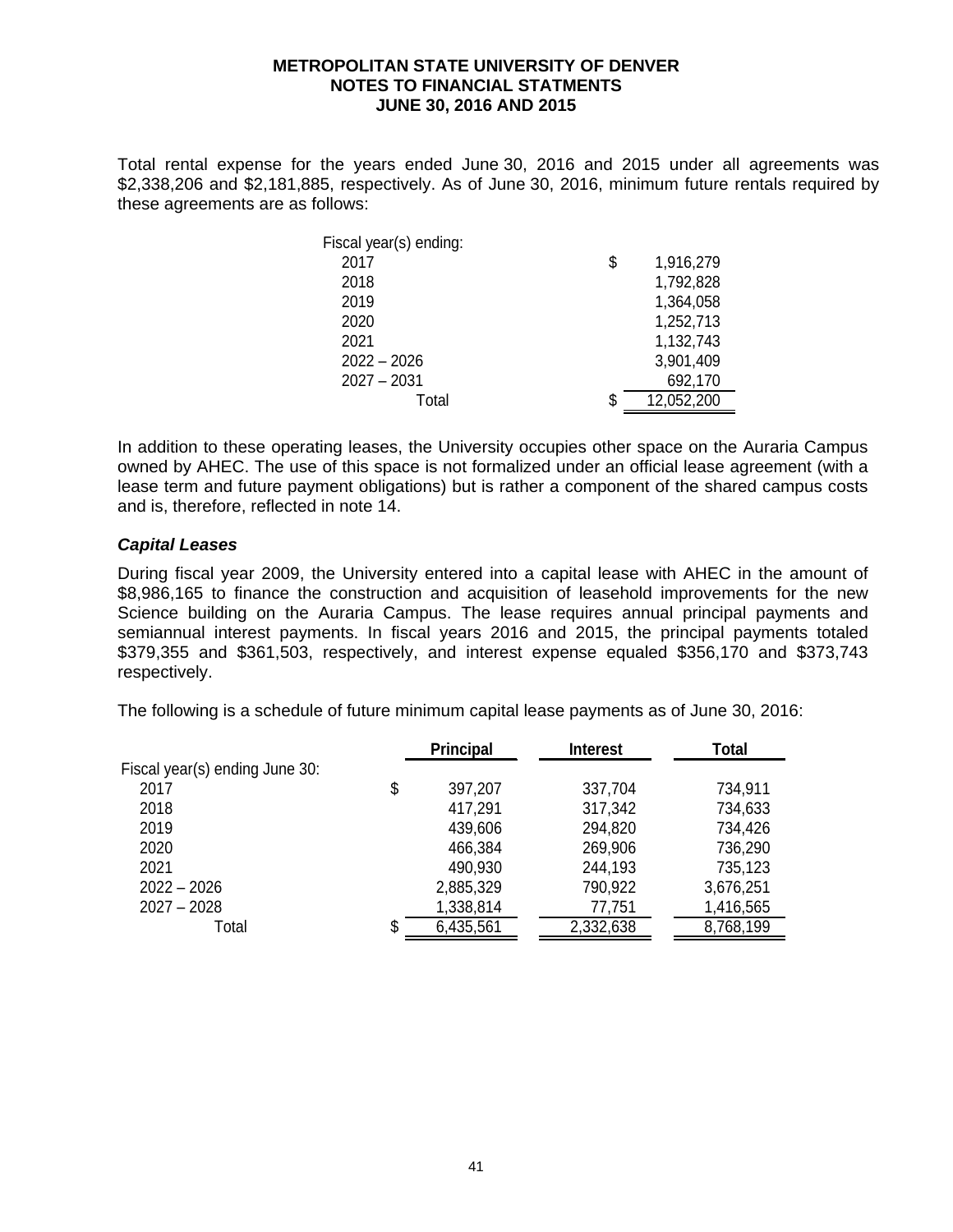Total rental expense for the years ended June 30, 2016 and 2015 under all agreements was $2,338,206 and $2,181,885, respectively. As of June 30, 2016, minimum future rentals required by these agreements are as follows:

| Fiscal year(s) ending: | |
|---|---|
| 2017 | $ 1,916,279 |
| 2018 | 1,792,828 |
| 2019 | 1,364,058 |
| 2020 | 1,252,713 |
| 2021 | 1,132,743 |
| 2022 – 2026 | 3,901,409 |
| 2027 – 2031 | 692,170 |
| Total | $ 12,052,200 |

In addition to these operating leases, the University occupies other space on the Auraria Campus owned by AHEC. The use of this space is not formalized under an official lease agreement (with a lease term and future payment obligations) but is rather a component of the shared campus costs and is, therefore, reflected in note 14.

### *Capital Leases*

During fiscal year 2009, the University entered into a capital lease with AHEC in the amount of $8,986,165 to finance the construction and acquisition of leasehold improvements for the new Science building on the Auraria Campus. The lease requires annual principal payments and semiannual interest payments. In fiscal years 2016 and 2015, the principal payments totaled $379,355 and $361,503, respectively, and interest expense equaled $356,170 and $373,743 respectively.

The following is a schedule of future minimum capital lease payments as of June 30, 2016:

| | Principal | Interest | Total |
|---|---|---|---|
| Fiscal year(s) ending June 30: | | | |
| 2017 | $ 397,207 | 337,704 | 734,911 |
| 2018 | 417,291 | 317,342 | 734,633 |
| 2019 | 439,606 | 294,820 | 734,426 |
| 2020 | 466,384 | 269,906 | 736,290 |
| 2021 | 490,930 | 244,193 | 735,123 |
| 2022 – 2026 | 2,885,329 | 790,922 | 3,676,251 |
| 2027 – 2028 | 1,338,814 | 77,751 | 1,416,565 |
| Total | $ 6,435,561 | 2,332,638 | 8,768,199 |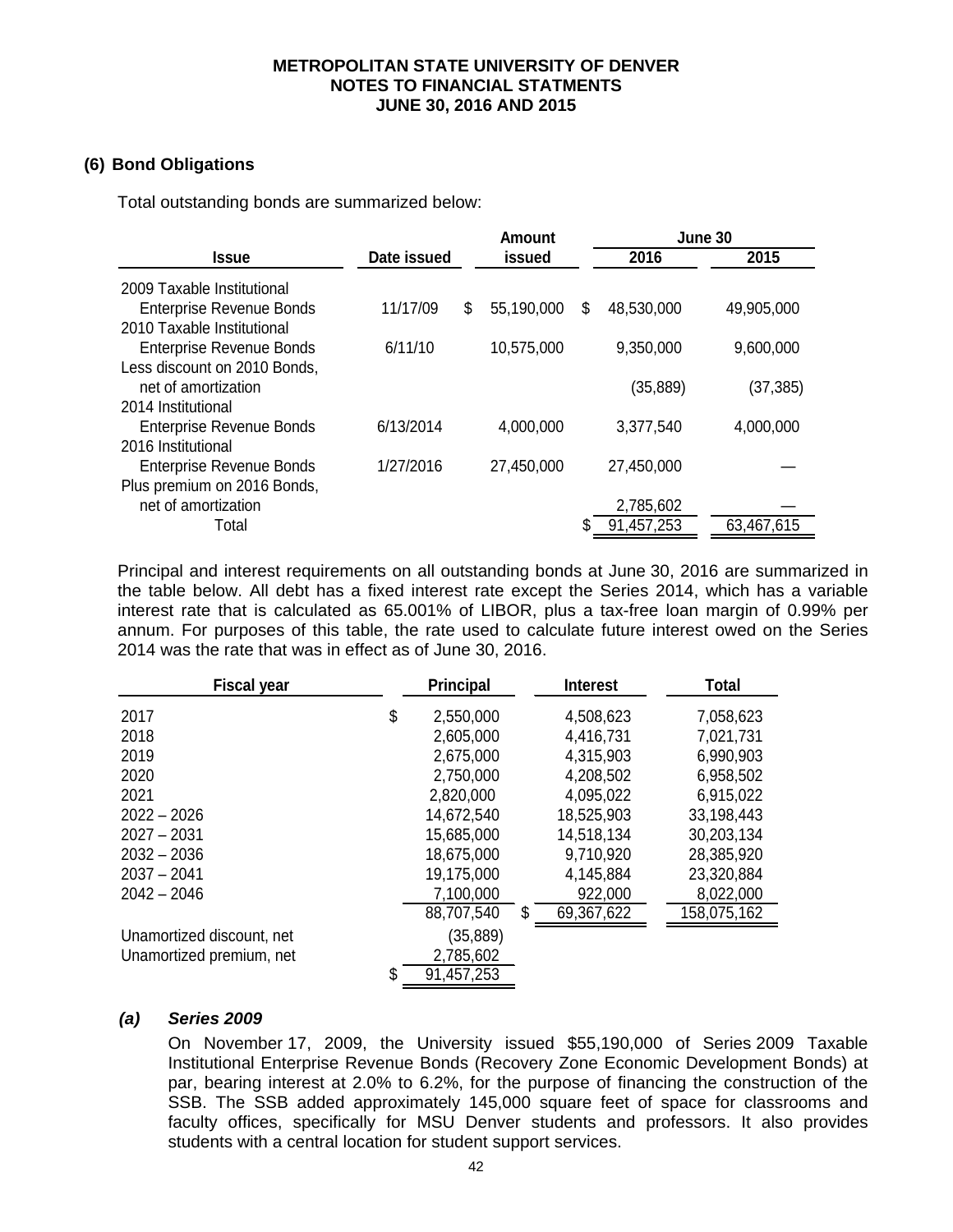METROPOLITAN STATE UNIVERSITY OF DENVER
NOTES TO FINANCIAL STATMENTS
JUNE 30, 2016 AND 2015

## (6) Bond Obligations

Total outstanding bonds are summarized below:

| Issue | Date issued | Amount issued | June 30 2016 | June 30 2015 |
|---|---|---|---|---|
| 2009 Taxable Institutional Enterprise Revenue Bonds | 11/17/09 | $ 55,190,000 | $ 48,530,000 | 49,905,000 |
| 2010 Taxable Institutional Enterprise Revenue Bonds | 6/11/10 | 10,575,000 | 9,350,000 | 9,600,000 |
| Less discount on 2010 Bonds, net of amortization | | | (35,889) | (37,385) |
| 2014 Institutional Enterprise Revenue Bonds | 6/13/2014 | 4,000,000 | 3,377,540 | 4,000,000 |
| 2016 Institutional Enterprise Revenue Bonds | 1/27/2016 | 27,450,000 | 27,450,000 | — |
| Plus premium on 2016 Bonds, net of amortization | | | 2,785,602 | — |
| Total | | | $ 91,457,253 | 63,467,615 |

Principal and interest requirements on all outstanding bonds at June 30, 2016 are summarized in the table below. All debt has a fixed interest rate except the Series 2014, which has a variable interest rate that is calculated as 65.001% of LIBOR, plus a tax-free loan margin of 0.99% per annum. For purposes of this table, the rate used to calculate future interest owed on the Series 2014 was the rate that was in effect as of June 30, 2016.

| Fiscal year | Principal | Interest | Total |
|---|---|---|---|
| 2017 | $ 2,550,000 | 4,508,623 | 7,058,623 |
| 2018 | 2,605,000 | 4,416,731 | 7,021,731 |
| 2019 | 2,675,000 | 4,315,903 | 6,990,903 |
| 2020 | 2,750,000 | 4,208,502 | 6,958,502 |
| 2021 | 2,820,000 | 4,095,022 | 6,915,022 |
| 2022 – 2026 | 14,672,540 | 18,525,903 | 33,198,443 |
| 2027 – 2031 | 15,685,000 | 14,518,134 | 30,203,134 |
| 2032 – 2036 | 18,675,000 | 9,710,920 | 28,385,920 |
| 2037 – 2041 | 19,175,000 | 4,145,884 | 23,320,884 |
| 2042 – 2046 | 7,100,000 | 922,000 | 8,022,000 |
| | 88,707,540 | $ 69,367,622 | 158,075,162 |
| Unamortized discount, net | (35,889) | | |
| Unamortized premium, net | 2,785,602 | | |
| | $ 91,457,253 | | |

### *(a) Series 2009*

On November 17, 2009, the University issued $55,190,000 of Series 2009 Taxable Institutional Enterprise Revenue Bonds (Recovery Zone Economic Development Bonds) at par, bearing interest at 2.0% to 6.2%, for the purpose of financing the construction of the SSB. The SSB added approximately 145,000 square feet of space for classrooms and faculty offices, specifically for MSU Denver students and professors. It also provides students with a central location for student support services.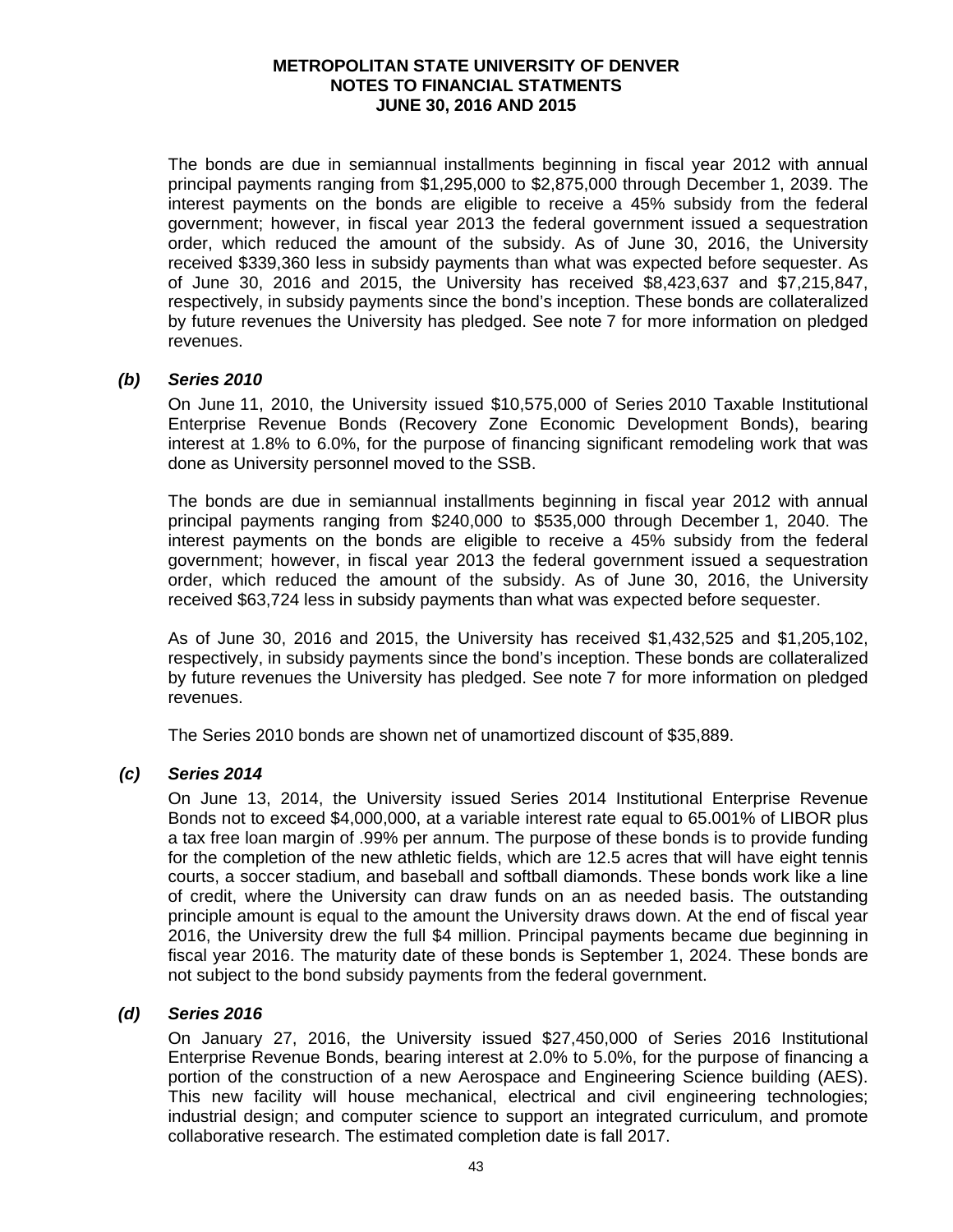The bonds are due in semiannual installments beginning in fiscal year 2012 with annual principal payments ranging from $1,295,000 to $2,875,000 through December 1, 2039. The interest payments on the bonds are eligible to receive a 45% subsidy from the federal government; however, in fiscal year 2013 the federal government issued a sequestration order, which reduced the amount of the subsidy. As of June 30, 2016, the University received $339,360 less in subsidy payments than what was expected before sequester. As of June 30, 2016 and 2015, the University has received $8,423,637 and $7,215,847, respectively, in subsidy payments since the bond's inception. These bonds are collateralized by future revenues the University has pledged. See note 7 for more information on pledged revenues.

***(b) Series 2010***

On June 11, 2010, the University issued $10,575,000 of Series 2010 Taxable Institutional Enterprise Revenue Bonds (Recovery Zone Economic Development Bonds), bearing interest at 1.8% to 6.0%, for the purpose of financing significant remodeling work that was done as University personnel moved to the SSB.

The bonds are due in semiannual installments beginning in fiscal year 2012 with annual principal payments ranging from $240,000 to $535,000 through December 1, 2040. The interest payments on the bonds are eligible to receive a 45% subsidy from the federal government; however, in fiscal year 2013 the federal government issued a sequestration order, which reduced the amount of the subsidy. As of June 30, 2016, the University received $63,724 less in subsidy payments than what was expected before sequester.

As of June 30, 2016 and 2015, the University has received $1,432,525 and $1,205,102, respectively, in subsidy payments since the bond's inception. These bonds are collateralized by future revenues the University has pledged. See note 7 for more information on pledged revenues.

The Series 2010 bonds are shown net of unamortized discount of $35,889.

***(c) Series 2014***

On June 13, 2014, the University issued Series 2014 Institutional Enterprise Revenue Bonds not to exceed $4,000,000, at a variable interest rate equal to 65.001% of LIBOR plus a tax free loan margin of .99% per annum. The purpose of these bonds is to provide funding for the completion of the new athletic fields, which are 12.5 acres that will have eight tennis courts, a soccer stadium, and baseball and softball diamonds. These bonds work like a line of credit, where the University can draw funds on an as needed basis. The outstanding principle amount is equal to the amount the University draws down. At the end of fiscal year 2016, the University drew the full $4 million. Principal payments became due beginning in fiscal year 2016. The maturity date of these bonds is September 1, 2024. These bonds are not subject to the bond subsidy payments from the federal government.

***(d) Series 2016***

On January 27, 2016, the University issued $27,450,000 of Series 2016 Institutional Enterprise Revenue Bonds, bearing interest at 2.0% to 5.0%, for the purpose of financing a portion of the construction of a new Aerospace and Engineering Science building (AES). This new facility will house mechanical, electrical and civil engineering technologies; industrial design; and computer science to support an integrated curriculum, and promote collaborative research. The estimated completion date is fall 2017.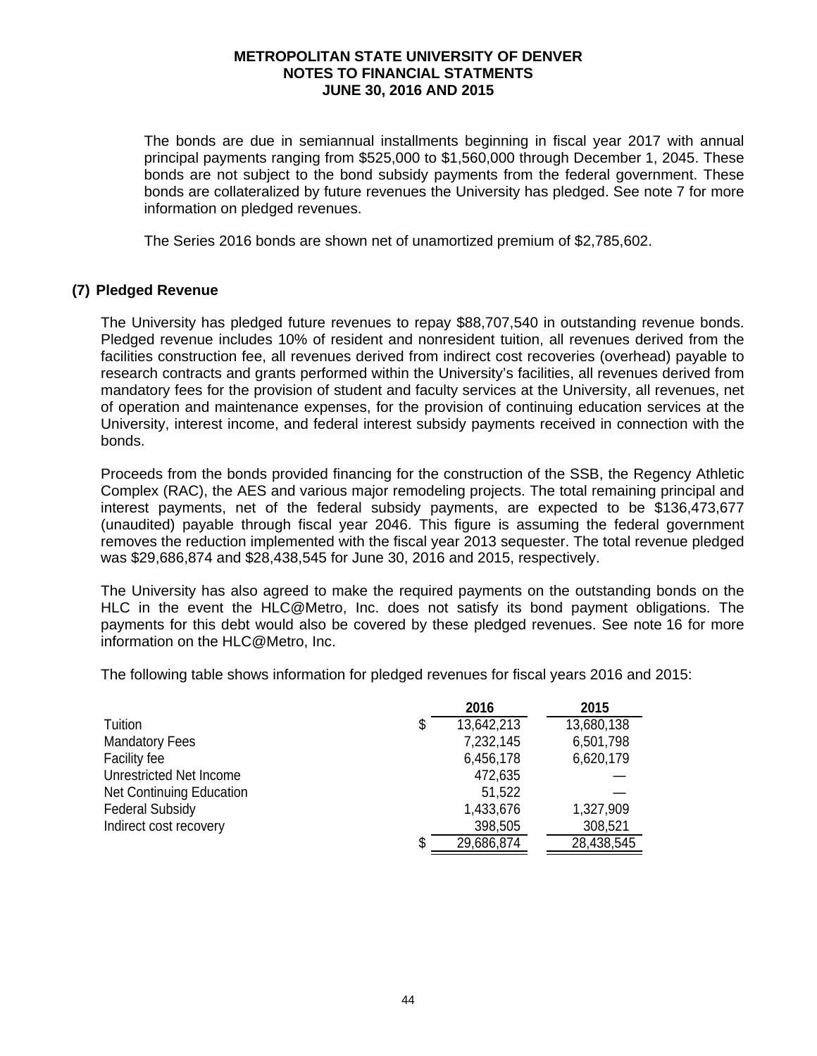The bonds are due in semiannual installments beginning in fiscal year 2017 with annual principal payments ranging from $525,000 to $1,560,000 through December 1, 2045. These bonds are not subject to the bond subsidy payments from the federal government. These bonds are collateralized by future revenues the University has pledged. See note 7 for more information on pledged revenues.

The Series 2016 bonds are shown net of unamortized premium of $2,785,602.

## (7) Pledged Revenue

The University has pledged future revenues to repay $88,707,540 in outstanding revenue bonds. Pledged revenue includes 10% of resident and nonresident tuition, all revenues derived from the facilities construction fee, all revenues derived from indirect cost recoveries (overhead) payable to research contracts and grants performed within the University's facilities, all revenues derived from mandatory fees for the provision of student and faculty services at the University, all revenues, net of operation and maintenance expenses, for the provision of continuing education services at the University, interest income, and federal interest subsidy payments received in connection with the bonds.

Proceeds from the bonds provided financing for the construction of the SSB, the Regency Athletic Complex (RAC), the AES and various major remodeling projects. The total remaining principal and interest payments, net of the federal subsidy payments, are expected to be $136,473,677 (unaudited) payable through fiscal year 2046. This figure is assuming the federal government removes the reduction implemented with the fiscal year 2013 sequester. The total revenue pledged was $29,686,874 and $28,438,545 for June 30, 2016 and 2015, respectively.

The University has also agreed to make the required payments on the outstanding bonds on the HLC in the event the HLC@Metro, Inc. does not satisfy its bond payment obligations. The payments for this debt would also be covered by these pledged revenues. See note 16 for more information on the HLC@Metro, Inc.

The following table shows information for pledged revenues for fiscal years 2016 and 2015:

| | 2016 | 2015 |
|---|---|---|
| Tuition | $ 13,642,213 | 13,680,138 |
| Mandatory Fees | 7,232,145 | 6,501,798 |
| Facility fee | 6,456,178 | 6,620,179 |
| Unrestricted Net Income | 472,635 | — |
| Net Continuing Education | 51,522 | — |
| Federal Subsidy | 1,433,676 | 1,327,909 |
| Indirect cost recovery | 398,505 | 308,521 |
| | $ 29,686,874 | 28,438,545 |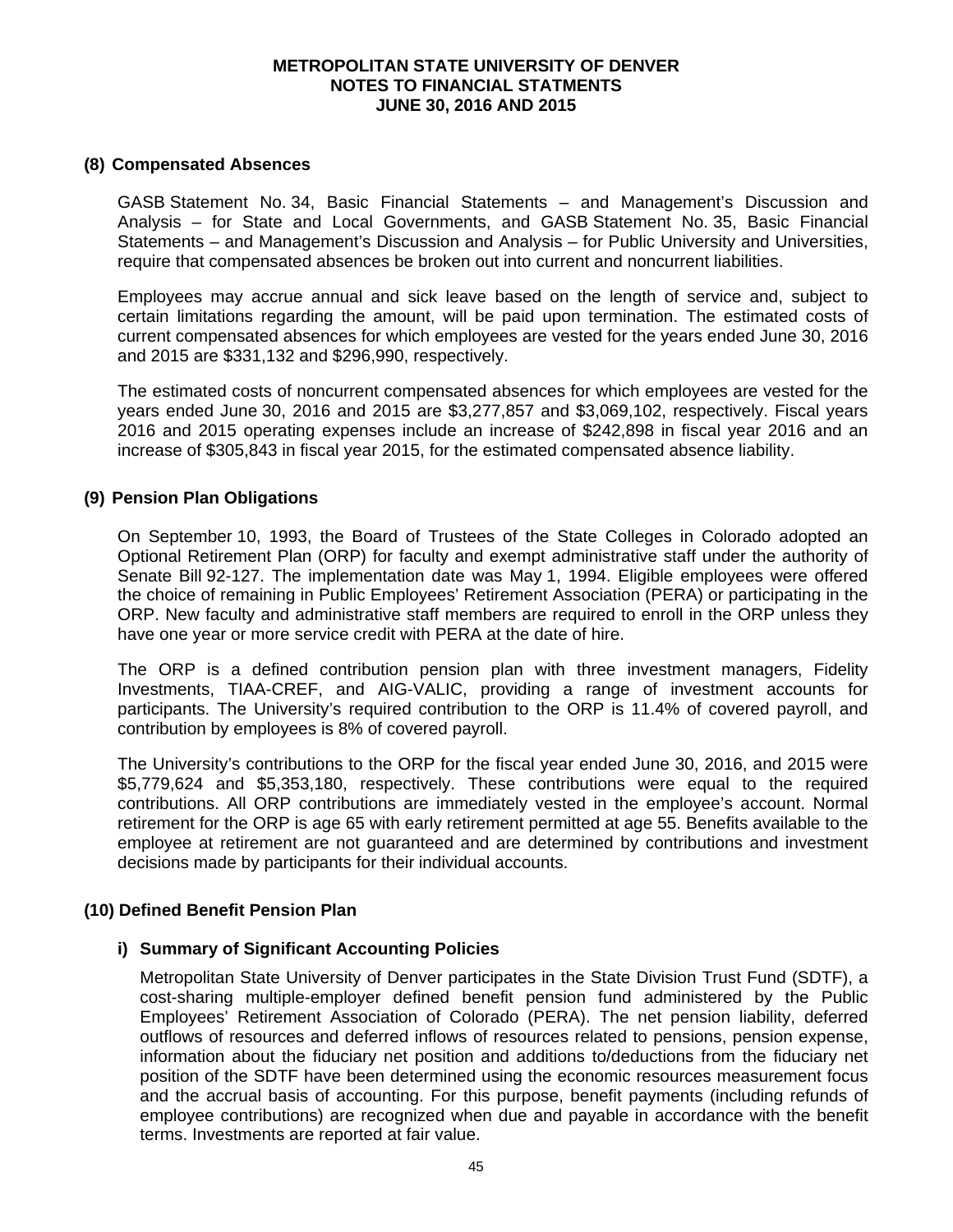## (8) Compensated Absences

GASB Statement No. 34, Basic Financial Statements – and Management's Discussion and Analysis – for State and Local Governments, and GASB Statement No. 35, Basic Financial Statements – and Management's Discussion and Analysis – for Public University and Universities, require that compensated absences be broken out into current and noncurrent liabilities.

Employees may accrue annual and sick leave based on the length of service and, subject to certain limitations regarding the amount, will be paid upon termination. The estimated costs of current compensated absences for which employees are vested for the years ended June 30, 2016 and 2015 are $331,132 and $296,990, respectively.

The estimated costs of noncurrent compensated absences for which employees are vested for the years ended June 30, 2016 and 2015 are $3,277,857 and $3,069,102, respectively. Fiscal years 2016 and 2015 operating expenses include an increase of $242,898 in fiscal year 2016 and an increase of $305,843 in fiscal year 2015, for the estimated compensated absence liability.

## (9) Pension Plan Obligations

On September 10, 1993, the Board of Trustees of the State Colleges in Colorado adopted an Optional Retirement Plan (ORP) for faculty and exempt administrative staff under the authority of Senate Bill 92-127. The implementation date was May 1, 1994. Eligible employees were offered the choice of remaining in Public Employees' Retirement Association (PERA) or participating in the ORP. New faculty and administrative staff members are required to enroll in the ORP unless they have one year or more service credit with PERA at the date of hire.

The ORP is a defined contribution pension plan with three investment managers, Fidelity Investments, TIAA-CREF, and AIG-VALIC, providing a range of investment accounts for participants. The University's required contribution to the ORP is 11.4% of covered payroll, and contribution by employees is 8% of covered payroll.

The University's contributions to the ORP for the fiscal year ended June 30, 2016, and 2015 were $5,779,624 and $5,353,180, respectively. These contributions were equal to the required contributions. All ORP contributions are immediately vested in the employee's account. Normal retirement for the ORP is age 65 with early retirement permitted at age 55. Benefits available to the employee at retirement are not guaranteed and are determined by contributions and investment decisions made by participants for their individual accounts.

## (10) Defined Benefit Pension Plan

### i) Summary of Significant Accounting Policies

Metropolitan State University of Denver participates in the State Division Trust Fund (SDTF), a cost-sharing multiple-employer defined benefit pension fund administered by the Public Employees' Retirement Association of Colorado (PERA). The net pension liability, deferred outflows of resources and deferred inflows of resources related to pensions, pension expense, information about the fiduciary net position and additions to/deductions from the fiduciary net position of the SDTF have been determined using the economic resources measurement focus and the accrual basis of accounting. For this purpose, benefit payments (including refunds of employee contributions) are recognized when due and payable in accordance with the benefit terms. Investments are reported at fair value.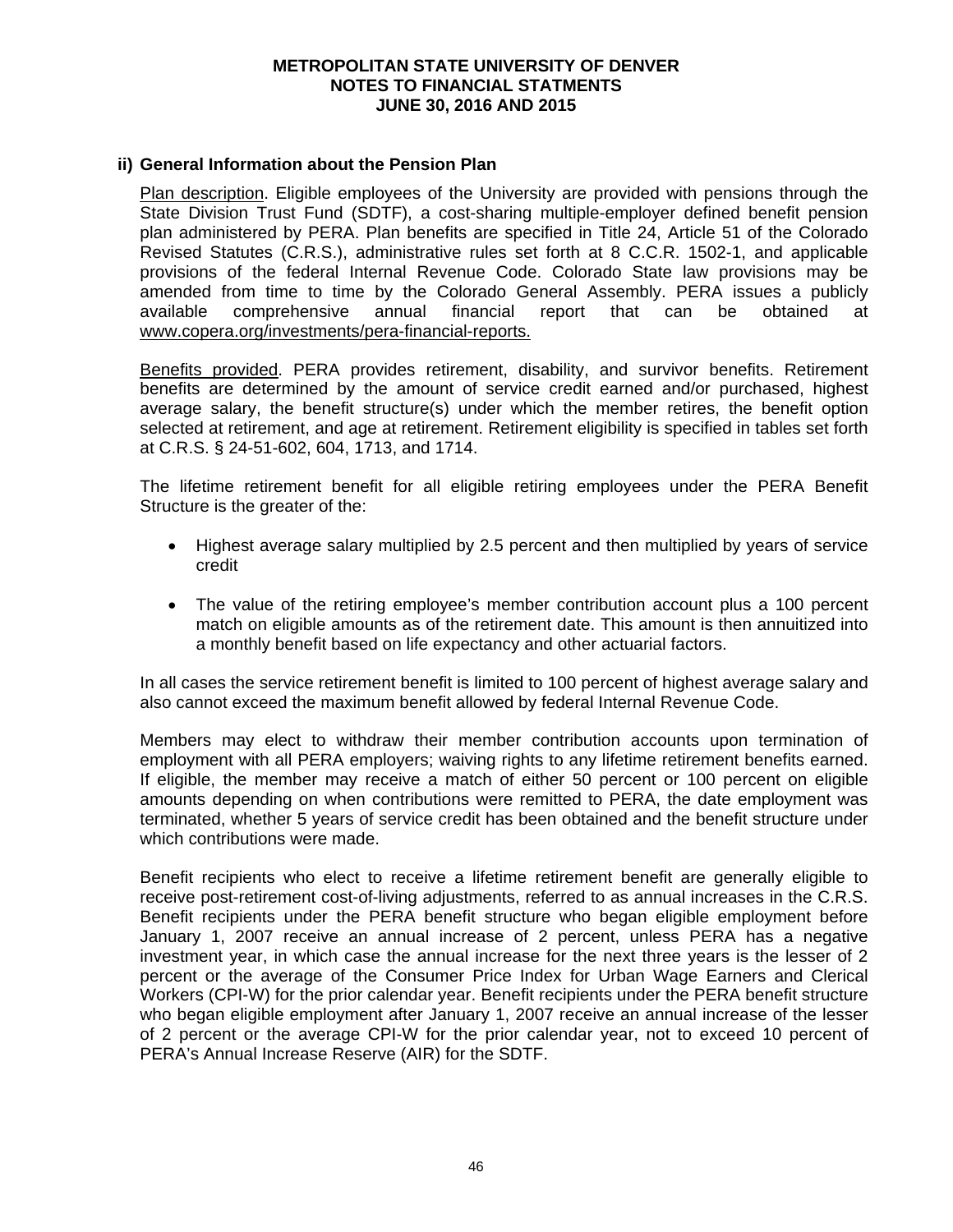### ii) General Information about the Pension Plan

Plan description. Eligible employees of the University are provided with pensions through the State Division Trust Fund (SDTF), a cost-sharing multiple-employer defined benefit pension plan administered by PERA. Plan benefits are specified in Title 24, Article 51 of the Colorado Revised Statutes (C.R.S.), administrative rules set forth at 8 C.C.R. 1502-1, and applicable provisions of the federal Internal Revenue Code. Colorado State law provisions may be amended from time to time by the Colorado General Assembly. PERA issues a publicly available comprehensive annual financial report that can be obtained at www.copera.org/investments/pera-financial-reports.

Benefits provided. PERA provides retirement, disability, and survivor benefits. Retirement benefits are determined by the amount of service credit earned and/or purchased, highest average salary, the benefit structure(s) under which the member retires, the benefit option selected at retirement, and age at retirement. Retirement eligibility is specified in tables set forth at C.R.S. § 24-51-602, 604, 1713, and 1714.

The lifetime retirement benefit for all eligible retiring employees under the PERA Benefit Structure is the greater of the:

- Highest average salary multiplied by 2.5 percent and then multiplied by years of service credit
- The value of the retiring employee's member contribution account plus a 100 percent match on eligible amounts as of the retirement date. This amount is then annuitized into a monthly benefit based on life expectancy and other actuarial factors.

In all cases the service retirement benefit is limited to 100 percent of highest average salary and also cannot exceed the maximum benefit allowed by federal Internal Revenue Code.

Members may elect to withdraw their member contribution accounts upon termination of employment with all PERA employers; waiving rights to any lifetime retirement benefits earned. If eligible, the member may receive a match of either 50 percent or 100 percent on eligible amounts depending on when contributions were remitted to PERA, the date employment was terminated, whether 5 years of service credit has been obtained and the benefit structure under which contributions were made.

Benefit recipients who elect to receive a lifetime retirement benefit are generally eligible to receive post-retirement cost-of-living adjustments, referred to as annual increases in the C.R.S. Benefit recipients under the PERA benefit structure who began eligible employment before January 1, 2007 receive an annual increase of 2 percent, unless PERA has a negative investment year, in which case the annual increase for the next three years is the lesser of 2 percent or the average of the Consumer Price Index for Urban Wage Earners and Clerical Workers (CPI-W) for the prior calendar year. Benefit recipients under the PERA benefit structure who began eligible employment after January 1, 2007 receive an annual increase of the lesser of 2 percent or the average CPI-W for the prior calendar year, not to exceed 10 percent of PERA's Annual Increase Reserve (AIR) for the SDTF.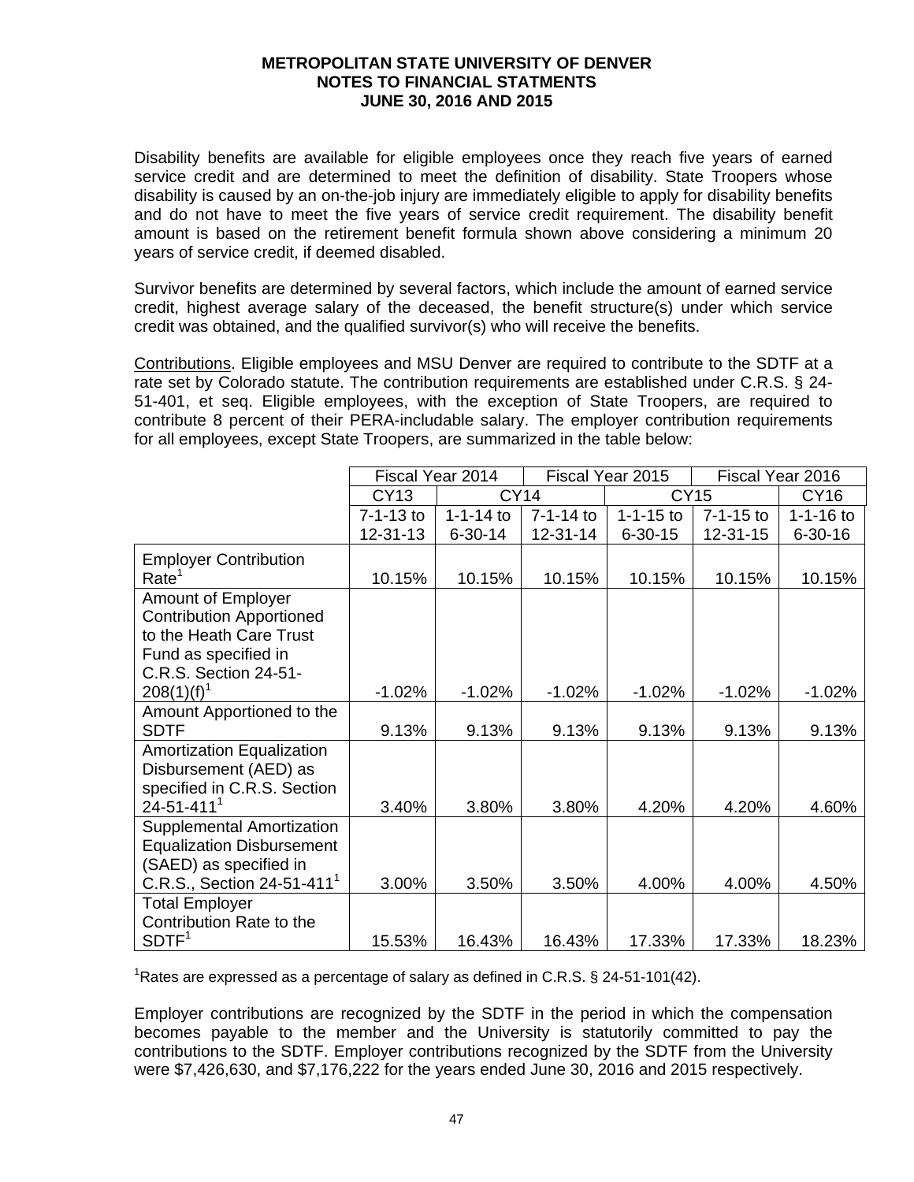# METROPOLITAN STATE UNIVERSITY OF DENVER
## NOTES TO FINANCIAL STATMENTS
## JUNE 30, 2016 AND 2015

Disability benefits are available for eligible employees once they reach five years of earned service credit and are determined to meet the definition of disability. State Troopers whose disability is caused by an on-the-job injury are immediately eligible to apply for disability benefits and do not have to meet the five years of service credit requirement. The disability benefit amount is based on the retirement benefit formula shown above considering a minimum 20 years of service credit, if deemed disabled.

Survivor benefits are determined by several factors, which include the amount of earned service credit, highest average salary of the deceased, the benefit structure(s) under which service credit was obtained, and the qualified survivor(s) who will receive the benefits.

Contributions. Eligible employees and MSU Denver are required to contribute to the SDTF at a rate set by Colorado statute. The contribution requirements are established under C.R.S. § 24-51-401, et seq. Eligible employees, with the exception of State Troopers, are required to contribute 8 percent of their PERA-includable salary. The employer contribution requirements for all employees, except State Troopers, are summarized in the table below:

| | Fiscal Year 2014 | | Fiscal Year 2015 | | Fiscal Year 2016 | |
|---|---|---|---|---|---|---|
| | CY13 | CY14 | | CY15 | | CY16 |
| | 7-1-13 to 12-31-13 | 1-1-14 to 6-30-14 | 7-1-14 to 12-31-14 | 1-1-15 to 6-30-15 | 7-1-15 to 12-31-15 | 1-1-16 to 6-30-16 |
| Employer Contribution Rate[1] | 10.15% | 10.15% | 10.15% | 10.15% | 10.15% | 10.15% |
| Amount of Employer Contribution Apportioned to the Heath Care Trust Fund as specified in C.R.S. Section 24-51-208(1)(f)[1] | -1.02% | -1.02% | -1.02% | -1.02% | -1.02% | -1.02% |
| Amount Apportioned to the SDTF | 9.13% | 9.13% | 9.13% | 9.13% | 9.13% | 9.13% |
| Amortization Equalization Disbursement (AED) as specified in C.R.S. Section 24-51-411[1] | 3.40% | 3.80% | 3.80% | 4.20% | 4.20% | 4.60% |
| Supplemental Amortization Equalization Disbursement (SAED) as specified in C.R.S., Section 24-51-411[1] | 3.00% | 3.50% | 3.50% | 4.00% | 4.00% | 4.50% |
| Total Employer Contribution Rate to the SDTF[1] | 15.53% | 16.43% | 16.43% | 17.33% | 17.33% | 18.23% |

[1]Rates are expressed as a percentage of salary as defined in C.R.S. § 24-51-101(42).

Employer contributions are recognized by the SDTF in the period in which the compensation becomes payable to the member and the University is statutorily committed to pay the contributions to the SDTF. Employer contributions recognized by the SDTF from the University were $7,426,630, and $7,176,222 for the years ended June 30, 2016 and 2015 respectively.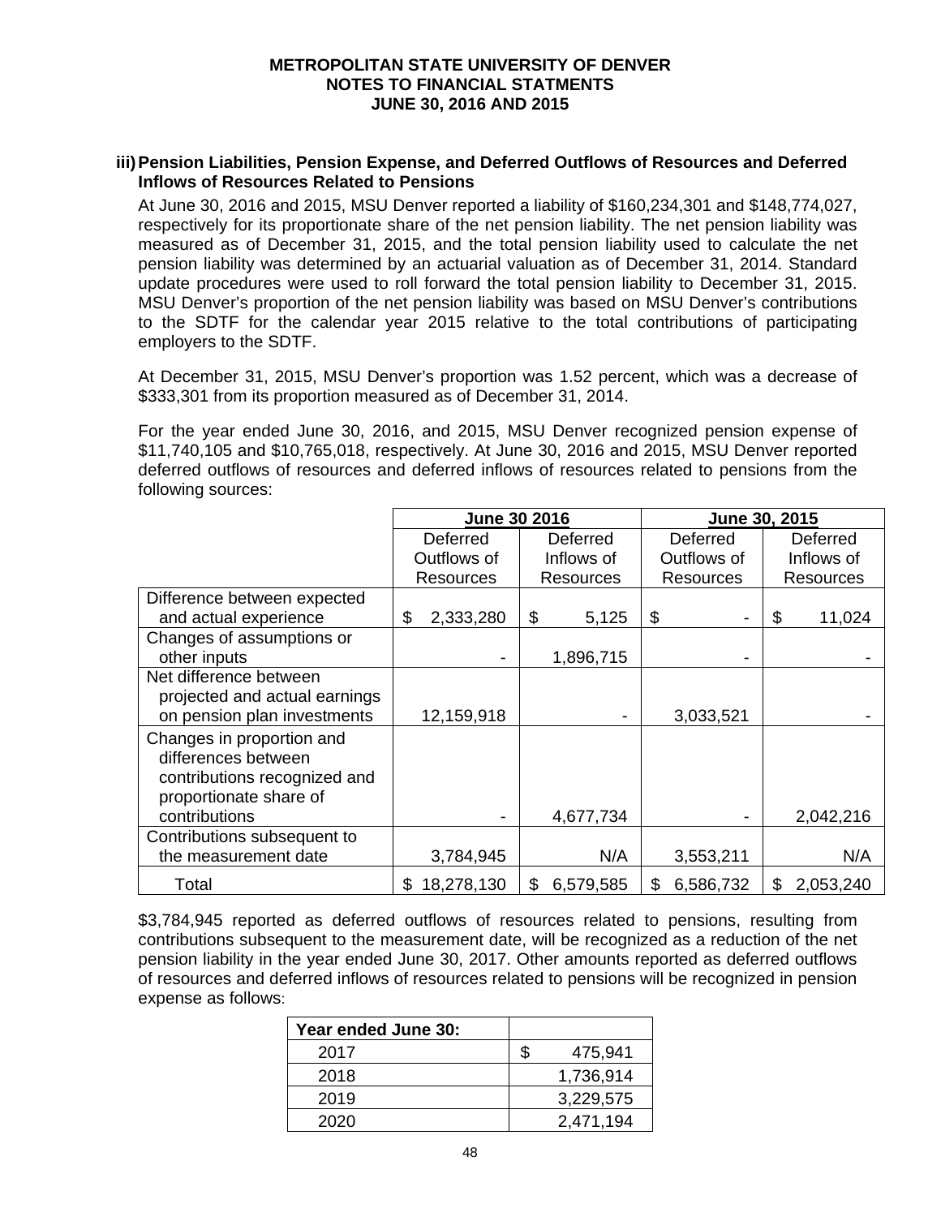**METROPOLITAN STATE UNIVERSITY OF DENVER**
**NOTES TO FINANCIAL STATMENTS**
**JUNE 30, 2016 AND 2015**

### iii) Pension Liabilities, Pension Expense, and Deferred Outflows of Resources and Deferred Inflows of Resources Related to Pensions

At June 30, 2016 and 2015, MSU Denver reported a liability of $160,234,301 and $148,774,027, respectively for its proportionate share of the net pension liability. The net pension liability was measured as of December 31, 2015, and the total pension liability used to calculate the net pension liability was determined by an actuarial valuation as of December 31, 2014. Standard update procedures were used to roll forward the total pension liability to December 31, 2015. MSU Denver's proportion of the net pension liability was based on MSU Denver's contributions to the SDTF for the calendar year 2015 relative to the total contributions of participating employers to the SDTF.

At December 31, 2015, MSU Denver's proportion was 1.52 percent, which was a decrease of $333,301 from its proportion measured as of December 31, 2014.

For the year ended June 30, 2016, and 2015, MSU Denver recognized pension expense of $11,740,105 and $10,765,018, respectively. At June 30, 2016 and 2015, MSU Denver reported deferred outflows of resources and deferred inflows of resources related to pensions from the following sources:

| | June 30 2016 | | June 30, 2015 | |
|---|---|---|---|---|
| | Deferred Outflows of Resources | Deferred Inflows of Resources | Deferred Outflows of Resources | Deferred Inflows of Resources |
| Difference between expected and actual experience | $ 2,333,280 | $ 5,125 | $ - | $ 11,024 |
| Changes of assumptions or other inputs | - | 1,896,715 | - | - |
| Net difference between projected and actual earnings on pension plan investments | 12,159,918 | - | 3,033,521 | - |
| Changes in proportion and differences between contributions recognized and proportionate share of contributions | - | 4,677,734 | - | 2,042,216 |
| Contributions subsequent to the measurement date | 3,784,945 | N/A | 3,553,211 | N/A |
| Total | $ 18,278,130 | $ 6,579,585 | $ 6,586,732 | $ 2,053,240 |

$3,784,945 reported as deferred outflows of resources related to pensions, resulting from contributions subsequent to the measurement date, will be recognized as a reduction of the net pension liability in the year ended June 30, 2017. Other amounts reported as deferred outflows of resources and deferred inflows of resources related to pensions will be recognized in pension expense as follows:

| Year ended June 30: | |
|---|---|
| 2017 | $ 475,941 |
| 2018 | 1,736,914 |
| 2019 | 3,229,575 |
| 2020 | 2,471,194 |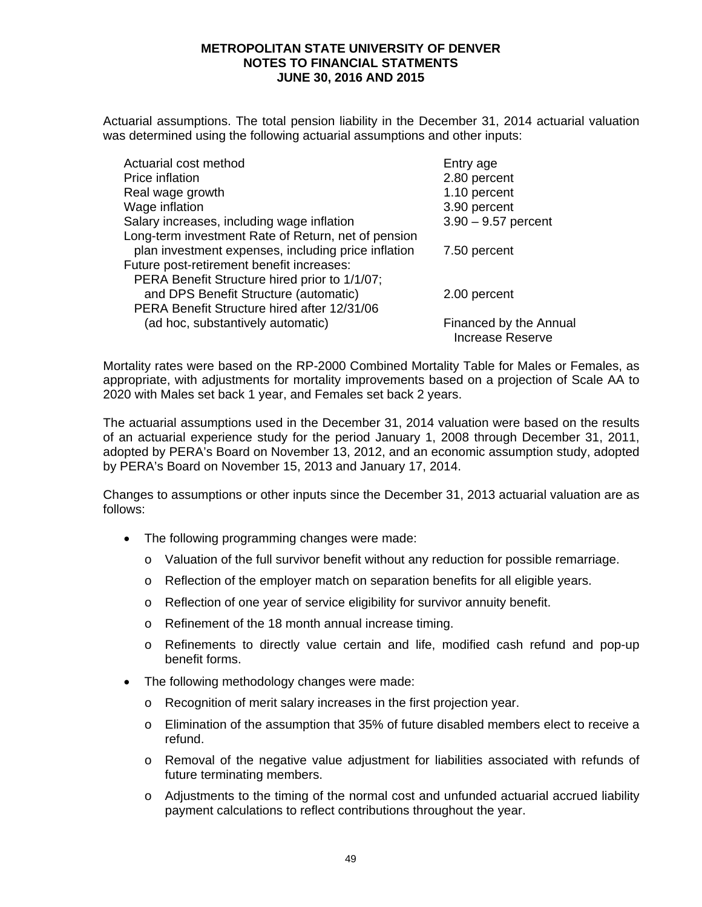Actuarial assumptions. The total pension liability in the December 31, 2014 actuarial valuation was determined using the following actuarial assumptions and other inputs:

| | |
|---|---|
| Actuarial cost method | Entry age |
| Price inflation | 2.80 percent |
| Real wage growth | 1.10 percent |
| Wage inflation | 3.90 percent |
| Salary increases, including wage inflation | 3.90 – 9.57 percent |
| Long-term investment Rate of Return, net of pension plan investment expenses, including price inflation | 7.50 percent |
| Future post-retirement benefit increases: | |
| PERA Benefit Structure hired prior to 1/1/07; and DPS Benefit Structure (automatic) | 2.00 percent |
| PERA Benefit Structure hired after 12/31/06 (ad hoc, substantively automatic) | Financed by the Annual Increase Reserve |

Mortality rates were based on the RP-2000 Combined Mortality Table for Males or Females, as appropriate, with adjustments for mortality improvements based on a projection of Scale AA to 2020 with Males set back 1 year, and Females set back 2 years.

The actuarial assumptions used in the December 31, 2014 valuation were based on the results of an actuarial experience study for the period January 1, 2008 through December 31, 2011, adopted by PERA's Board on November 13, 2012, and an economic assumption study, adopted by PERA's Board on November 15, 2013 and January 17, 2014.

Changes to assumptions or other inputs since the December 31, 2013 actuarial valuation are as follows:

- The following programming changes were made:
  - Valuation of the full survivor benefit without any reduction for possible remarriage.
  - Reflection of the employer match on separation benefits for all eligible years.
  - Reflection of one year of service eligibility for survivor annuity benefit.
  - Refinement of the 18 month annual increase timing.
  - Refinements to directly value certain and life, modified cash refund and pop-up benefit forms.
- The following methodology changes were made:
  - Recognition of merit salary increases in the first projection year.
  - Elimination of the assumption that 35% of future disabled members elect to receive a refund.
  - Removal of the negative value adjustment for liabilities associated with refunds of future terminating members.
  - Adjustments to the timing of the normal cost and unfunded actuarial accrued liability payment calculations to reflect contributions throughout the year.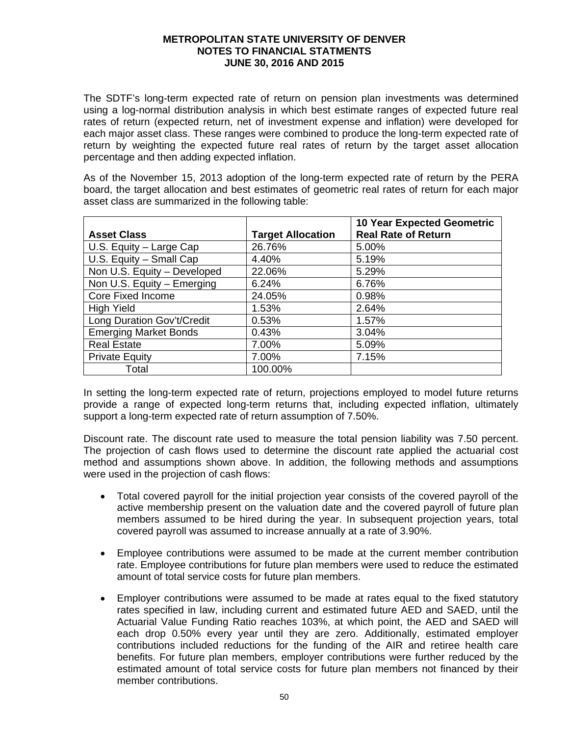The SDTF's long-term expected rate of return on pension plan investments was determined using a log-normal distribution analysis in which best estimate ranges of expected future real rates of return (expected return, net of investment expense and inflation) were developed for each major asset class. These ranges were combined to produce the long-term expected rate of return by weighting the expected future real rates of return by the target asset allocation percentage and then adding expected inflation.

As of the November 15, 2013 adoption of the long-term expected rate of return by the PERA board, the target allocation and best estimates of geometric real rates of return for each major asset class are summarized in the following table:

| Asset Class | Target Allocation | 10 Year Expected Geometric Real Rate of Return |
|---|---|---|
| U.S. Equity – Large Cap | 26.76% | 5.00% |
| U.S. Equity – Small Cap | 4.40% | 5.19% |
| Non U.S. Equity – Developed | 22.06% | 5.29% |
| Non U.S. Equity – Emerging | 6.24% | 6.76% |
| Core Fixed Income | 24.05% | 0.98% |
| High Yield | 1.53% | 2.64% |
| Long Duration Gov't/Credit | 0.53% | 1.57% |
| Emerging Market Bonds | 0.43% | 3.04% |
| Real Estate | 7.00% | 5.09% |
| Private Equity | 7.00% | 7.15% |
| Total | 100.00% | |

In setting the long-term expected rate of return, projections employed to model future returns provide a range of expected long-term returns that, including expected inflation, ultimately support a long-term expected rate of return assumption of 7.50%.

Discount rate. The discount rate used to measure the total pension liability was 7.50 percent. The projection of cash flows used to determine the discount rate applied the actuarial cost method and assumptions shown above. In addition, the following methods and assumptions were used in the projection of cash flows:

- Total covered payroll for the initial projection year consists of the covered payroll of the active membership present on the valuation date and the covered payroll of future plan members assumed to be hired during the year. In subsequent projection years, total covered payroll was assumed to increase annually at a rate of 3.90%.
- Employee contributions were assumed to be made at the current member contribution rate. Employee contributions for future plan members were used to reduce the estimated amount of total service costs for future plan members.
- Employer contributions were assumed to be made at rates equal to the fixed statutory rates specified in law, including current and estimated future AED and SAED, until the Actuarial Value Funding Ratio reaches 103%, at which point, the AED and SAED will each drop 0.50% every year until they are zero. Additionally, estimated employer contributions included reductions for the funding of the AIR and retiree health care benefits. For future plan members, employer contributions were further reduced by the estimated amount of total service costs for future plan members not financed by their member contributions.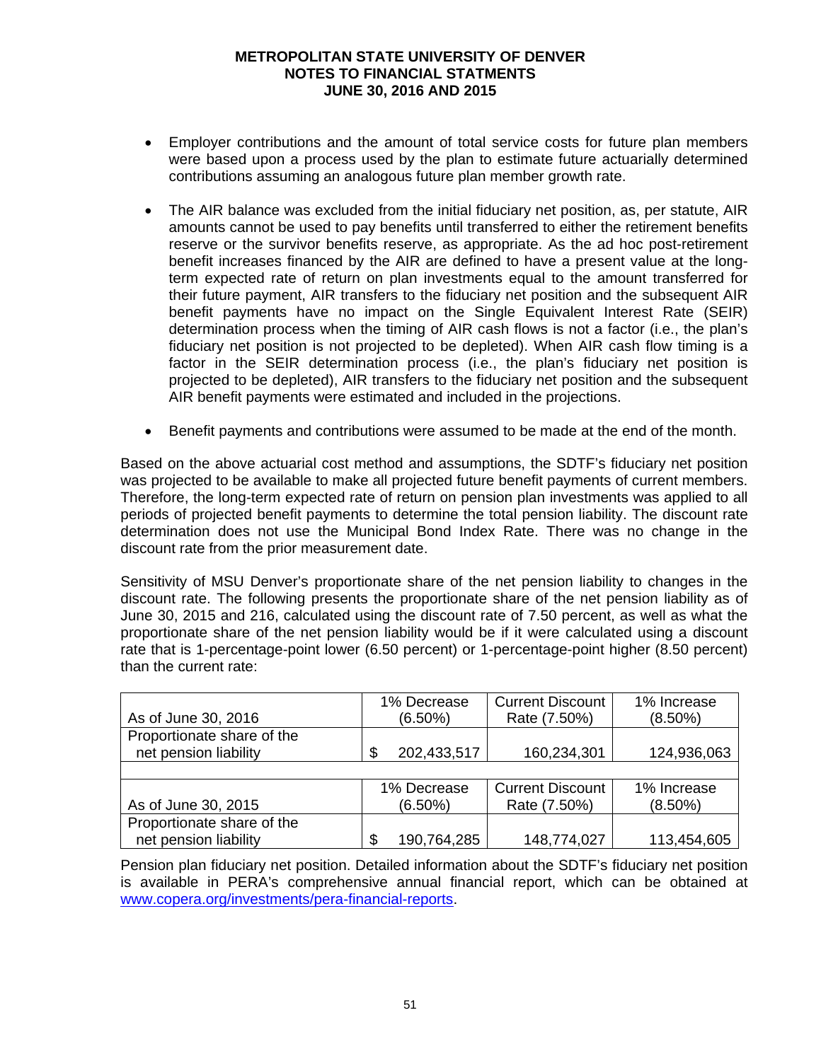- Employer contributions and the amount of total service costs for future plan members were based upon a process used by the plan to estimate future actuarially determined contributions assuming an analogous future plan member growth rate.

- The AIR balance was excluded from the initial fiduciary net position, as, per statute, AIR amounts cannot be used to pay benefits until transferred to either the retirement benefits reserve or the survivor benefits reserve, as appropriate. As the ad hoc post-retirement benefit increases financed by the AIR are defined to have a present value at the long-term expected rate of return on plan investments equal to the amount transferred for their future payment, AIR transfers to the fiduciary net position and the subsequent AIR benefit payments have no impact on the Single Equivalent Interest Rate (SEIR) determination process when the timing of AIR cash flows is not a factor (i.e., the plan's fiduciary net position is not projected to be depleted). When AIR cash flow timing is a factor in the SEIR determination process (i.e., the plan's fiduciary net position is projected to be depleted), AIR transfers to the fiduciary net position and the subsequent AIR benefit payments were estimated and included in the projections.

- Benefit payments and contributions were assumed to be made at the end of the month.

Based on the above actuarial cost method and assumptions, the SDTF's fiduciary net position was projected to be available to make all projected future benefit payments of current members. Therefore, the long-term expected rate of return on pension plan investments was applied to all periods of projected benefit payments to determine the total pension liability. The discount rate determination does not use the Municipal Bond Index Rate. There was no change in the discount rate from the prior measurement date.

Sensitivity of MSU Denver's proportionate share of the net pension liability to changes in the discount rate. The following presents the proportionate share of the net pension liability as of June 30, 2015 and 216, calculated using the discount rate of 7.50 percent, as well as what the proportionate share of the net pension liability would be if it were calculated using a discount rate that is 1-percentage-point lower (6.50 percent) or 1-percentage-point higher (8.50 percent) than the current rate:

| As of June 30, 2016 | 1% Decrease (6.50%) | Current Discount Rate (7.50%) | 1% Increase (8.50%) |
|---|---|---|---|
| Proportionate share of the net pension liability | $ 202,433,517 | 160,234,301 | 124,936,063 |
| | | | |
| As of June 30, 2015 | 1% Decrease (6.50%) | Current Discount Rate (7.50%) | 1% Increase (8.50%) |
| Proportionate share of the net pension liability | $ 190,764,285 | 148,774,027 | 113,454,605 |

Pension plan fiduciary net position. Detailed information about the SDTF's fiduciary net position is available in PERA's comprehensive annual financial report, which can be obtained at www.copera.org/investments/pera-financial-reports.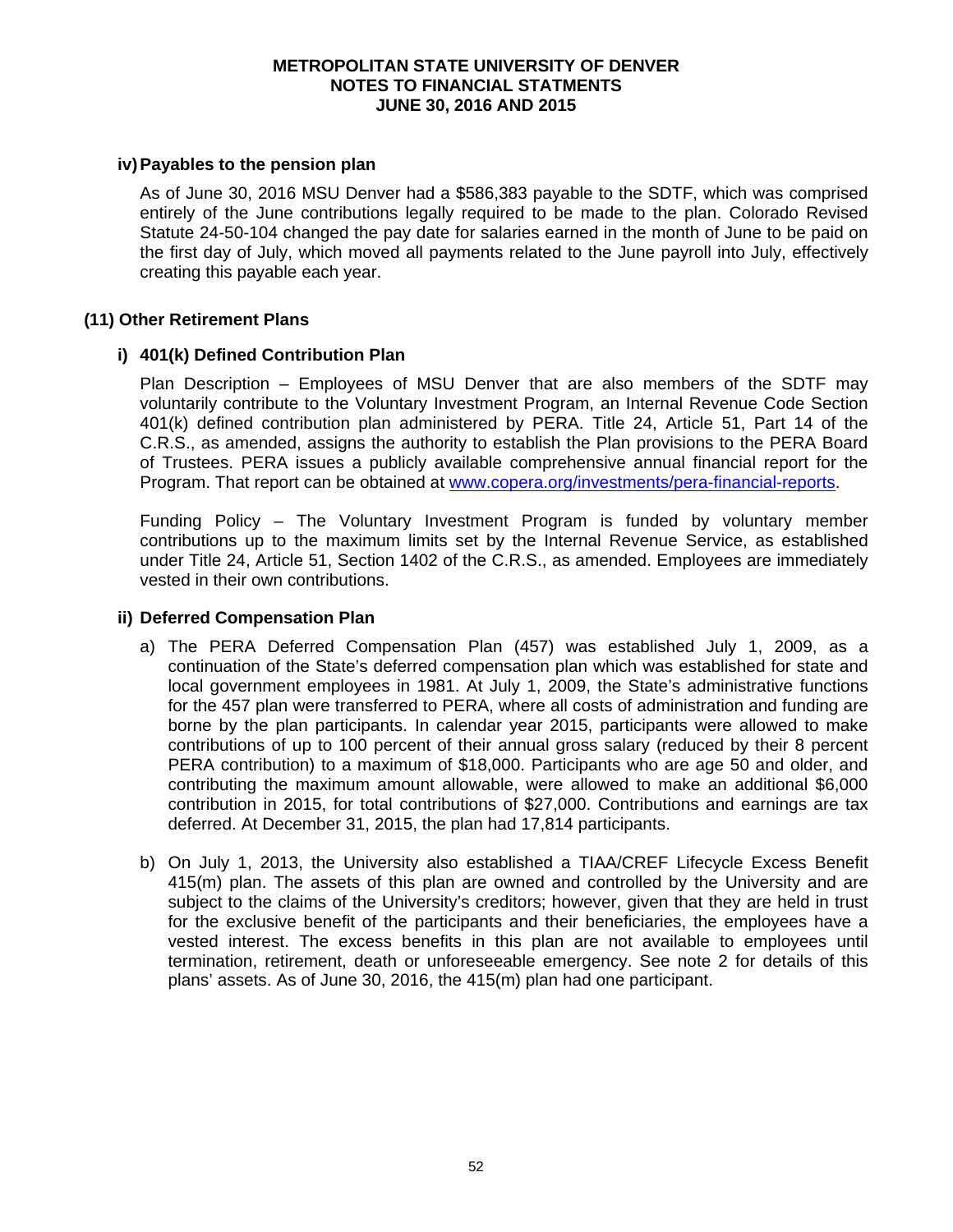#### iv) Payables to the pension plan

As of June 30, 2016 MSU Denver had a $586,383 payable to the SDTF, which was comprised entirely of the June contributions legally required to be made to the plan. Colorado Revised Statute 24-50-104 changed the pay date for salaries earned in the month of June to be paid on the first day of July, which moved all payments related to the June payroll into July, effectively creating this payable each year.

### (11) Other Retirement Plans

#### i) 401(k) Defined Contribution Plan

Plan Description – Employees of MSU Denver that are also members of the SDTF may voluntarily contribute to the Voluntary Investment Program, an Internal Revenue Code Section 401(k) defined contribution plan administered by PERA. Title 24, Article 51, Part 14 of the C.R.S., as amended, assigns the authority to establish the Plan provisions to the PERA Board of Trustees. PERA issues a publicly available comprehensive annual financial report for the Program. That report can be obtained at www.copera.org/investments/pera-financial-reports.

Funding Policy – The Voluntary Investment Program is funded by voluntary member contributions up to the maximum limits set by the Internal Revenue Service, as established under Title 24, Article 51, Section 1402 of the C.R.S., as amended. Employees are immediately vested in their own contributions.

#### ii) Deferred Compensation Plan

a) The PERA Deferred Compensation Plan (457) was established July 1, 2009, as a continuation of the State's deferred compensation plan which was established for state and local government employees in 1981. At July 1, 2009, the State's administrative functions for the 457 plan were transferred to PERA, where all costs of administration and funding are borne by the plan participants. In calendar year 2015, participants were allowed to make contributions of up to 100 percent of their annual gross salary (reduced by their 8 percent PERA contribution) to a maximum of $18,000. Participants who are age 50 and older, and contributing the maximum amount allowable, were allowed to make an additional $6,000 contribution in 2015, for total contributions of $27,000. Contributions and earnings are tax deferred. At December 31, 2015, the plan had 17,814 participants.

b) On July 1, 2013, the University also established a TIAA/CREF Lifecycle Excess Benefit 415(m) plan. The assets of this plan are owned and controlled by the University and are subject to the claims of the University's creditors; however, given that they are held in trust for the exclusive benefit of the participants and their beneficiaries, the employees have a vested interest. The excess benefits in this plan are not available to employees until termination, retirement, death or unforeseeable emergency. See note 2 for details of this plans' assets. As of June 30, 2016, the 415(m) plan had one participant.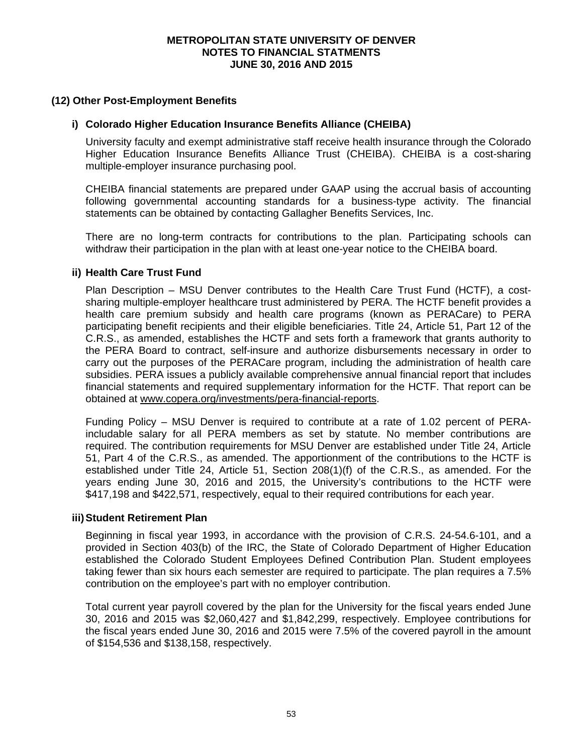## (12) Other Post-Employment Benefits

### i) Colorado Higher Education Insurance Benefits Alliance (CHEIBA)

University faculty and exempt administrative staff receive health insurance through the Colorado Higher Education Insurance Benefits Alliance Trust (CHEIBA). CHEIBA is a cost-sharing multiple-employer insurance purchasing pool.

CHEIBA financial statements are prepared under GAAP using the accrual basis of accounting following governmental accounting standards for a business-type activity. The financial statements can be obtained by contacting Gallagher Benefits Services, Inc.

There are no long-term contracts for contributions to the plan. Participating schools can withdraw their participation in the plan with at least one-year notice to the CHEIBA board.

### ii) Health Care Trust Fund

Plan Description – MSU Denver contributes to the Health Care Trust Fund (HCTF), a cost-sharing multiple-employer healthcare trust administered by PERA. The HCTF benefit provides a health care premium subsidy and health care programs (known as PERACare) to PERA participating benefit recipients and their eligible beneficiaries. Title 24, Article 51, Part 12 of the C.R.S., as amended, establishes the HCTF and sets forth a framework that grants authority to the PERA Board to contract, self-insure and authorize disbursements necessary in order to carry out the purposes of the PERACare program, including the administration of health care subsidies. PERA issues a publicly available comprehensive annual financial report that includes financial statements and required supplementary information for the HCTF. That report can be obtained at www.copera.org/investments/pera-financial-reports.

Funding Policy – MSU Denver is required to contribute at a rate of 1.02 percent of PERA-includable salary for all PERA members as set by statute. No member contributions are required. The contribution requirements for MSU Denver are established under Title 24, Article 51, Part 4 of the C.R.S., as amended. The apportionment of the contributions to the HCTF is established under Title 24, Article 51, Section 208(1)(f) of the C.R.S., as amended. For the years ending June 30, 2016 and 2015, the University's contributions to the HCTF were $417,198 and $422,571, respectively, equal to their required contributions for each year.

### iii) Student Retirement Plan

Beginning in fiscal year 1993, in accordance with the provision of C.R.S. 24-54.6-101, and a provided in Section 403(b) of the IRC, the State of Colorado Department of Higher Education established the Colorado Student Employees Defined Contribution Plan. Student employees taking fewer than six hours each semester are required to participate. The plan requires a 7.5% contribution on the employee's part with no employer contribution.

Total current year payroll covered by the plan for the University for the fiscal years ended June 30, 2016 and 2015 was $2,060,427 and $1,842,299, respectively. Employee contributions for the fiscal years ended June 30, 2016 and 2015 were 7.5% of the covered payroll in the amount of $154,536 and $138,158, respectively.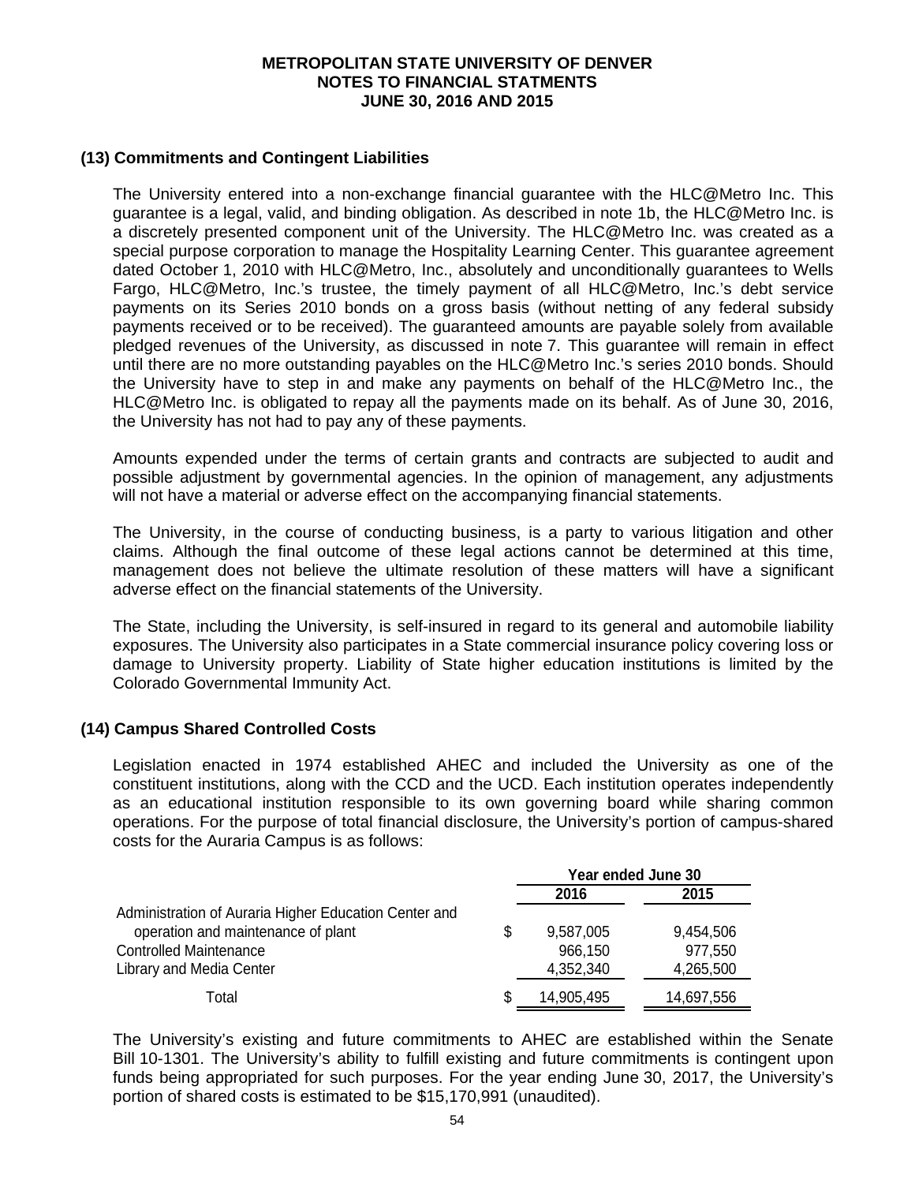## (13) Commitments and Contingent Liabilities

The University entered into a non-exchange financial guarantee with the HLC@Metro Inc. This guarantee is a legal, valid, and binding obligation. As described in note 1b, the HLC@Metro Inc. is a discretely presented component unit of the University. The HLC@Metro Inc. was created as a special purpose corporation to manage the Hospitality Learning Center. This guarantee agreement dated October 1, 2010 with HLC@Metro, Inc., absolutely and unconditionally guarantees to Wells Fargo, HLC@Metro, Inc.'s trustee, the timely payment of all HLC@Metro, Inc.'s debt service payments on its Series 2010 bonds on a gross basis (without netting of any federal subsidy payments received or to be received). The guaranteed amounts are payable solely from available pledged revenues of the University, as discussed in note 7. This guarantee will remain in effect until there are no more outstanding payables on the HLC@Metro Inc.'s series 2010 bonds. Should the University have to step in and make any payments on behalf of the HLC@Metro Inc., the HLC@Metro Inc. is obligated to repay all the payments made on its behalf. As of June 30, 2016, the University has not had to pay any of these payments.

Amounts expended under the terms of certain grants and contracts are subjected to audit and possible adjustment by governmental agencies. In the opinion of management, any adjustments will not have a material or adverse effect on the accompanying financial statements.

The University, in the course of conducting business, is a party to various litigation and other claims. Although the final outcome of these legal actions cannot be determined at this time, management does not believe the ultimate resolution of these matters will have a significant adverse effect on the financial statements of the University.

The State, including the University, is self-insured in regard to its general and automobile liability exposures. The University also participates in a State commercial insurance policy covering loss or damage to University property. Liability of State higher education institutions is limited by the Colorado Governmental Immunity Act.

## (14) Campus Shared Controlled Costs

Legislation enacted in 1974 established AHEC and included the University as one of the constituent institutions, along with the CCD and the UCD. Each institution operates independently as an educational institution responsible to its own governing board while sharing common operations. For the purpose of total financial disclosure, the University's portion of campus-shared costs for the Auraria Campus is as follows:

| | Year ended June 30 | |
|---|---|---|
| | 2016 | 2015 |
| Administration of Auraria Higher Education Center and operation and maintenance of plant | $ 9,587,005 | 9,454,506 |
| Controlled Maintenance | 966,150 | 977,550 |
| Library and Media Center | 4,352,340 | 4,265,500 |
| Total | $ 14,905,495 | 14,697,556 |

The University's existing and future commitments to AHEC are established within the Senate Bill 10-1301. The University's ability to fulfill existing and future commitments is contingent upon funds being appropriated for such purposes. For the year ending June 30, 2017, the University's portion of shared costs is estimated to be $15,170,991 (unaudited).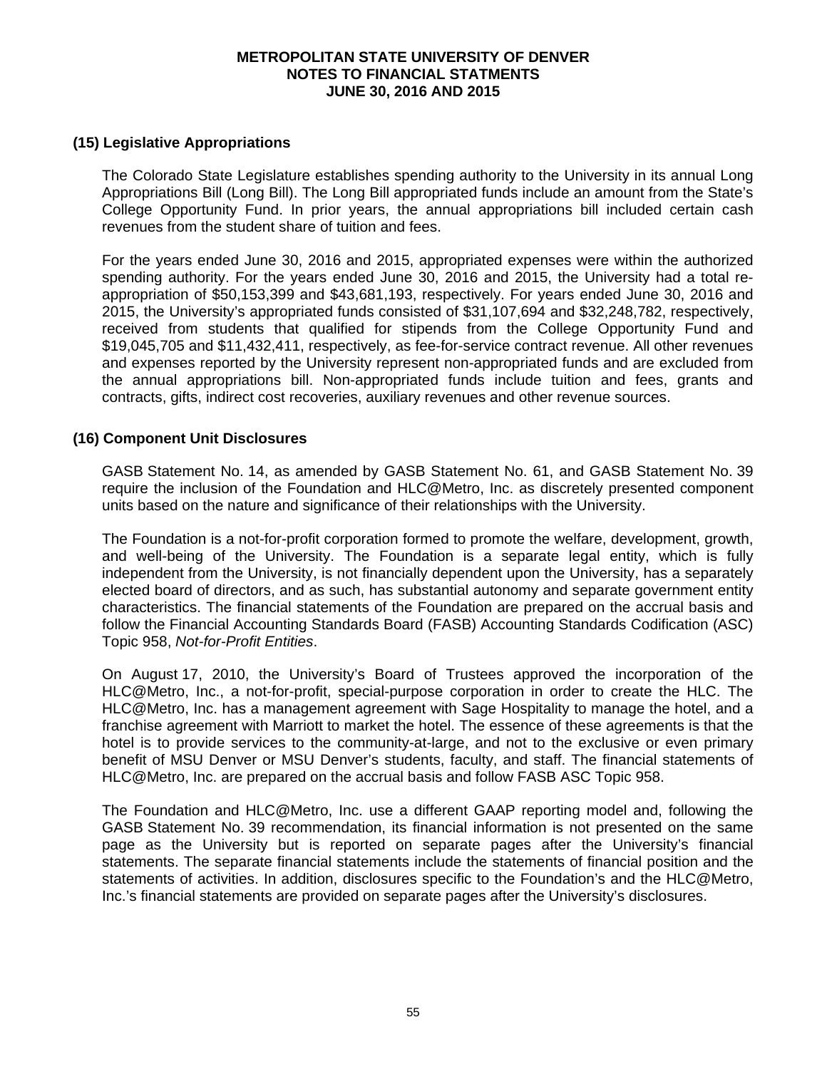## (15) Legislative Appropriations

The Colorado State Legislature establishes spending authority to the University in its annual Long Appropriations Bill (Long Bill). The Long Bill appropriated funds include an amount from the State's College Opportunity Fund. In prior years, the annual appropriations bill included certain cash revenues from the student share of tuition and fees.

For the years ended June 30, 2016 and 2015, appropriated expenses were within the authorized spending authority. For the years ended June 30, 2016 and 2015, the University had a total re-appropriation of $50,153,399 and $43,681,193, respectively. For years ended June 30, 2016 and 2015, the University's appropriated funds consisted of $31,107,694 and $32,248,782, respectively, received from students that qualified for stipends from the College Opportunity Fund and $19,045,705 and $11,432,411, respectively, as fee-for-service contract revenue. All other revenues and expenses reported by the University represent non-appropriated funds and are excluded from the annual appropriations bill. Non-appropriated funds include tuition and fees, grants and contracts, gifts, indirect cost recoveries, auxiliary revenues and other revenue sources.

## (16) Component Unit Disclosures

GASB Statement No. 14, as amended by GASB Statement No. 61, and GASB Statement No. 39 require the inclusion of the Foundation and HLC@Metro, Inc. as discretely presented component units based on the nature and significance of their relationships with the University.

The Foundation is a not-for-profit corporation formed to promote the welfare, development, growth, and well-being of the University. The Foundation is a separate legal entity, which is fully independent from the University, is not financially dependent upon the University, has a separately elected board of directors, and as such, has substantial autonomy and separate government entity characteristics. The financial statements of the Foundation are prepared on the accrual basis and follow the Financial Accounting Standards Board (FASB) Accounting Standards Codification (ASC) Topic 958, *Not-for-Profit Entities*.

On August 17, 2010, the University's Board of Trustees approved the incorporation of the HLC@Metro, Inc., a not-for-profit, special-purpose corporation in order to create the HLC. The HLC@Metro, Inc. has a management agreement with Sage Hospitality to manage the hotel, and a franchise agreement with Marriott to market the hotel. The essence of these agreements is that the hotel is to provide services to the community-at-large, and not to the exclusive or even primary benefit of MSU Denver or MSU Denver's students, faculty, and staff. The financial statements of HLC@Metro, Inc. are prepared on the accrual basis and follow FASB ASC Topic 958.

The Foundation and HLC@Metro, Inc. use a different GAAP reporting model and, following the GASB Statement No. 39 recommendation, its financial information is not presented on the same page as the University but is reported on separate pages after the University's financial statements. The separate financial statements include the statements of financial position and the statements of activities. In addition, disclosures specific to the Foundation's and the HLC@Metro, Inc.'s financial statements are provided on separate pages after the University's disclosures.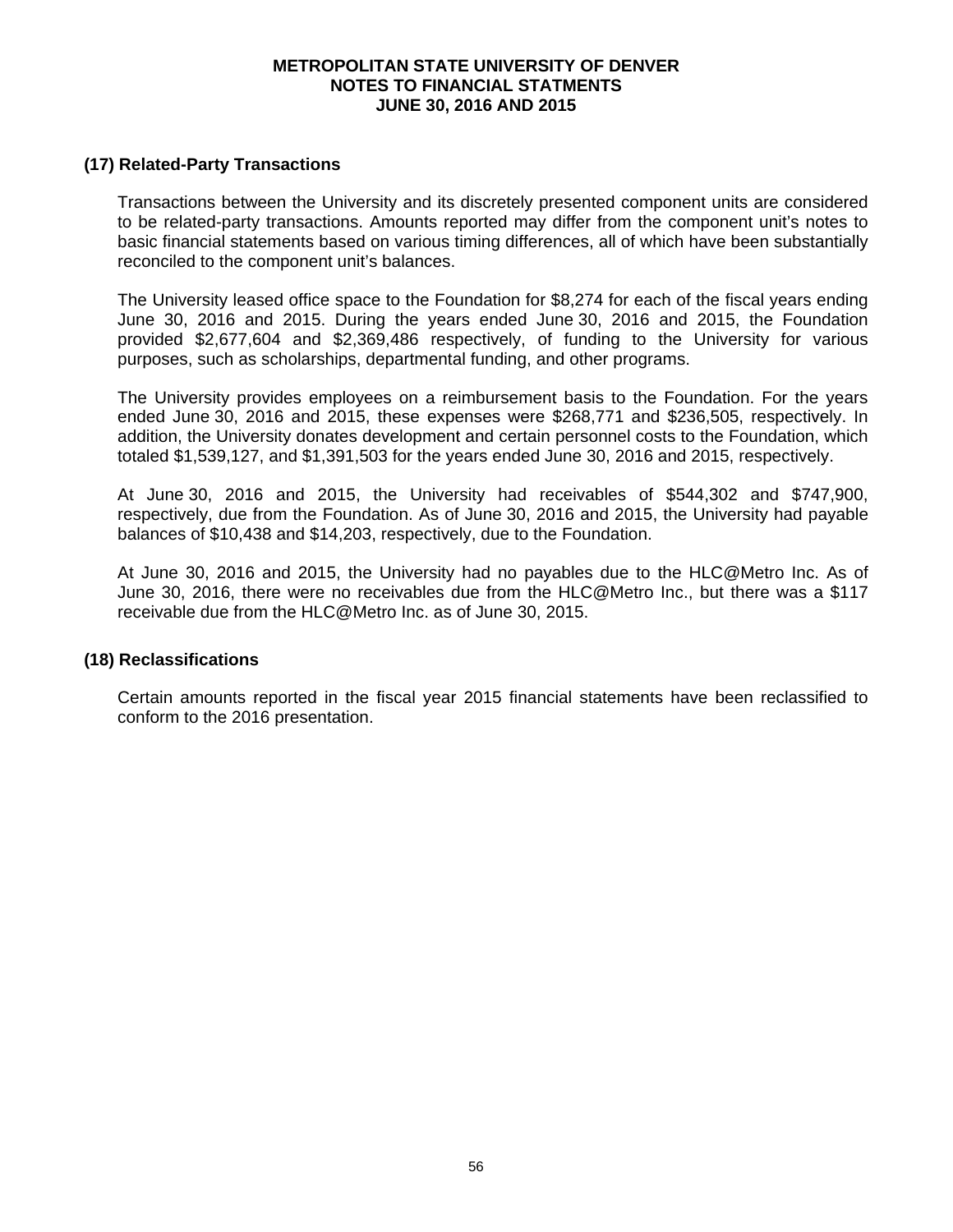## (17) Related-Party Transactions

Transactions between the University and its discretely presented component units are considered to be related-party transactions. Amounts reported may differ from the component unit's notes to basic financial statements based on various timing differences, all of which have been substantially reconciled to the component unit's balances.

The University leased office space to the Foundation for $8,274 for each of the fiscal years ending June 30, 2016 and 2015. During the years ended June 30, 2016 and 2015, the Foundation provided $2,677,604 and $2,369,486 respectively, of funding to the University for various purposes, such as scholarships, departmental funding, and other programs.

The University provides employees on a reimbursement basis to the Foundation. For the years ended June 30, 2016 and 2015, these expenses were $268,771 and $236,505, respectively. In addition, the University donates development and certain personnel costs to the Foundation, which totaled $1,539,127, and $1,391,503 for the years ended June 30, 2016 and 2015, respectively.

At June 30, 2016 and 2015, the University had receivables of $544,302 and $747,900, respectively, due from the Foundation. As of June 30, 2016 and 2015, the University had payable balances of $10,438 and $14,203, respectively, due to the Foundation.

At June 30, 2016 and 2015, the University had no payables due to the HLC@Metro Inc. As of June 30, 2016, there were no receivables due from the HLC@Metro Inc., but there was a $117 receivable due from the HLC@Metro Inc. as of June 30, 2015.

## (18) Reclassifications

Certain amounts reported in the fiscal year 2015 financial statements have been reclassified to conform to the 2016 presentation.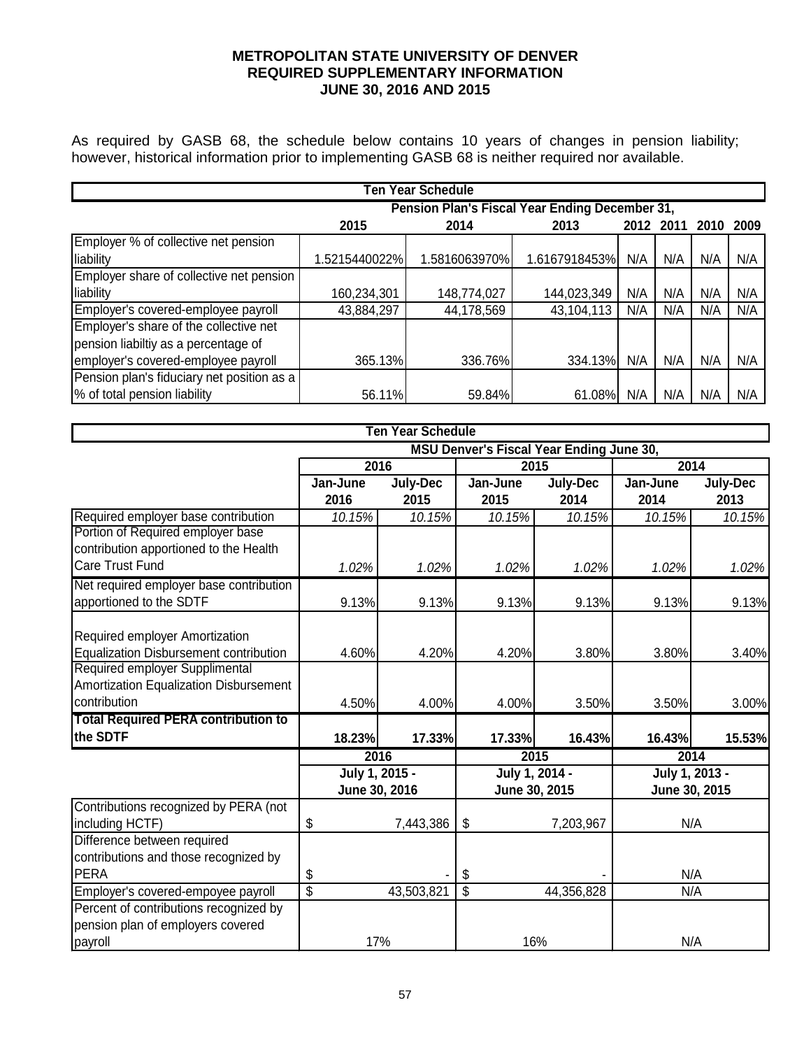**METROPOLITAN STATE UNIVERSITY OF DENVER**
**REQUIRED SUPPLEMENTARY INFORMATION**
**JUNE 30, 2016 AND 2015**

As required by GASB 68, the schedule below contains 10 years of changes in pension liability; however, historical information prior to implementing GASB 68 is neither required nor available.

| Ten Year Schedule | | | | | | | |
|---|---|---|---|---|---|---|---|
| | Pension Plan's Fiscal Year Ending December 31, | | | | | | |
| | 2015 | 2014 | 2013 | 2012 | 2011 | 2010 | 2009 |
| Employer % of collective net pension liability | 1.5215440022% | 1.5816063970% | 1.6167918453% | N/A | N/A | N/A | N/A |
| Employer share of collective net pension liability | 160,234,301 | 148,774,027 | 144,023,349 | N/A | N/A | N/A | N/A |
| Employer's covered-employee payroll | 43,884,297 | 44,178,569 | 43,104,113 | N/A | N/A | N/A | N/A |
| Employer's share of the collective net pension liabiltiy as a percentage of employer's covered-employee payroll | 365.13% | 336.76% | 334.13% | N/A | N/A | N/A | N/A |
| Pension plan's fiduciary net position as a % of total pension liability | 56.11% | 59.84% | 61.08% | N/A | N/A | N/A | N/A |

| Ten Year Schedule | | | | | | |
|---|---|---|---|---|---|---|
| | MSU Denver's Fiscal Year Ending June 30, | | | | | |
| | 2016 | | 2015 | | 2014 | |
| | Jan-June 2016 | July-Dec 2015 | Jan-June 2015 | July-Dec 2014 | Jan-June 2014 | July-Dec 2013 |
| Required employer base contribution | *10.15%* | *10.15%* | *10.15%* | *10.15%* | *10.15%* | *10.15%* |
| Portion of Required employer base contribution apportioned to the Health Care Trust Fund | *1.02%* | *1.02%* | *1.02%* | *1.02%* | *1.02%* | *1.02%* |
| Net required employer base contribution apportioned to the SDTF | 9.13% | 9.13% | 9.13% | 9.13% | 9.13% | 9.13% |
| Required employer Amortization Equalization Disbursement contribution | 4.60% | 4.20% | 4.20% | 3.80% | 3.80% | 3.40% |
| Required employer Supplimental Amortization Equalization Disbursement contribution | 4.50% | 4.00% | 4.00% | 3.50% | 3.50% | 3.00% |
| **Total Required PERA contribution to the SDTF** | **18.23%** | **17.33%** | **17.33%** | **16.43%** | **16.43%** | **15.53%** |
| | **2016** | | **2015** | | **2014** | |
| | **July 1, 2015 - June 30, 2016** | | **July 1, 2014 - June 30, 2015** | | **July 1, 2013 - June 30, 2015** | |
| Contributions recognized by PERA (not including HCTF) | $ 7,443,386 | | $ 7,203,967 | | N/A | |
| Difference between required contributions and those recognized by PERA | $ - | | $ - | | N/A | |
| Employer's covered-empoyee payroll | $ 43,503,821 | | $ 44,356,828 | | N/A | |
| Percent of contributions recognized by pension plan of employers covered payroll | 17% | | 16% | | N/A | |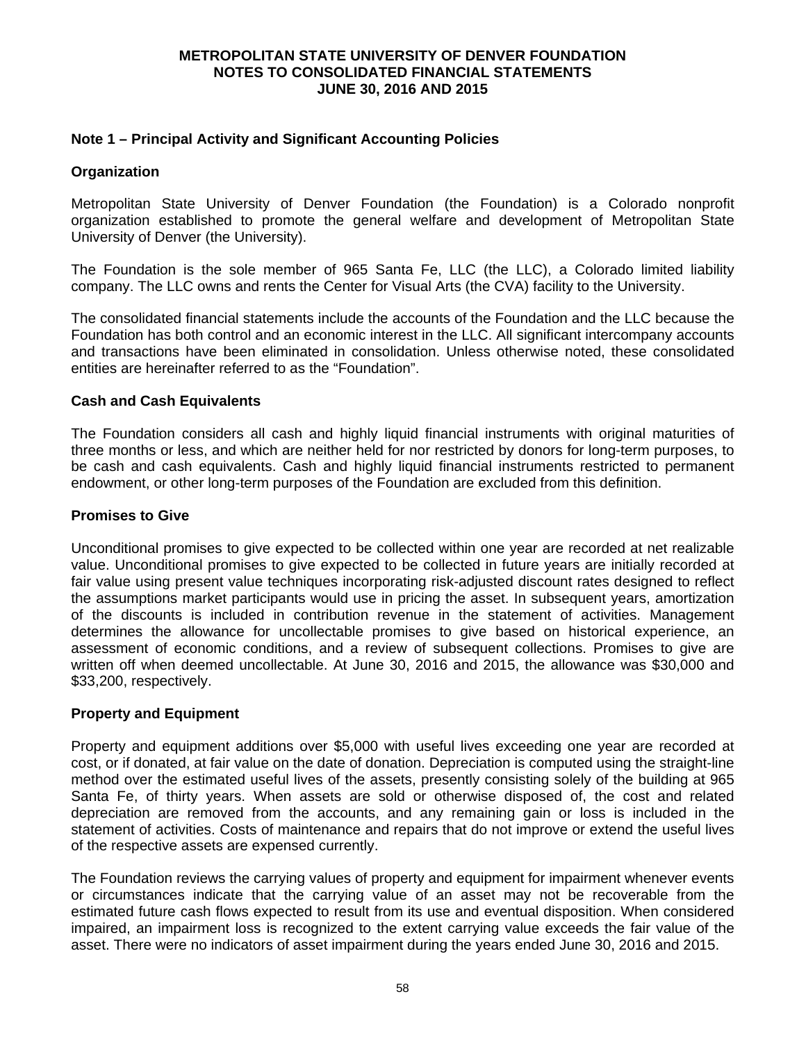# METROPOLITAN STATE UNIVERSITY OF DENVER FOUNDATION
# NOTES TO CONSOLIDATED FINANCIAL STATEMENTS
# JUNE 30, 2016 AND 2015

## Note 1 – Principal Activity and Significant Accounting Policies

### Organization

Metropolitan State University of Denver Foundation (the Foundation) is a Colorado nonprofit organization established to promote the general welfare and development of Metropolitan State University of Denver (the University).

The Foundation is the sole member of 965 Santa Fe, LLC (the LLC), a Colorado limited liability company. The LLC owns and rents the Center for Visual Arts (the CVA) facility to the University.

The consolidated financial statements include the accounts of the Foundation and the LLC because the Foundation has both control and an economic interest in the LLC. All significant intercompany accounts and transactions have been eliminated in consolidation. Unless otherwise noted, these consolidated entities are hereinafter referred to as the "Foundation".

### Cash and Cash Equivalents

The Foundation considers all cash and highly liquid financial instruments with original maturities of three months or less, and which are neither held for nor restricted by donors for long-term purposes, to be cash and cash equivalents. Cash and highly liquid financial instruments restricted to permanent endowment, or other long-term purposes of the Foundation are excluded from this definition.

### Promises to Give

Unconditional promises to give expected to be collected within one year are recorded at net realizable value. Unconditional promises to give expected to be collected in future years are initially recorded at fair value using present value techniques incorporating risk-adjusted discount rates designed to reflect the assumptions market participants would use in pricing the asset. In subsequent years, amortization of the discounts is included in contribution revenue in the statement of activities. Management determines the allowance for uncollectable promises to give based on historical experience, an assessment of economic conditions, and a review of subsequent collections. Promises to give are written off when deemed uncollectable. At June 30, 2016 and 2015, the allowance was $30,000 and $33,200, respectively.

### Property and Equipment

Property and equipment additions over $5,000 with useful lives exceeding one year are recorded at cost, or if donated, at fair value on the date of donation. Depreciation is computed using the straight-line method over the estimated useful lives of the assets, presently consisting solely of the building at 965 Santa Fe, of thirty years. When assets are sold or otherwise disposed of, the cost and related depreciation are removed from the accounts, and any remaining gain or loss is included in the statement of activities. Costs of maintenance and repairs that do not improve or extend the useful lives of the respective assets are expensed currently.

The Foundation reviews the carrying values of property and equipment for impairment whenever events or circumstances indicate that the carrying value of an asset may not be recoverable from the estimated future cash flows expected to result from its use and eventual disposition. When considered impaired, an impairment loss is recognized to the extent carrying value exceeds the fair value of the asset. There were no indicators of asset impairment during the years ended June 30, 2016 and 2015.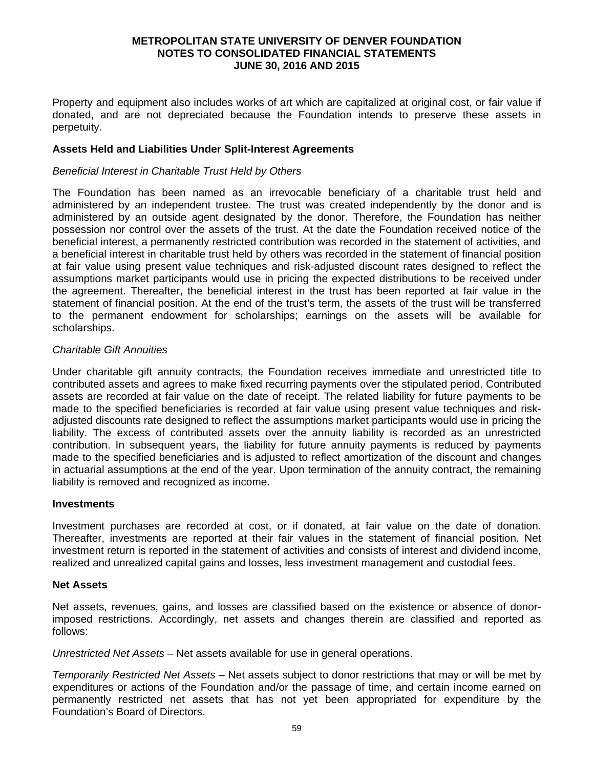Property and equipment also includes works of art which are capitalized at original cost, or fair value if donated, and are not depreciated because the Foundation intends to preserve these assets in perpetuity.

**Assets Held and Liabilities Under Split-Interest Agreements**

*Beneficial Interest in Charitable Trust Held by Others*

The Foundation has been named as an irrevocable beneficiary of a charitable trust held and administered by an independent trustee. The trust was created independently by the donor and is administered by an outside agent designated by the donor. Therefore, the Foundation has neither possession nor control over the assets of the trust. At the date the Foundation received notice of the beneficial interest, a permanently restricted contribution was recorded in the statement of activities, and a beneficial interest in charitable trust held by others was recorded in the statement of financial position at fair value using present value techniques and risk-adjusted discount rates designed to reflect the assumptions market participants would use in pricing the expected distributions to be received under the agreement. Thereafter, the beneficial interest in the trust has been reported at fair value in the statement of financial position. At the end of the trust's term, the assets of the trust will be transferred to the permanent endowment for scholarships; earnings on the assets will be available for scholarships.

*Charitable Gift Annuities*

Under charitable gift annuity contracts, the Foundation receives immediate and unrestricted title to contributed assets and agrees to make fixed recurring payments over the stipulated period. Contributed assets are recorded at fair value on the date of receipt. The related liability for future payments to be made to the specified beneficiaries is recorded at fair value using present value techniques and risk-adjusted discounts rate designed to reflect the assumptions market participants would use in pricing the liability. The excess of contributed assets over the annuity liability is recorded as an unrestricted contribution. In subsequent years, the liability for future annuity payments is reduced by payments made to the specified beneficiaries and is adjusted to reflect amortization of the discount and changes in actuarial assumptions at the end of the year. Upon termination of the annuity contract, the remaining liability is removed and recognized as income.

**Investments**

Investment purchases are recorded at cost, or if donated, at fair value on the date of donation. Thereafter, investments are reported at their fair values in the statement of financial position. Net investment return is reported in the statement of activities and consists of interest and dividend income, realized and unrealized capital gains and losses, less investment management and custodial fees.

**Net Assets**

Net assets, revenues, gains, and losses are classified based on the existence or absence of donor-imposed restrictions. Accordingly, net assets and changes therein are classified and reported as follows:

*Unrestricted Net Assets* – Net assets available for use in general operations.

*Temporarily Restricted Net Assets* – Net assets subject to donor restrictions that may or will be met by expenditures or actions of the Foundation and/or the passage of time, and certain income earned on permanently restricted net assets that has not yet been appropriated for expenditure by the Foundation's Board of Directors.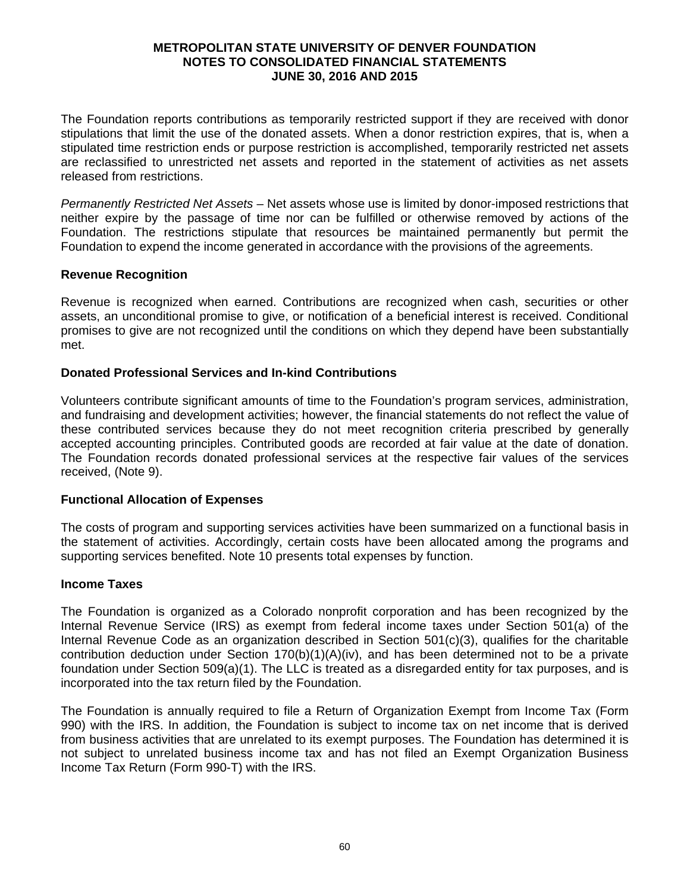The Foundation reports contributions as temporarily restricted support if they are received with donor stipulations that limit the use of the donated assets. When a donor restriction expires, that is, when a stipulated time restriction ends or purpose restriction is accomplished, temporarily restricted net assets are reclassified to unrestricted net assets and reported in the statement of activities as net assets released from restrictions.

*Permanently Restricted Net Assets* – Net assets whose use is limited by donor-imposed restrictions that neither expire by the passage of time nor can be fulfilled or otherwise removed by actions of the Foundation. The restrictions stipulate that resources be maintained permanently but permit the Foundation to expend the income generated in accordance with the provisions of the agreements.

### Revenue Recognition

Revenue is recognized when earned. Contributions are recognized when cash, securities or other assets, an unconditional promise to give, or notification of a beneficial interest is received. Conditional promises to give are not recognized until the conditions on which they depend have been substantially met.

### Donated Professional Services and In-kind Contributions

Volunteers contribute significant amounts of time to the Foundation's program services, administration, and fundraising and development activities; however, the financial statements do not reflect the value of these contributed services because they do not meet recognition criteria prescribed by generally accepted accounting principles. Contributed goods are recorded at fair value at the date of donation. The Foundation records donated professional services at the respective fair values of the services received, (Note 9).

### Functional Allocation of Expenses

The costs of program and supporting services activities have been summarized on a functional basis in the statement of activities. Accordingly, certain costs have been allocated among the programs and supporting services benefited. Note 10 presents total expenses by function.

### Income Taxes

The Foundation is organized as a Colorado nonprofit corporation and has been recognized by the Internal Revenue Service (IRS) as exempt from federal income taxes under Section 501(a) of the Internal Revenue Code as an organization described in Section 501(c)(3), qualifies for the charitable contribution deduction under Section 170(b)(1)(A)(iv), and has been determined not to be a private foundation under Section 509(a)(1). The LLC is treated as a disregarded entity for tax purposes, and is incorporated into the tax return filed by the Foundation.

The Foundation is annually required to file a Return of Organization Exempt from Income Tax (Form 990) with the IRS. In addition, the Foundation is subject to income tax on net income that is derived from business activities that are unrelated to its exempt purposes. The Foundation has determined it is not subject to unrelated business income tax and has not filed an Exempt Organization Business Income Tax Return (Form 990-T) with the IRS.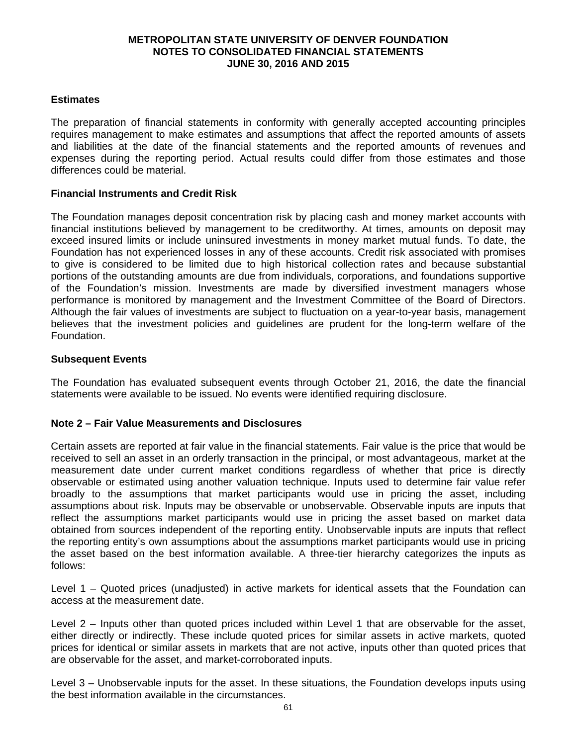### Estimates

The preparation of financial statements in conformity with generally accepted accounting principles requires management to make estimates and assumptions that affect the reported amounts of assets and liabilities at the date of the financial statements and the reported amounts of revenues and expenses during the reporting period. Actual results could differ from those estimates and those differences could be material.

### Financial Instruments and Credit Risk

The Foundation manages deposit concentration risk by placing cash and money market accounts with financial institutions believed by management to be creditworthy. At times, amounts on deposit may exceed insured limits or include uninsured investments in money market mutual funds. To date, the Foundation has not experienced losses in any of these accounts. Credit risk associated with promises to give is considered to be limited due to high historical collection rates and because substantial portions of the outstanding amounts are due from individuals, corporations, and foundations supportive of the Foundation's mission. Investments are made by diversified investment managers whose performance is monitored by management and the Investment Committee of the Board of Directors. Although the fair values of investments are subject to fluctuation on a year-to-year basis, management believes that the investment policies and guidelines are prudent for the long-term welfare of the Foundation.

### Subsequent Events

The Foundation has evaluated subsequent events through October 21, 2016, the date the financial statements were available to be issued. No events were identified requiring disclosure.

## Note 2 – Fair Value Measurements and Disclosures

Certain assets are reported at fair value in the financial statements. Fair value is the price that would be received to sell an asset in an orderly transaction in the principal, or most advantageous, market at the measurement date under current market conditions regardless of whether that price is directly observable or estimated using another valuation technique. Inputs used to determine fair value refer broadly to the assumptions that market participants would use in pricing the asset, including assumptions about risk. Inputs may be observable or unobservable. Observable inputs are inputs that reflect the assumptions market participants would use in pricing the asset based on market data obtained from sources independent of the reporting entity. Unobservable inputs are inputs that reflect the reporting entity's own assumptions about the assumptions market participants would use in pricing the asset based on the best information available. A three-tier hierarchy categorizes the inputs as follows:

Level 1 – Quoted prices (unadjusted) in active markets for identical assets that the Foundation can access at the measurement date.

Level 2 – Inputs other than quoted prices included within Level 1 that are observable for the asset, either directly or indirectly. These include quoted prices for similar assets in active markets, quoted prices for identical or similar assets in markets that are not active, inputs other than quoted prices that are observable for the asset, and market-corroborated inputs.

Level 3 – Unobservable inputs for the asset. In these situations, the Foundation develops inputs using the best information available in the circumstances.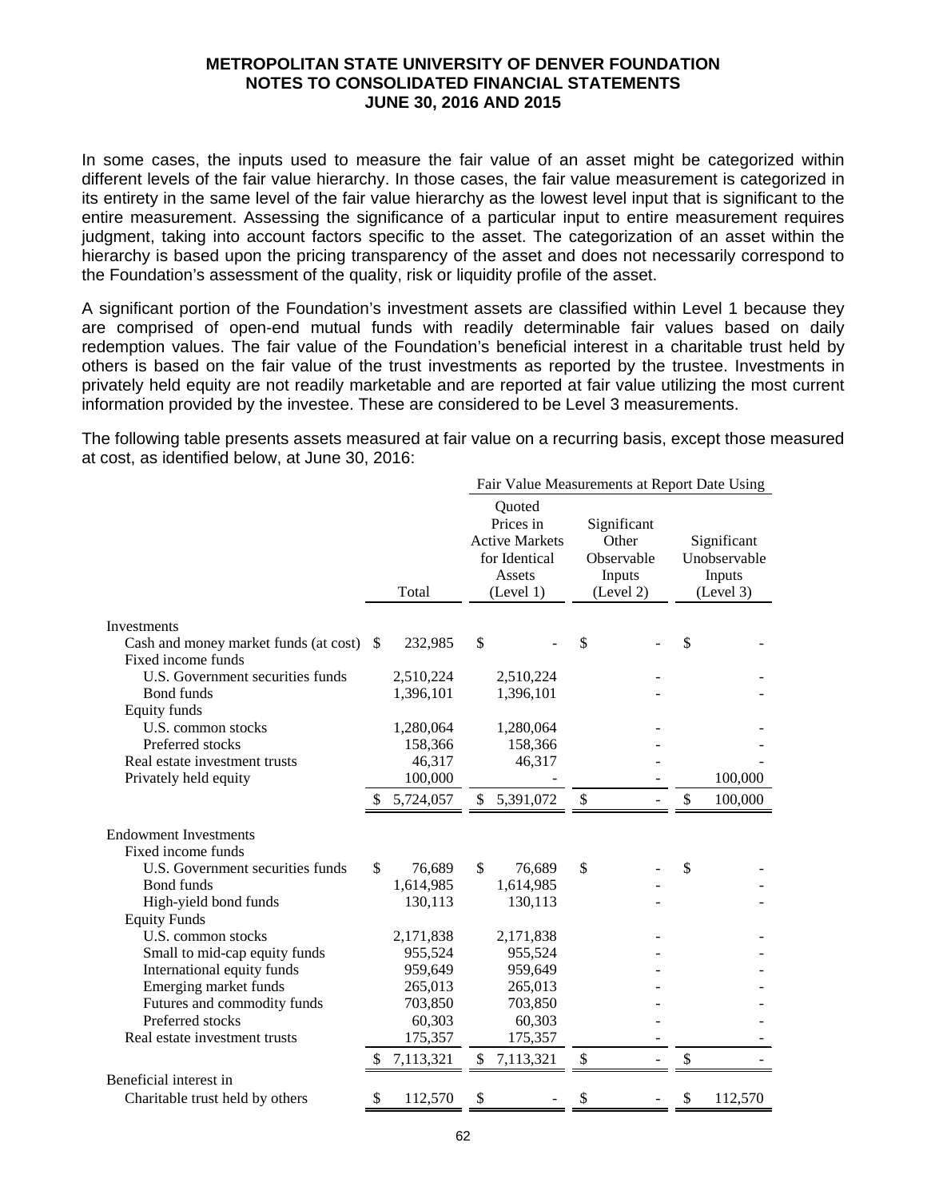In some cases, the inputs used to measure the fair value of an asset might be categorized within different levels of the fair value hierarchy. In those cases, the fair value measurement is categorized in its entirety in the same level of the fair value hierarchy as the lowest level input that is significant to the entire measurement. Assessing the significance of a particular input to entire measurement requires judgment, taking into account factors specific to the asset. The categorization of an asset within the hierarchy is based upon the pricing transparency of the asset and does not necessarily correspond to the Foundation's assessment of the quality, risk or liquidity profile of the asset.

A significant portion of the Foundation's investment assets are classified within Level 1 because they are comprised of open-end mutual funds with readily determinable fair values based on daily redemption values. The fair value of the Foundation's beneficial interest in a charitable trust held by others is based on the fair value of the trust investments as reported by the trustee. Investments in privately held equity are not readily marketable and are reported at fair value utilizing the most current information provided by the investee. These are considered to be Level 3 measurements.

The following table presents assets measured at fair value on a recurring basis, except those measured at cost, as identified below, at June 30, 2016:

| | | Fair Value Measurements at Report Date Using | | |
|---|---|---|---|---|
| | Total | Quoted Prices in Active Markets for Identical Assets (Level 1) | Significant Other Observable Inputs (Level 2) | Significant Unobservable Inputs (Level 3) |
| **Investments** | | | | |
| Cash and money market funds (at cost) | $ 232,985 | $ - | $ - | $ - |
| Fixed income funds | | | | |
| U.S. Government securities funds | 2,510,224 | 2,510,224 | - | - |
| Bond funds | 1,396,101 | 1,396,101 | - | - |
| Equity funds | | | | |
| U.S. common stocks | 1,280,064 | 1,280,064 | - | - |
| Preferred stocks | 158,366 | 158,366 | - | - |
| Real estate investment trusts | 46,317 | 46,317 | - | - |
| Privately held equity | 100,000 | - | - | 100,000 |
| | $ 5,724,057 | $ 5,391,072 | $ - | $ 100,000 |
| **Endowment Investments** | | | | |
| Fixed income funds | | | | |
| U.S. Government securities funds | $ 76,689 | $ 76,689 | $ - | $ - |
| Bond funds | 1,614,985 | 1,614,985 | - | - |
| High-yield bond funds | 130,113 | 130,113 | - | - |
| Equity Funds | | | | |
| U.S. common stocks | 2,171,838 | 2,171,838 | - | - |
| Small to mid-cap equity funds | 955,524 | 955,524 | - | - |
| International equity funds | 959,649 | 959,649 | - | - |
| Emerging market funds | 265,013 | 265,013 | - | - |
| Futures and commodity funds | 703,850 | 703,850 | - | - |
| Preferred stocks | 60,303 | 60,303 | - | - |
| Real estate investment trusts | 175,357 | 175,357 | - | - |
| | $ 7,113,321 | $ 7,113,321 | $ - | $ - |
| Beneficial interest in | | | | |
| Charitable trust held by others | $ 112,570 | $ - | $ - | $ 112,570 |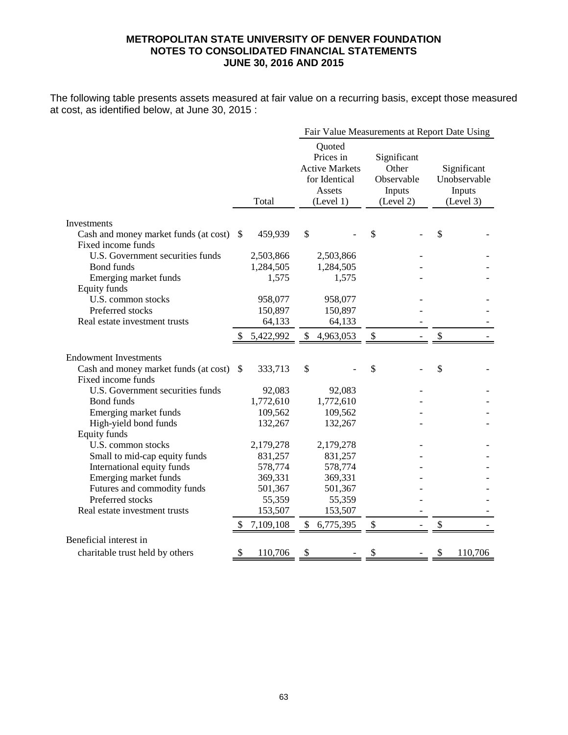**METROPOLITAN STATE UNIVERSITY OF DENVER FOUNDATION**
**NOTES TO CONSOLIDATED FINANCIAL STATEMENTS**
**JUNE 30, 2016 AND 2015**

The following table presents assets measured at fair value on a recurring basis, except those measured at cost, as identified below, at June 30, 2015 :

| | | Fair Value Measurements at Report Date Using | | |
|---|---|---|---|---|
| | Total | Quoted Prices in Active Markets for Identical Assets (Level 1) | Significant Other Observable Inputs (Level 2) | Significant Unobservable Inputs (Level 3) |
| Investments | | | | |
| Cash and money market funds (at cost) | $ 459,939 | $ - | $ - | $ - |
| Fixed income funds | | | | |
| U.S. Government securities funds | 2,503,866 | 2,503,866 | - | - |
| Bond funds | 1,284,505 | 1,284,505 | - | - |
| Emerging market funds | 1,575 | 1,575 | - | - |
| Equity funds | | | | |
| U.S. common stocks | 958,077 | 958,077 | - | - |
| Preferred stocks | 150,897 | 150,897 | - | - |
| Real estate investment trusts | 64,133 | 64,133 | - | - |
| | $ 5,422,992 | $ 4,963,053 | $ - | $ - |
| Endowment Investments | | | | |
| Cash and money market funds (at cost) | $ 333,713 | $ - | $ - | $ - |
| Fixed income funds | | | | |
| U.S. Government securities funds | 92,083 | 92,083 | - | - |
| Bond funds | 1,772,610 | 1,772,610 | - | - |
| Emerging market funds | 109,562 | 109,562 | - | - |
| High-yield bond funds | 132,267 | 132,267 | - | - |
| Equity funds | | | | |
| U.S. common stocks | 2,179,278 | 2,179,278 | - | - |
| Small to mid-cap equity funds | 831,257 | 831,257 | - | - |
| International equity funds | 578,774 | 578,774 | - | - |
| Emerging market funds | 369,331 | 369,331 | - | - |
| Futures and commodity funds | 501,367 | 501,367 | - | - |
| Preferred stocks | 55,359 | 55,359 | - | - |
| Real estate investment trusts | 153,507 | 153,507 | - | - |
| | $ 7,109,108 | $ 6,775,395 | $ - | $ - |
| Beneficial interest in charitable trust held by others | $ 110,706 | $ - | $ - | $ 110,706 |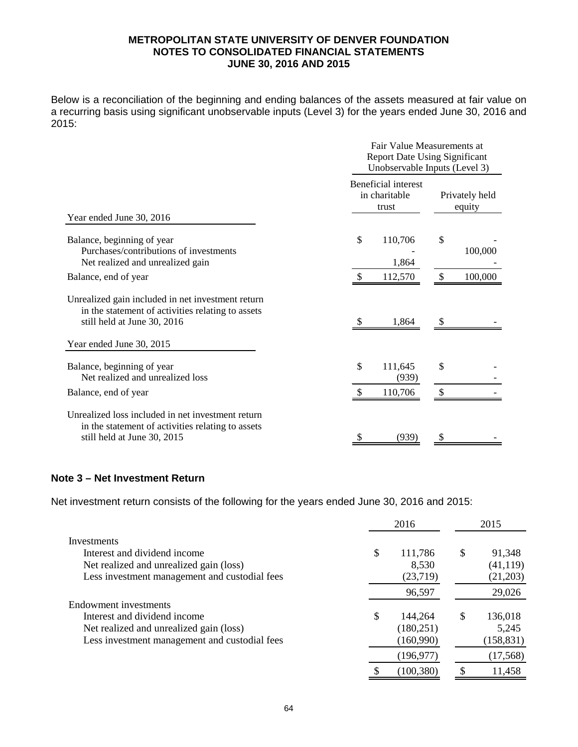Below is a reconciliation of the beginning and ending balances of the assets measured at fair value on a recurring basis using significant unobservable inputs (Level 3) for the years ended June 30, 2016 and 2015:

| | Fair Value Measurements at Report Date Using Significant Unobservable Inputs (Level 3) | |
|---|---|---|
| | Beneficial interest in charitable trust | Privately held equity |
| **Year ended June 30, 2016** | | |
| Balance, beginning of year | $ 110,706 | $ - |
| Purchases/contributions of investments | - | 100,000 |
| Net realized and unrealized gain | 1,864 | - |
| Balance, end of year | $ 112,570 | $ 100,000 |
| Unrealized gain included in net investment return in the statement of activities relating to assets still held at June 30, 2016 | $ 1,864 | $ - |
| **Year ended June 30, 2015** | | |
| Balance, beginning of year | $ 111,645 | $ - |
| Net realized and unrealized loss | (939) | - |
| Balance, end of year | $ 110,706 | $ - |
| Unrealized loss included in net investment return in the statement of activities relating to assets still held at June 30, 2015 | $ (939) | $ - |

### Note 3 – Net Investment Return

Net investment return consists of the following for the years ended June 30, 2016 and 2015:

| | 2016 | 2015 |
|---|---|---|
| Investments | | |
| Interest and dividend income | $ 111,786 | $ 91,348 |
| Net realized and unrealized gain (loss) | 8,530 | (41,119) |
| Less investment management and custodial fees | (23,719) | (21,203) |
| | 96,597 | 29,026 |
| Endowment investments | | |
| Interest and dividend income | $ 144,264 | $ 136,018 |
| Net realized and unrealized gain (loss) | (180,251) | 5,245 |
| Less investment management and custodial fees | (160,990) | (158,831) |
| | (196,977) | (17,568) |
| | $ (100,380) | $ 11,458 |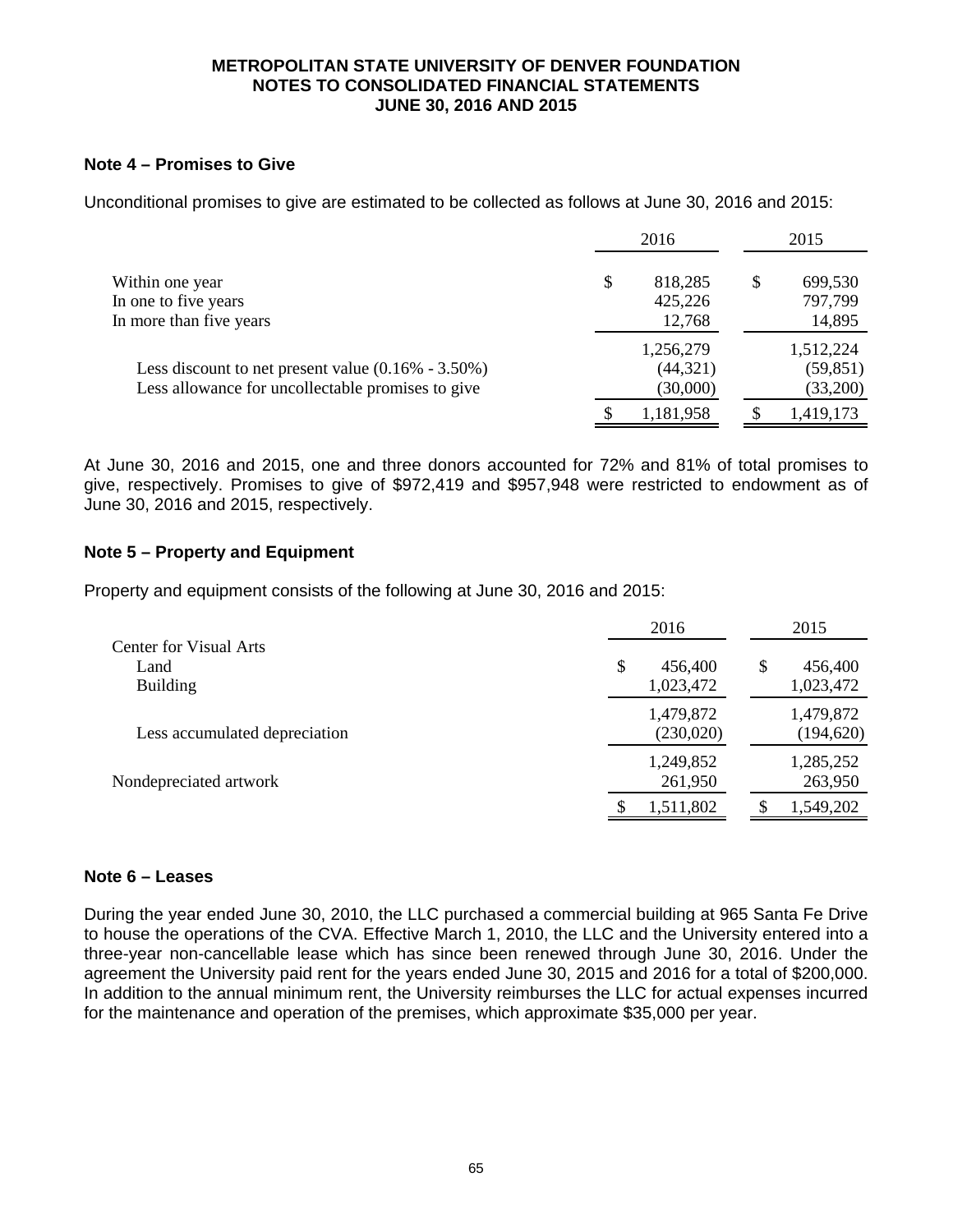**METROPOLITAN STATE UNIVERSITY OF DENVER FOUNDATION**
**NOTES TO CONSOLIDATED FINANCIAL STATEMENTS**
**JUNE 30, 2016 AND 2015**

### Note 4 – Promises to Give

Unconditional promises to give are estimated to be collected as follows at June 30, 2016 and 2015:

| | 2016 | 2015 |
|---|---|---|
| Within one year | $ 818,285 | $ 699,530 |
| In one to five years | 425,226 | 797,799 |
| In more than five years | 12,768 | 14,895 |
| | 1,256,279 | 1,512,224 |
| Less discount to net present value (0.16% - 3.50%) | (44,321) | (59,851) |
| Less allowance for uncollectable promises to give | (30,000) | (33,200) |
| | $ 1,181,958 | $ 1,419,173 |

At June 30, 2016 and 2015, one and three donors accounted for 72% and 81% of total promises to give, respectively. Promises to give of $972,419 and $957,948 were restricted to endowment as of June 30, 2016 and 2015, respectively.

### Note 5 – Property and Equipment

Property and equipment consists of the following at June 30, 2016 and 2015:

| | 2016 | 2015 |
|---|---|---|
| Center for Visual Arts | | |
| Land | $ 456,400 | $ 456,400 |
| Building | 1,023,472 | 1,023,472 |
| | 1,479,872 | 1,479,872 |
| Less accumulated depreciation | (230,020) | (194,620) |
| | 1,249,852 | 1,285,252 |
| Nondepreciated artwork | 261,950 | 263,950 |
| | $ 1,511,802 | $ 1,549,202 |

### Note 6 – Leases

During the year ended June 30, 2010, the LLC purchased a commercial building at 965 Santa Fe Drive to house the operations of the CVA. Effective March 1, 2010, the LLC and the University entered into a three-year non-cancellable lease which has since been renewed through June 30, 2016. Under the agreement the University paid rent for the years ended June 30, 2015 and 2016 for a total of $200,000. In addition to the annual minimum rent, the University reimburses the LLC for actual expenses incurred for the maintenance and operation of the premises, which approximate $35,000 per year.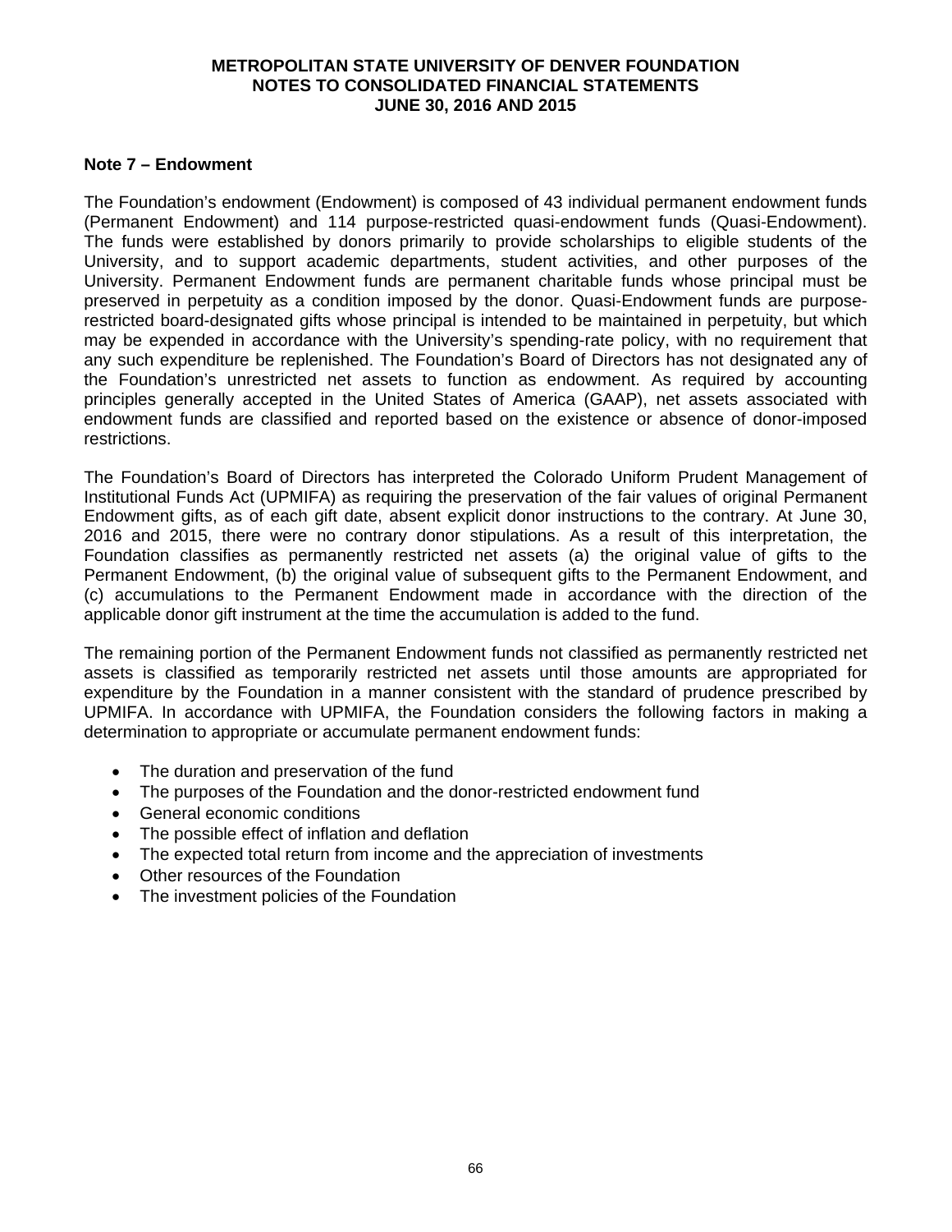### Note 7 – Endowment

The Foundation's endowment (Endowment) is composed of 43 individual permanent endowment funds (Permanent Endowment) and 114 purpose-restricted quasi-endowment funds (Quasi-Endowment). The funds were established by donors primarily to provide scholarships to eligible students of the University, and to support academic departments, student activities, and other purposes of the University. Permanent Endowment funds are permanent charitable funds whose principal must be preserved in perpetuity as a condition imposed by the donor. Quasi-Endowment funds are purpose-restricted board-designated gifts whose principal is intended to be maintained in perpetuity, but which may be expended in accordance with the University's spending-rate policy, with no requirement that any such expenditure be replenished. The Foundation's Board of Directors has not designated any of the Foundation's unrestricted net assets to function as endowment. As required by accounting principles generally accepted in the United States of America (GAAP), net assets associated with endowment funds are classified and reported based on the existence or absence of donor-imposed restrictions.

The Foundation's Board of Directors has interpreted the Colorado Uniform Prudent Management of Institutional Funds Act (UPMIFA) as requiring the preservation of the fair values of original Permanent Endowment gifts, as of each gift date, absent explicit donor instructions to the contrary. At June 30, 2016 and 2015, there were no contrary donor stipulations. As a result of this interpretation, the Foundation classifies as permanently restricted net assets (a) the original value of gifts to the Permanent Endowment, (b) the original value of subsequent gifts to the Permanent Endowment, and (c) accumulations to the Permanent Endowment made in accordance with the direction of the applicable donor gift instrument at the time the accumulation is added to the fund.

The remaining portion of the Permanent Endowment funds not classified as permanently restricted net assets is classified as temporarily restricted net assets until those amounts are appropriated for expenditure by the Foundation in a manner consistent with the standard of prudence prescribed by UPMIFA. In accordance with UPMIFA, the Foundation considers the following factors in making a determination to appropriate or accumulate permanent endowment funds:

- The duration and preservation of the fund
- The purposes of the Foundation and the donor-restricted endowment fund
- General economic conditions
- The possible effect of inflation and deflation
- The expected total return from income and the appreciation of investments
- Other resources of the Foundation
- The investment policies of the Foundation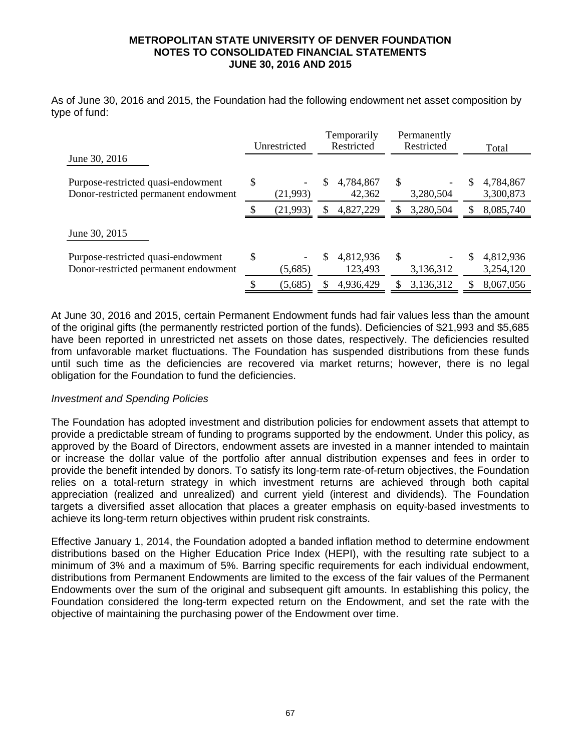As of June 30, 2016 and 2015, the Foundation had the following endowment net asset composition by type of fund:

| June 30, 2016 | Unrestricted | Temporarily Restricted | Permanently Restricted | Total |
|---|---|---|---|---|
| Purpose-restricted quasi-endowment | $ - | $ 4,784,867 | $ - | $ 4,784,867 |
| Donor-restricted permanent endowment | (21,993) | 42,362 | 3,280,504 | 3,300,873 |
| | $ (21,993) | $ 4,827,229 | $ 3,280,504 | $ 8,085,740 |
| **June 30, 2015** | | | | |
| Purpose-restricted quasi-endowment | $ - | $ 4,812,936 | $ - | $ 4,812,936 |
| Donor-restricted permanent endowment | (5,685) | 123,493 | 3,136,312 | 3,254,120 |
| | $ (5,685) | $ 4,936,429 | $ 3,136,312 | $ 8,067,056 |

At June 30, 2016 and 2015, certain Permanent Endowment funds had fair values less than the amount of the original gifts (the permanently restricted portion of the funds). Deficiencies of $21,993 and $5,685 have been reported in unrestricted net assets on those dates, respectively. The deficiencies resulted from unfavorable market fluctuations. The Foundation has suspended distributions from these funds until such time as the deficiencies are recovered via market returns; however, there is no legal obligation for the Foundation to fund the deficiencies.

*Investment and Spending Policies*

The Foundation has adopted investment and distribution policies for endowment assets that attempt to provide a predictable stream of funding to programs supported by the endowment. Under this policy, as approved by the Board of Directors, endowment assets are invested in a manner intended to maintain or increase the dollar value of the portfolio after annual distribution expenses and fees in order to provide the benefit intended by donors. To satisfy its long-term rate-of-return objectives, the Foundation relies on a total-return strategy in which investment returns are achieved through both capital appreciation (realized and unrealized) and current yield (interest and dividends). The Foundation targets a diversified asset allocation that places a greater emphasis on equity-based investments to achieve its long-term return objectives within prudent risk constraints.

Effective January 1, 2014, the Foundation adopted a banded inflation method to determine endowment distributions based on the Higher Education Price Index (HEPI), with the resulting rate subject to a minimum of 3% and a maximum of 5%. Barring specific requirements for each individual endowment, distributions from Permanent Endowments are limited to the excess of the fair values of the Permanent Endowments over the sum of the original and subsequent gift amounts. In establishing this policy, the Foundation considered the long-term expected return on the Endowment, and set the rate with the objective of maintaining the purchasing power of the Endowment over time.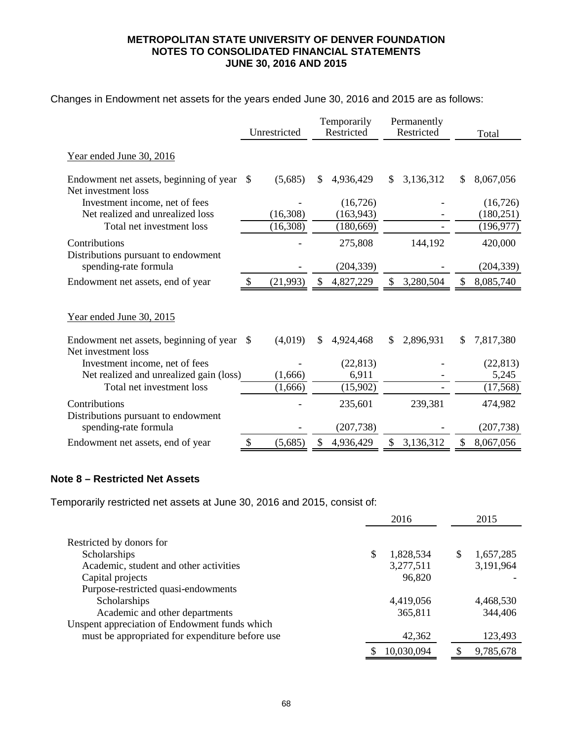Changes in Endowment net assets for the years ended June 30, 2016 and 2015 are as follows:

| | Unrestricted | Temporarily Restricted | Permanently Restricted | Total |
|---|---|---|---|---|
| Year ended June 30, 2016 | | | | |
| Endowment net assets, beginning of year | $ (5,685) | $ 4,936,429 | $ 3,136,312 | $ 8,067,056 |
| Net investment loss | | | | |
| Investment income, net of fees | - | (16,726) | - | (16,726) |
| Net realized and unrealized loss | (16,308) | (163,943) | - | (180,251) |
| Total net investment loss | (16,308) | (180,669) | - | (196,977) |
| Contributions | - | 275,808 | 144,192 | 420,000 |
| Distributions pursuant to endowment spending-rate formula | - | (204,339) | - | (204,339) |
| Endowment net assets, end of year | $ (21,993) | $ 4,827,229 | $ 3,280,504 | $ 8,085,740 |
| Year ended June 30, 2015 | | | | |
| Endowment net assets, beginning of year | $ (4,019) | $ 4,924,468 | $ 2,896,931 | $ 7,817,380 |
| Net investment loss | | | | |
| Investment income, net of fees | - | (22,813) | - | (22,813) |
| Net realized and unrealized gain (loss) | (1,666) | 6,911 | - | 5,245 |
| Total net investment loss | (1,666) | (15,902) | - | (17,568) |
| Contributions | - | 235,601 | 239,381 | 474,982 |
| Distributions pursuant to endowment spending-rate formula | - | (207,738) | - | (207,738) |
| Endowment net assets, end of year | $ (5,685) | $ 4,936,429 | $ 3,136,312 | $ 8,067,056 |

## Note 8 – Restricted Net Assets

Temporarily restricted net assets at June 30, 2016 and 2015, consist of:

| | 2016 | 2015 |
|---|---|---|
| Restricted by donors for | | |
| Scholarships | $ 1,828,534 | $ 1,657,285 |
| Academic, student and other activities | 3,277,511 | 3,191,964 |
| Capital projects | 96,820 | - |
| Purpose-restricted quasi-endowments | | |
| Scholarships | 4,419,056 | 4,468,530 |
| Academic and other departments | 365,811 | 344,406 |
| Unspent appreciation of Endowment funds which must be appropriated for expenditure before use | 42,362 | 123,493 |
| | $ 10,030,094 | $ 9,785,678 |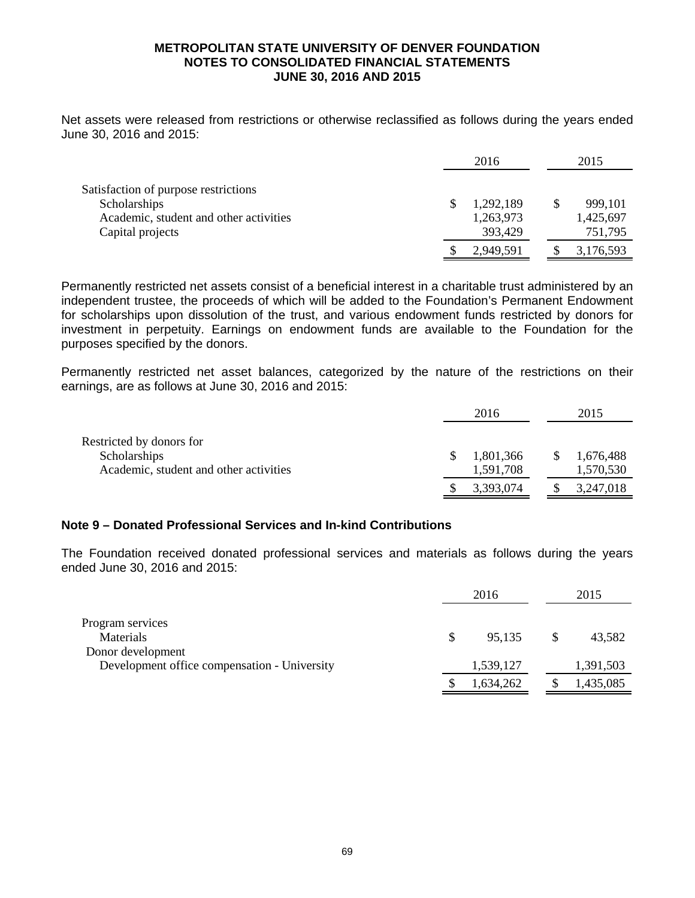Net assets were released from restrictions or otherwise reclassified as follows during the years ended June 30, 2016 and 2015:

| | 2016 | 2015 |
|---|---|---|
| Satisfaction of purpose restrictions | | |
| Scholarships | $ 1,292,189 | $ 999,101 |
| Academic, student and other activities | 1,263,973 | 1,425,697 |
| Capital projects | 393,429 | 751,795 |
| | $ 2,949,591 | $ 3,176,593 |

Permanently restricted net assets consist of a beneficial interest in a charitable trust administered by an independent trustee, the proceeds of which will be added to the Foundation's Permanent Endowment for scholarships upon dissolution of the trust, and various endowment funds restricted by donors for investment in perpetuity. Earnings on endowment funds are available to the Foundation for the purposes specified by the donors.

Permanently restricted net asset balances, categorized by the nature of the restrictions on their earnings, are as follows at June 30, 2016 and 2015:

| | 2016 | 2015 |
|---|---|---|
| Restricted by donors for | | |
| Scholarships | $ 1,801,366 | $ 1,676,488 |
| Academic, student and other activities | 1,591,708 | 1,570,530 |
| | $ 3,393,074 | $ 3,247,018 |

## Note 9 – Donated Professional Services and In-kind Contributions

The Foundation received donated professional services and materials as follows during the years ended June 30, 2016 and 2015:

| | 2016 | 2015 |
|---|---|---|
| Program services | | |
| Materials | $ 95,135 | $ 43,582 |
| Donor development | | |
| Development office compensation - University | 1,539,127 | 1,391,503 |
| | $ 1,634,262 | $ 1,435,085 |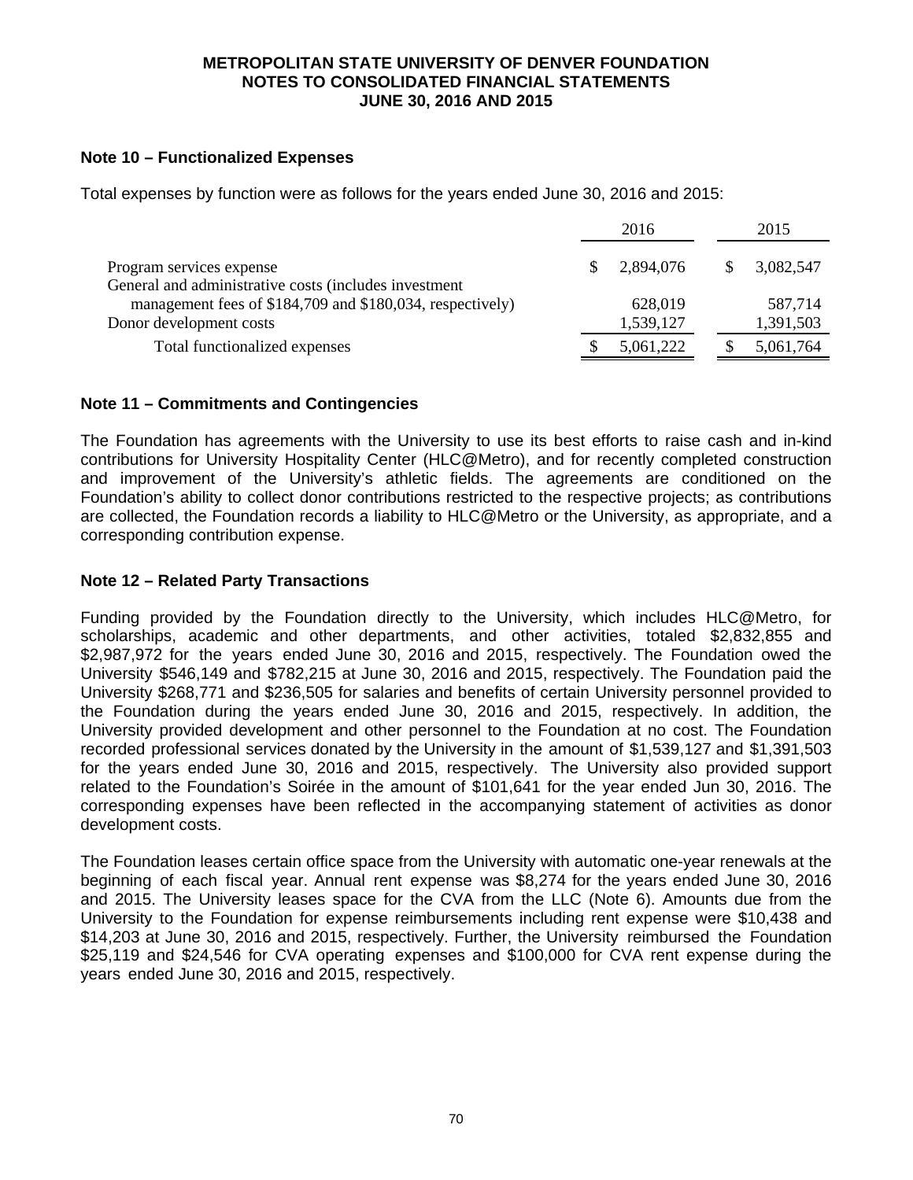**METROPOLITAN STATE UNIVERSITY OF DENVER FOUNDATION**
**NOTES TO CONSOLIDATED FINANCIAL STATEMENTS**
**JUNE 30, 2016 AND 2015**

## Note 10 – Functionalized Expenses

Total expenses by function were as follows for the years ended June 30, 2016 and 2015:

| | 2016 | 2015 |
|---|---|---|
| Program services expense | $ 2,894,076 | $ 3,082,547 |
| General and administrative costs (includes investment management fees of $184,709 and $180,034, respectively) | 628,019 | 587,714 |
| Donor development costs | 1,539,127 | 1,391,503 |
| Total functionalized expenses | $ 5,061,222 | $ 5,061,764 |

## Note 11 – Commitments and Contingencies

The Foundation has agreements with the University to use its best efforts to raise cash and in-kind contributions for University Hospitality Center (HLC@Metro), and for recently completed construction and improvement of the University's athletic fields. The agreements are conditioned on the Foundation's ability to collect donor contributions restricted to the respective projects; as contributions are collected, the Foundation records a liability to HLC@Metro or the University, as appropriate, and a corresponding contribution expense.

## Note 12 – Related Party Transactions

Funding provided by the Foundation directly to the University, which includes HLC@Metro, for scholarships, academic and other departments, and other activities, totaled $2,832,855 and $2,987,972 for the years ended June 30, 2016 and 2015, respectively. The Foundation owed the University $546,149 and $782,215 at June 30, 2016 and 2015, respectively. The Foundation paid the University $268,771 and $236,505 for salaries and benefits of certain University personnel provided to the Foundation during the years ended June 30, 2016 and 2015, respectively. In addition, the University provided development and other personnel to the Foundation at no cost. The Foundation recorded professional services donated by the University in the amount of $1,539,127 and $1,391,503 for the years ended June 30, 2016 and 2015, respectively. The University also provided support related to the Foundation's Soirée in the amount of $101,641 for the year ended Jun 30, 2016. The corresponding expenses have been reflected in the accompanying statement of activities as donor development costs.

The Foundation leases certain office space from the University with automatic one-year renewals at the beginning of each fiscal year. Annual rent expense was $8,274 for the years ended June 30, 2016 and 2015. The University leases space for the CVA from the LLC (Note 6). Amounts due from the University to the Foundation for expense reimbursements including rent expense were $10,438 and $14,203 at June 30, 2016 and 2015, respectively. Further, the University reimbursed the Foundation $25,119 and $24,546 for CVA operating expenses and $100,000 for CVA rent expense during the years ended June 30, 2016 and 2015, respectively.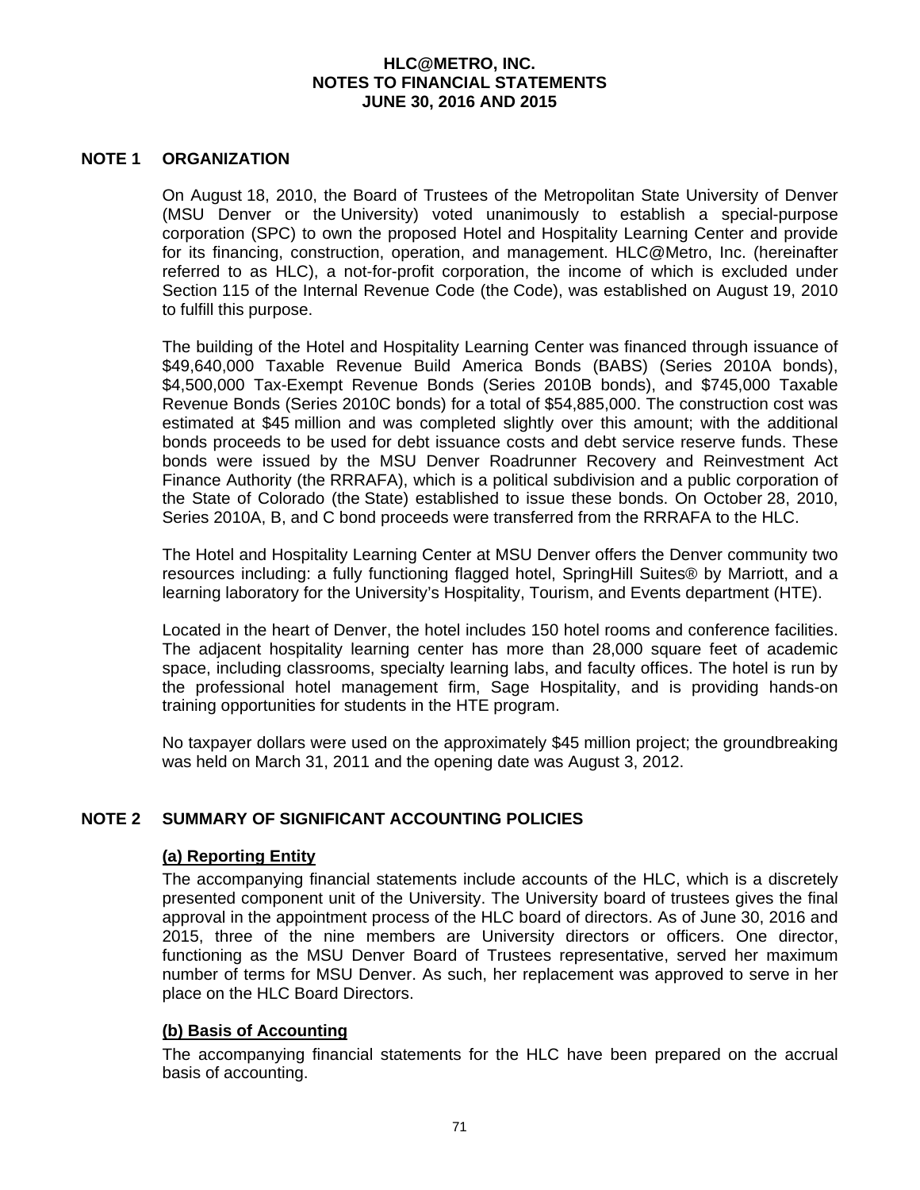# HLC@METRO, INC.
## NOTES TO FINANCIAL STATEMENTS
## JUNE 30, 2016 AND 2015

### NOTE 1 ORGANIZATION

On August 18, 2010, the Board of Trustees of the Metropolitan State University of Denver (MSU Denver or the University) voted unanimously to establish a special-purpose corporation (SPC) to own the proposed Hotel and Hospitality Learning Center and provide for its financing, construction, operation, and management. HLC@Metro, Inc. (hereinafter referred to as HLC), a not-for-profit corporation, the income of which is excluded under Section 115 of the Internal Revenue Code (the Code), was established on August 19, 2010 to fulfill this purpose.

The building of the Hotel and Hospitality Learning Center was financed through issuance of $49,640,000 Taxable Revenue Build America Bonds (BABS) (Series 2010A bonds), $4,500,000 Tax-Exempt Revenue Bonds (Series 2010B bonds), and $745,000 Taxable Revenue Bonds (Series 2010C bonds) for a total of $54,885,000. The construction cost was estimated at $45 million and was completed slightly over this amount; with the additional bonds proceeds to be used for debt issuance costs and debt service reserve funds. These bonds were issued by the MSU Denver Roadrunner Recovery and Reinvestment Act Finance Authority (the RRRAFA), which is a political subdivision and a public corporation of the State of Colorado (the State) established to issue these bonds. On October 28, 2010, Series 2010A, B, and C bond proceeds were transferred from the RRRAFA to the HLC.

The Hotel and Hospitality Learning Center at MSU Denver offers the Denver community two resources including: a fully functioning flagged hotel, SpringHill Suites® by Marriott, and a learning laboratory for the University's Hospitality, Tourism, and Events department (HTE).

Located in the heart of Denver, the hotel includes 150 hotel rooms and conference facilities. The adjacent hospitality learning center has more than 28,000 square feet of academic space, including classrooms, specialty learning labs, and faculty offices. The hotel is run by the professional hotel management firm, Sage Hospitality, and is providing hands-on training opportunities for students in the HTE program.

No taxpayer dollars were used on the approximately $45 million project; the groundbreaking was held on March 31, 2011 and the opening date was August 3, 2012.

### NOTE 2 SUMMARY OF SIGNIFICANT ACCOUNTING POLICIES

**(a) Reporting Entity**

The accompanying financial statements include accounts of the HLC, which is a discretely presented component unit of the University. The University board of trustees gives the final approval in the appointment process of the HLC board of directors. As of June 30, 2016 and 2015, three of the nine members are University directors or officers. One director, functioning as the MSU Denver Board of Trustees representative, served her maximum number of terms for MSU Denver. As such, her replacement was approved to serve in her place on the HLC Board Directors.

**(b) Basis of Accounting**

The accompanying financial statements for the HLC have been prepared on the accrual basis of accounting.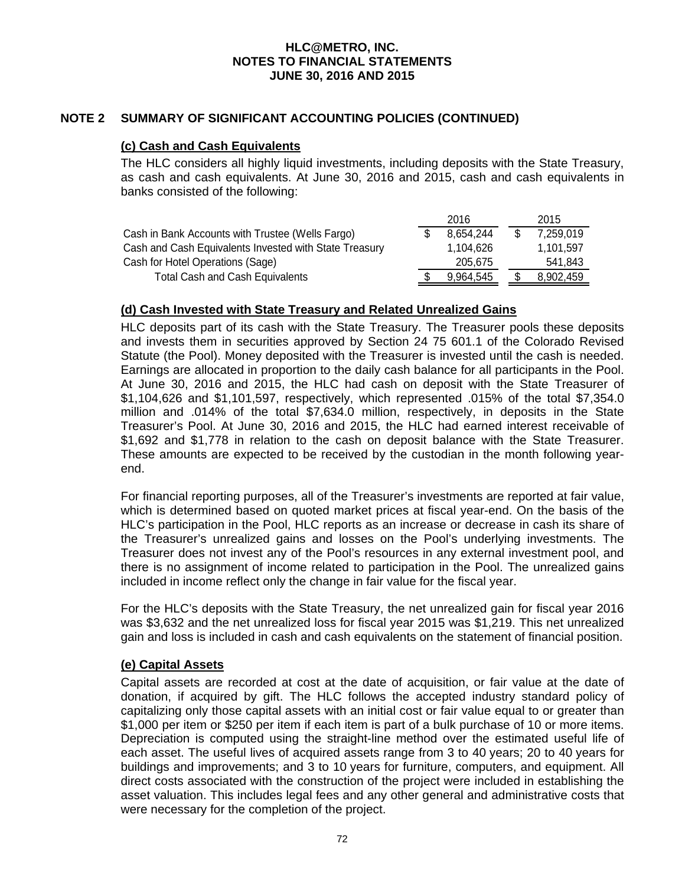**HLC@METRO, INC.**
**NOTES TO FINANCIAL STATEMENTS**
**JUNE 30, 2016 AND 2015**

## NOTE 2 SUMMARY OF SIGNIFICANT ACCOUNTING POLICIES (CONTINUED)

### (c) Cash and Cash Equivalents

The HLC considers all highly liquid investments, including deposits with the State Treasury, as cash and cash equivalents. At June 30, 2016 and 2015, cash and cash equivalents in banks consisted of the following:

| | 2016 | 2015 |
|---|---|---|
| Cash in Bank Accounts with Trustee (Wells Fargo) | $ 8,654,244 | $ 7,259,019 |
| Cash and Cash Equivalents Invested with State Treasury | 1,104,626 | 1,101,597 |
| Cash for Hotel Operations (Sage) | 205,675 | 541,843 |
| Total Cash and Cash Equivalents | $ 9,964,545 | $ 8,902,459 |

### (d) Cash Invested with State Treasury and Related Unrealized Gains

HLC deposits part of its cash with the State Treasury. The Treasurer pools these deposits and invests them in securities approved by Section 24 75 601.1 of the Colorado Revised Statute (the Pool). Money deposited with the Treasurer is invested until the cash is needed. Earnings are allocated in proportion to the daily cash balance for all participants in the Pool. At June 30, 2016 and 2015, the HLC had cash on deposit with the State Treasurer of $1,104,626 and $1,101,597, respectively, which represented .015% of the total $7,354.0 million and .014% of the total $7,634.0 million, respectively, in deposits in the State Treasurer's Pool. At June 30, 2016 and 2015, the HLC had earned interest receivable of $1,692 and $1,778 in relation to the cash on deposit balance with the State Treasurer. These amounts are expected to be received by the custodian in the month following year-end.

For financial reporting purposes, all of the Treasurer's investments are reported at fair value, which is determined based on quoted market prices at fiscal year-end. On the basis of the HLC's participation in the Pool, HLC reports as an increase or decrease in cash its share of the Treasurer's unrealized gains and losses on the Pool's underlying investments. The Treasurer does not invest any of the Pool's resources in any external investment pool, and there is no assignment of income related to participation in the Pool. The unrealized gains included in income reflect only the change in fair value for the fiscal year.

For the HLC's deposits with the State Treasury, the net unrealized gain for fiscal year 2016 was $3,632 and the net unrealized loss for fiscal year 2015 was $1,219. This net unrealized gain and loss is included in cash and cash equivalents on the statement of financial position.

### (e) Capital Assets

Capital assets are recorded at cost at the date of acquisition, or fair value at the date of donation, if acquired by gift. The HLC follows the accepted industry standard policy of capitalizing only those capital assets with an initial cost or fair value equal to or greater than $1,000 per item or $250 per item if each item is part of a bulk purchase of 10 or more items. Depreciation is computed using the straight-line method over the estimated useful life of each asset. The useful lives of acquired assets range from 3 to 40 years; 20 to 40 years for buildings and improvements; and 3 to 10 years for furniture, computers, and equipment. All direct costs associated with the construction of the project were included in establishing the asset valuation. This includes legal fees and any other general and administrative costs that were necessary for the completion of the project.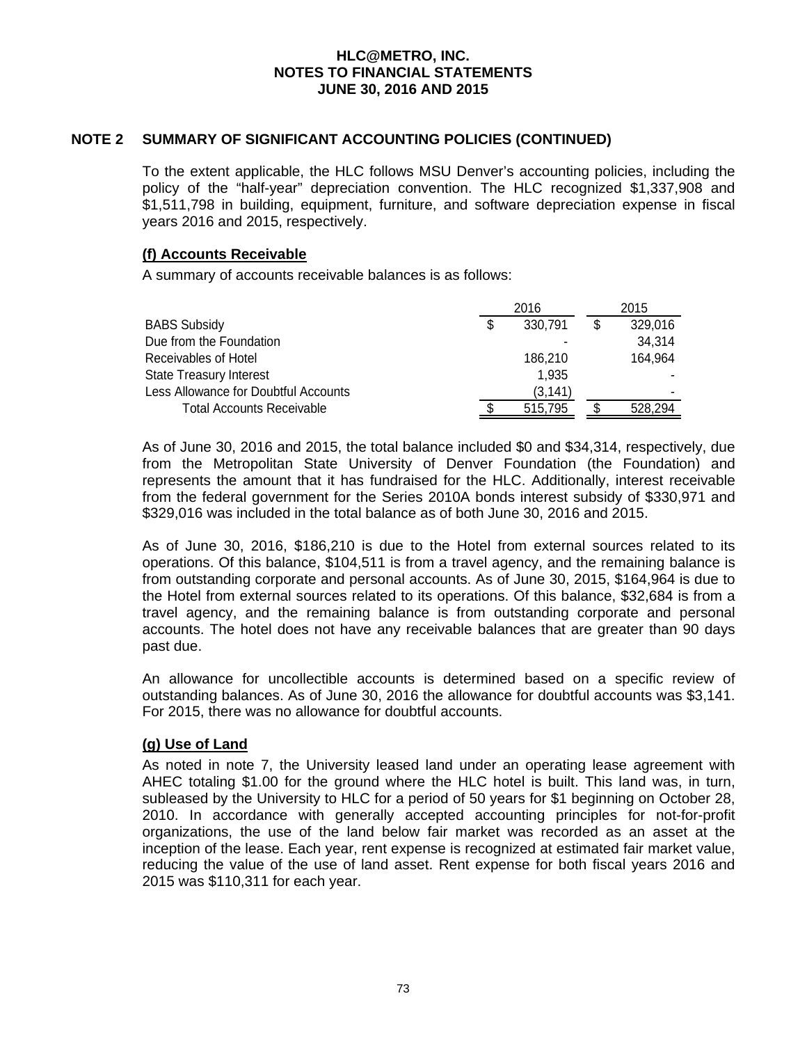# HLC@METRO, INC.
## NOTES TO FINANCIAL STATEMENTS
## JUNE 30, 2016 AND 2015

## NOTE 2 SUMMARY OF SIGNIFICANT ACCOUNTING POLICIES (CONTINUED)

To the extent applicable, the HLC follows MSU Denver's accounting policies, including the policy of the "half-year" depreciation convention. The HLC recognized $1,337,908 and $1,511,798 in building, equipment, furniture, and software depreciation expense in fiscal years 2016 and 2015, respectively.

### (f) Accounts Receivable

A summary of accounts receivable balances is as follows:

| | 2016 | 2015 |
|---|---|---|
| BABS Subsidy | $ 330,791 | $ 329,016 |
| Due from the Foundation | - | 34,314 |
| Receivables of Hotel | 186,210 | 164,964 |
| State Treasury Interest | 1,935 | - |
| Less Allowance for Doubtful Accounts | (3,141) | - |
| Total Accounts Receivable | $ 515,795 | $ 528,294 |

As of June 30, 2016 and 2015, the total balance included $0 and $34,314, respectively, due from the Metropolitan State University of Denver Foundation (the Foundation) and represents the amount that it has fundraised for the HLC. Additionally, interest receivable from the federal government for the Series 2010A bonds interest subsidy of $330,971 and $329,016 was included in the total balance as of both June 30, 2016 and 2015.

As of June 30, 2016, $186,210 is due to the Hotel from external sources related to its operations. Of this balance, $104,511 is from a travel agency, and the remaining balance is from outstanding corporate and personal accounts. As of June 30, 2015, $164,964 is due to the Hotel from external sources related to its operations. Of this balance, $32,684 is from a travel agency, and the remaining balance is from outstanding corporate and personal accounts. The hotel does not have any receivable balances that are greater than 90 days past due.

An allowance for uncollectible accounts is determined based on a specific review of outstanding balances. As of June 30, 2016 the allowance for doubtful accounts was $3,141. For 2015, there was no allowance for doubtful accounts.

### (g) Use of Land

As noted in note 7, the University leased land under an operating lease agreement with AHEC totaling $1.00 for the ground where the HLC hotel is built. This land was, in turn, subleased by the University to HLC for a period of 50 years for $1 beginning on October 28, 2010. In accordance with generally accepted accounting principles for not-for-profit organizations, the use of the land below fair market was recorded as an asset at the inception of the lease. Each year, rent expense is recognized at estimated fair market value, reducing the value of the use of land asset. Rent expense for both fiscal years 2016 and 2015 was $110,311 for each year.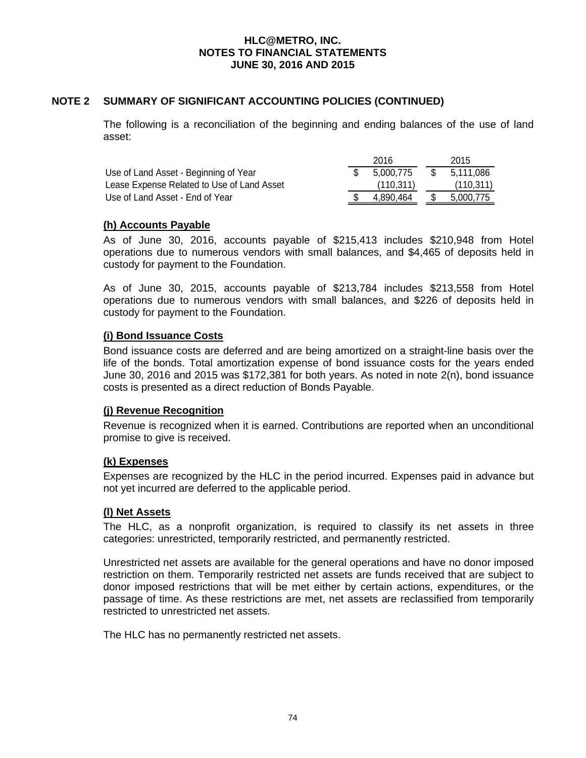## NOTE 2 SUMMARY OF SIGNIFICANT ACCOUNTING POLICIES (CONTINUED)

The following is a reconciliation of the beginning and ending balances of the use of land asset:

| | 2016 | 2015 |
|---|---|---|
| Use of Land Asset - Beginning of Year | $ 5,000,775 | $ 5,111,086 |
| Lease Expense Related to Use of Land Asset | (110,311) | (110,311) |
| Use of Land Asset - End of Year | $ 4,890,464 | $ 5,000,775 |

### (h) Accounts Payable

As of June 30, 2016, accounts payable of $215,413 includes $210,948 from Hotel operations due to numerous vendors with small balances, and $4,465 of deposits held in custody for payment to the Foundation.

As of June 30, 2015, accounts payable of $213,784 includes $213,558 from Hotel operations due to numerous vendors with small balances, and $226 of deposits held in custody for payment to the Foundation.

### (i) Bond Issuance Costs

Bond issuance costs are deferred and are being amortized on a straight-line basis over the life of the bonds. Total amortization expense of bond issuance costs for the years ended June 30, 2016 and 2015 was $172,381 for both years. As noted in note 2(n), bond issuance costs is presented as a direct reduction of Bonds Payable.

### (j) Revenue Recognition

Revenue is recognized when it is earned. Contributions are reported when an unconditional promise to give is received.

### (k) Expenses

Expenses are recognized by the HLC in the period incurred. Expenses paid in advance but not yet incurred are deferred to the applicable period.

### (l) Net Assets

The HLC, as a nonprofit organization, is required to classify its net assets in three categories: unrestricted, temporarily restricted, and permanently restricted.

Unrestricted net assets are available for the general operations and have no donor imposed restriction on them. Temporarily restricted net assets are funds received that are subject to donor imposed restrictions that will be met either by certain actions, expenditures, or the passage of time. As these restrictions are met, net assets are reclassified from temporarily restricted to unrestricted net assets.

The HLC has no permanently restricted net assets.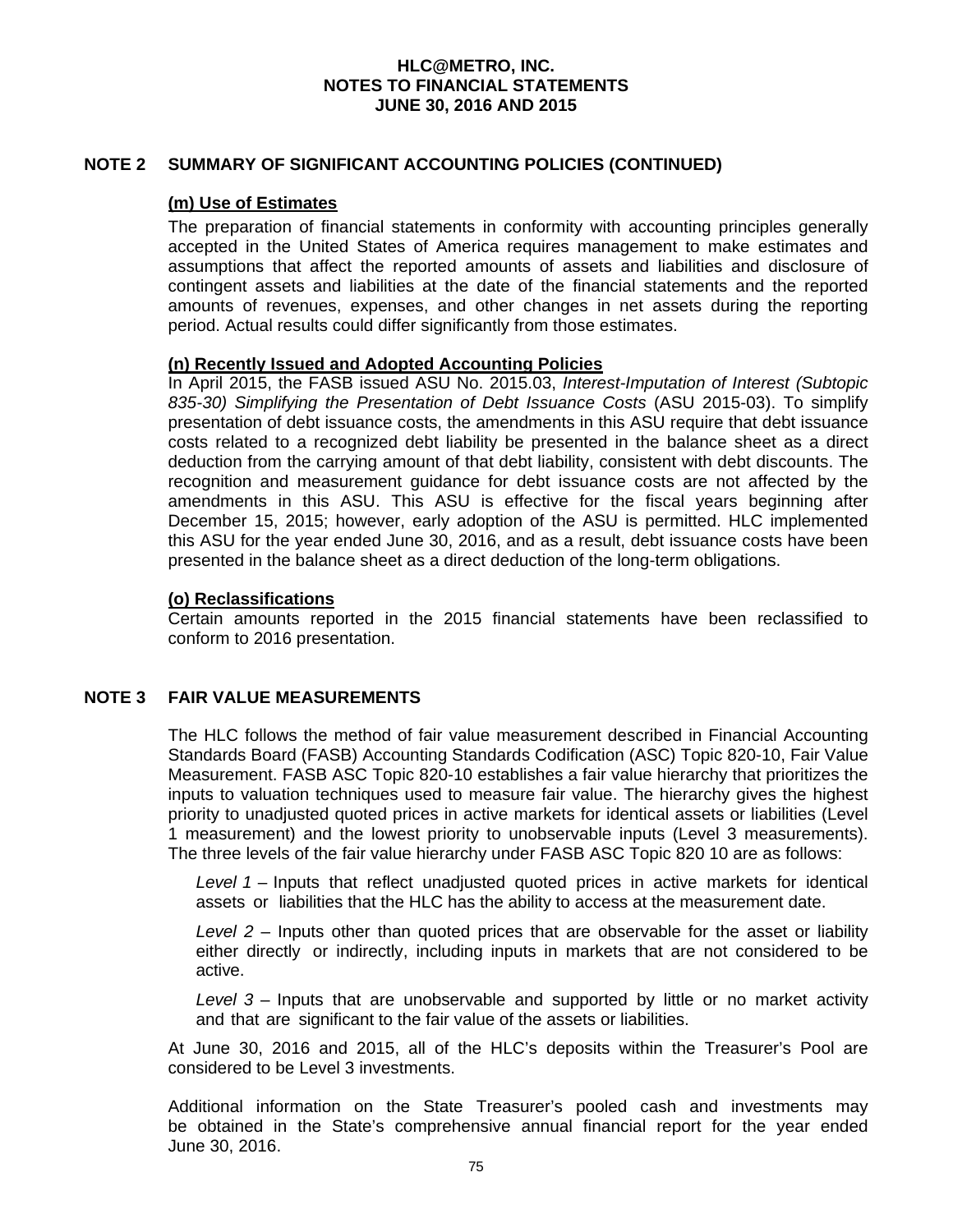# HLC@METRO, INC.
# NOTES TO FINANCIAL STATEMENTS
# JUNE 30, 2016 AND 2015

## NOTE 2 SUMMARY OF SIGNIFICANT ACCOUNTING POLICIES (CONTINUED)

### (m) Use of Estimates

The preparation of financial statements in conformity with accounting principles generally accepted in the United States of America requires management to make estimates and assumptions that affect the reported amounts of assets and liabilities and disclosure of contingent assets and liabilities at the date of the financial statements and the reported amounts of revenues, expenses, and other changes in net assets during the reporting period. Actual results could differ significantly from those estimates.

### (n) Recently Issued and Adopted Accounting Policies

In April 2015, the FASB issued ASU No. 2015.03, *Interest-Imputation of Interest (Subtopic 835-30) Simplifying the Presentation of Debt Issuance Costs* (ASU 2015-03). To simplify presentation of debt issuance costs, the amendments in this ASU require that debt issuance costs related to a recognized debt liability be presented in the balance sheet as a direct deduction from the carrying amount of that debt liability, consistent with debt discounts. The recognition and measurement guidance for debt issuance costs are not affected by the amendments in this ASU. This ASU is effective for the fiscal years beginning after December 15, 2015; however, early adoption of the ASU is permitted. HLC implemented this ASU for the year ended June 30, 2016, and as a result, debt issuance costs have been presented in the balance sheet as a direct deduction of the long-term obligations.

### (o) Reclassifications

Certain amounts reported in the 2015 financial statements have been reclassified to conform to 2016 presentation.

## NOTE 3 FAIR VALUE MEASUREMENTS

The HLC follows the method of fair value measurement described in Financial Accounting Standards Board (FASB) Accounting Standards Codification (ASC) Topic 820-10, Fair Value Measurement. FASB ASC Topic 820-10 establishes a fair value hierarchy that prioritizes the inputs to valuation techniques used to measure fair value. The hierarchy gives the highest priority to unadjusted quoted prices in active markets for identical assets or liabilities (Level 1 measurement) and the lowest priority to unobservable inputs (Level 3 measurements). The three levels of the fair value hierarchy under FASB ASC Topic 820 10 are as follows:

*Level 1* – Inputs that reflect unadjusted quoted prices in active markets for identical assets or liabilities that the HLC has the ability to access at the measurement date.

*Level 2* – Inputs other than quoted prices that are observable for the asset or liability either directly or indirectly, including inputs in markets that are not considered to be active.

*Level 3* – Inputs that are unobservable and supported by little or no market activity and that are significant to the fair value of the assets or liabilities.

At June 30, 2016 and 2015, all of the HLC's deposits within the Treasurer's Pool are considered to be Level 3 investments.

Additional information on the State Treasurer's pooled cash and investments may be obtained in the State's comprehensive annual financial report for the year ended June 30, 2016.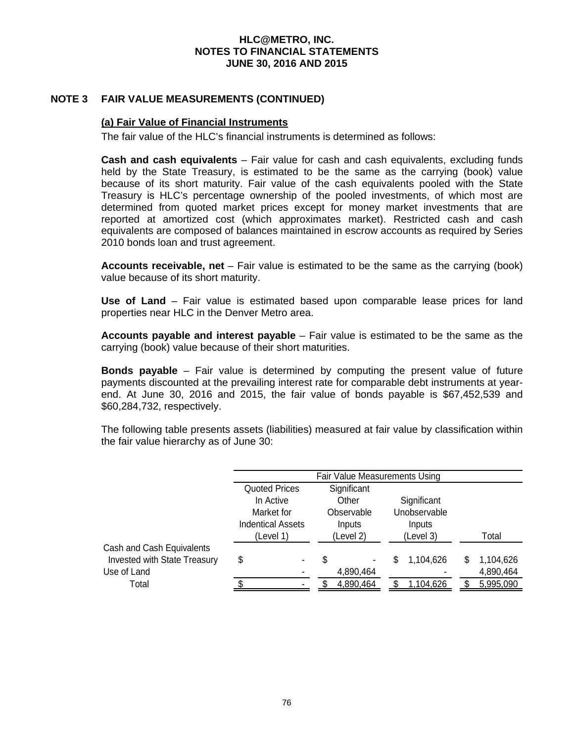**HLC@METRO, INC.**
**NOTES TO FINANCIAL STATEMENTS**
**JUNE 30, 2016 AND 2015**

## NOTE 3 FAIR VALUE MEASUREMENTS (CONTINUED)

### (a) Fair Value of Financial Instruments

The fair value of the HLC's financial instruments is determined as follows:

**Cash and cash equivalents** – Fair value for cash and cash equivalents, excluding funds held by the State Treasury, is estimated to be the same as the carrying (book) value because of its short maturity. Fair value of the cash equivalents pooled with the State Treasury is HLC's percentage ownership of the pooled investments, of which most are determined from quoted market prices except for money market investments that are reported at amortized cost (which approximates market). Restricted cash and cash equivalents are composed of balances maintained in escrow accounts as required by Series 2010 bonds loan and trust agreement.

**Accounts receivable, net** – Fair value is estimated to be the same as the carrying (book) value because of its short maturity.

**Use of Land** – Fair value is estimated based upon comparable lease prices for land properties near HLC in the Denver Metro area.

**Accounts payable and interest payable** – Fair value is estimated to be the same as the carrying (book) value because of their short maturities.

**Bonds payable** – Fair value is determined by computing the present value of future payments discounted at the prevailing interest rate for comparable debt instruments at year-end. At June 30, 2016 and 2015, the fair value of bonds payable is $67,452,539 and $60,284,732, respectively.

The following table presents assets (liabilities) measured at fair value by classification within the fair value hierarchy as of June 30:

| | Fair Value Measurements Using | | | |
|---|---|---|---|---|
| | Quoted Prices In Active Market for Indentical Assets (Level 1) | Significant Other Observable Inputs (Level 2) | Significant Unobservable Inputs (Level 3) | Total |
| Cash and Cash Equivalents Invested with State Treasury | $ - | $ - | $ 1,104,626 | $ 1,104,626 |
| Use of Land | - | 4,890,464 | - | 4,890,464 |
| Total | $ - | $ 4,890,464 | $ 1,104,626 | $ 5,995,090 |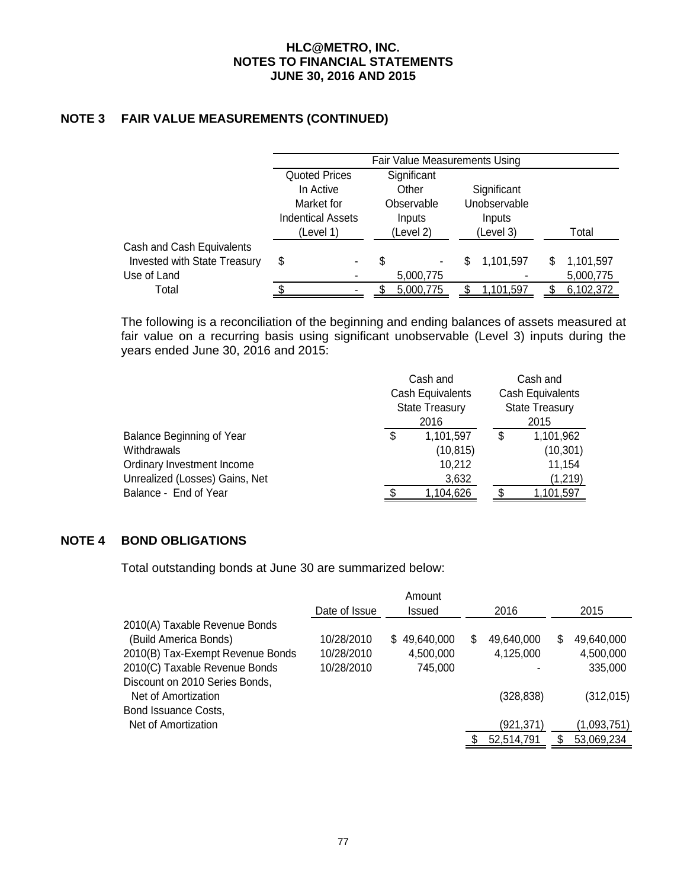## NOTE 3 FAIR VALUE MEASUREMENTS (CONTINUED)

| | Fair Value Measurements Using | | | |
|---|---|---|---|---|
| | Quoted Prices In Active Market for Indentical Assets (Level 1) | Significant Other Observable Inputs (Level 2) | Significant Unobservable Inputs (Level 3) | Total |
| Cash and Cash Equivalents Invested with State Treasury | $ - | $ - | $ 1,101,597 | $ 1,101,597 |
| Use of Land | - | 5,000,775 | - | 5,000,775 |
| Total | $ - | $ 5,000,775 | $ 1,101,597 | $ 6,102,372 |

The following is a reconciliation of the beginning and ending balances of assets measured at fair value on a recurring basis using significant unobservable (Level 3) inputs during the years ended June 30, 2016 and 2015:

| | Cash and Cash Equivalents State Treasury 2016 | Cash and Cash Equivalents State Treasury 2015 |
|---|---|---|
| Balance Beginning of Year | $ 1,101,597 | $ 1,101,962 |
| Withdrawals | (10,815) | (10,301) |
| Ordinary Investment Income | 10,212 | 11,154 |
| Unrealized (Losses) Gains, Net | 3,632 | (1,219) |
| Balance - End of Year | $ 1,104,626 | $ 1,101,597 |

## NOTE 4 BOND OBLIGATIONS

Total outstanding bonds at June 30 are summarized below:

| | Date of Issue | Amount Issued | 2016 | 2015 |
|---|---|---|---|---|
| 2010(A) Taxable Revenue Bonds (Build America Bonds) | 10/28/2010 | $ 49,640,000 | $ 49,640,000 | $ 49,640,000 |
| 2010(B) Tax-Exempt Revenue Bonds | 10/28/2010 | 4,500,000 | 4,125,000 | 4,500,000 |
| 2010(C) Taxable Revenue Bonds | 10/28/2010 | 745,000 | - | 335,000 |
| Discount on 2010 Series Bonds, Net of Amortization | | | (328,838) | (312,015) |
| Bond Issuance Costs, Net of Amortization | | | (921,371) | (1,093,751) |
| | | | $ 52,514,791 | $ 53,069,234 |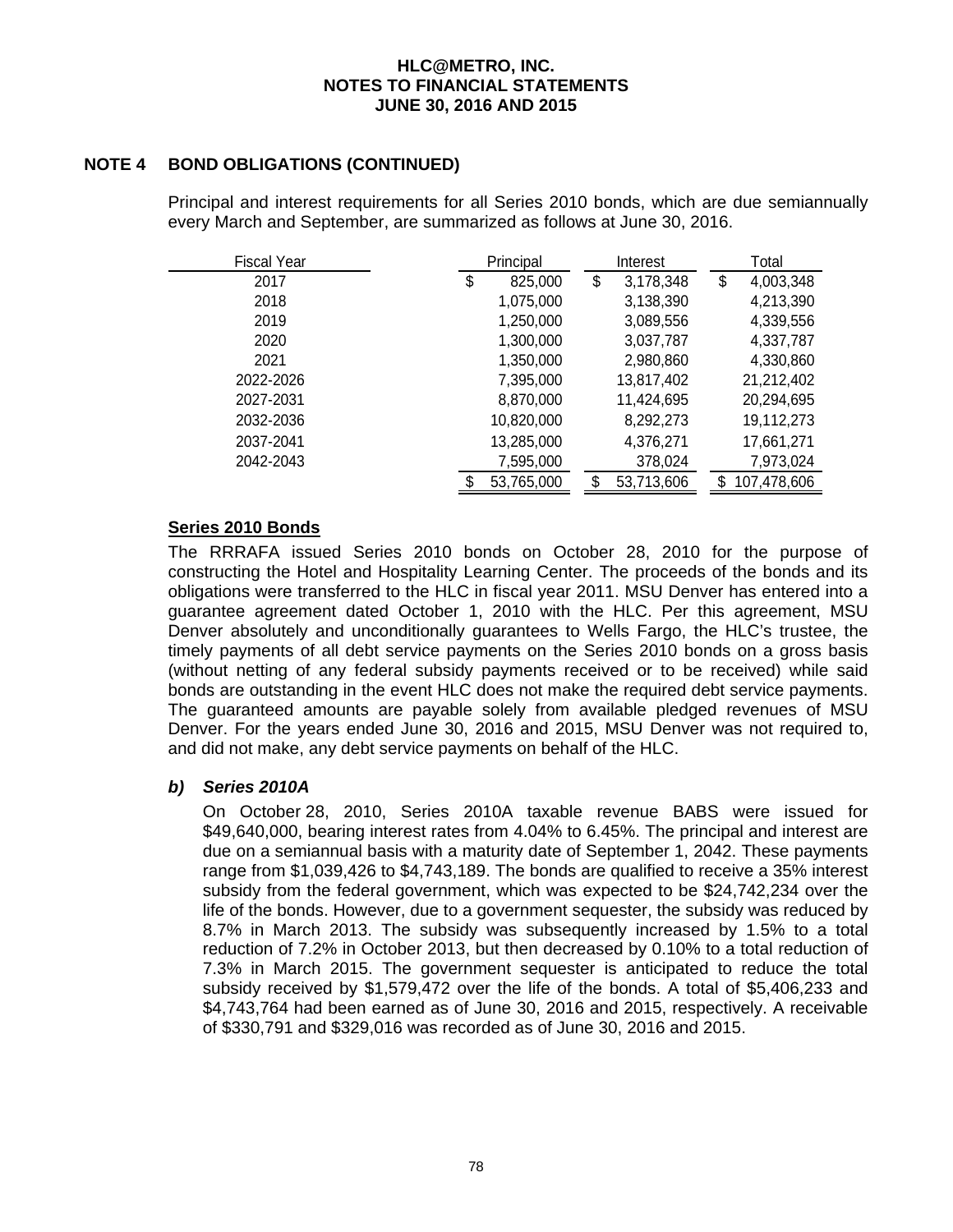## NOTE 4 BOND OBLIGATIONS (CONTINUED)

Principal and interest requirements for all Series 2010 bonds, which are due semiannually every March and September, are summarized as follows at June 30, 2016.

| Fiscal Year | Principal | Interest | Total |
|---|---|---|---|
| 2017 | $ 825,000 | $ 3,178,348 | $ 4,003,348 |
| 2018 | 1,075,000 | 3,138,390 | 4,213,390 |
| 2019 | 1,250,000 | 3,089,556 | 4,339,556 |
| 2020 | 1,300,000 | 3,037,787 | 4,337,787 |
| 2021 | 1,350,000 | 2,980,860 | 4,330,860 |
| 2022-2026 | 7,395,000 | 13,817,402 | 21,212,402 |
| 2027-2031 | 8,870,000 | 11,424,695 | 20,294,695 |
| 2032-2036 | 10,820,000 | 8,292,273 | 19,112,273 |
| 2037-2041 | 13,285,000 | 4,376,271 | 17,661,271 |
| 2042-2043 | 7,595,000 | 378,024 | 7,973,024 |
| | $ 53,765,000 | $ 53,713,606 | $ 107,478,606 |

### Series 2010 Bonds

The RRRAFA issued Series 2010 bonds on October 28, 2010 for the purpose of constructing the Hotel and Hospitality Learning Center. The proceeds of the bonds and its obligations were transferred to the HLC in fiscal year 2011. MSU Denver has entered into a guarantee agreement dated October 1, 2010 with the HLC. Per this agreement, MSU Denver absolutely and unconditionally guarantees to Wells Fargo, the HLC's trustee, the timely payments of all debt service payments on the Series 2010 bonds on a gross basis (without netting of any federal subsidy payments received or to be received) while said bonds are outstanding in the event HLC does not make the required debt service payments. The guaranteed amounts are payable solely from available pledged revenues of MSU Denver. For the years ended June 30, 2016 and 2015, MSU Denver was not required to, and did not make, any debt service payments on behalf of the HLC.

#### *b) Series 2010A*

On October 28, 2010, Series 2010A taxable revenue BABS were issued for $49,640,000, bearing interest rates from 4.04% to 6.45%. The principal and interest are due on a semiannual basis with a maturity date of September 1, 2042. These payments range from $1,039,426 to $4,743,189. The bonds are qualified to receive a 35% interest subsidy from the federal government, which was expected to be $24,742,234 over the life of the bonds. However, due to a government sequester, the subsidy was reduced by 8.7% in March 2013. The subsidy was subsequently increased by 1.5% to a total reduction of 7.2% in October 2013, but then decreased by 0.10% to a total reduction of 7.3% in March 2015. The government sequester is anticipated to reduce the total subsidy received by $1,579,472 over the life of the bonds. A total of $5,406,233 and $4,743,764 had been earned as of June 30, 2016 and 2015, respectively. A receivable of $330,791 and $329,016 was recorded as of June 30, 2016 and 2015.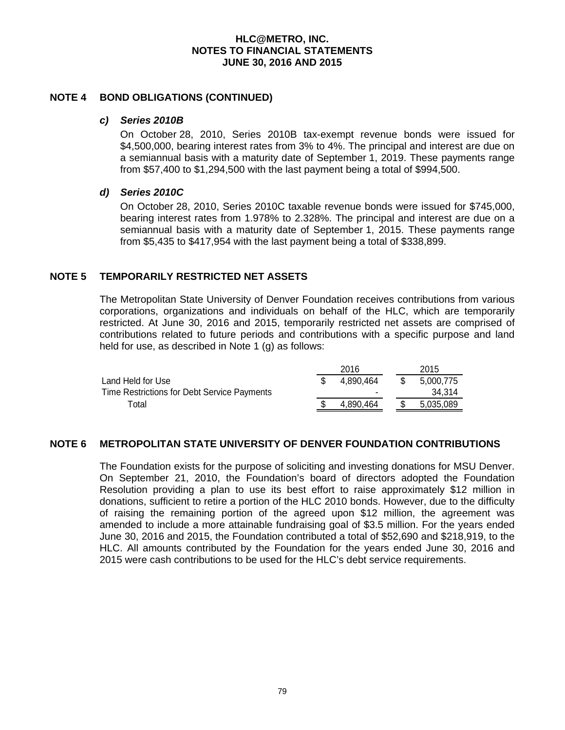# HLC@METRO, INC.
## NOTES TO FINANCIAL STATEMENTS
## JUNE 30, 2016 AND 2015

## NOTE 4 BOND OBLIGATIONS (CONTINUED)

### *c) Series 2010B*

On October 28, 2010, Series 2010B tax-exempt revenue bonds were issued for $4,500,000, bearing interest rates from 3% to 4%. The principal and interest are due on a semiannual basis with a maturity date of September 1, 2019. These payments range from $57,400 to $1,294,500 with the last payment being a total of $994,500.

### *d) Series 2010C*

On October 28, 2010, Series 2010C taxable revenue bonds were issued for $745,000, bearing interest rates from 1.978% to 2.328%. The principal and interest are due on a semiannual basis with a maturity date of September 1, 2015. These payments range from $5,435 to $417,954 with the last payment being a total of $338,899.

## NOTE 5 TEMPORARILY RESTRICTED NET ASSETS

The Metropolitan State University of Denver Foundation receives contributions from various corporations, organizations and individuals on behalf of the HLC, which are temporarily restricted. At June 30, 2016 and 2015, temporarily restricted net assets are comprised of contributions related to future periods and contributions with a specific purpose and land held for use, as described in Note 1 (g) as follows:

| | 2016 | 2015 |
|---|---|---|
| Land Held for Use | $ 4,890,464 | $ 5,000,775 |
| Time Restrictions for Debt Service Payments | - | 34,314 |
| Total | $ 4,890,464 | $ 5,035,089 |

## NOTE 6 METROPOLITAN STATE UNIVERSITY OF DENVER FOUNDATION CONTRIBUTIONS

The Foundation exists for the purpose of soliciting and investing donations for MSU Denver. On September 21, 2010, the Foundation's board of directors adopted the Foundation Resolution providing a plan to use its best effort to raise approximately $12 million in donations, sufficient to retire a portion of the HLC 2010 bonds. However, due to the difficulty of raising the remaining portion of the agreed upon $12 million, the agreement was amended to include a more attainable fundraising goal of $3.5 million. For the years ended June 30, 2016 and 2015, the Foundation contributed a total of $52,690 and $218,919, to the HLC. All amounts contributed by the Foundation for the years ended June 30, 2016 and 2015 were cash contributions to be used for the HLC's debt service requirements.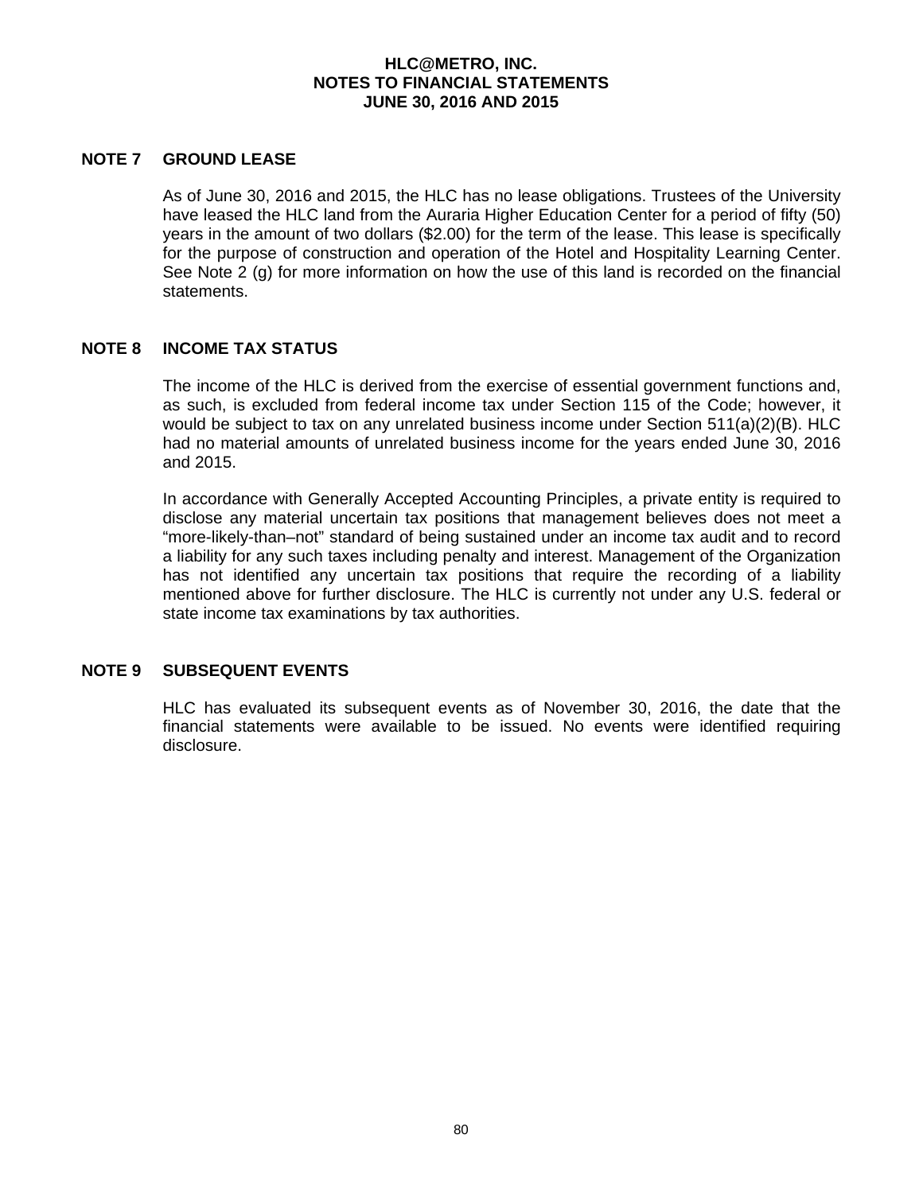# HLC@METRO, INC.
## NOTES TO FINANCIAL STATEMENTS
### JUNE 30, 2016 AND 2015

## NOTE 7 GROUND LEASE

As of June 30, 2016 and 2015, the HLC has no lease obligations. Trustees of the University have leased the HLC land from the Auraria Higher Education Center for a period of fifty (50) years in the amount of two dollars ($2.00) for the term of the lease. This lease is specifically for the purpose of construction and operation of the Hotel and Hospitality Learning Center. See Note 2 (g) for more information on how the use of this land is recorded on the financial statements.

## NOTE 8 INCOME TAX STATUS

The income of the HLC is derived from the exercise of essential government functions and, as such, is excluded from federal income tax under Section 115 of the Code; however, it would be subject to tax on any unrelated business income under Section 511(a)(2)(B). HLC had no material amounts of unrelated business income for the years ended June 30, 2016 and 2015.

In accordance with Generally Accepted Accounting Principles, a private entity is required to disclose any material uncertain tax positions that management believes does not meet a "more-likely-than–not" standard of being sustained under an income tax audit and to record a liability for any such taxes including penalty and interest. Management of the Organization has not identified any uncertain tax positions that require the recording of a liability mentioned above for further disclosure. The HLC is currently not under any U.S. federal or state income tax examinations by tax authorities.

## NOTE 9 SUBSEQUENT EVENTS

HLC has evaluated its subsequent events as of November 30, 2016, the date that the financial statements were available to be issued. No events were identified requiring disclosure.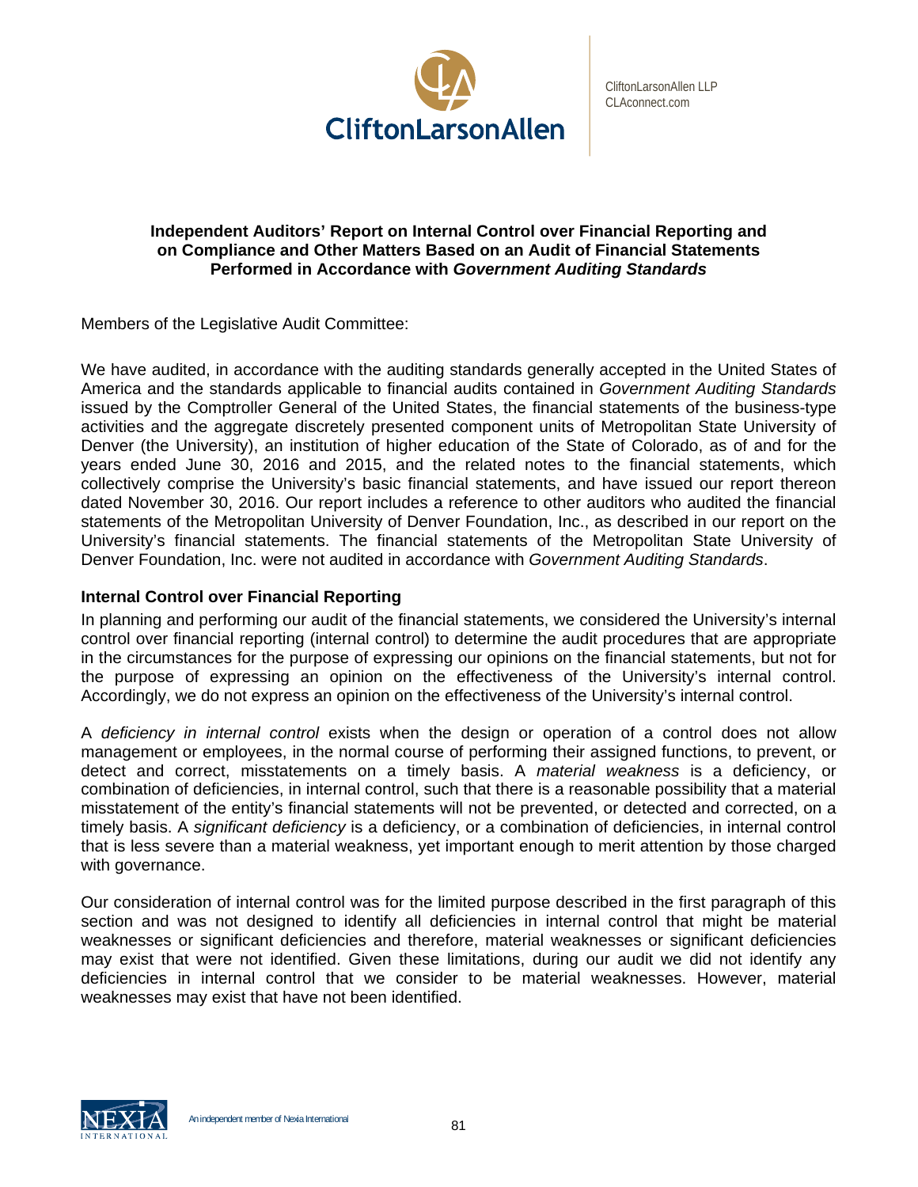CliftonLarsonAllen

CliftonLarsonAllen LLP
CLAconnect.com

# Independent Auditors' Report on Internal Control over Financial Reporting and on Compliance and Other Matters Based on an Audit of Financial Statements Performed in Accordance with *Government Auditing Standards*

Members of the Legislative Audit Committee:

We have audited, in accordance with the auditing standards generally accepted in the United States of America and the standards applicable to financial audits contained in *Government Auditing Standards* issued by the Comptroller General of the United States, the financial statements of the business-type activities and the aggregate discretely presented component units of Metropolitan State University of Denver (the University), an institution of higher education of the State of Colorado, as of and for the years ended June 30, 2016 and 2015, and the related notes to the financial statements, which collectively comprise the University's basic financial statements, and have issued our report thereon dated November 30, 2016. Our report includes a reference to other auditors who audited the financial statements of the Metropolitan University of Denver Foundation, Inc., as described in our report on the University's financial statements. The financial statements of the Metropolitan State University of Denver Foundation, Inc. were not audited in accordance with *Government Auditing Standards*.

## Internal Control over Financial Reporting

In planning and performing our audit of the financial statements, we considered the University's internal control over financial reporting (internal control) to determine the audit procedures that are appropriate in the circumstances for the purpose of expressing our opinions on the financial statements, but not for the purpose of expressing an opinion on the effectiveness of the University's internal control. Accordingly, we do not express an opinion on the effectiveness of the University's internal control.

A *deficiency in internal control* exists when the design or operation of a control does not allow management or employees, in the normal course of performing their assigned functions, to prevent, or detect and correct, misstatements on a timely basis. A *material weakness* is a deficiency, or combination of deficiencies, in internal control, such that there is a reasonable possibility that a material misstatement of the entity's financial statements will not be prevented, or detected and corrected, on a timely basis. A *significant deficiency* is a deficiency, or a combination of deficiencies, in internal control that is less severe than a material weakness, yet important enough to merit attention by those charged with governance.

Our consideration of internal control was for the limited purpose described in the first paragraph of this section and was not designed to identify all deficiencies in internal control that might be material weaknesses or significant deficiencies and therefore, material weaknesses or significant deficiencies may exist that were not identified. Given these limitations, during our audit we did not identify any deficiencies in internal control that we consider to be material weaknesses. However, material weaknesses may exist that have not been identified.

An independent member of Nexia International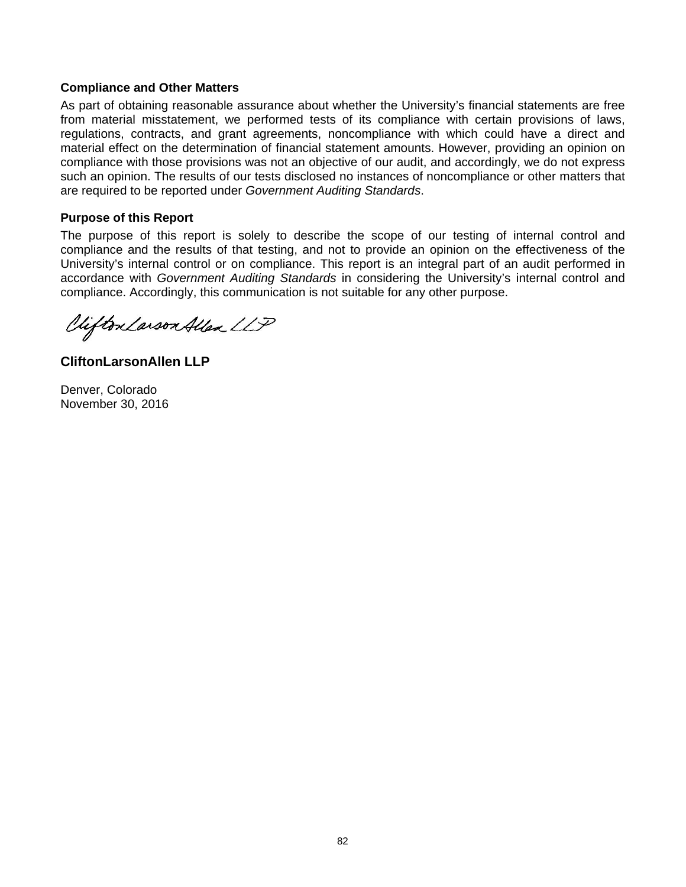### Compliance and Other Matters

As part of obtaining reasonable assurance about whether the University's financial statements are free from material misstatement, we performed tests of its compliance with certain provisions of laws, regulations, contracts, and grant agreements, noncompliance with which could have a direct and material effect on the determination of financial statement amounts. However, providing an opinion on compliance with those provisions was not an objective of our audit, and accordingly, we do not express such an opinion. The results of our tests disclosed no instances of noncompliance or other matters that are required to be reported under *Government Auditing Standards*.

### Purpose of this Report

The purpose of this report is solely to describe the scope of our testing of internal control and compliance and the results of that testing, and not to provide an opinion on the effectiveness of the University's internal control or on compliance. This report is an integral part of an audit performed in accordance with *Government Auditing Standards* in considering the University's internal control and compliance. Accordingly, this communication is not suitable for any other purpose.

CliftonLarsonAllen LLP

**CliftonLarsonAllen LLP**

Denver, Colorado
November 30, 2016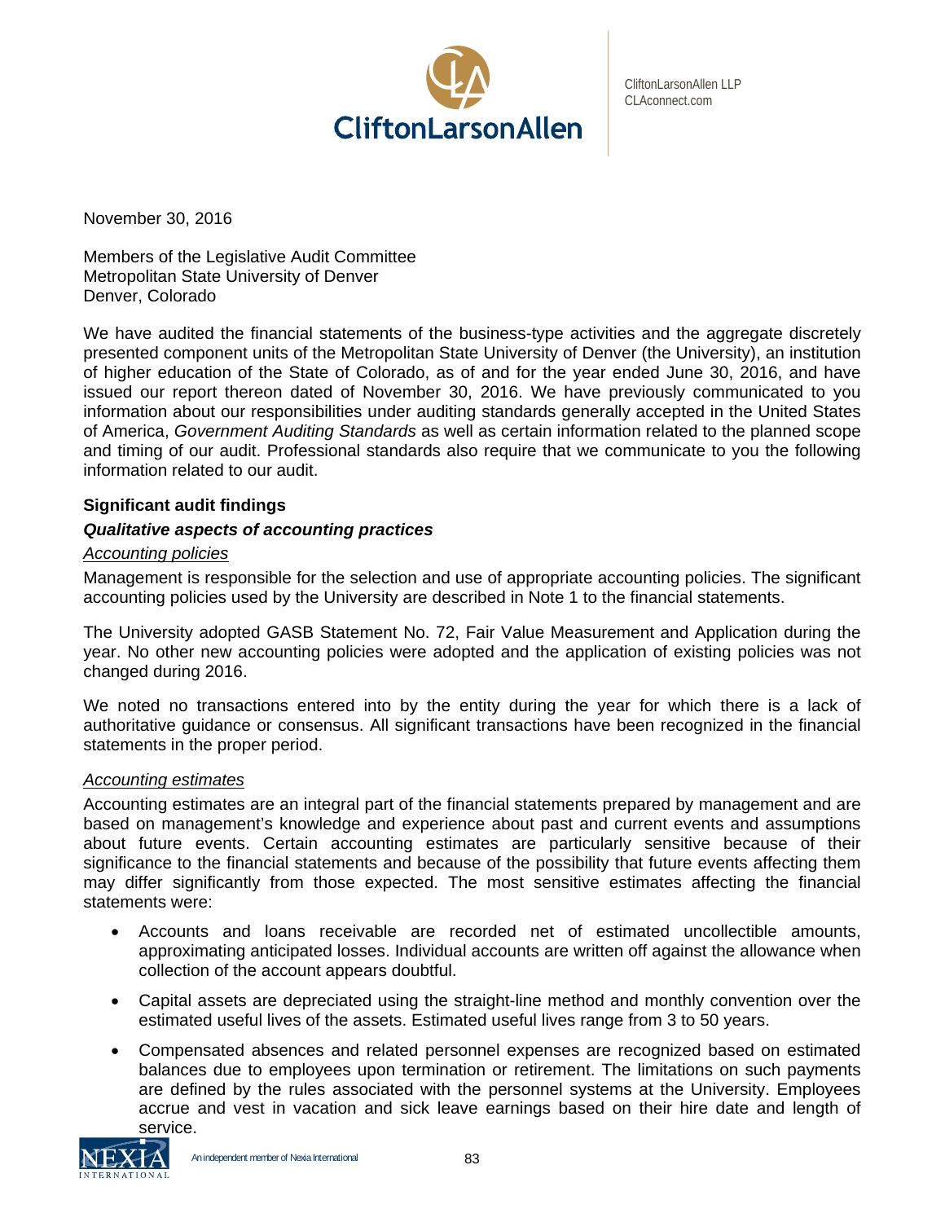November 30, 2016

Members of the Legislative Audit Committee
Metropolitan State University of Denver
Denver, Colorado

We have audited the financial statements of the business-type activities and the aggregate discretely presented component units of the Metropolitan State University of Denver (the University), an institution of higher education of the State of Colorado, as of and for the year ended June 30, 2016, and have issued our report thereon dated of November 30, 2016. We have previously communicated to you information about our responsibilities under auditing standards generally accepted in the United States of America, *Government Auditing Standards* as well as certain information related to the planned scope and timing of our audit. Professional standards also require that we communicate to you the following information related to our audit.

**Significant audit findings**

***Qualitative aspects of accounting practices***

Accounting policies

Management is responsible for the selection and use of appropriate accounting policies. The significant accounting policies used by the University are described in Note 1 to the financial statements.

The University adopted GASB Statement No. 72, Fair Value Measurement and Application during the year. No other new accounting policies were adopted and the application of existing policies was not changed during 2016.

We noted no transactions entered into by the entity during the year for which there is a lack of authoritative guidance or consensus. All significant transactions have been recognized in the financial statements in the proper period.

Accounting estimates

Accounting estimates are an integral part of the financial statements prepared by management and are based on management's knowledge and experience about past and current events and assumptions about future events. Certain accounting estimates are particularly sensitive because of their significance to the financial statements and because of the possibility that future events affecting them may differ significantly from those expected. The most sensitive estimates affecting the financial statements were:

- Accounts and loans receivable are recorded net of estimated uncollectible amounts, approximating anticipated losses. Individual accounts are written off against the allowance when collection of the account appears doubtful.
- Capital assets are depreciated using the straight-line method and monthly convention over the estimated useful lives of the assets. Estimated useful lives range from 3 to 50 years.
- Compensated absences and related personnel expenses are recognized based on estimated balances due to employees upon termination or retirement. The limitations on such payments are defined by the rules associated with the personnel systems at the University. Employees accrue and vest in vacation and sick leave earnings based on their hire date and length of service.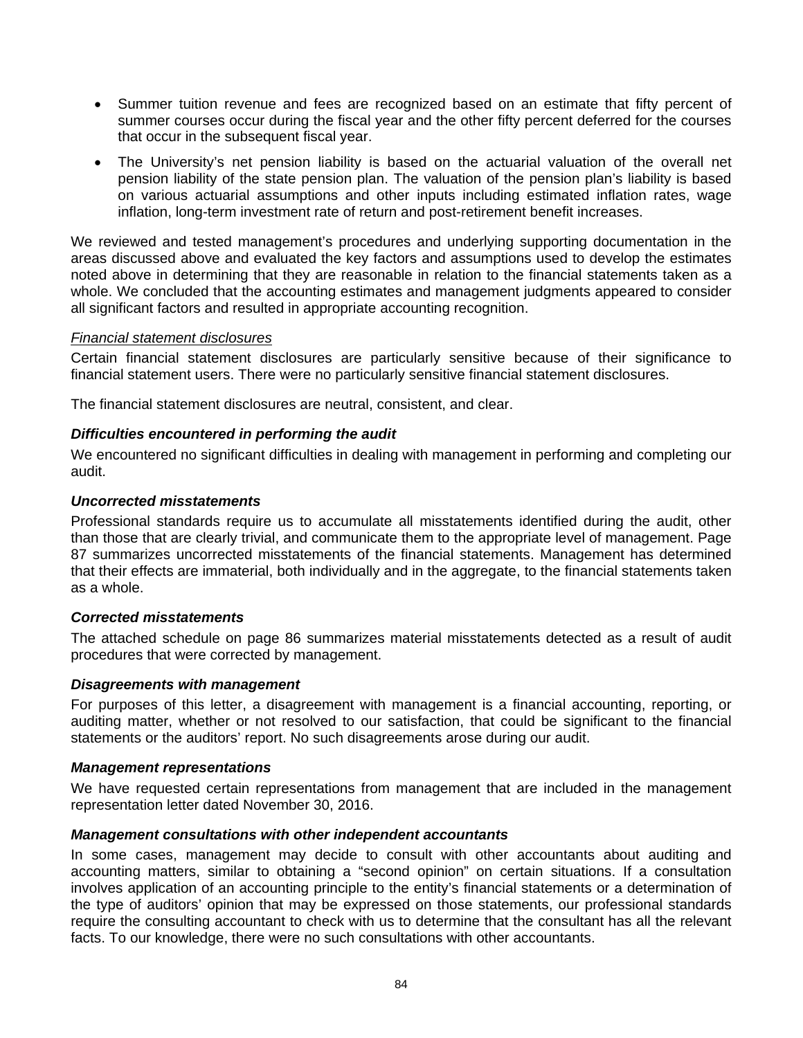- Summer tuition revenue and fees are recognized based on an estimate that fifty percent of summer courses occur during the fiscal year and the other fifty percent deferred for the courses that occur in the subsequent fiscal year.
- The University's net pension liability is based on the actuarial valuation of the overall net pension liability of the state pension plan. The valuation of the pension plan's liability is based on various actuarial assumptions and other inputs including estimated inflation rates, wage inflation, long-term investment rate of return and post-retirement benefit increases.

We reviewed and tested management's procedures and underlying supporting documentation in the areas discussed above and evaluated the key factors and assumptions used to develop the estimates noted above in determining that they are reasonable in relation to the financial statements taken as a whole. We concluded that the accounting estimates and management judgments appeared to consider all significant factors and resulted in appropriate accounting recognition.

*Financial statement disclosures*

Certain financial statement disclosures are particularly sensitive because of their significance to financial statement users. There were no particularly sensitive financial statement disclosures.

The financial statement disclosures are neutral, consistent, and clear.

### *Difficulties encountered in performing the audit*

We encountered no significant difficulties in dealing with management in performing and completing our audit.

### *Uncorrected misstatements*

Professional standards require us to accumulate all misstatements identified during the audit, other than those that are clearly trivial, and communicate them to the appropriate level of management. Page 87 summarizes uncorrected misstatements of the financial statements. Management has determined that their effects are immaterial, both individually and in the aggregate, to the financial statements taken as a whole.

### *Corrected misstatements*

The attached schedule on page 86 summarizes material misstatements detected as a result of audit procedures that were corrected by management.

### *Disagreements with management*

For purposes of this letter, a disagreement with management is a financial accounting, reporting, or auditing matter, whether or not resolved to our satisfaction, that could be significant to the financial statements or the auditors' report. No such disagreements arose during our audit.

### *Management representations*

We have requested certain representations from management that are included in the management representation letter dated November 30, 2016.

### *Management consultations with other independent accountants*

In some cases, management may decide to consult with other accountants about auditing and accounting matters, similar to obtaining a "second opinion" on certain situations. If a consultation involves application of an accounting principle to the entity's financial statements or a determination of the type of auditors' opinion that may be expressed on those statements, our professional standards require the consulting accountant to check with us to determine that the consultant has all the relevant facts. To our knowledge, there were no such consultations with other accountants.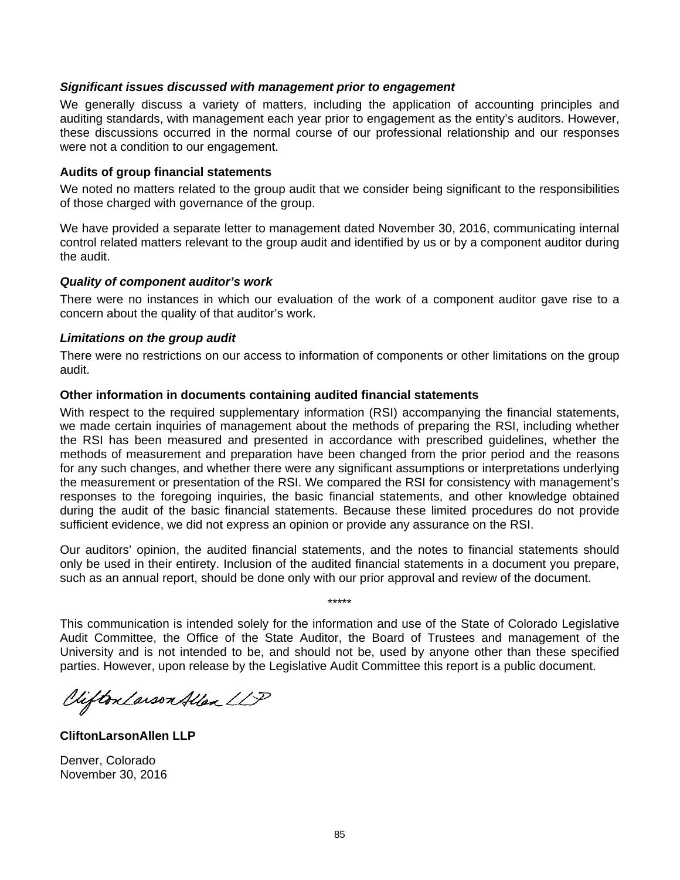***Significant issues discussed with management prior to engagement***

We generally discuss a variety of matters, including the application of accounting principles and auditing standards, with management each year prior to engagement as the entity's auditors. However, these discussions occurred in the normal course of our professional relationship and our responses were not a condition to our engagement.

**Audits of group financial statements**

We noted no matters related to the group audit that we consider being significant to the responsibilities of those charged with governance of the group.

We have provided a separate letter to management dated November 30, 2016, communicating internal control related matters relevant to the group audit and identified by us or by a component auditor during the audit.

***Quality of component auditor's work***

There were no instances in which our evaluation of the work of a component auditor gave rise to a concern about the quality of that auditor's work.

***Limitations on the group audit***

There were no restrictions on our access to information of components or other limitations on the group audit.

**Other information in documents containing audited financial statements**

With respect to the required supplementary information (RSI) accompanying the financial statements, we made certain inquiries of management about the methods of preparing the RSI, including whether the RSI has been measured and presented in accordance with prescribed guidelines, whether the methods of measurement and preparation have been changed from the prior period and the reasons for any such changes, and whether there were any significant assumptions or interpretations underlying the measurement or presentation of the RSI. We compared the RSI for consistency with management's responses to the foregoing inquiries, the basic financial statements, and other knowledge obtained during the audit of the basic financial statements. Because these limited procedures do not provide sufficient evidence, we did not express an opinion or provide any assurance on the RSI.

Our auditors' opinion, the audited financial statements, and the notes to financial statements should only be used in their entirety. Inclusion of the audited financial statements in a document you prepare, such as an annual report, should be done only with our prior approval and review of the document.

*****

This communication is intended solely for the information and use of the State of Colorado Legislative Audit Committee, the Office of the State Auditor, the Board of Trustees and management of the University and is not intended to be, and should not be, used by anyone other than these specified parties. However, upon release by the Legislative Audit Committee this report is a public document.

CliftonLarsonAllen LLP

**CliftonLarsonAllen LLP**

Denver, Colorado
November 30, 2016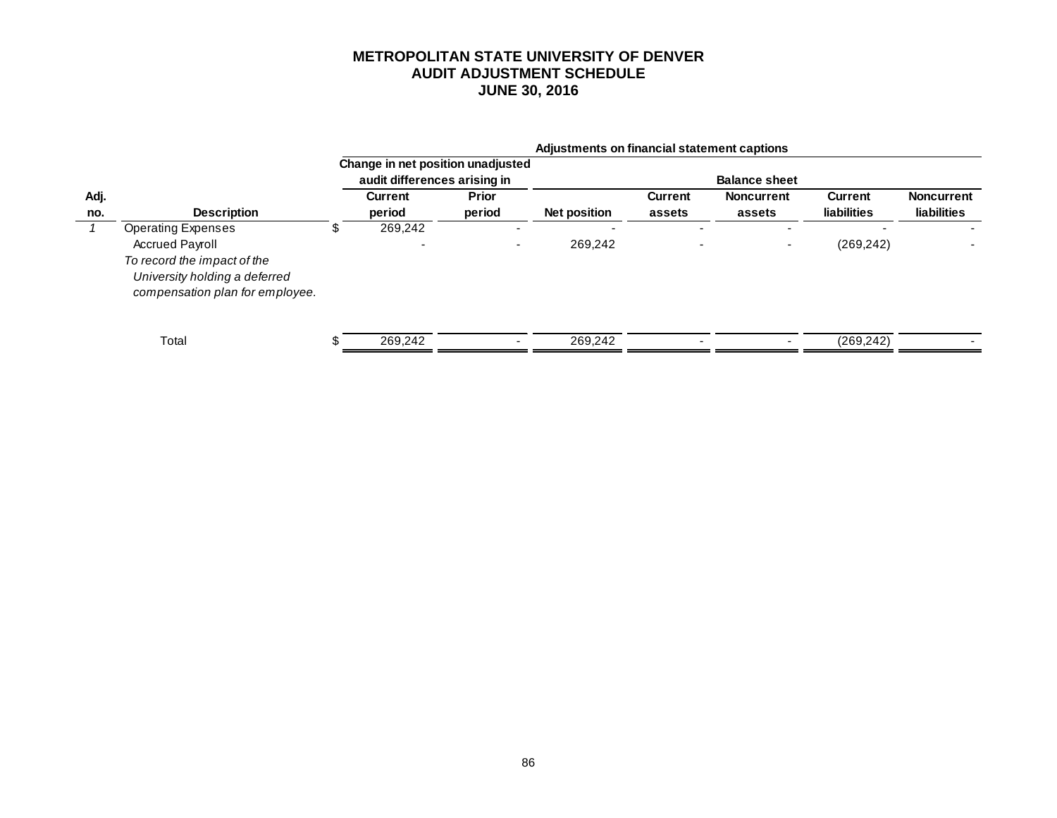# METROPOLITAN STATE UNIVERSITY OF DENVER
## AUDIT ADJUSTMENT SCHEDULE
## JUNE 30, 2016

| | | Adjustments on financial statement captions | | | | | | |
|---|---|---|---|---|---|---|---|---|
| | | Change in net position unadjusted audit differences arising in | | Balance sheet | | | | |
| Adj. no. | Description | Current period | Prior period | Net position | Current assets | Noncurrent assets | Current liabilities | Noncurrent liabilities |
| *1* | Operating Expenses | $ 269,242 | - | - | - | - | - | - |
| | Accrued Payroll | - | - | 269,242 | - | - | (269,242) | - |
| | *To record the impact of the University holding a deferred compensation plan for employee.* | | | | | | | |
| | Total | $ 269,242 | - | 269,242 | - | - | (269,242) | - |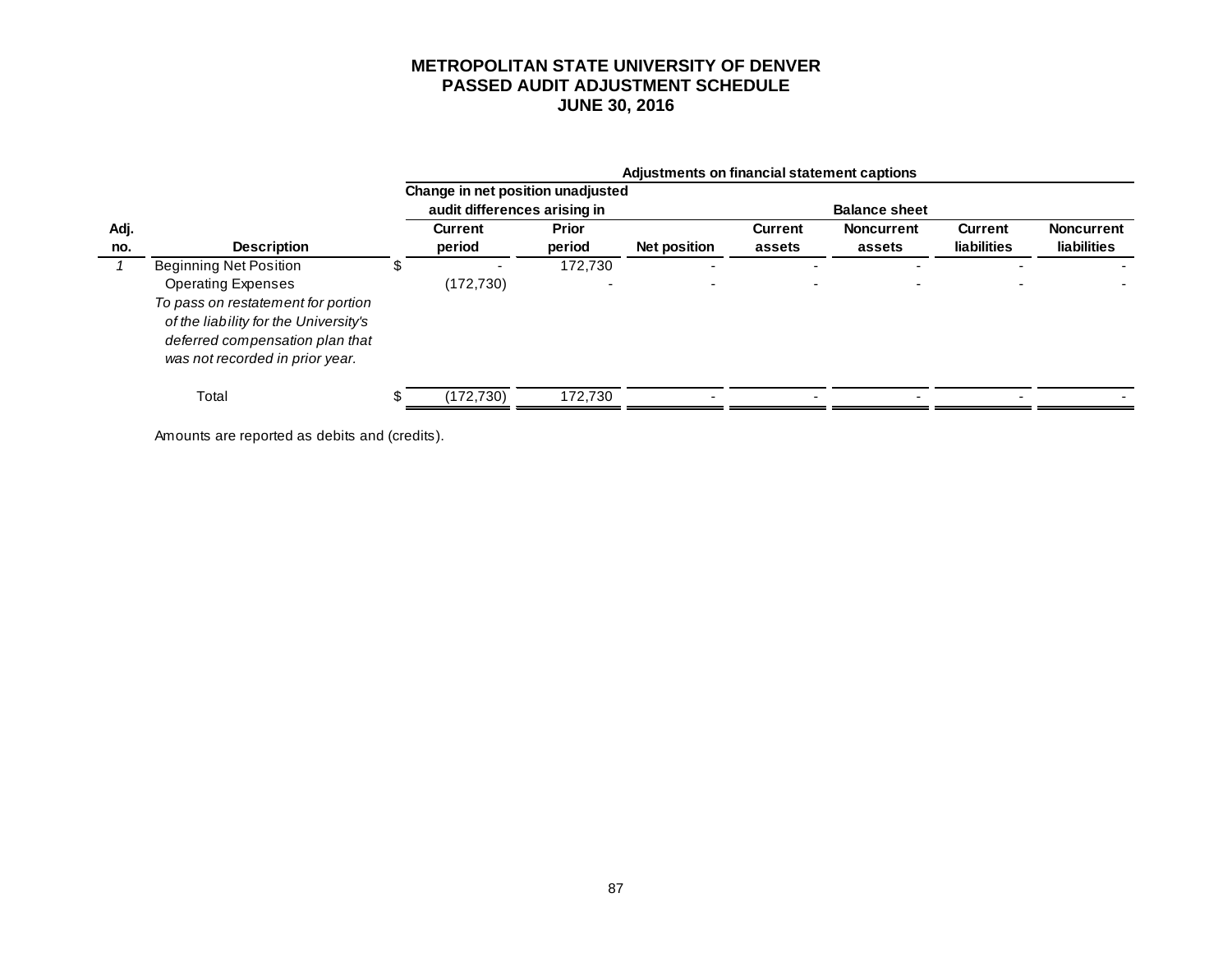# METROPOLITAN STATE UNIVERSITY OF DENVER
## PASSED AUDIT ADJUSTMENT SCHEDULE
## JUNE 30, 2016

| | | Adjustments on financial statement captions | | | | | | |
|---|---|---|---|---|---|---|---|---|
| | | Change in net position unadjusted audit differences arising in | | Balance sheet | | | | |
| Adj. no. | Description | Current period | Prior period | Net position | Current assets | Noncurrent assets | Current liabilities | Noncurrent liabilities |
| *1* | Beginning Net Position | $ - | 172,730 | - | - | - | - | - |
| | Operating Expenses | (172,730) | - | - | - | - | - | - |
| | *To pass on restatement for portion of the liability for the University's deferred compensation plan that was not recorded in prior year.* | | | | | | | |
| | Total | $ (172,730) | 172,730 | - | - | - | - | - |

Amounts are reported as debits and (credits).